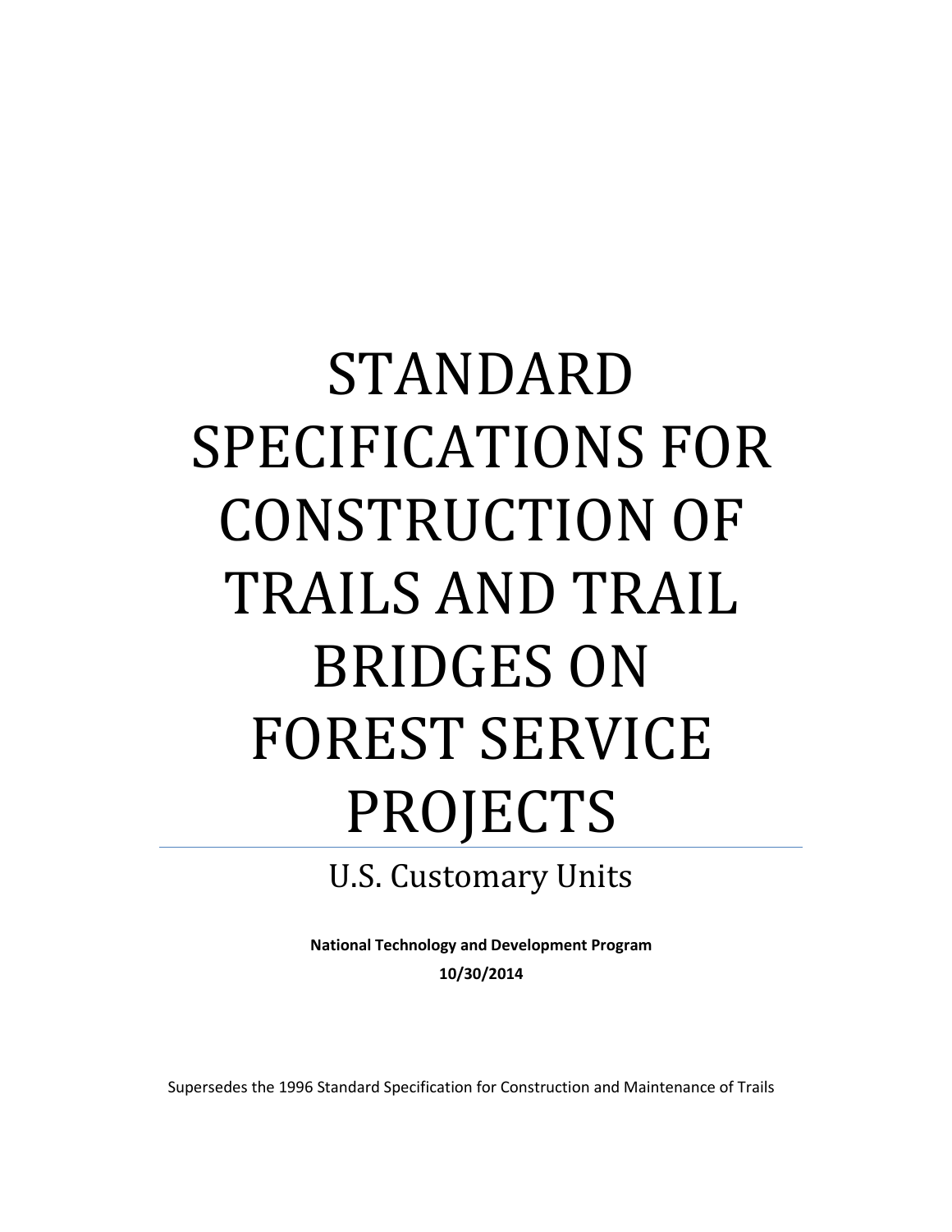# STANDARD SPECIFICATIONS FOR CONSTRUCTION OF TRAILS AND TRAIL BRIDGES ON FOREST SERVICE PROJECTS

U.S. Customary Units

**National Technology and Development Program**

**10/30/2014**

Supersedes the 1996 Standard Specification for Construction and Maintenance of Trails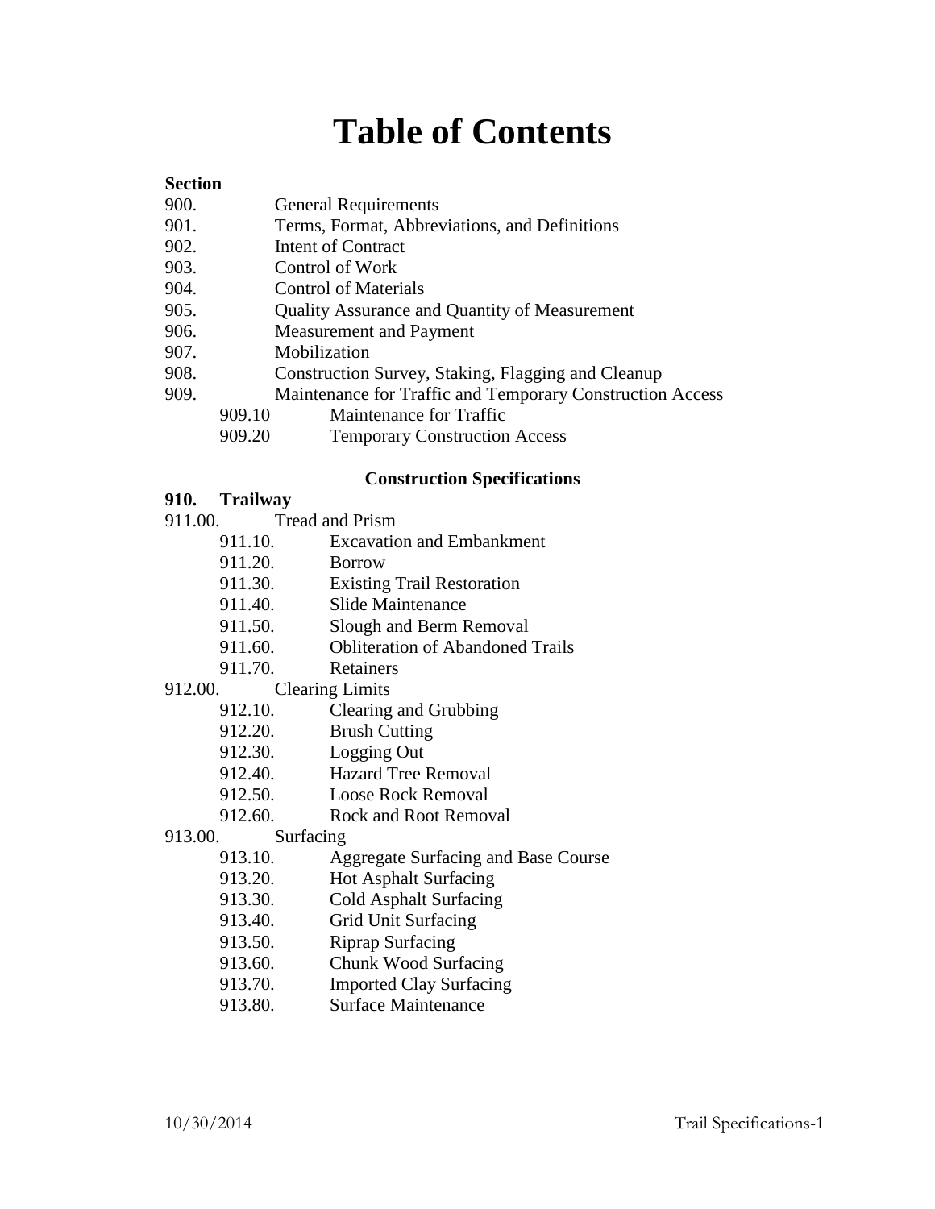# Table of Contents

**Section**

| | |
|---|---|
| 900. | General Requirements |
| 901. | Terms, Format, Abbreviations, and Definitions |
| 902. | Intent of Contract |
| 903. | Control of Work |
| 904. | Control of Materials |
| 905. | Quality Assurance and Quantity of Measurement |
| 906. | Measurement and Payment |
| 907. | Mobilization |
| 908. | Construction Survey, Staking, Flagging and Cleanup |
| 909. | Maintenance for Traffic and Temporary Construction Access |
| 909.10 | Maintenance for Traffic |
| 909.20 | Temporary Construction Access |

**Construction Specifications**

**910. Trailway**

| | |
|---|---|
| 911.00. | Tread and Prism |
| 911.10. | Excavation and Embankment |
| 911.20. | Borrow |
| 911.30. | Existing Trail Restoration |
| 911.40. | Slide Maintenance |
| 911.50. | Slough and Berm Removal |
| 911.60. | Obliteration of Abandoned Trails |
| 911.70. | Retainers |
| 912.00. | Clearing Limits |
| 912.10. | Clearing and Grubbing |
| 912.20. | Brush Cutting |
| 912.30. | Logging Out |
| 912.40. | Hazard Tree Removal |
| 912.50. | Loose Rock Removal |
| 912.60. | Rock and Root Removal |
| 913.00. | Surfacing |
| 913.10. | Aggregate Surfacing and Base Course |
| 913.20. | Hot Asphalt Surfacing |
| 913.30. | Cold Asphalt Surfacing |
| 913.40. | Grid Unit Surfacing |
| 913.50. | Riprap Surfacing |
| 913.60. | Chunk Wood Surfacing |
| 913.70. | Imported Clay Surfacing |
| 913.80. | Surface Maintenance |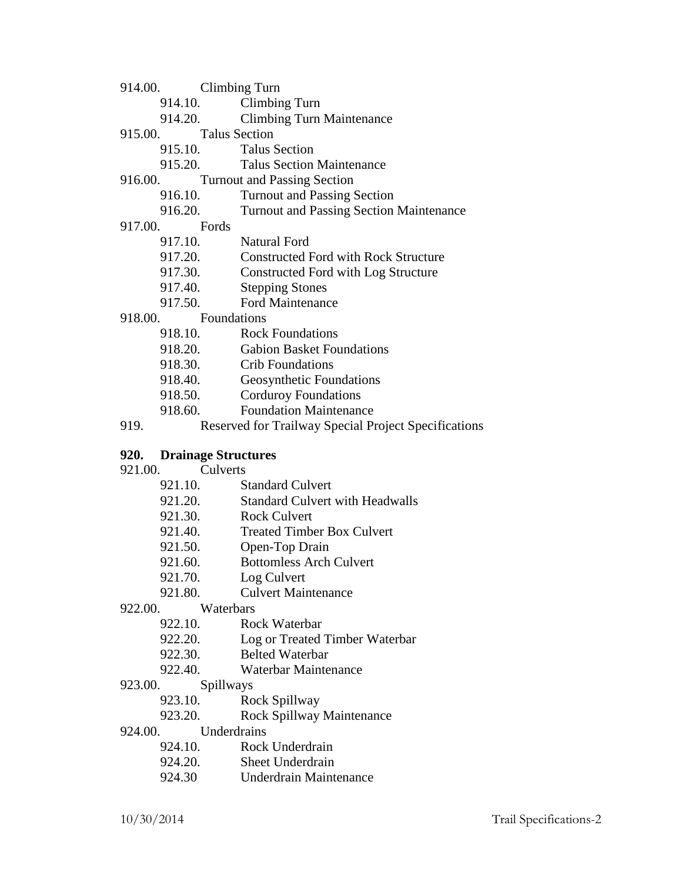914.00. Climbing Turn
- 914.10. Climbing Turn
- 914.20. Climbing Turn Maintenance

915.00. Talus Section
- 915.10. Talus Section
- 915.20. Talus Section Maintenance

916.00. Turnout and Passing Section
- 916.10. Turnout and Passing Section
- 916.20. Turnout and Passing Section Maintenance

917.00. Fords
- 917.10. Natural Ford
- 917.20. Constructed Ford with Rock Structure
- 917.30. Constructed Ford with Log Structure
- 917.40. Stepping Stones
- 917.50. Ford Maintenance

918.00. Foundations
- 918.10. Rock Foundations
- 918.20. Gabion Basket Foundations
- 918.30. Crib Foundations
- 918.40. Geosynthetic Foundations
- 918.50. Corduroy Foundations
- 918.60. Foundation Maintenance

919. Reserved for Trailway Special Project Specifications

**920. Drainage Structures**

921.00. Culverts
- 921.10. Standard Culvert
- 921.20. Standard Culvert with Headwalls
- 921.30. Rock Culvert
- 921.40. Treated Timber Box Culvert
- 921.50. Open-Top Drain
- 921.60. Bottomless Arch Culvert
- 921.70. Log Culvert
- 921.80. Culvert Maintenance

922.00. Waterbars
- 922.10. Rock Waterbar
- 922.20. Log or Treated Timber Waterbar
- 922.30. Belted Waterbar
- 922.40. Waterbar Maintenance

923.00. Spillways
- 923.10. Rock Spillway
- 923.20. Rock Spillway Maintenance

924.00. Underdrains
- 924.10. Rock Underdrain
- 924.20. Sheet Underdrain
- 924.30 Underdrain Maintenance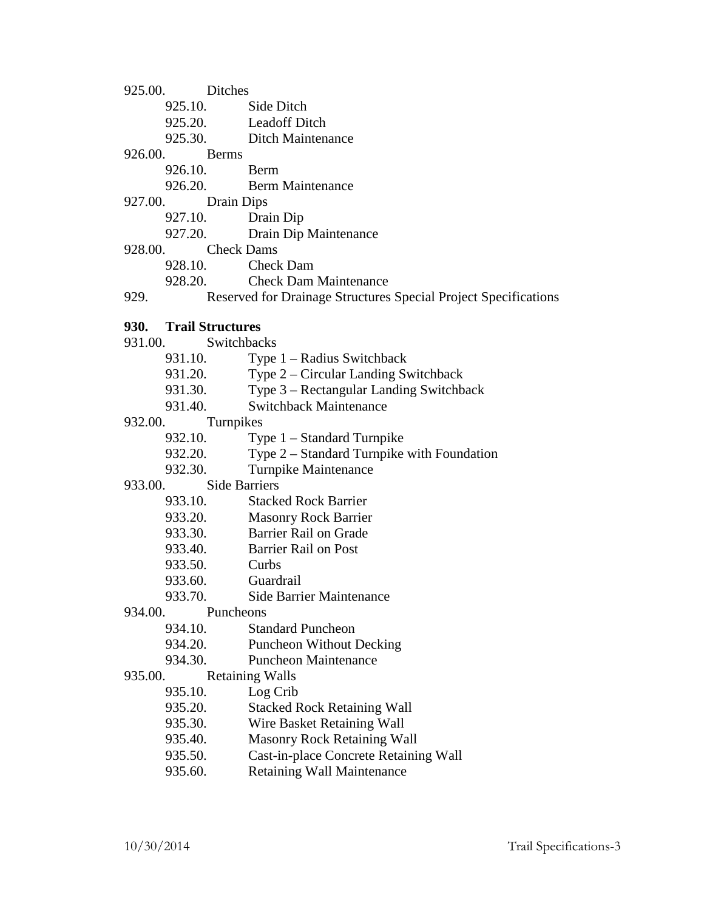925.00. Ditches
- 925.10. Side Ditch
- 925.20. Leadoff Ditch
- 925.30. Ditch Maintenance

926.00. Berms
- 926.10. Berm
- 926.20. Berm Maintenance

927.00. Drain Dips
- 927.10. Drain Dip
- 927.20. Drain Dip Maintenance

928.00. Check Dams
- 928.10. Check Dam
- 928.20. Check Dam Maintenance

929. Reserved for Drainage Structures Special Project Specifications

**930. Trail Structures**

931.00. Switchbacks
- 931.10. Type 1 – Radius Switchback
- 931.20. Type 2 – Circular Landing Switchback
- 931.30. Type 3 – Rectangular Landing Switchback
- 931.40. Switchback Maintenance

932.00. Turnpikes
- 932.10. Type 1 – Standard Turnpike
- 932.20. Type 2 – Standard Turnpike with Foundation
- 932.30. Turnpike Maintenance

933.00. Side Barriers
- 933.10. Stacked Rock Barrier
- 933.20. Masonry Rock Barrier
- 933.30. Barrier Rail on Grade
- 933.40. Barrier Rail on Post
- 933.50. Curbs
- 933.60. Guardrail
- 933.70. Side Barrier Maintenance

934.00. Puncheons
- 934.10. Standard Puncheon
- 934.20. Puncheon Without Decking
- 934.30. Puncheon Maintenance

935.00. Retaining Walls
- 935.10. Log Crib
- 935.20. Stacked Rock Retaining Wall
- 935.30. Wire Basket Retaining Wall
- 935.40. Masonry Rock Retaining Wall
- 935.50. Cast-in-place Concrete Retaining Wall
- 935.60. Retaining Wall Maintenance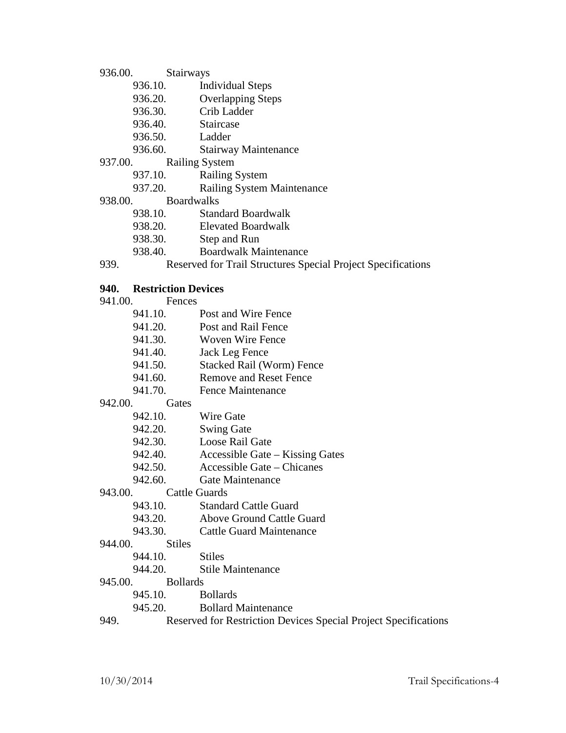936.00. Stairways
- 936.10. Individual Steps
- 936.20. Overlapping Steps
- 936.30. Crib Ladder
- 936.40. Staircase
- 936.50. Ladder
- 936.60. Stairway Maintenance

937.00. Railing System
- 937.10. Railing System
- 937.20. Railing System Maintenance

938.00. Boardwalks
- 938.10. Standard Boardwalk
- 938.20. Elevated Boardwalk
- 938.30. Step and Run
- 938.40. Boardwalk Maintenance

939. Reserved for Trail Structures Special Project Specifications

**940. Restriction Devices**

941.00. Fences
- 941.10. Post and Wire Fence
- 941.20. Post and Rail Fence
- 941.30. Woven Wire Fence
- 941.40. Jack Leg Fence
- 941.50. Stacked Rail (Worm) Fence
- 941.60. Remove and Reset Fence
- 941.70. Fence Maintenance

942.00. Gates
- 942.10. Wire Gate
- 942.20. Swing Gate
- 942.30. Loose Rail Gate
- 942.40. Accessible Gate – Kissing Gates
- 942.50. Accessible Gate – Chicanes
- 942.60. Gate Maintenance

943.00. Cattle Guards
- 943.10. Standard Cattle Guard
- 943.20. Above Ground Cattle Guard
- 943.30. Cattle Guard Maintenance

944.00. Stiles
- 944.10. Stiles
- 944.20. Stile Maintenance

945.00. Bollards
- 945.10. Bollards
- 945.20. Bollard Maintenance

949. Reserved for Restriction Devices Special Project Specifications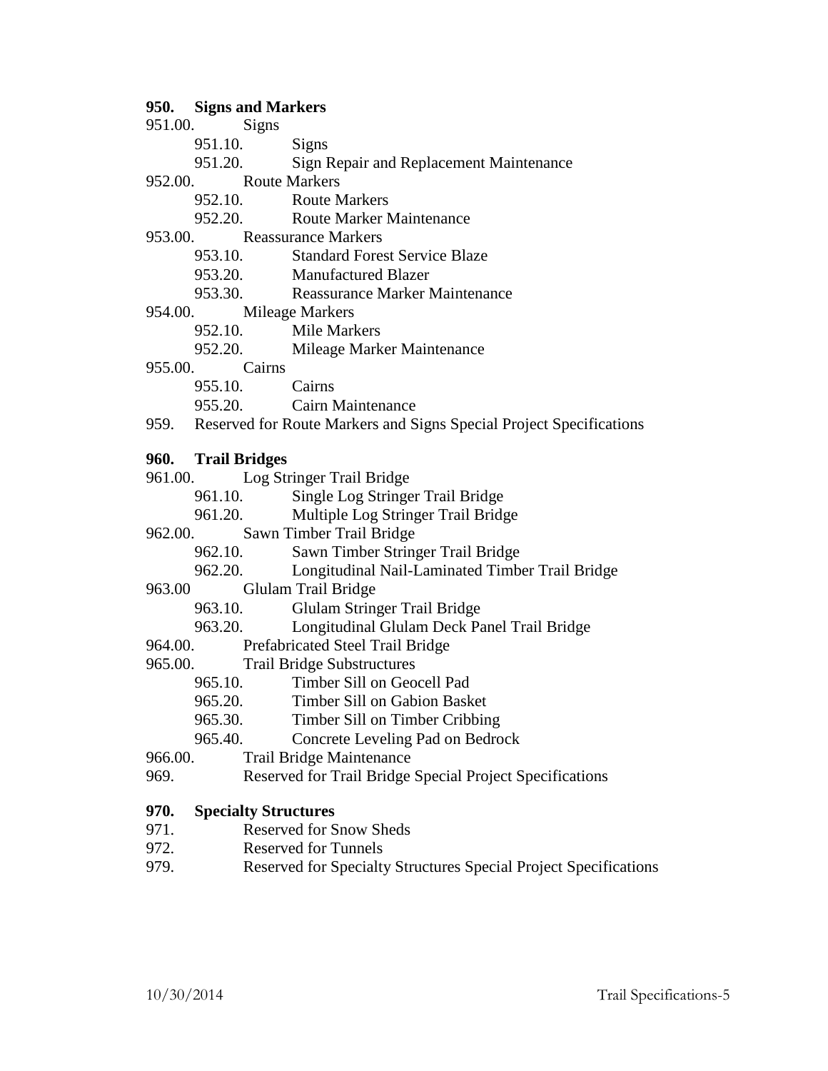**950. Signs and Markers**

951.00. Signs
- 951.10. Signs
- 951.20. Sign Repair and Replacement Maintenance

952.00. Route Markers
- 952.10. Route Markers
- 952.20. Route Marker Maintenance

953.00. Reassurance Markers
- 953.10. Standard Forest Service Blaze
- 953.20. Manufactured Blazer
- 953.30. Reassurance Marker Maintenance

954.00. Mileage Markers
- 952.10. Mile Markers
- 952.20. Mileage Marker Maintenance

955.00. Cairns
- 955.10. Cairns
- 955.20. Cairn Maintenance

959. Reserved for Route Markers and Signs Special Project Specifications

**960. Trail Bridges**

961.00. Log Stringer Trail Bridge
- 961.10. Single Log Stringer Trail Bridge
- 961.20. Multiple Log Stringer Trail Bridge

962.00. Sawn Timber Trail Bridge
- 962.10. Sawn Timber Stringer Trail Bridge
- 962.20. Longitudinal Nail-Laminated Timber Trail Bridge

963.00 Glulam Trail Bridge
- 963.10. Glulam Stringer Trail Bridge
- 963.20. Longitudinal Glulam Deck Panel Trail Bridge

964.00. Prefabricated Steel Trail Bridge

965.00. Trail Bridge Substructures
- 965.10. Timber Sill on Geocell Pad
- 965.20. Timber Sill on Gabion Basket
- 965.30. Timber Sill on Timber Cribbing
- 965.40. Concrete Leveling Pad on Bedrock

966.00. Trail Bridge Maintenance

969. Reserved for Trail Bridge Special Project Specifications

**970. Specialty Structures**

971. Reserved for Snow Sheds

972. Reserved for Tunnels

979. Reserved for Specialty Structures Special Project Specifications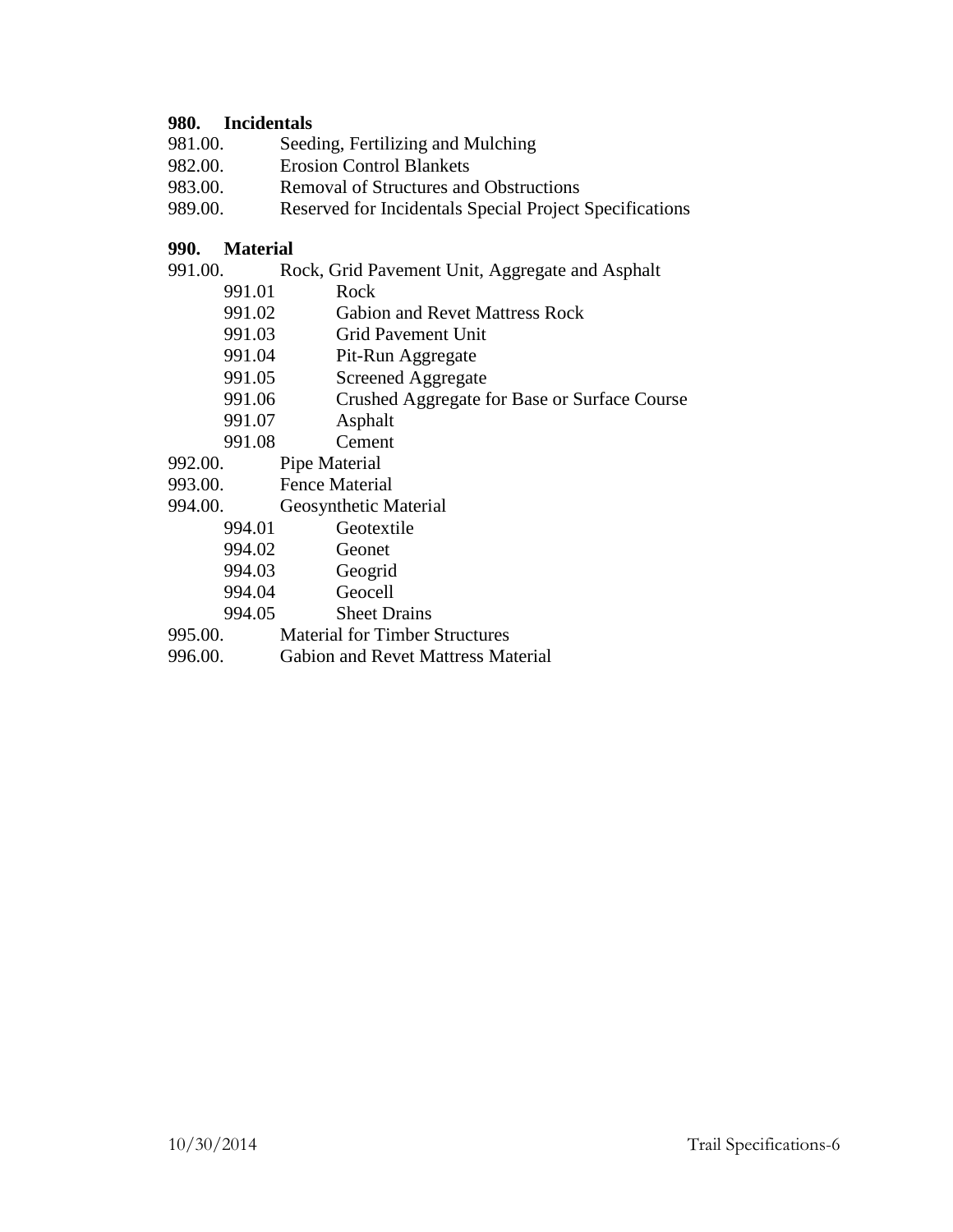**980. Incidentals**

981.00. Seeding, Fertilizing and Mulching
982.00. Erosion Control Blankets
983.00. Removal of Structures and Obstructions
989.00. Reserved for Incidentals Special Project Specifications

**990. Material**

991.00. Rock, Grid Pavement Unit, Aggregate and Asphalt
- 991.01 Rock
- 991.02 Gabion and Revet Mattress Rock
- 991.03 Grid Pavement Unit
- 991.04 Pit-Run Aggregate
- 991.05 Screened Aggregate
- 991.06 Crushed Aggregate for Base or Surface Course
- 991.07 Asphalt
- 991.08 Cement

992.00. Pipe Material
993.00. Fence Material
994.00. Geosynthetic Material
- 994.01 Geotextile
- 994.02 Geonet
- 994.03 Geogrid
- 994.04 Geocell
- 994.05 Sheet Drains

995.00. Material for Timber Structures
996.00. Gabion and Revet Mattress Material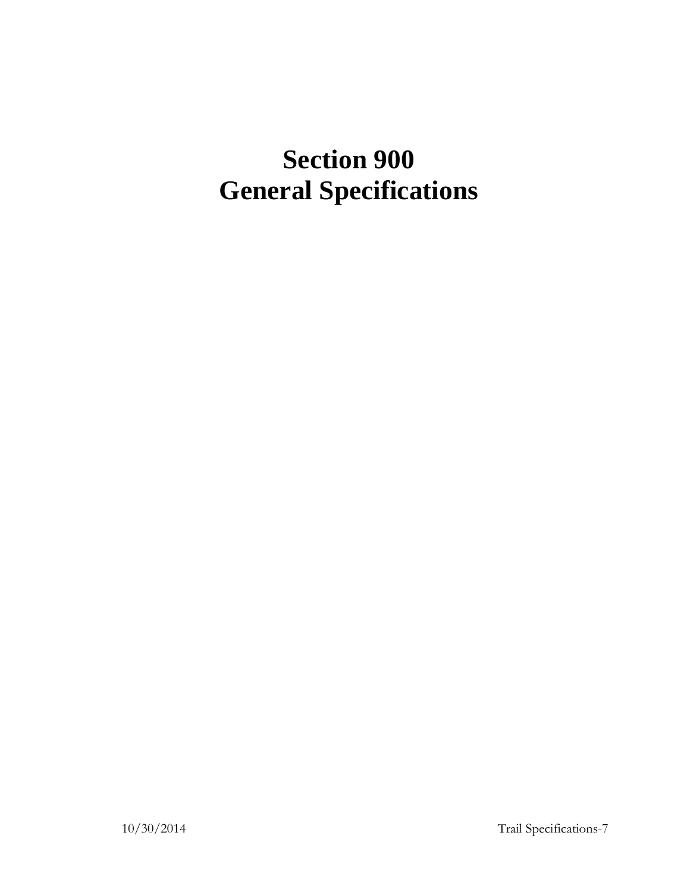# Section 900
# General Specifications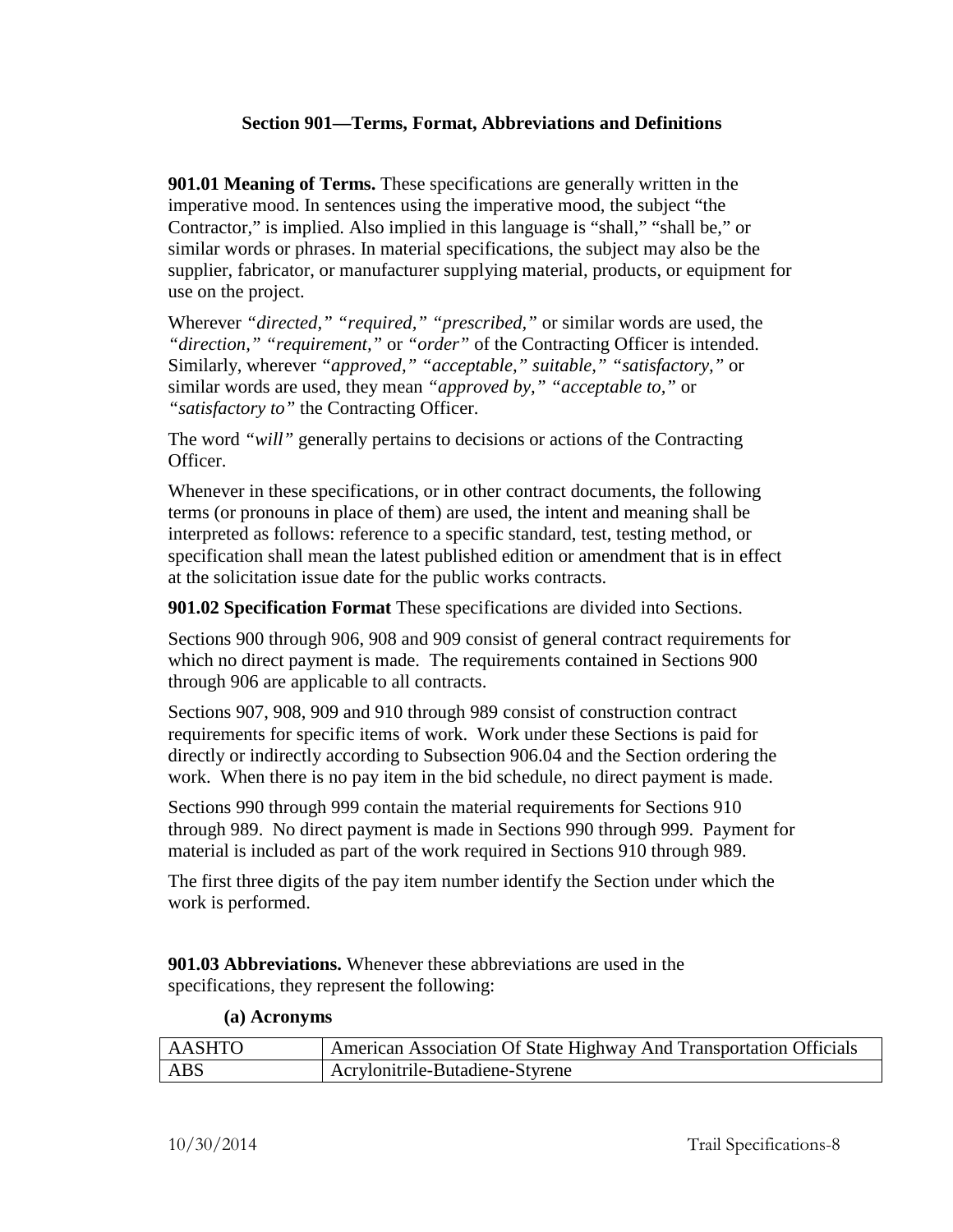## Section 901—Terms, Format, Abbreviations and Definitions

**901.01 Meaning of Terms.** These specifications are generally written in the imperative mood. In sentences using the imperative mood, the subject "the Contractor," is implied. Also implied in this language is "shall," "shall be," or similar words or phrases. In material specifications, the subject may also be the supplier, fabricator, or manufacturer supplying material, products, or equipment for use on the project.

Wherever *"directed," "required," "prescribed,"* or similar words are used, the *"direction," "requirement,"* or *"order"* of the Contracting Officer is intended. Similarly, wherever *"approved," "acceptable," suitable," "satisfactory,"* or similar words are used, they mean *"approved by," "acceptable to,"* or *"satisfactory to"* the Contracting Officer.

The word *"will"* generally pertains to decisions or actions of the Contracting Officer.

Whenever in these specifications, or in other contract documents, the following terms (or pronouns in place of them) are used, the intent and meaning shall be interpreted as follows: reference to a specific standard, test, testing method, or specification shall mean the latest published edition or amendment that is in effect at the solicitation issue date for the public works contracts.

**901.02 Specification Format** These specifications are divided into Sections.

Sections 900 through 906, 908 and 909 consist of general contract requirements for which no direct payment is made. The requirements contained in Sections 900 through 906 are applicable to all contracts.

Sections 907, 908, 909 and 910 through 989 consist of construction contract requirements for specific items of work. Work under these Sections is paid for directly or indirectly according to Subsection 906.04 and the Section ordering the work. When there is no pay item in the bid schedule, no direct payment is made.

Sections 990 through 999 contain the material requirements for Sections 910 through 989. No direct payment is made in Sections 990 through 999. Payment for material is included as part of the work required in Sections 910 through 989.

The first three digits of the pay item number identify the Section under which the work is performed.

**901.03 Abbreviations.** Whenever these abbreviations are used in the specifications, they represent the following:

**(a) Acronyms**

| | |
|---|---|
| AASHTO | American Association Of State Highway And Transportation Officials |
| ABS | Acrylonitrile-Butadiene-Styrene |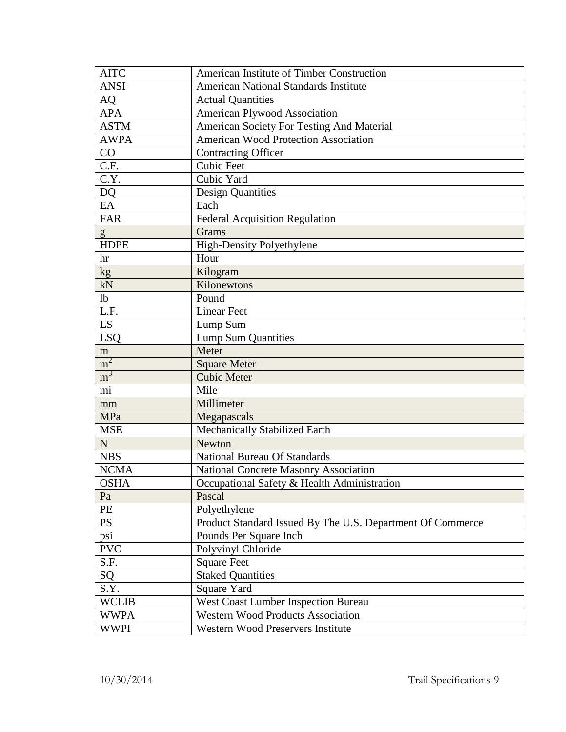| AITC | American Institute of Timber Construction |
|---|---|
| ANSI | American National Standards Institute |
| AQ | Actual Quantities |
| APA | American Plywood Association |
| ASTM | American Society For Testing And Material |
| AWPA | American Wood Protection Association |
| CO | Contracting Officer |
| C.F. | Cubic Feet |
| C.Y. | Cubic Yard |
| DQ | Design Quantities |
| EA | Each |
| FAR | Federal Acquisition Regulation |
| g | Grams |
| HDPE | High-Density Polyethylene |
| hr | Hour |
| kg | Kilogram |
| kN | Kilonewtons |
| lb | Pound |
| L.F. | Linear Feet |
| LS | Lump Sum |
| LSQ | Lump Sum Quantities |
| m | Meter |
| $m^2$ | Square Meter |
| $m^3$ | Cubic Meter |
| mi | Mile |
| mm | Millimeter |
| MPa | Megapascals |
| MSE | Mechanically Stabilized Earth |
| N | Newton |
| NBS | National Bureau Of Standards |
| NCMA | National Concrete Masonry Association |
| OSHA | Occupational Safety & Health Administration |
| Pa | Pascal |
| PE | Polyethylene |
| PS | Product Standard Issued By The U.S. Department Of Commerce |
| psi | Pounds Per Square Inch |
| PVC | Polyvinyl Chloride |
| S.F. | Square Feet |
| SQ | Staked Quantities |
| S.Y. | Square Yard |
| WCLIB | West Coast Lumber Inspection Bureau |
| WWPA | Western Wood Products Association |
| WWPI | Western Wood Preservers Institute |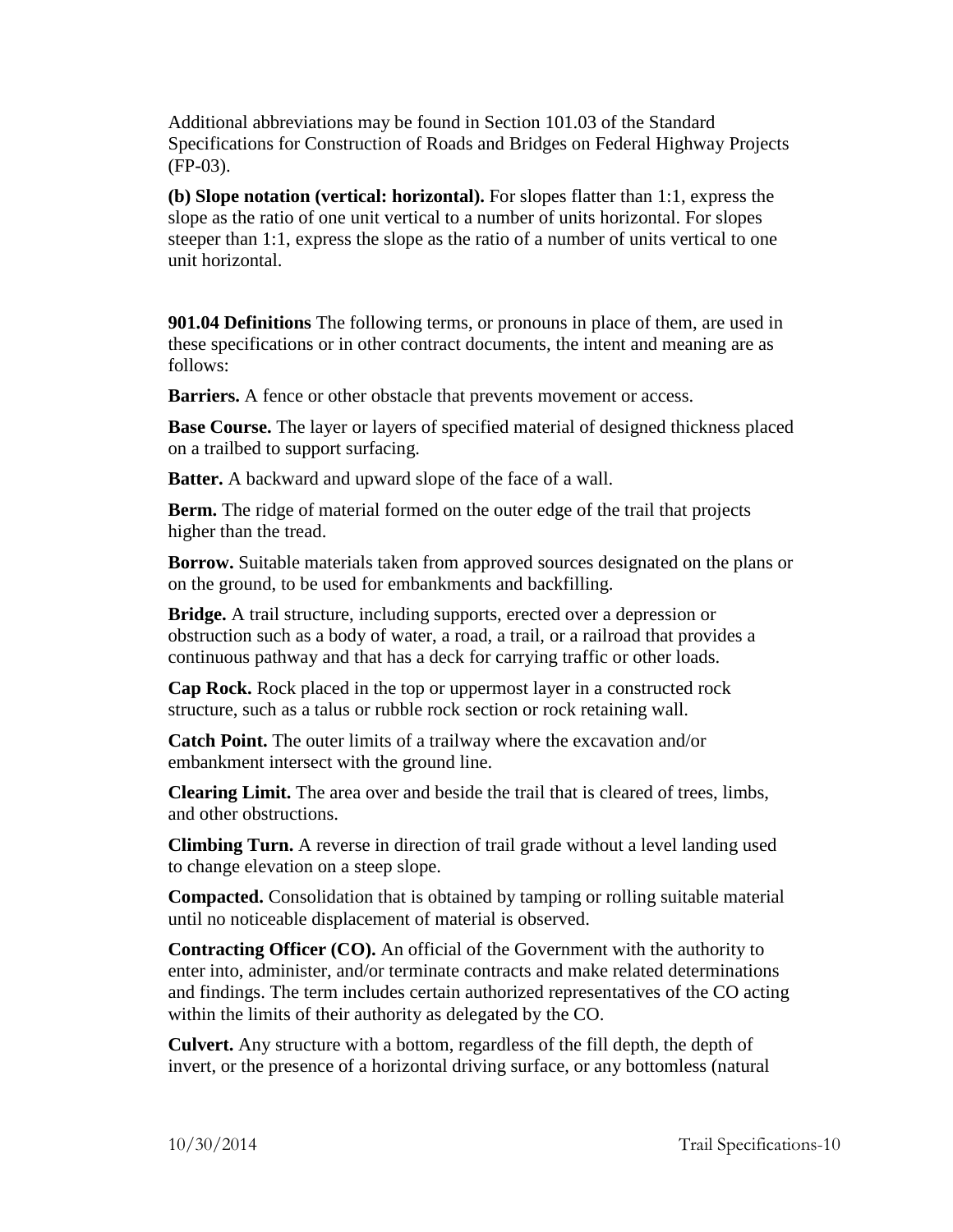Additional abbreviations may be found in Section 101.03 of the Standard Specifications for Construction of Roads and Bridges on Federal Highway Projects (FP-03).

**(b) Slope notation (vertical: horizontal).** For slopes flatter than 1:1, express the slope as the ratio of one unit vertical to a number of units horizontal. For slopes steeper than 1:1, express the slope as the ratio of a number of units vertical to one unit horizontal.

**901.04 Definitions** The following terms, or pronouns in place of them, are used in these specifications or in other contract documents, the intent and meaning are as follows:

**Barriers.** A fence or other obstacle that prevents movement or access.

**Base Course.** The layer or layers of specified material of designed thickness placed on a trailbed to support surfacing.

**Batter.** A backward and upward slope of the face of a wall.

**Berm.** The ridge of material formed on the outer edge of the trail that projects higher than the tread.

**Borrow.** Suitable materials taken from approved sources designated on the plans or on the ground, to be used for embankments and backfilling.

**Bridge.** A trail structure, including supports, erected over a depression or obstruction such as a body of water, a road, a trail, or a railroad that provides a continuous pathway and that has a deck for carrying traffic or other loads.

**Cap Rock.** Rock placed in the top or uppermost layer in a constructed rock structure, such as a talus or rubble rock section or rock retaining wall.

**Catch Point.** The outer limits of a trailway where the excavation and/or embankment intersect with the ground line.

**Clearing Limit.** The area over and beside the trail that is cleared of trees, limbs, and other obstructions.

**Climbing Turn.** A reverse in direction of trail grade without a level landing used to change elevation on a steep slope.

**Compacted.** Consolidation that is obtained by tamping or rolling suitable material until no noticeable displacement of material is observed.

**Contracting Officer (CO).** An official of the Government with the authority to enter into, administer, and/or terminate contracts and make related determinations and findings. The term includes certain authorized representatives of the CO acting within the limits of their authority as delegated by the CO.

**Culvert.** Any structure with a bottom, regardless of the fill depth, the depth of invert, or the presence of a horizontal driving surface, or any bottomless (natural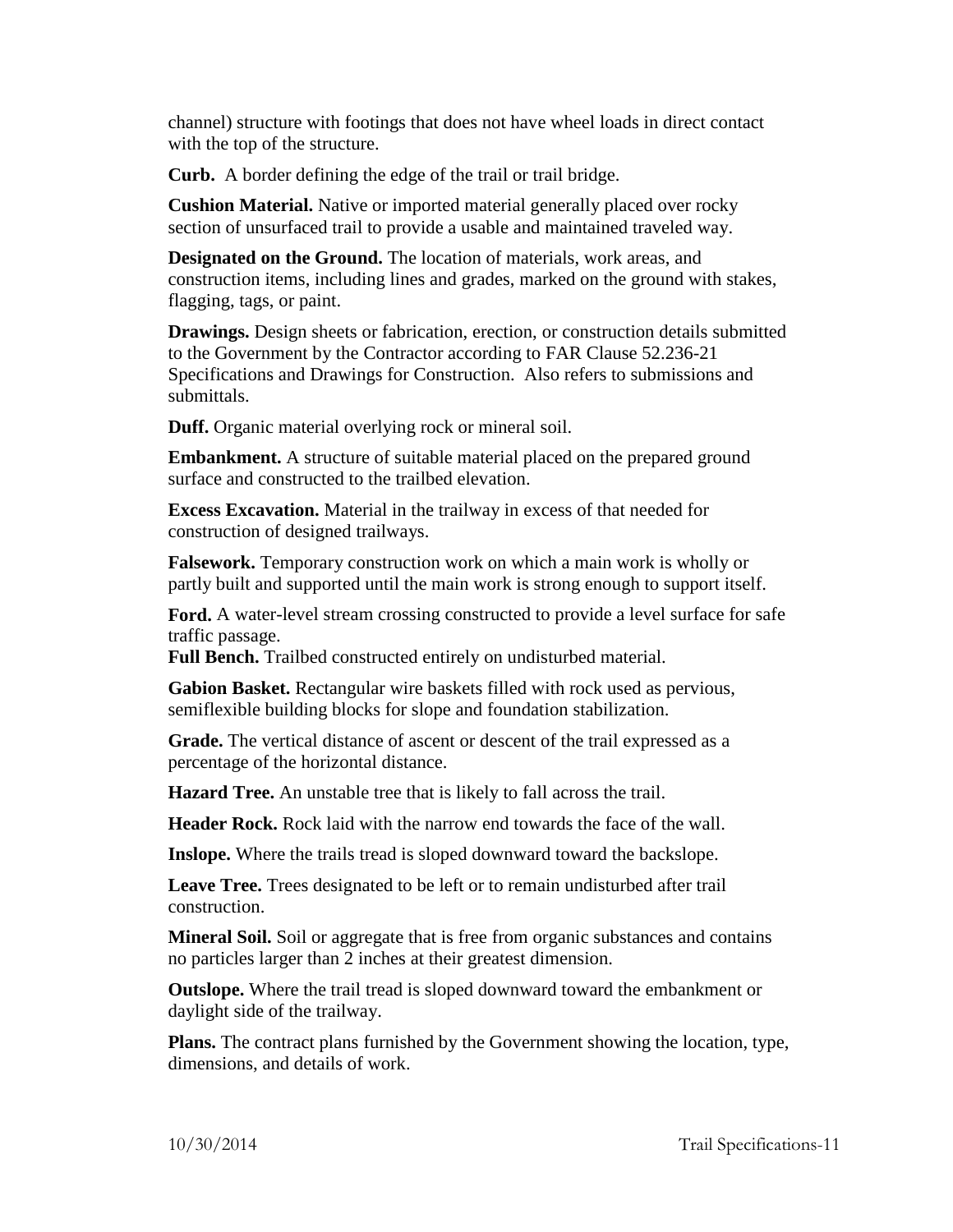channel) structure with footings that does not have wheel loads in direct contact with the top of the structure.

**Curb.** A border defining the edge of the trail or trail bridge.

**Cushion Material.** Native or imported material generally placed over rocky section of unsurfaced trail to provide a usable and maintained traveled way.

**Designated on the Ground.** The location of materials, work areas, and construction items, including lines and grades, marked on the ground with stakes, flagging, tags, or paint.

**Drawings.** Design sheets or fabrication, erection, or construction details submitted to the Government by the Contractor according to FAR Clause 52.236-21 Specifications and Drawings for Construction. Also refers to submissions and submittals.

**Duff.** Organic material overlying rock or mineral soil.

**Embankment.** A structure of suitable material placed on the prepared ground surface and constructed to the trailbed elevation.

**Excess Excavation.** Material in the trailway in excess of that needed for construction of designed trailways.

**Falsework.** Temporary construction work on which a main work is wholly or partly built and supported until the main work is strong enough to support itself.

**Ford.** A water-level stream crossing constructed to provide a level surface for safe traffic passage.

**Full Bench.** Trailbed constructed entirely on undisturbed material.

**Gabion Basket.** Rectangular wire baskets filled with rock used as pervious, semiflexible building blocks for slope and foundation stabilization.

**Grade.** The vertical distance of ascent or descent of the trail expressed as a percentage of the horizontal distance.

**Hazard Tree.** An unstable tree that is likely to fall across the trail.

**Header Rock.** Rock laid with the narrow end towards the face of the wall.

**Inslope.** Where the trails tread is sloped downward toward the backslope.

**Leave Tree.** Trees designated to be left or to remain undisturbed after trail construction.

**Mineral Soil.** Soil or aggregate that is free from organic substances and contains no particles larger than 2 inches at their greatest dimension.

**Outslope.** Where the trail tread is sloped downward toward the embankment or daylight side of the trailway.

**Plans.** The contract plans furnished by the Government showing the location, type, dimensions, and details of work.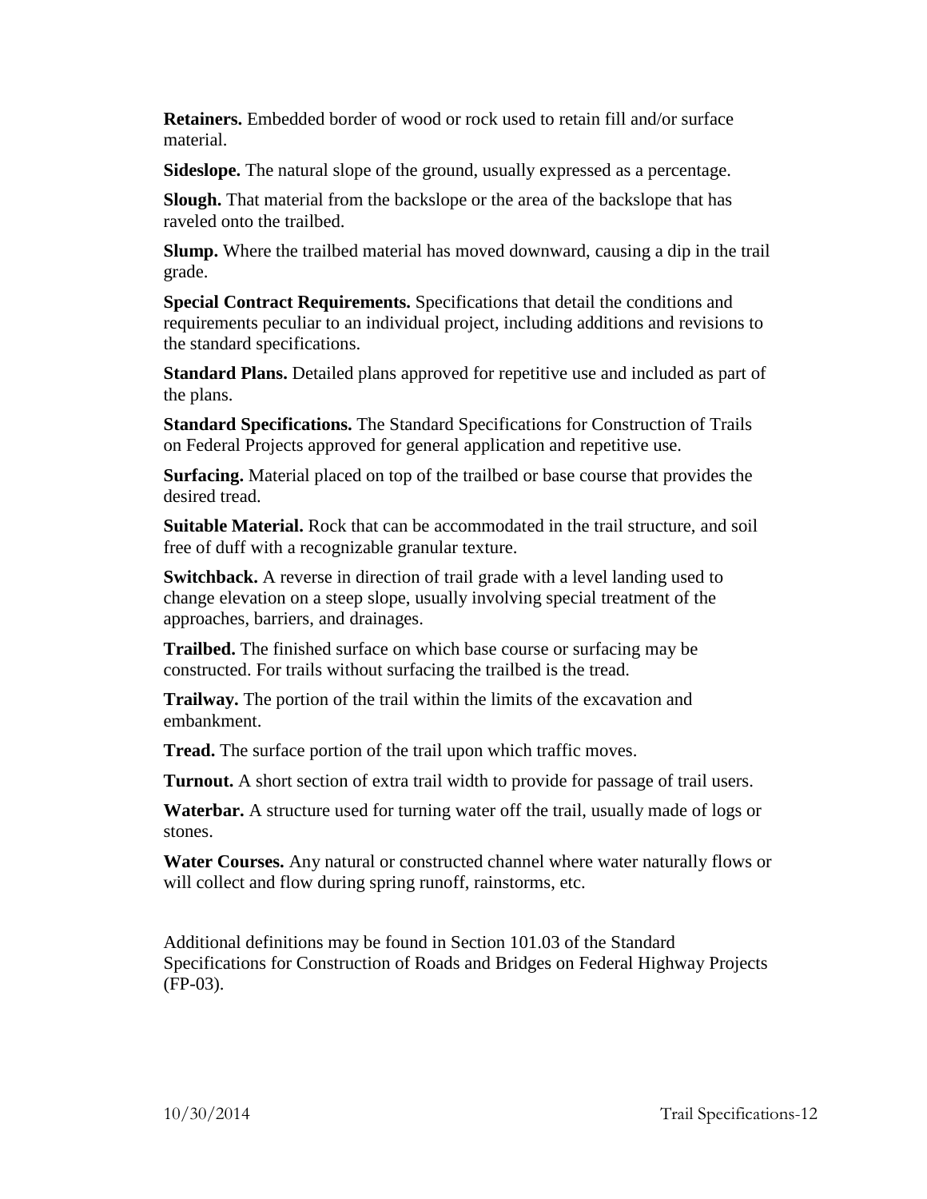**Retainers.** Embedded border of wood or rock used to retain fill and/or surface material.

**Sideslope.** The natural slope of the ground, usually expressed as a percentage.

**Slough.** That material from the backslope or the area of the backslope that has raveled onto the trailbed.

**Slump.** Where the trailbed material has moved downward, causing a dip in the trail grade.

**Special Contract Requirements.** Specifications that detail the conditions and requirements peculiar to an individual project, including additions and revisions to the standard specifications.

**Standard Plans.** Detailed plans approved for repetitive use and included as part of the plans.

**Standard Specifications.** The Standard Specifications for Construction of Trails on Federal Projects approved for general application and repetitive use.

**Surfacing.** Material placed on top of the trailbed or base course that provides the desired tread.

**Suitable Material.** Rock that can be accommodated in the trail structure, and soil free of duff with a recognizable granular texture.

**Switchback.** A reverse in direction of trail grade with a level landing used to change elevation on a steep slope, usually involving special treatment of the approaches, barriers, and drainages.

**Trailbed.** The finished surface on which base course or surfacing may be constructed. For trails without surfacing the trailbed is the tread.

**Trailway.** The portion of the trail within the limits of the excavation and embankment.

**Tread.** The surface portion of the trail upon which traffic moves.

**Turnout.** A short section of extra trail width to provide for passage of trail users.

**Waterbar.** A structure used for turning water off the trail, usually made of logs or stones.

**Water Courses.** Any natural or constructed channel where water naturally flows or will collect and flow during spring runoff, rainstorms, etc.

Additional definitions may be found in Section 101.03 of the Standard Specifications for Construction of Roads and Bridges on Federal Highway Projects (FP-03).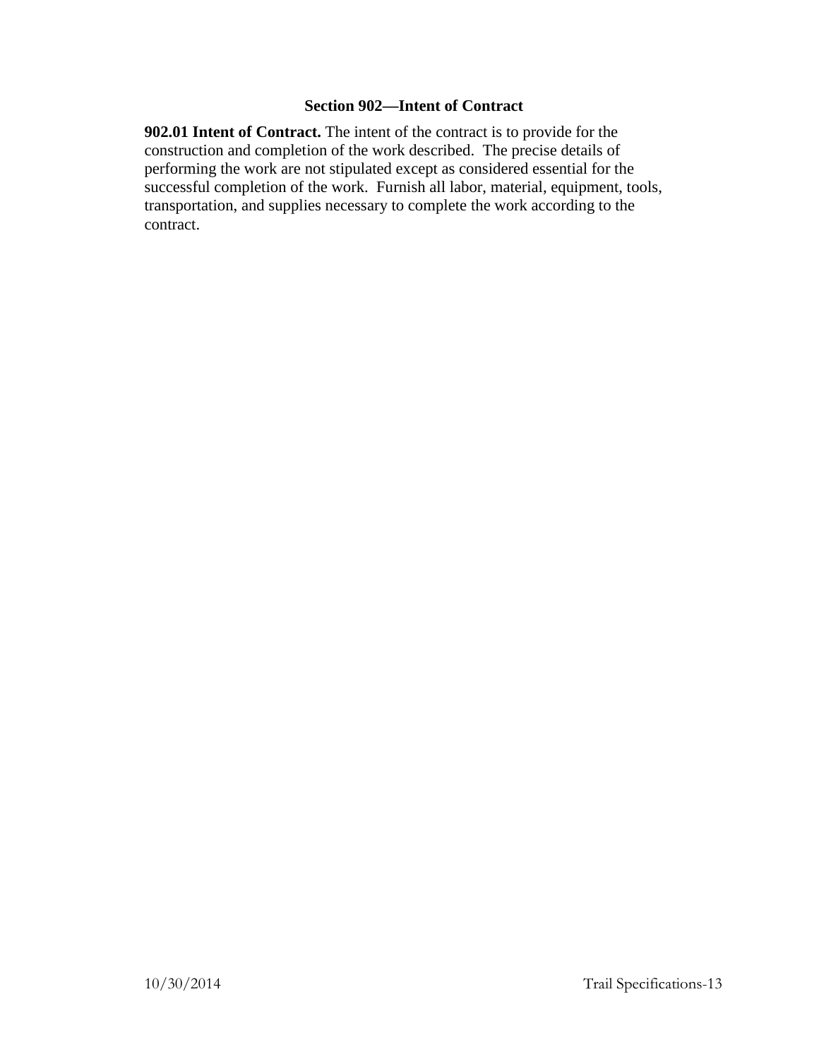## Section 902—Intent of Contract

**902.01 Intent of Contract.** The intent of the contract is to provide for the construction and completion of the work described. The precise details of performing the work are not stipulated except as considered essential for the successful completion of the work. Furnish all labor, material, equipment, tools, transportation, and supplies necessary to complete the work according to the contract.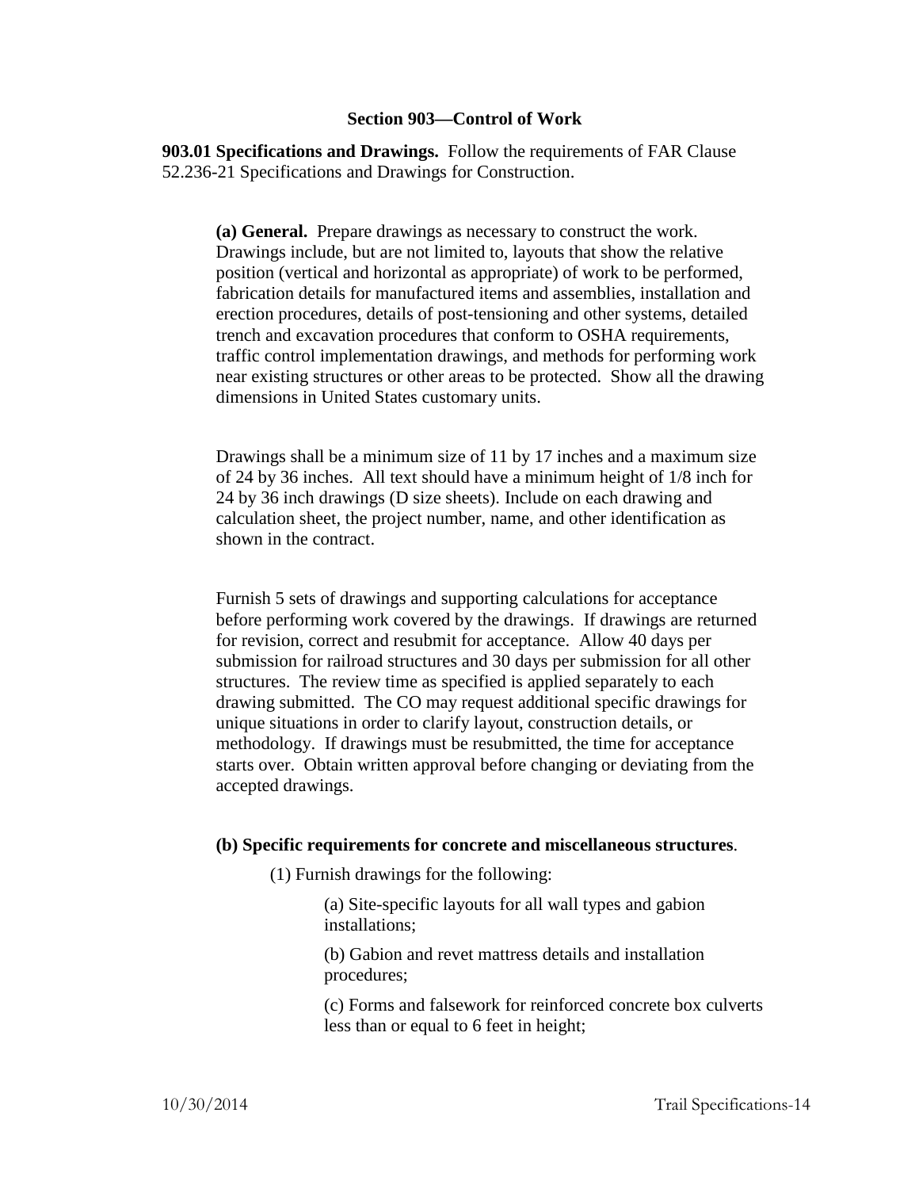## Section 903—Control of Work

**903.01 Specifications and Drawings.** Follow the requirements of FAR Clause 52.236-21 Specifications and Drawings for Construction.

**(a) General.** Prepare drawings as necessary to construct the work. Drawings include, but are not limited to, layouts that show the relative position (vertical and horizontal as appropriate) of work to be performed, fabrication details for manufactured items and assemblies, installation and erection procedures, details of post-tensioning and other systems, detailed trench and excavation procedures that conform to OSHA requirements, traffic control implementation drawings, and methods for performing work near existing structures or other areas to be protected. Show all the drawing dimensions in United States customary units.

Drawings shall be a minimum size of 11 by 17 inches and a maximum size of 24 by 36 inches. All text should have a minimum height of 1/8 inch for 24 by 36 inch drawings (D size sheets). Include on each drawing and calculation sheet, the project number, name, and other identification as shown in the contract.

Furnish 5 sets of drawings and supporting calculations for acceptance before performing work covered by the drawings. If drawings are returned for revision, correct and resubmit for acceptance. Allow 40 days per submission for railroad structures and 30 days per submission for all other structures. The review time as specified is applied separately to each drawing submitted. The CO may request additional specific drawings for unique situations in order to clarify layout, construction details, or methodology. If drawings must be resubmitted, the time for acceptance starts over. Obtain written approval before changing or deviating from the accepted drawings.

**(b) Specific requirements for concrete and miscellaneous structures**.

(1) Furnish drawings for the following:

(a) Site-specific layouts for all wall types and gabion installations;

(b) Gabion and revet mattress details and installation procedures;

(c) Forms and falsework for reinforced concrete box culverts less than or equal to 6 feet in height;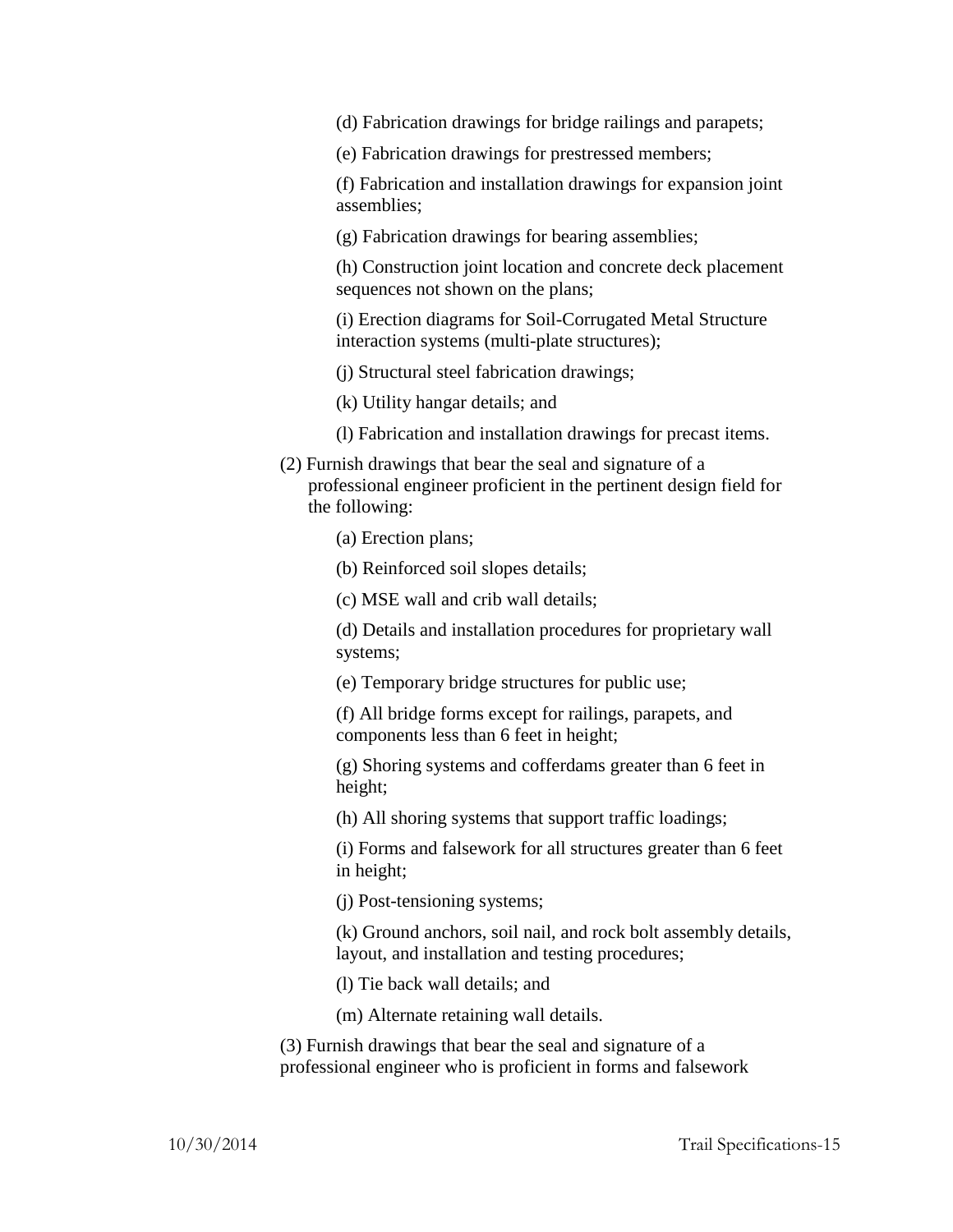(d) Fabrication drawings for bridge railings and parapets;

(e) Fabrication drawings for prestressed members;

(f) Fabrication and installation drawings for expansion joint assemblies;

(g) Fabrication drawings for bearing assemblies;

(h) Construction joint location and concrete deck placement sequences not shown on the plans;

(i) Erection diagrams for Soil-Corrugated Metal Structure interaction systems (multi-plate structures);

(j) Structural steel fabrication drawings;

(k) Utility hangar details; and

(l) Fabrication and installation drawings for precast items.

(2) Furnish drawings that bear the seal and signature of a professional engineer proficient in the pertinent design field for the following:

(a) Erection plans;

(b) Reinforced soil slopes details;

(c) MSE wall and crib wall details;

(d) Details and installation procedures for proprietary wall systems;

(e) Temporary bridge structures for public use;

(f) All bridge forms except for railings, parapets, and components less than 6 feet in height;

(g) Shoring systems and cofferdams greater than 6 feet in height;

(h) All shoring systems that support traffic loadings;

(i) Forms and falsework for all structures greater than 6 feet in height;

(j) Post-tensioning systems;

(k) Ground anchors, soil nail, and rock bolt assembly details, layout, and installation and testing procedures;

(l) Tie back wall details; and

(m) Alternate retaining wall details.

(3) Furnish drawings that bear the seal and signature of a professional engineer who is proficient in forms and falsework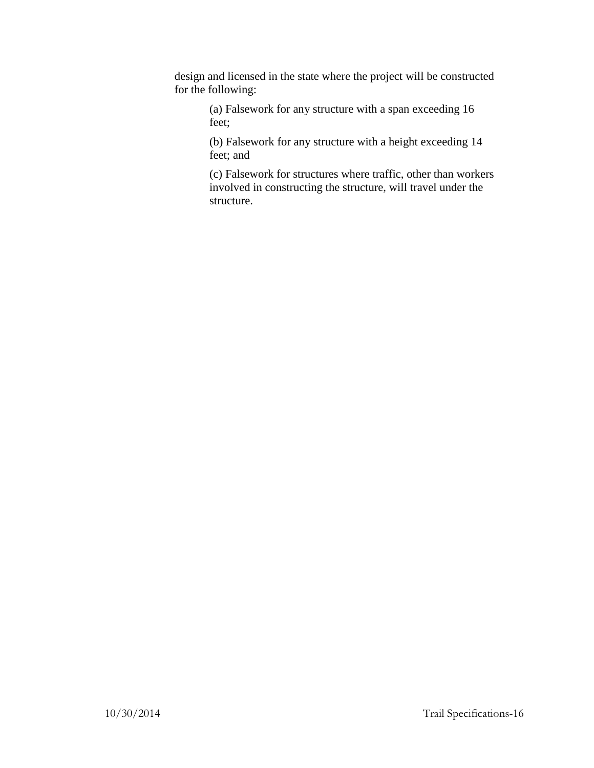design and licensed in the state where the project will be constructed for the following:

(a) Falsework for any structure with a span exceeding 16 feet;

(b) Falsework for any structure with a height exceeding 14 feet; and

(c) Falsework for structures where traffic, other than workers involved in constructing the structure, will travel under the structure.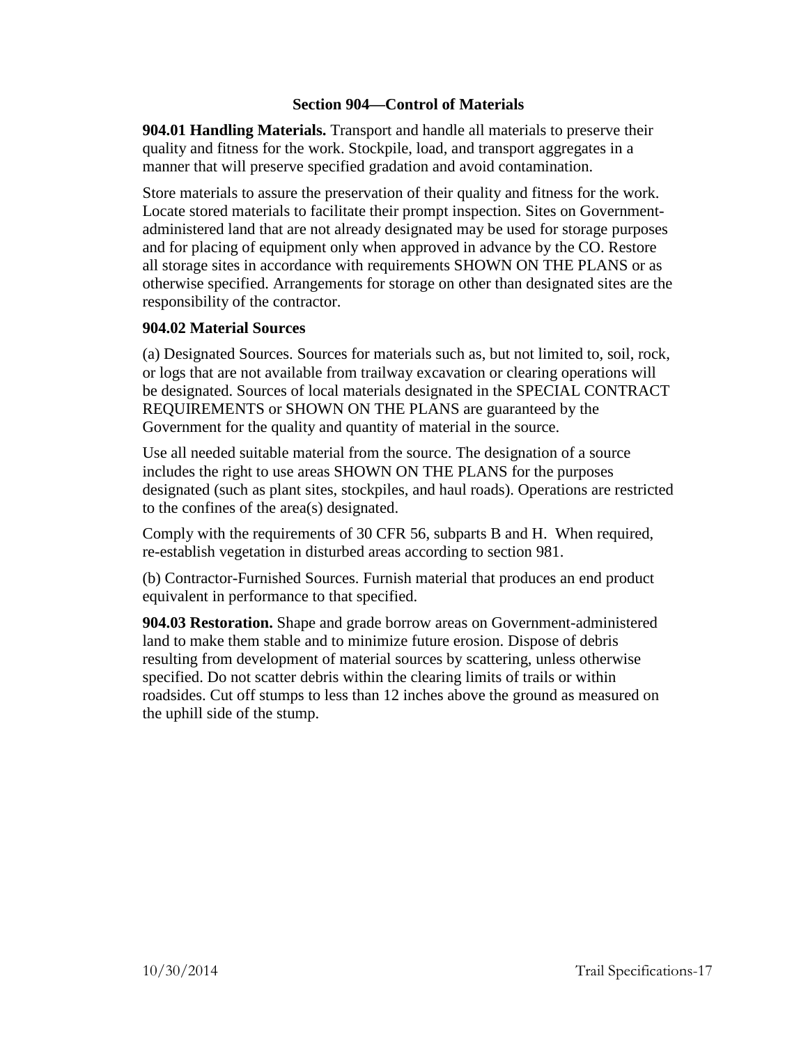## Section 904—Control of Materials

**904.01 Handling Materials.** Transport and handle all materials to preserve their quality and fitness for the work. Stockpile, load, and transport aggregates in a manner that will preserve specified gradation and avoid contamination.

Store materials to assure the preservation of their quality and fitness for the work. Locate stored materials to facilitate their prompt inspection. Sites on Government-administered land that are not already designated may be used for storage purposes and for placing of equipment only when approved in advance by the CO. Restore all storage sites in accordance with requirements SHOWN ON THE PLANS or as otherwise specified. Arrangements for storage on other than designated sites are the responsibility of the contractor.

**904.02 Material Sources**

(a) Designated Sources. Sources for materials such as, but not limited to, soil, rock, or logs that are not available from trailway excavation or clearing operations will be designated. Sources of local materials designated in the SPECIAL CONTRACT REQUIREMENTS or SHOWN ON THE PLANS are guaranteed by the Government for the quality and quantity of material in the source.

Use all needed suitable material from the source. The designation of a source includes the right to use areas SHOWN ON THE PLANS for the purposes designated (such as plant sites, stockpiles, and haul roads). Operations are restricted to the confines of the area(s) designated.

Comply with the requirements of 30 CFR 56, subparts B and H. When required, re-establish vegetation in disturbed areas according to section 981.

(b) Contractor-Furnished Sources. Furnish material that produces an end product equivalent in performance to that specified.

**904.03 Restoration.** Shape and grade borrow areas on Government-administered land to make them stable and to minimize future erosion. Dispose of debris resulting from development of material sources by scattering, unless otherwise specified. Do not scatter debris within the clearing limits of trails or within roadsides. Cut off stumps to less than 12 inches above the ground as measured on the uphill side of the stump.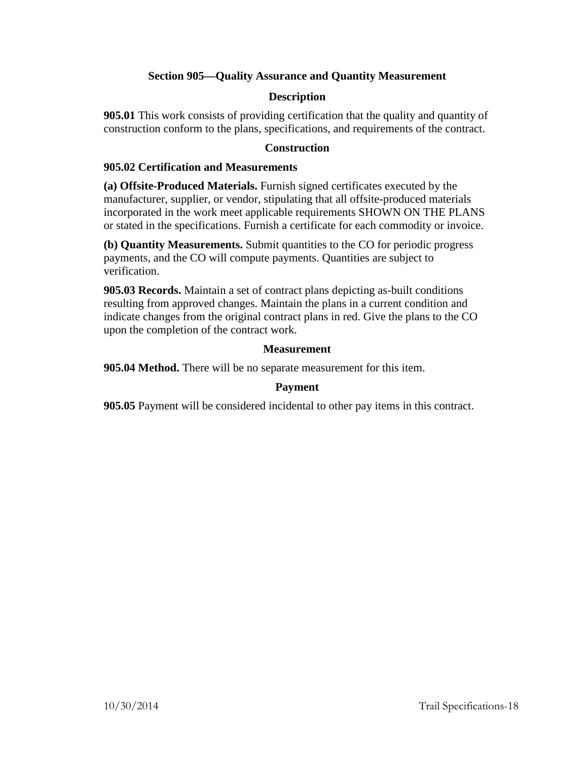## Section 905—Quality Assurance and Quantity Measurement

### Description

**905.01** This work consists of providing certification that the quality and quantity of construction conform to the plans, specifications, and requirements of the contract.

### Construction

**905.02 Certification and Measurements**

**(a) Offsite-Produced Materials.** Furnish signed certificates executed by the manufacturer, supplier, or vendor, stipulating that all offsite-produced materials incorporated in the work meet applicable requirements SHOWN ON THE PLANS or stated in the specifications. Furnish a certificate for each commodity or invoice.

**(b) Quantity Measurements.** Submit quantities to the CO for periodic progress payments, and the CO will compute payments. Quantities are subject to verification.

**905.03 Records.** Maintain a set of contract plans depicting as-built conditions resulting from approved changes. Maintain the plans in a current condition and indicate changes from the original contract plans in red. Give the plans to the CO upon the completion of the contract work.

### Measurement

**905.04 Method.** There will be no separate measurement for this item.

### Payment

**905.05** Payment will be considered incidental to other pay items in this contract.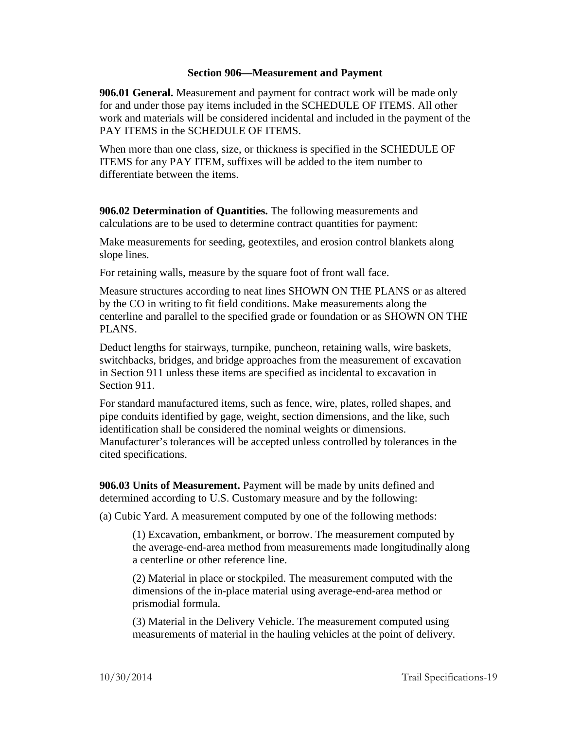## Section 906—Measurement and Payment

**906.01 General.** Measurement and payment for contract work will be made only for and under those pay items included in the SCHEDULE OF ITEMS. All other work and materials will be considered incidental and included in the payment of the PAY ITEMS in the SCHEDULE OF ITEMS.

When more than one class, size, or thickness is specified in the SCHEDULE OF ITEMS for any PAY ITEM, suffixes will be added to the item number to differentiate between the items.

**906.02 Determination of Quantities.** The following measurements and calculations are to be used to determine contract quantities for payment:

Make measurements for seeding, geotextiles, and erosion control blankets along slope lines.

For retaining walls, measure by the square foot of front wall face.

Measure structures according to neat lines SHOWN ON THE PLANS or as altered by the CO in writing to fit field conditions. Make measurements along the centerline and parallel to the specified grade or foundation or as SHOWN ON THE PLANS.

Deduct lengths for stairways, turnpike, puncheon, retaining walls, wire baskets, switchbacks, bridges, and bridge approaches from the measurement of excavation in Section 911 unless these items are specified as incidental to excavation in Section 911.

For standard manufactured items, such as fence, wire, plates, rolled shapes, and pipe conduits identified by gage, weight, section dimensions, and the like, such identification shall be considered the nominal weights or dimensions. Manufacturer's tolerances will be accepted unless controlled by tolerances in the cited specifications.

**906.03 Units of Measurement.** Payment will be made by units defined and determined according to U.S. Customary measure and by the following:

(a) Cubic Yard. A measurement computed by one of the following methods:

> (1) Excavation, embankment, or borrow. The measurement computed by the average-end-area method from measurements made longitudinally along a centerline or other reference line.
>
> (2) Material in place or stockpiled. The measurement computed with the dimensions of the in-place material using average-end-area method or prismodial formula.
>
> (3) Material in the Delivery Vehicle. The measurement computed using measurements of material in the hauling vehicles at the point of delivery.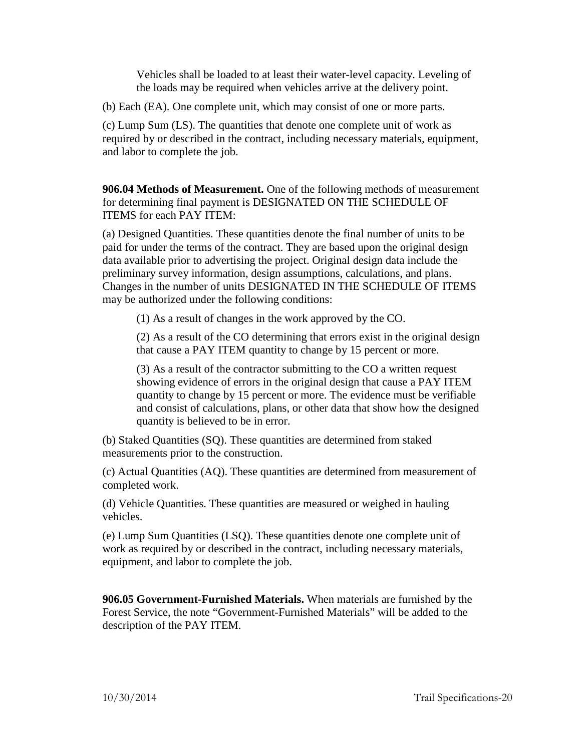Vehicles shall be loaded to at least their water-level capacity. Leveling of the loads may be required when vehicles arrive at the delivery point.

(b) Each (EA). One complete unit, which may consist of one or more parts.

(c) Lump Sum (LS). The quantities that denote one complete unit of work as required by or described in the contract, including necessary materials, equipment, and labor to complete the job.

**906.04 Methods of Measurement.** One of the following methods of measurement for determining final payment is DESIGNATED ON THE SCHEDULE OF ITEMS for each PAY ITEM:

(a) Designed Quantities. These quantities denote the final number of units to be paid for under the terms of the contract. They are based upon the original design data available prior to advertising the project. Original design data include the preliminary survey information, design assumptions, calculations, and plans. Changes in the number of units DESIGNATED IN THE SCHEDULE OF ITEMS may be authorized under the following conditions:

> (1) As a result of changes in the work approved by the CO.
>
> (2) As a result of the CO determining that errors exist in the original design that cause a PAY ITEM quantity to change by 15 percent or more.
>
> (3) As a result of the contractor submitting to the CO a written request showing evidence of errors in the original design that cause a PAY ITEM quantity to change by 15 percent or more. The evidence must be verifiable and consist of calculations, plans, or other data that show how the designed quantity is believed to be in error.

(b) Staked Quantities (SQ). These quantities are determined from staked measurements prior to the construction.

(c) Actual Quantities (AQ). These quantities are determined from measurement of completed work.

(d) Vehicle Quantities. These quantities are measured or weighed in hauling vehicles.

(e) Lump Sum Quantities (LSQ). These quantities denote one complete unit of work as required by or described in the contract, including necessary materials, equipment, and labor to complete the job.

**906.05 Government-Furnished Materials.** When materials are furnished by the Forest Service, the note "Government-Furnished Materials" will be added to the description of the PAY ITEM.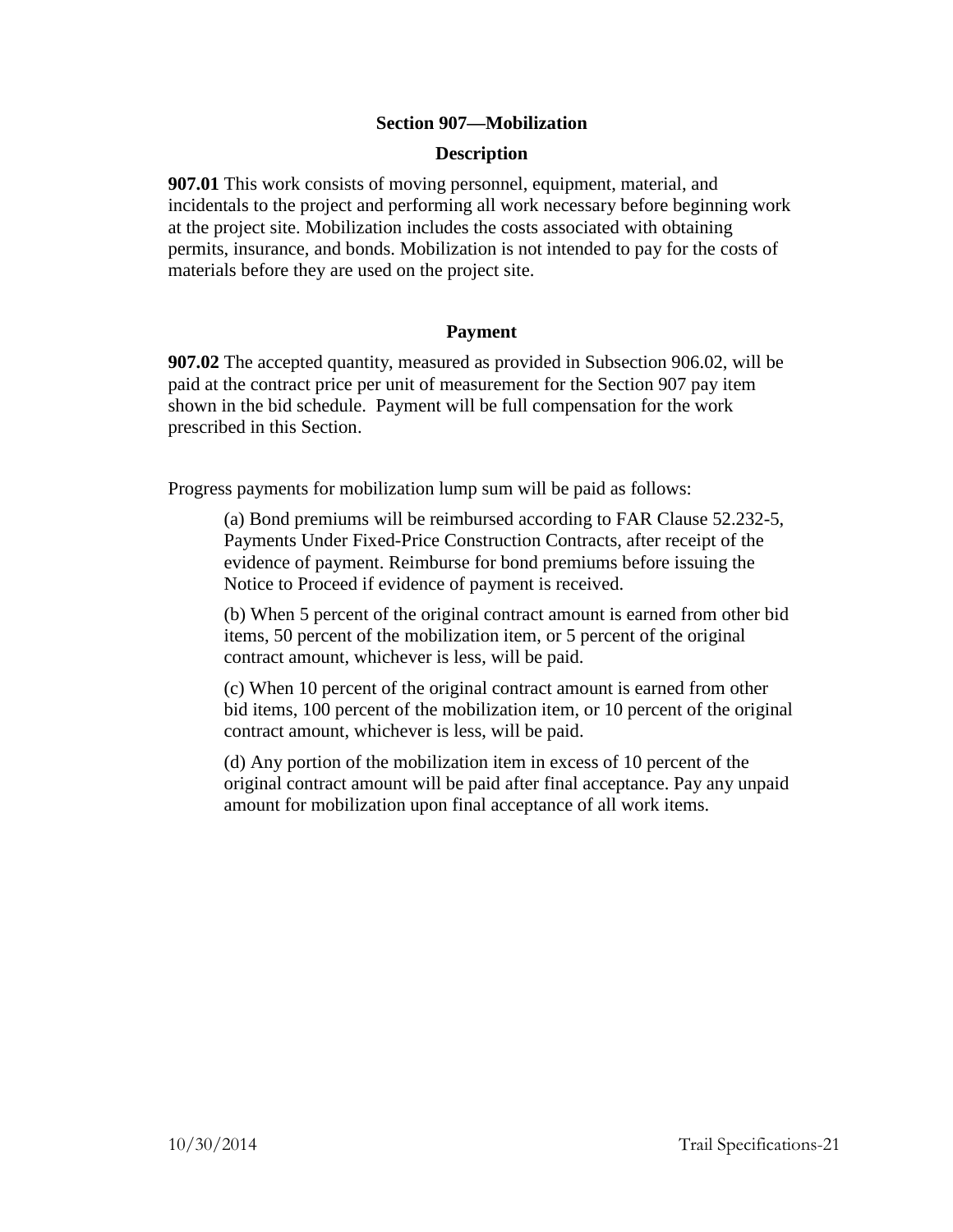## Section 907—Mobilization

### Description

**907.01** This work consists of moving personnel, equipment, material, and incidentals to the project and performing all work necessary before beginning work at the project site. Mobilization includes the costs associated with obtaining permits, insurance, and bonds. Mobilization is not intended to pay for the costs of materials before they are used on the project site.

### Payment

**907.02** The accepted quantity, measured as provided in Subsection 906.02, will be paid at the contract price per unit of measurement for the Section 907 pay item shown in the bid schedule. Payment will be full compensation for the work prescribed in this Section.

Progress payments for mobilization lump sum will be paid as follows:

(a) Bond premiums will be reimbursed according to FAR Clause 52.232-5, Payments Under Fixed-Price Construction Contracts, after receipt of the evidence of payment. Reimburse for bond premiums before issuing the Notice to Proceed if evidence of payment is received.

(b) When 5 percent of the original contract amount is earned from other bid items, 50 percent of the mobilization item, or 5 percent of the original contract amount, whichever is less, will be paid.

(c) When 10 percent of the original contract amount is earned from other bid items, 100 percent of the mobilization item, or 10 percent of the original contract amount, whichever is less, will be paid.

(d) Any portion of the mobilization item in excess of 10 percent of the original contract amount will be paid after final acceptance. Pay any unpaid amount for mobilization upon final acceptance of all work items.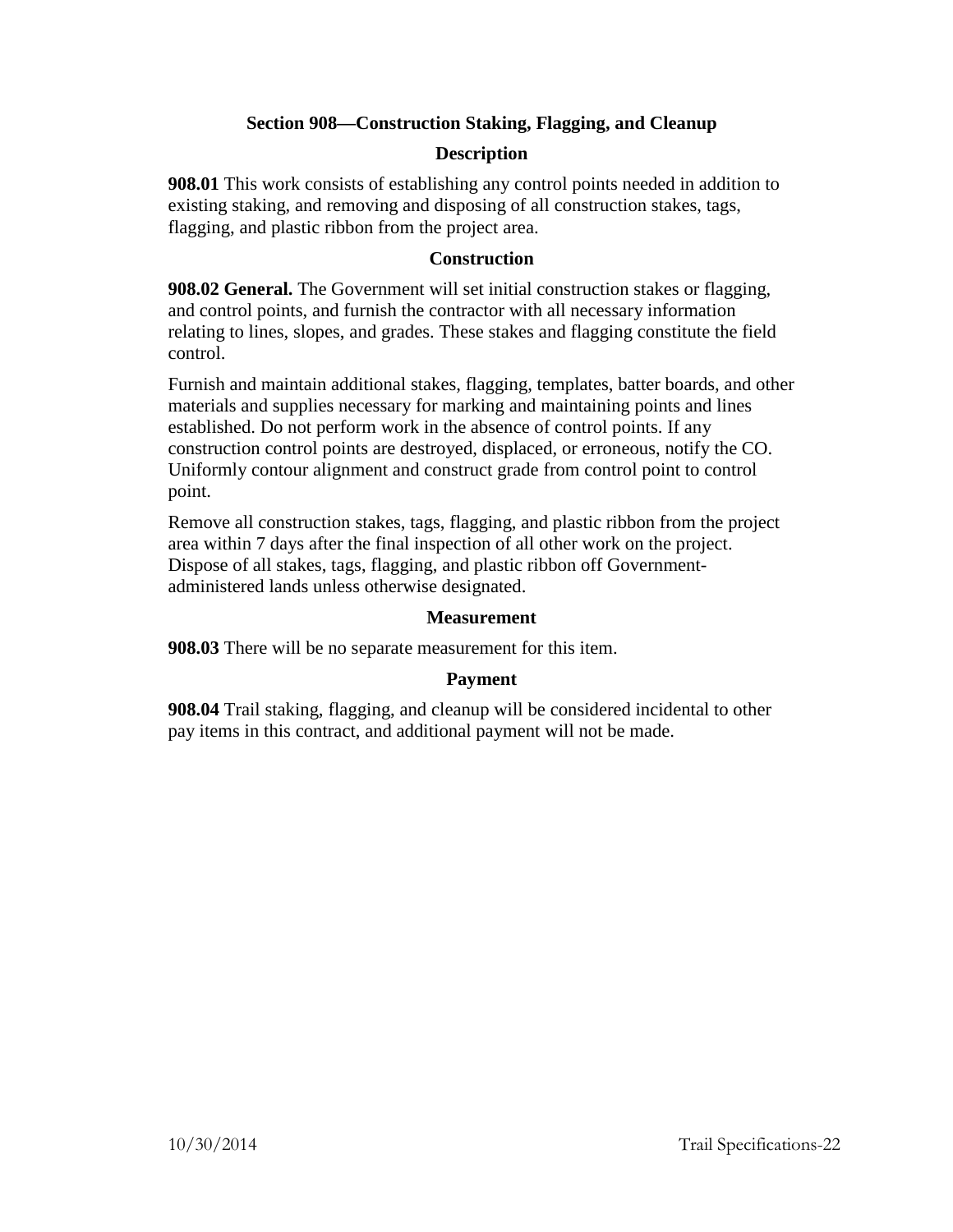## Section 908—Construction Staking, Flagging, and Cleanup

### Description

**908.01** This work consists of establishing any control points needed in addition to existing staking, and removing and disposing of all construction stakes, tags, flagging, and plastic ribbon from the project area.

### Construction

**908.02 General.** The Government will set initial construction stakes or flagging, and control points, and furnish the contractor with all necessary information relating to lines, slopes, and grades. These stakes and flagging constitute the field control.

Furnish and maintain additional stakes, flagging, templates, batter boards, and other materials and supplies necessary for marking and maintaining points and lines established. Do not perform work in the absence of control points. If any construction control points are destroyed, displaced, or erroneous, notify the CO. Uniformly contour alignment and construct grade from control point to control point.

Remove all construction stakes, tags, flagging, and plastic ribbon from the project area within 7 days after the final inspection of all other work on the project. Dispose of all stakes, tags, flagging, and plastic ribbon off Government-administered lands unless otherwise designated.

### Measurement

**908.03** There will be no separate measurement for this item.

### Payment

**908.04** Trail staking, flagging, and cleanup will be considered incidental to other pay items in this contract, and additional payment will not be made.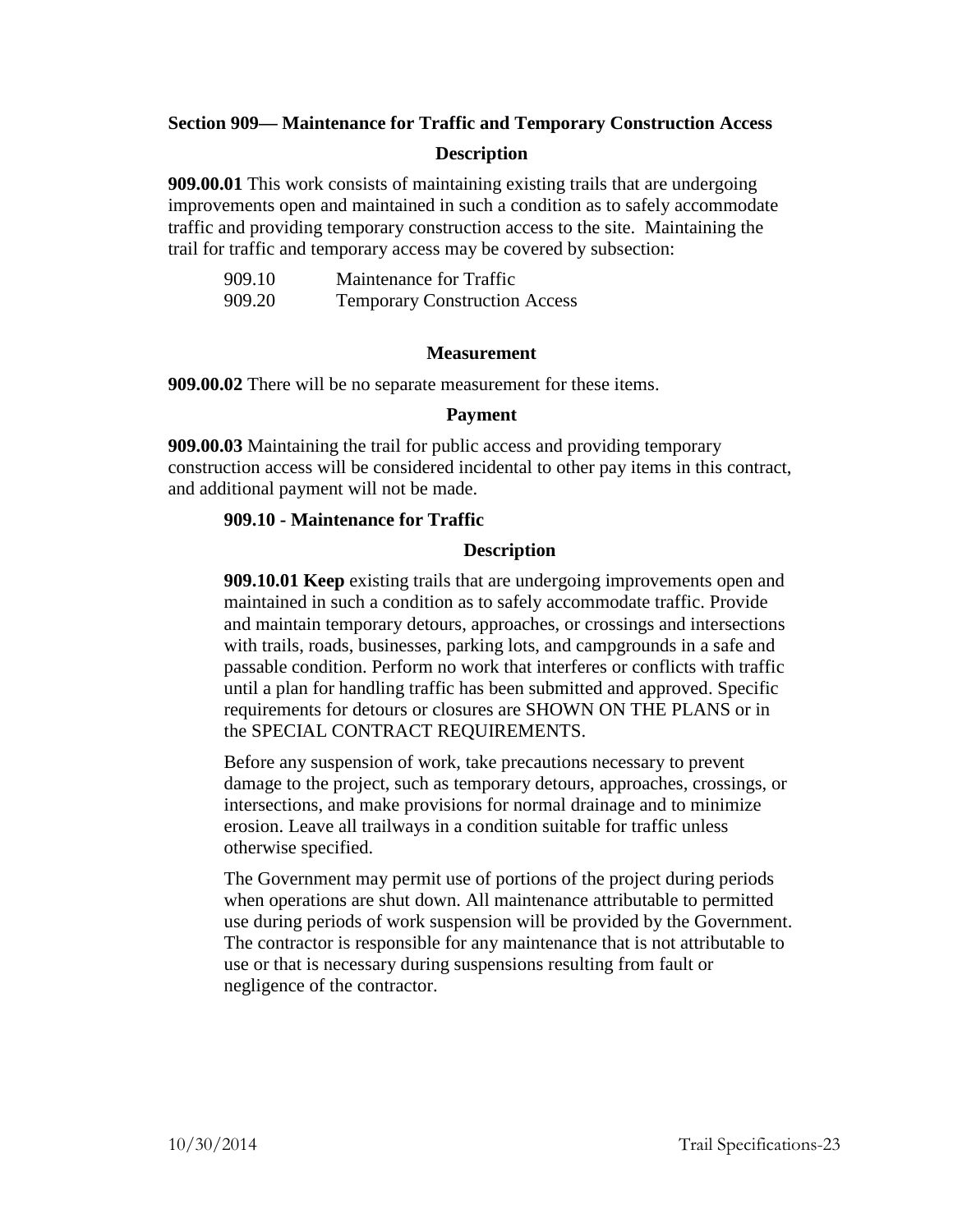## Section 909— Maintenance for Traffic and Temporary Construction Access

### Description

**909.00.01** This work consists of maintaining existing trails that are undergoing improvements open and maintained in such a condition as to safely accommodate traffic and providing temporary construction access to the site. Maintaining the trail for traffic and temporary access may be covered by subsection:

| | |
|---|---|
| 909.10 | Maintenance for Traffic |
| 909.20 | Temporary Construction Access |

### Measurement

**909.00.02** There will be no separate measurement for these items.

### Payment

**909.00.03** Maintaining the trail for public access and providing temporary construction access will be considered incidental to other pay items in this contract, and additional payment will not be made.

### 909.10 - Maintenance for Traffic

#### Description

**909.10.01 Keep** existing trails that are undergoing improvements open and maintained in such a condition as to safely accommodate traffic. Provide and maintain temporary detours, approaches, or crossings and intersections with trails, roads, businesses, parking lots, and campgrounds in a safe and passable condition. Perform no work that interferes or conflicts with traffic until a plan for handling traffic has been submitted and approved. Specific requirements for detours or closures are SHOWN ON THE PLANS or in the SPECIAL CONTRACT REQUIREMENTS.

Before any suspension of work, take precautions necessary to prevent damage to the project, such as temporary detours, approaches, crossings, or intersections, and make provisions for normal drainage and to minimize erosion. Leave all trailways in a condition suitable for traffic unless otherwise specified.

The Government may permit use of portions of the project during periods when operations are shut down. All maintenance attributable to permitted use during periods of work suspension will be provided by the Government. The contractor is responsible for any maintenance that is not attributable to use or that is necessary during suspensions resulting from fault or negligence of the contractor.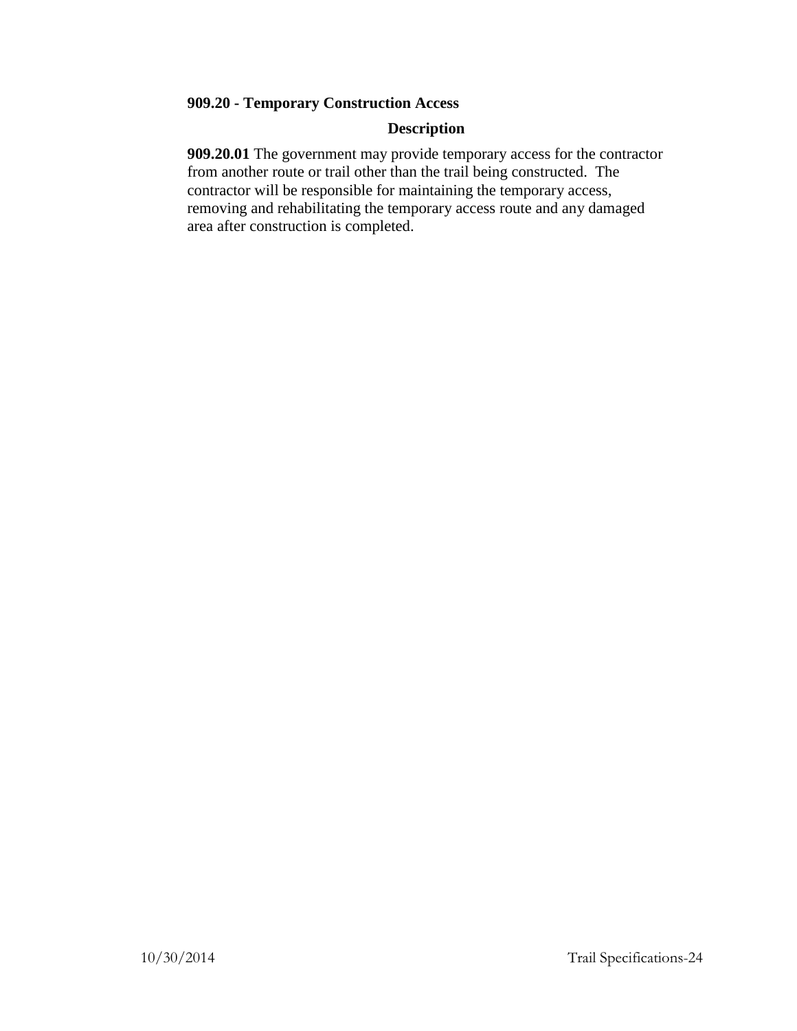## 909.20 - Temporary Construction Access

### Description

**909.20.01** The government may provide temporary access for the contractor from another route or trail other than the trail being constructed. The contractor will be responsible for maintaining the temporary access, removing and rehabilitating the temporary access route and any damaged area after construction is completed.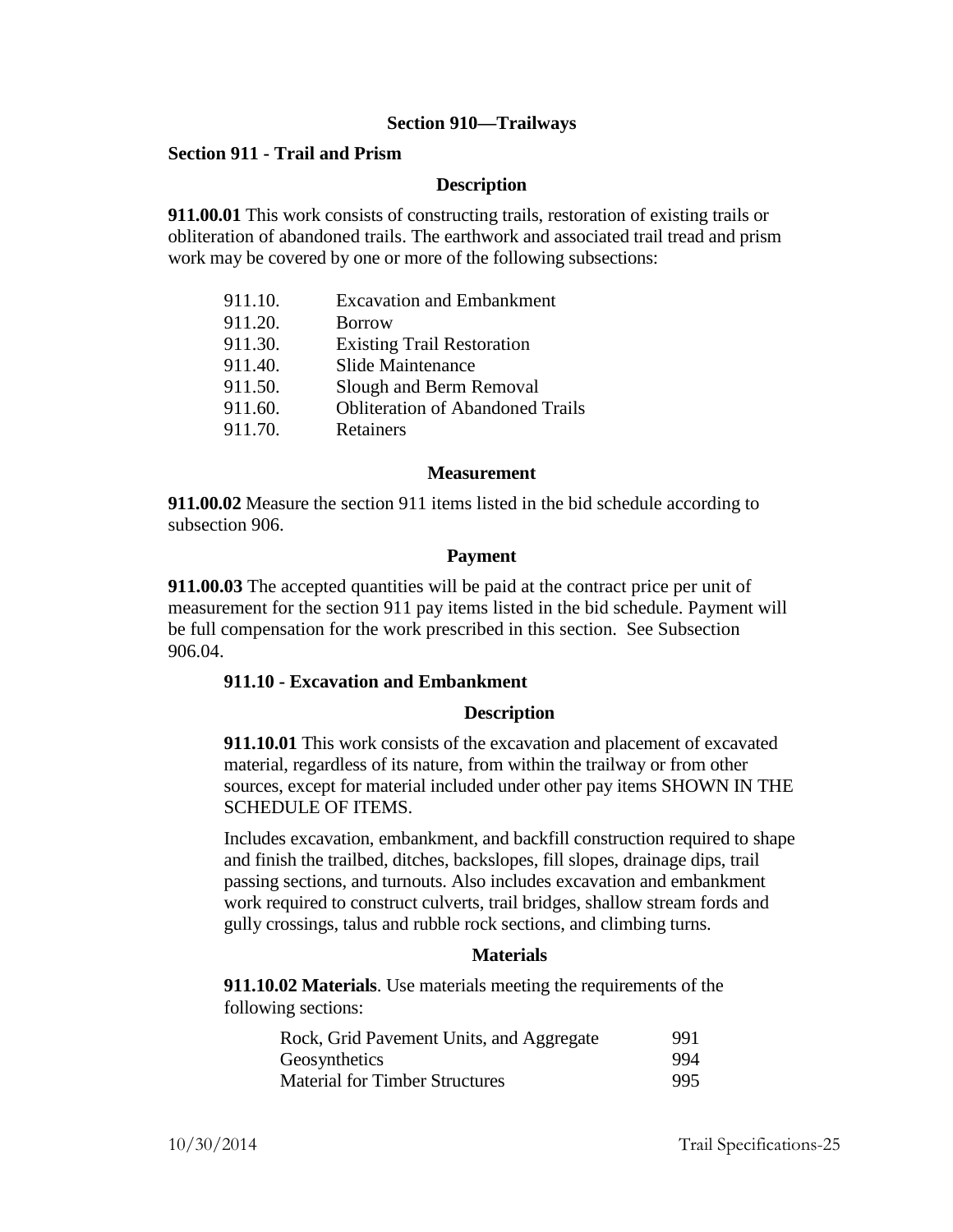# Section 910—Trailways

## Section 911 - Trail and Prism

### Description

**911.00.01** This work consists of constructing trails, restoration of existing trails or obliteration of abandoned trails. The earthwork and associated trail tread and prism work may be covered by one or more of the following subsections:

| | |
|---|---|
| 911.10. | Excavation and Embankment |
| 911.20. | Borrow |
| 911.30. | Existing Trail Restoration |
| 911.40. | Slide Maintenance |
| 911.50. | Slough and Berm Removal |
| 911.60. | Obliteration of Abandoned Trails |
| 911.70. | Retainers |

### Measurement

**911.00.02** Measure the section 911 items listed in the bid schedule according to subsection 906.

### Payment

**911.00.03** The accepted quantities will be paid at the contract price per unit of measurement for the section 911 pay items listed in the bid schedule. Payment will be full compensation for the work prescribed in this section. See Subsection 906.04.

### 911.10 - Excavation and Embankment

#### Description

**911.10.01** This work consists of the excavation and placement of excavated material, regardless of its nature, from within the trailway or from other sources, except for material included under other pay items SHOWN IN THE SCHEDULE OF ITEMS.

Includes excavation, embankment, and backfill construction required to shape and finish the trailbed, ditches, backslopes, fill slopes, drainage dips, trail passing sections, and turnouts. Also includes excavation and embankment work required to construct culverts, trail bridges, shallow stream fords and gully crossings, talus and rubble rock sections, and climbing turns.

#### Materials

**911.10.02 Materials**. Use materials meeting the requirements of the following sections:

| | |
|---|---|
| Rock, Grid Pavement Units, and Aggregate | 991 |
| Geosynthetics | 994 |
| Material for Timber Structures | 995 |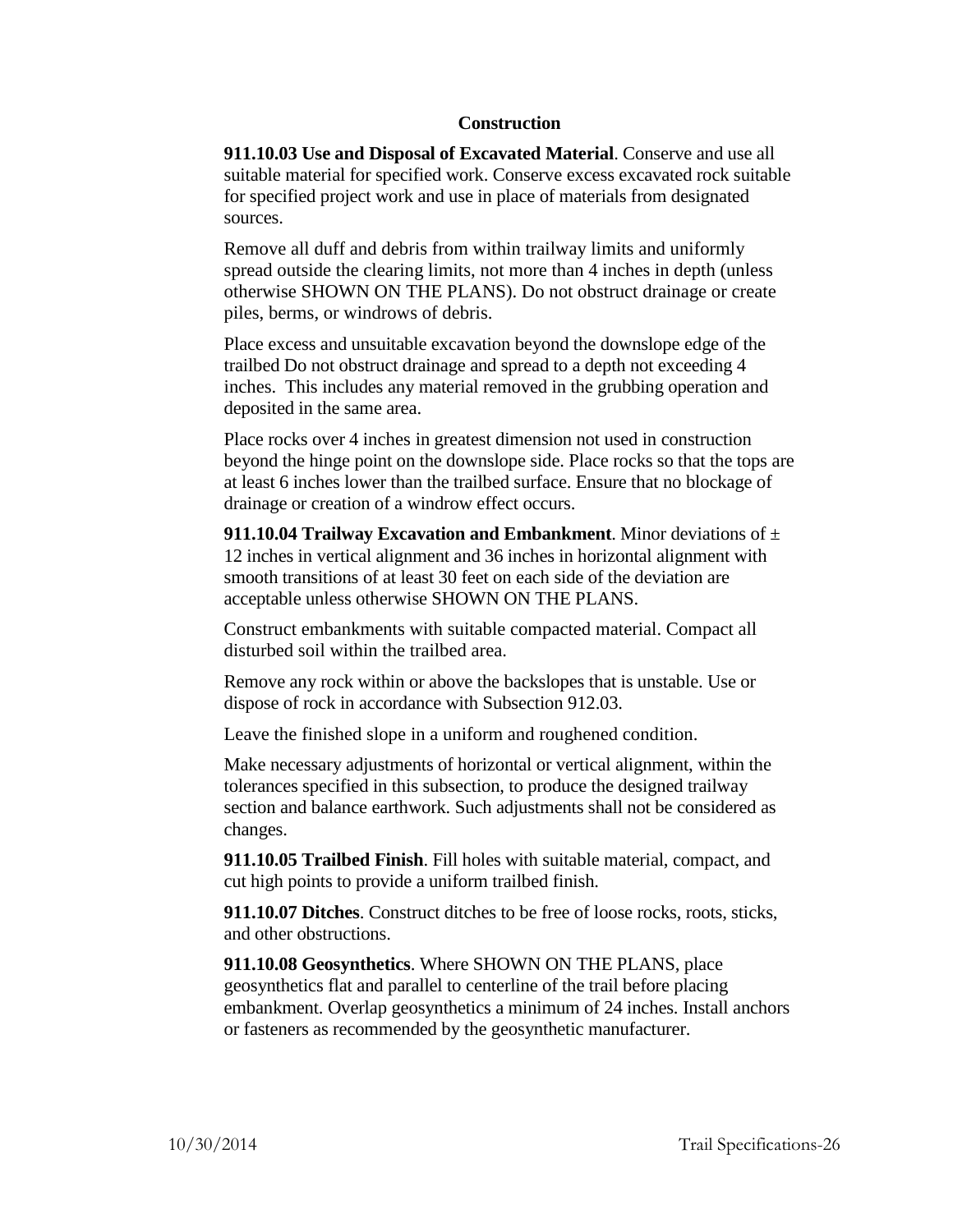## Construction

**911.10.03 Use and Disposal of Excavated Material**. Conserve and use all suitable material for specified work. Conserve excess excavated rock suitable for specified project work and use in place of materials from designated sources.

Remove all duff and debris from within trailway limits and uniformly spread outside the clearing limits, not more than 4 inches in depth (unless otherwise SHOWN ON THE PLANS). Do not obstruct drainage or create piles, berms, or windrows of debris.

Place excess and unsuitable excavation beyond the downslope edge of the trailbed Do not obstruct drainage and spread to a depth not exceeding 4 inches. This includes any material removed in the grubbing operation and deposited in the same area.

Place rocks over 4 inches in greatest dimension not used in construction beyond the hinge point on the downslope side. Place rocks so that the tops are at least 6 inches lower than the trailbed surface. Ensure that no blockage of drainage or creation of a windrow effect occurs.

**911.10.04 Trailway Excavation and Embankment**. Minor deviations of ± 12 inches in vertical alignment and 36 inches in horizontal alignment with smooth transitions of at least 30 feet on each side of the deviation are acceptable unless otherwise SHOWN ON THE PLANS.

Construct embankments with suitable compacted material. Compact all disturbed soil within the trailbed area.

Remove any rock within or above the backslopes that is unstable. Use or dispose of rock in accordance with Subsection 912.03.

Leave the finished slope in a uniform and roughened condition.

Make necessary adjustments of horizontal or vertical alignment, within the tolerances specified in this subsection, to produce the designed trailway section and balance earthwork. Such adjustments shall not be considered as changes.

**911.10.05 Trailbed Finish**. Fill holes with suitable material, compact, and cut high points to provide a uniform trailbed finish.

**911.10.07 Ditches**. Construct ditches to be free of loose rocks, roots, sticks, and other obstructions.

**911.10.08 Geosynthetics**. Where SHOWN ON THE PLANS, place geosynthetics flat and parallel to centerline of the trail before placing embankment. Overlap geosynthetics a minimum of 24 inches. Install anchors or fasteners as recommended by the geosynthetic manufacturer.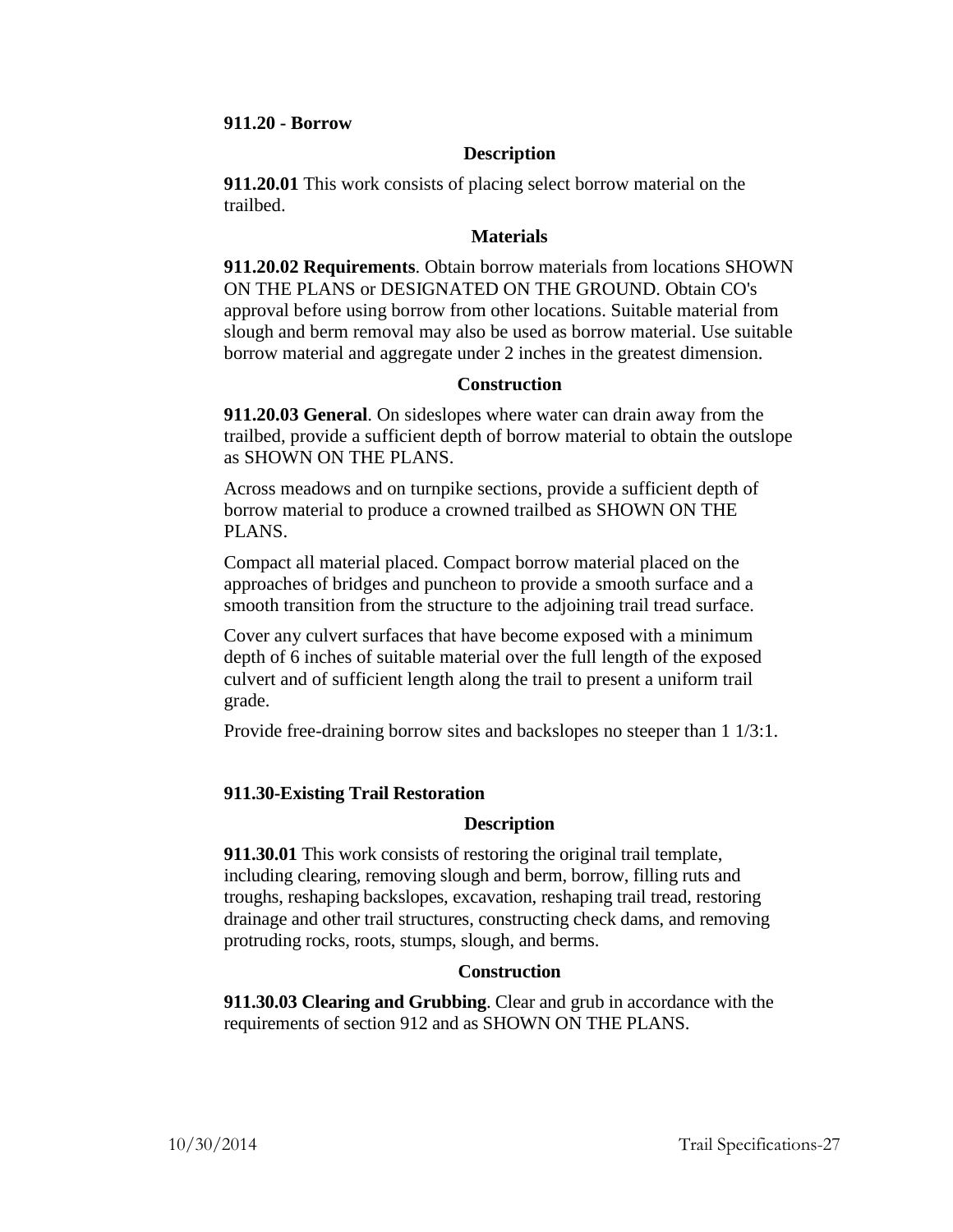**911.20 - Borrow**

**Description**

**911.20.01** This work consists of placing select borrow material on the trailbed.

**Materials**

**911.20.02 Requirements**. Obtain borrow materials from locations SHOWN ON THE PLANS or DESIGNATED ON THE GROUND. Obtain CO's approval before using borrow from other locations. Suitable material from slough and berm removal may also be used as borrow material. Use suitable borrow material and aggregate under 2 inches in the greatest dimension.

**Construction**

**911.20.03 General**. On sideslopes where water can drain away from the trailbed, provide a sufficient depth of borrow material to obtain the outslope as SHOWN ON THE PLANS.

Across meadows and on turnpike sections, provide a sufficient depth of borrow material to produce a crowned trailbed as SHOWN ON THE PLANS.

Compact all material placed. Compact borrow material placed on the approaches of bridges and puncheon to provide a smooth surface and a smooth transition from the structure to the adjoining trail tread surface.

Cover any culvert surfaces that have become exposed with a minimum depth of 6 inches of suitable material over the full length of the exposed culvert and of sufficient length along the trail to present a uniform trail grade.

Provide free-draining borrow sites and backslopes no steeper than 1 1/3:1.

**911.30-Existing Trail Restoration**

**Description**

**911.30.01** This work consists of restoring the original trail template, including clearing, removing slough and berm, borrow, filling ruts and troughs, reshaping backslopes, excavation, reshaping trail tread, restoring drainage and other trail structures, constructing check dams, and removing protruding rocks, roots, stumps, slough, and berms.

**Construction**

**911.30.03 Clearing and Grubbing**. Clear and grub in accordance with the requirements of section 912 and as SHOWN ON THE PLANS.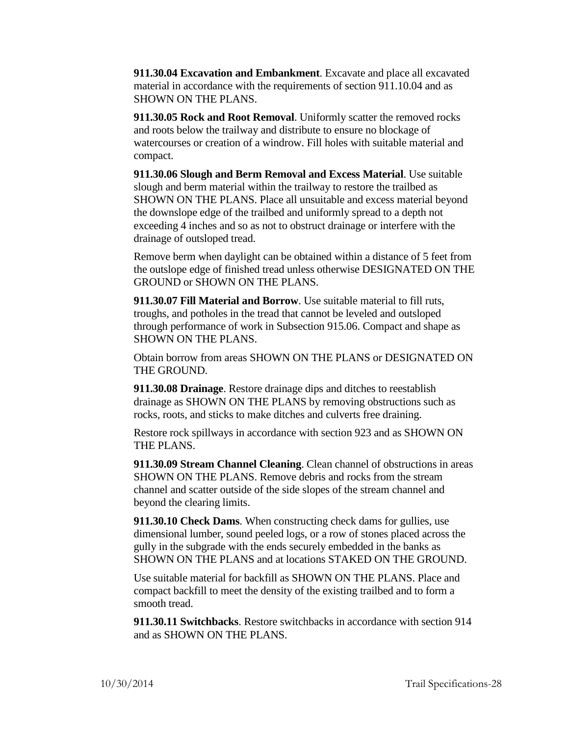**911.30.04 Excavation and Embankment**. Excavate and place all excavated material in accordance with the requirements of section 911.10.04 and as SHOWN ON THE PLANS.

**911.30.05 Rock and Root Removal**. Uniformly scatter the removed rocks and roots below the trailway and distribute to ensure no blockage of watercourses or creation of a windrow. Fill holes with suitable material and compact.

**911.30.06 Slough and Berm Removal and Excess Material**. Use suitable slough and berm material within the trailway to restore the trailbed as SHOWN ON THE PLANS. Place all unsuitable and excess material beyond the downslope edge of the trailbed and uniformly spread to a depth not exceeding 4 inches and so as not to obstruct drainage or interfere with the drainage of outsloped tread.

Remove berm when daylight can be obtained within a distance of 5 feet from the outslope edge of finished tread unless otherwise DESIGNATED ON THE GROUND or SHOWN ON THE PLANS.

**911.30.07 Fill Material and Borrow**. Use suitable material to fill ruts, troughs, and potholes in the tread that cannot be leveled and outsloped through performance of work in Subsection 915.06. Compact and shape as SHOWN ON THE PLANS.

Obtain borrow from areas SHOWN ON THE PLANS or DESIGNATED ON THE GROUND.

**911.30.08 Drainage**. Restore drainage dips and ditches to reestablish drainage as SHOWN ON THE PLANS by removing obstructions such as rocks, roots, and sticks to make ditches and culverts free draining.

Restore rock spillways in accordance with section 923 and as SHOWN ON THE PLANS.

**911.30.09 Stream Channel Cleaning**. Clean channel of obstructions in areas SHOWN ON THE PLANS. Remove debris and rocks from the stream channel and scatter outside of the side slopes of the stream channel and beyond the clearing limits.

**911.30.10 Check Dams**. When constructing check dams for gullies, use dimensional lumber, sound peeled logs, or a row of stones placed across the gully in the subgrade with the ends securely embedded in the banks as SHOWN ON THE PLANS and at locations STAKED ON THE GROUND.

Use suitable material for backfill as SHOWN ON THE PLANS. Place and compact backfill to meet the density of the existing trailbed and to form a smooth tread.

**911.30.11 Switchbacks**. Restore switchbacks in accordance with section 914 and as SHOWN ON THE PLANS.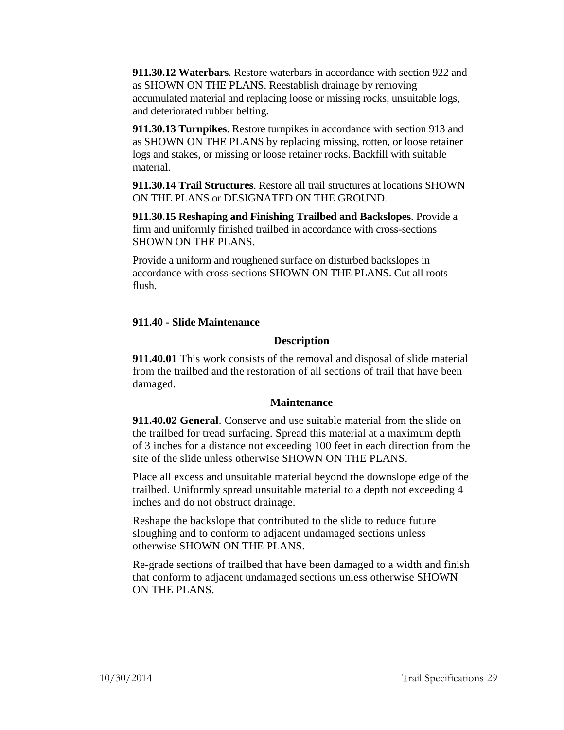**911.30.12 Waterbars**. Restore waterbars in accordance with section 922 and as SHOWN ON THE PLANS. Reestablish drainage by removing accumulated material and replacing loose or missing rocks, unsuitable logs, and deteriorated rubber belting.

**911.30.13 Turnpikes**. Restore turnpikes in accordance with section 913 and as SHOWN ON THE PLANS by replacing missing, rotten, or loose retainer logs and stakes, or missing or loose retainer rocks. Backfill with suitable material.

**911.30.14 Trail Structures**. Restore all trail structures at locations SHOWN ON THE PLANS or DESIGNATED ON THE GROUND.

**911.30.15 Reshaping and Finishing Trailbed and Backslopes**. Provide a firm and uniformly finished trailbed in accordance with cross-sections SHOWN ON THE PLANS.

Provide a uniform and roughened surface on disturbed backslopes in accordance with cross-sections SHOWN ON THE PLANS. Cut all roots flush.

## 911.40 - Slide Maintenance

### Description

**911.40.01** This work consists of the removal and disposal of slide material from the trailbed and the restoration of all sections of trail that have been damaged.

### Maintenance

**911.40.02 General**. Conserve and use suitable material from the slide on the trailbed for tread surfacing. Spread this material at a maximum depth of 3 inches for a distance not exceeding 100 feet in each direction from the site of the slide unless otherwise SHOWN ON THE PLANS.

Place all excess and unsuitable material beyond the downslope edge of the trailbed. Uniformly spread unsuitable material to a depth not exceeding 4 inches and do not obstruct drainage.

Reshape the backslope that contributed to the slide to reduce future sloughing and to conform to adjacent undamaged sections unless otherwise SHOWN ON THE PLANS.

Re-grade sections of trailbed that have been damaged to a width and finish that conform to adjacent undamaged sections unless otherwise SHOWN ON THE PLANS.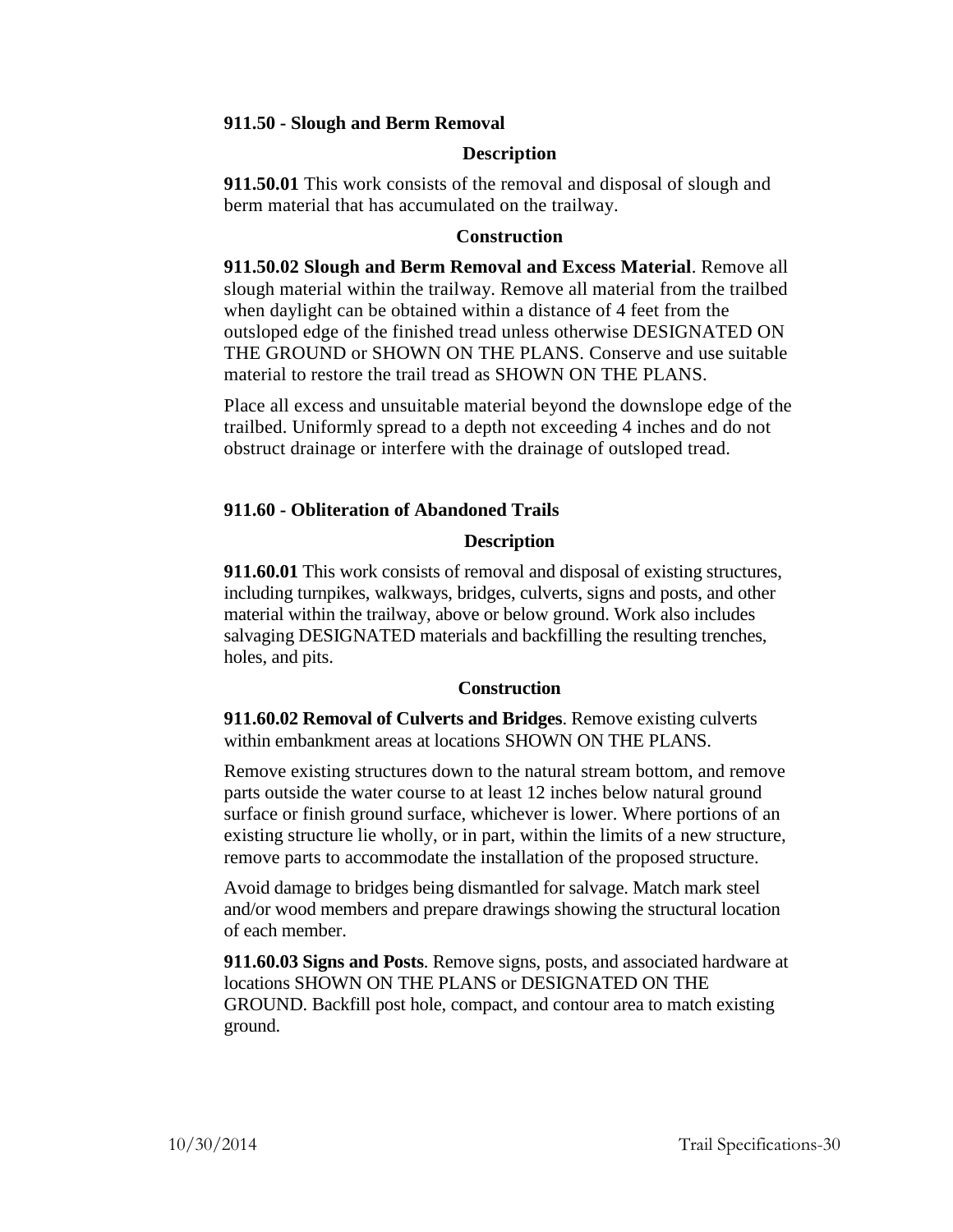### 911.50 - Slough and Berm Removal

#### Description

**911.50.01** This work consists of the removal and disposal of slough and berm material that has accumulated on the trailway.

#### Construction

**911.50.02 Slough and Berm Removal and Excess Material**. Remove all slough material within the trailway. Remove all material from the trailbed when daylight can be obtained within a distance of 4 feet from the outsloped edge of the finished tread unless otherwise DESIGNATED ON THE GROUND or SHOWN ON THE PLANS. Conserve and use suitable material to restore the trail tread as SHOWN ON THE PLANS.

Place all excess and unsuitable material beyond the downslope edge of the trailbed. Uniformly spread to a depth not exceeding 4 inches and do not obstruct drainage or interfere with the drainage of outsloped tread.

### 911.60 - Obliteration of Abandoned Trails

#### Description

**911.60.01** This work consists of removal and disposal of existing structures, including turnpikes, walkways, bridges, culverts, signs and posts, and other material within the trailway, above or below ground. Work also includes salvaging DESIGNATED materials and backfilling the resulting trenches, holes, and pits.

#### Construction

**911.60.02 Removal of Culverts and Bridges**. Remove existing culverts within embankment areas at locations SHOWN ON THE PLANS.

Remove existing structures down to the natural stream bottom, and remove parts outside the water course to at least 12 inches below natural ground surface or finish ground surface, whichever is lower. Where portions of an existing structure lie wholly, or in part, within the limits of a new structure, remove parts to accommodate the installation of the proposed structure.

Avoid damage to bridges being dismantled for salvage. Match mark steel and/or wood members and prepare drawings showing the structural location of each member.

**911.60.03 Signs and Posts**. Remove signs, posts, and associated hardware at locations SHOWN ON THE PLANS or DESIGNATED ON THE GROUND. Backfill post hole, compact, and contour area to match existing ground.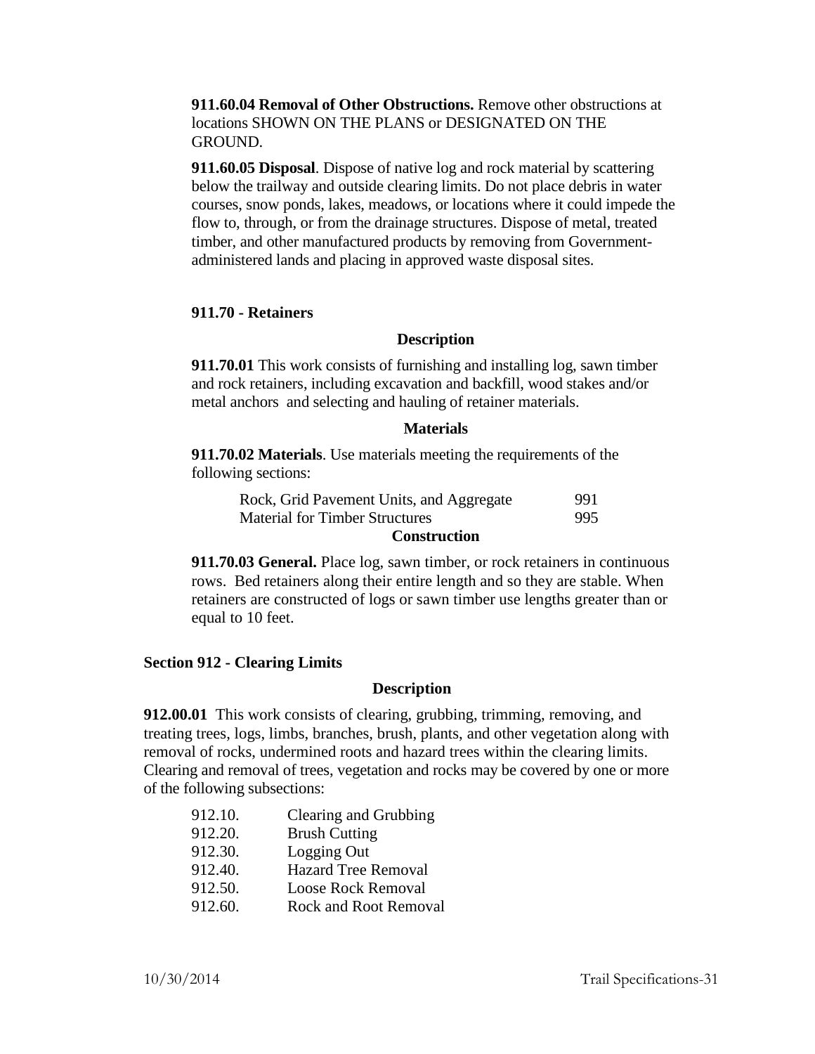**911.60.04 Removal of Other Obstructions.** Remove other obstructions at locations SHOWN ON THE PLANS or DESIGNATED ON THE GROUND.

**911.60.05 Disposal**. Dispose of native log and rock material by scattering below the trailway and outside clearing limits. Do not place debris in water courses, snow ponds, lakes, meadows, or locations where it could impede the flow to, through, or from the drainage structures. Dispose of metal, treated timber, and other manufactured products by removing from Government-administered lands and placing in approved waste disposal sites.

### 911.70 - Retainers

#### Description

**911.70.01** This work consists of furnishing and installing log, sawn timber and rock retainers, including excavation and backfill, wood stakes and/or metal anchors and selecting and hauling of retainer materials.

#### Materials

**911.70.02 Materials**. Use materials meeting the requirements of the following sections:

| | |
|---|---|
| Rock, Grid Pavement Units, and Aggregate | 991 |
| Material for Timber Structures | 995 |

#### Construction

**911.70.03 General.** Place log, sawn timber, or rock retainers in continuous rows. Bed retainers along their entire length and so they are stable. When retainers are constructed of logs or sawn timber use lengths greater than or equal to 10 feet.

## Section 912 - Clearing Limits

#### Description

**912.00.01** This work consists of clearing, grubbing, trimming, removing, and treating trees, logs, limbs, branches, brush, plants, and other vegetation along with removal of rocks, undermined roots and hazard trees within the clearing limits. Clearing and removal of trees, vegetation and rocks may be covered by one or more of the following subsections:

| | |
|---|---|
| 912.10. | Clearing and Grubbing |
| 912.20. | Brush Cutting |
| 912.30. | Logging Out |
| 912.40. | Hazard Tree Removal |
| 912.50. | Loose Rock Removal |
| 912.60. | Rock and Root Removal |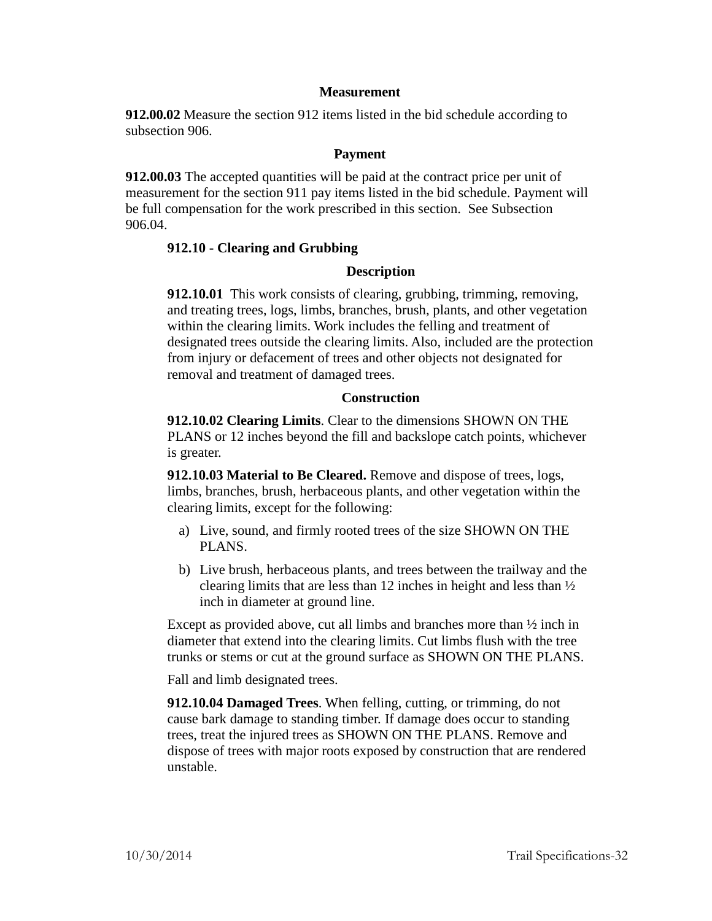### Measurement

**912.00.02** Measure the section 912 items listed in the bid schedule according to subsection 906.

### Payment

**912.00.03** The accepted quantities will be paid at the contract price per unit of measurement for the section 911 pay items listed in the bid schedule. Payment will be full compensation for the work prescribed in this section. See Subsection 906.04.

## 912.10 - Clearing and Grubbing

### Description

**912.10.01** This work consists of clearing, grubbing, trimming, removing, and treating trees, logs, limbs, branches, brush, plants, and other vegetation within the clearing limits. Work includes the felling and treatment of designated trees outside the clearing limits. Also, included are the protection from injury or defacement of trees and other objects not designated for removal and treatment of damaged trees.

### Construction

**912.10.02 Clearing Limits**. Clear to the dimensions SHOWN ON THE PLANS or 12 inches beyond the fill and backslope catch points, whichever is greater.

**912.10.03 Material to Be Cleared.** Remove and dispose of trees, logs, limbs, branches, brush, herbaceous plants, and other vegetation within the clearing limits, except for the following:

a) Live, sound, and firmly rooted trees of the size SHOWN ON THE PLANS.

b) Live brush, herbaceous plants, and trees between the trailway and the clearing limits that are less than 12 inches in height and less than ½ inch in diameter at ground line.

Except as provided above, cut all limbs and branches more than ½ inch in diameter that extend into the clearing limits. Cut limbs flush with the tree trunks or stems or cut at the ground surface as SHOWN ON THE PLANS.

Fall and limb designated trees.

**912.10.04 Damaged Trees**. When felling, cutting, or trimming, do not cause bark damage to standing timber. If damage does occur to standing trees, treat the injured trees as SHOWN ON THE PLANS. Remove and dispose of trees with major roots exposed by construction that are rendered unstable.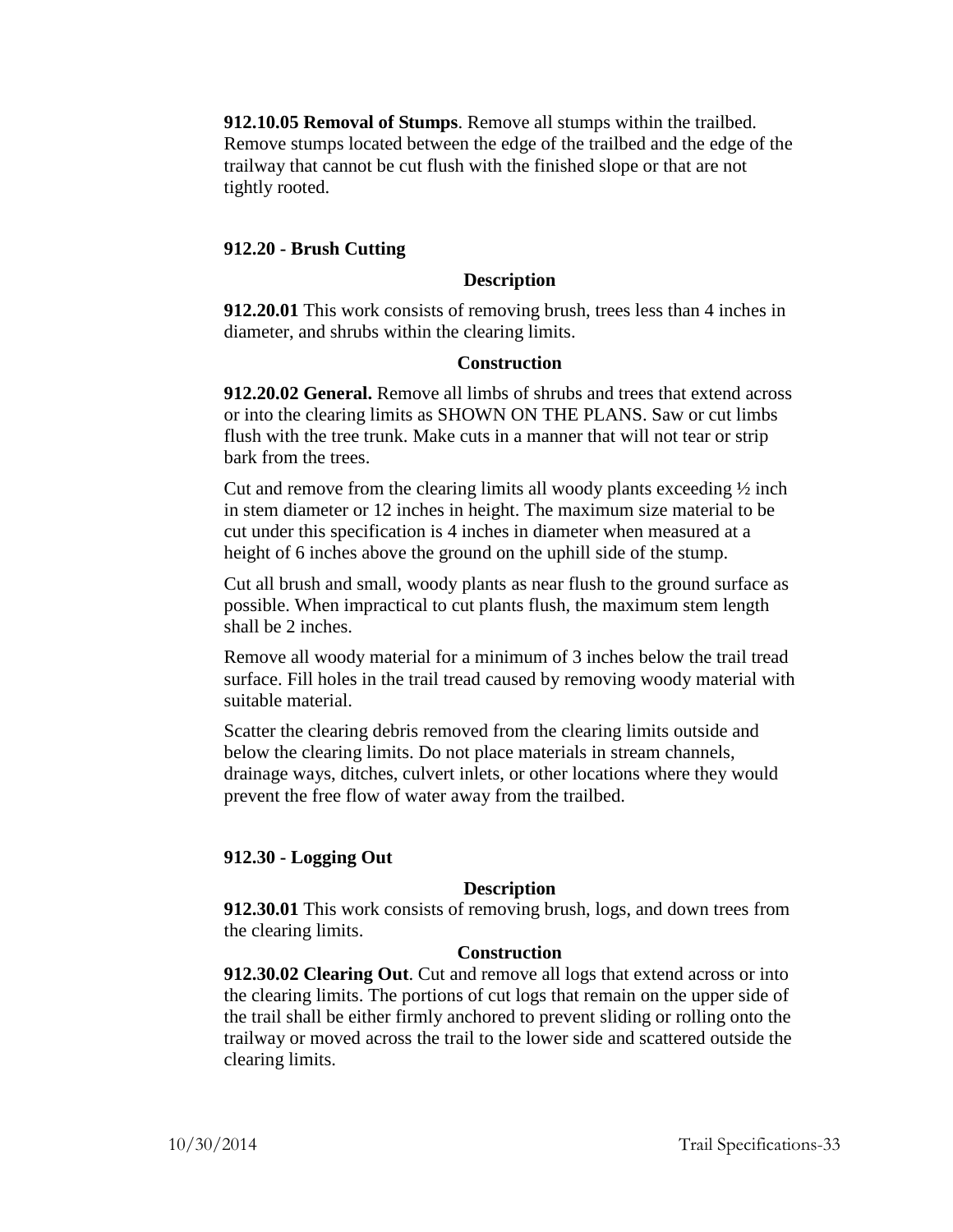**912.10.05 Removal of Stumps**. Remove all stumps within the trailbed. Remove stumps located between the edge of the trailbed and the edge of the trailway that cannot be cut flush with the finished slope or that are not tightly rooted.

### 912.20 - Brush Cutting

#### Description

**912.20.01** This work consists of removing brush, trees less than 4 inches in diameter, and shrubs within the clearing limits.

#### Construction

**912.20.02 General.** Remove all limbs of shrubs and trees that extend across or into the clearing limits as SHOWN ON THE PLANS. Saw or cut limbs flush with the tree trunk. Make cuts in a manner that will not tear or strip bark from the trees.

Cut and remove from the clearing limits all woody plants exceeding ½ inch in stem diameter or 12 inches in height. The maximum size material to be cut under this specification is 4 inches in diameter when measured at a height of 6 inches above the ground on the uphill side of the stump.

Cut all brush and small, woody plants as near flush to the ground surface as possible. When impractical to cut plants flush, the maximum stem length shall be 2 inches.

Remove all woody material for a minimum of 3 inches below the trail tread surface. Fill holes in the trail tread caused by removing woody material with suitable material.

Scatter the clearing debris removed from the clearing limits outside and below the clearing limits. Do not place materials in stream channels, drainage ways, ditches, culvert inlets, or other locations where they would prevent the free flow of water away from the trailbed.

### 912.30 - Logging Out

#### Description

**912.30.01** This work consists of removing brush, logs, and down trees from the clearing limits.

#### Construction

**912.30.02 Clearing Out**. Cut and remove all logs that extend across or into the clearing limits. The portions of cut logs that remain on the upper side of the trail shall be either firmly anchored to prevent sliding or rolling onto the trailway or moved across the trail to the lower side and scattered outside the clearing limits.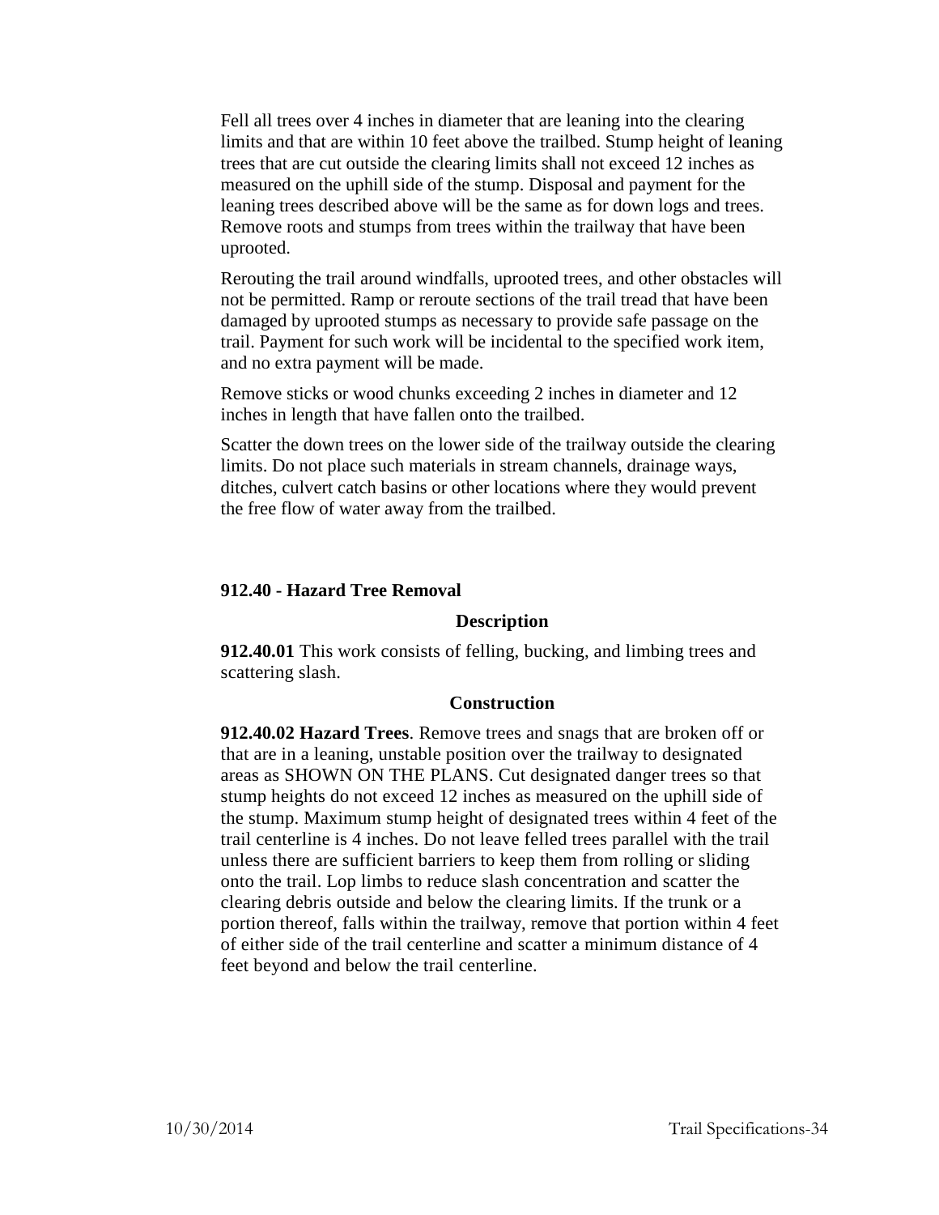Fell all trees over 4 inches in diameter that are leaning into the clearing limits and that are within 10 feet above the trailbed. Stump height of leaning trees that are cut outside the clearing limits shall not exceed 12 inches as measured on the uphill side of the stump. Disposal and payment for the leaning trees described above will be the same as for down logs and trees. Remove roots and stumps from trees within the trailway that have been uprooted.

Rerouting the trail around windfalls, uprooted trees, and other obstacles will not be permitted. Ramp or reroute sections of the trail tread that have been damaged by uprooted stumps as necessary to provide safe passage on the trail. Payment for such work will be incidental to the specified work item, and no extra payment will be made.

Remove sticks or wood chunks exceeding 2 inches in diameter and 12 inches in length that have fallen onto the trailbed.

Scatter the down trees on the lower side of the trailway outside the clearing limits. Do not place such materials in stream channels, drainage ways, ditches, culvert catch basins or other locations where they would prevent the free flow of water away from the trailbed.

## 912.40 - Hazard Tree Removal

### Description

**912.40.01** This work consists of felling, bucking, and limbing trees and scattering slash.

### Construction

**912.40.02 Hazard Trees**. Remove trees and snags that are broken off or that are in a leaning, unstable position over the trailway to designated areas as SHOWN ON THE PLANS. Cut designated danger trees so that stump heights do not exceed 12 inches as measured on the uphill side of the stump. Maximum stump height of designated trees within 4 feet of the trail centerline is 4 inches. Do not leave felled trees parallel with the trail unless there are sufficient barriers to keep them from rolling or sliding onto the trail. Lop limbs to reduce slash concentration and scatter the clearing debris outside and below the clearing limits. If the trunk or a portion thereof, falls within the trailway, remove that portion within 4 feet of either side of the trail centerline and scatter a minimum distance of 4 feet beyond and below the trail centerline.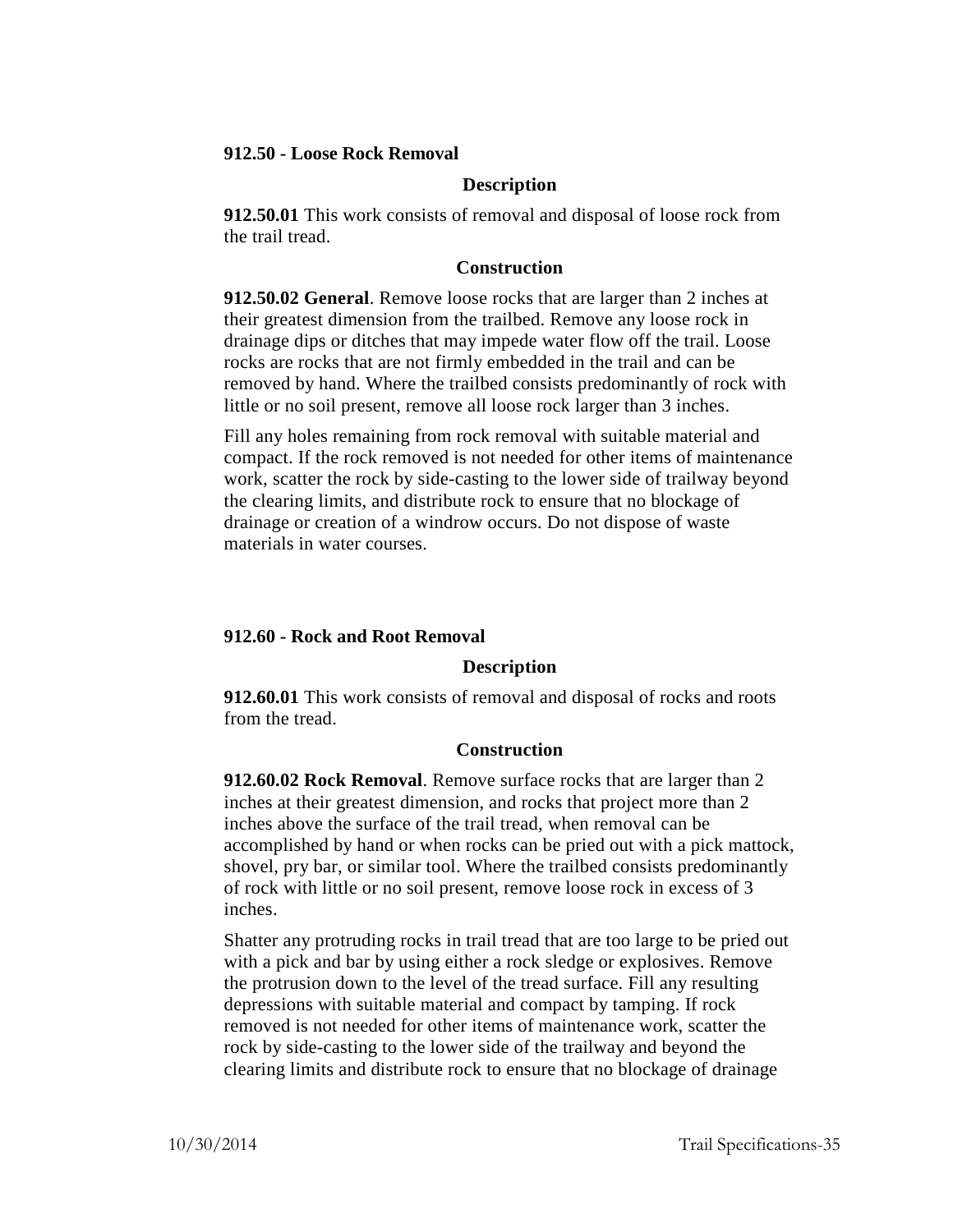### 912.50 - Loose Rock Removal

#### Description

**912.50.01** This work consists of removal and disposal of loose rock from the trail tread.

#### Construction

**912.50.02 General**. Remove loose rocks that are larger than 2 inches at their greatest dimension from the trailbed. Remove any loose rock in drainage dips or ditches that may impede water flow off the trail. Loose rocks are rocks that are not firmly embedded in the trail and can be removed by hand. Where the trailbed consists predominantly of rock with little or no soil present, remove all loose rock larger than 3 inches.

Fill any holes remaining from rock removal with suitable material and compact. If the rock removed is not needed for other items of maintenance work, scatter the rock by side-casting to the lower side of trailway beyond the clearing limits, and distribute rock to ensure that no blockage of drainage or creation of a windrow occurs. Do not dispose of waste materials in water courses.

### 912.60 - Rock and Root Removal

#### Description

**912.60.01** This work consists of removal and disposal of rocks and roots from the tread.

#### Construction

**912.60.02 Rock Removal**. Remove surface rocks that are larger than 2 inches at their greatest dimension, and rocks that project more than 2 inches above the surface of the trail tread, when removal can be accomplished by hand or when rocks can be pried out with a pick mattock, shovel, pry bar, or similar tool. Where the trailbed consists predominantly of rock with little or no soil present, remove loose rock in excess of 3 inches.

Shatter any protruding rocks in trail tread that are too large to be pried out with a pick and bar by using either a rock sledge or explosives. Remove the protrusion down to the level of the tread surface. Fill any resulting depressions with suitable material and compact by tamping. If rock removed is not needed for other items of maintenance work, scatter the rock by side-casting to the lower side of the trailway and beyond the clearing limits and distribute rock to ensure that no blockage of drainage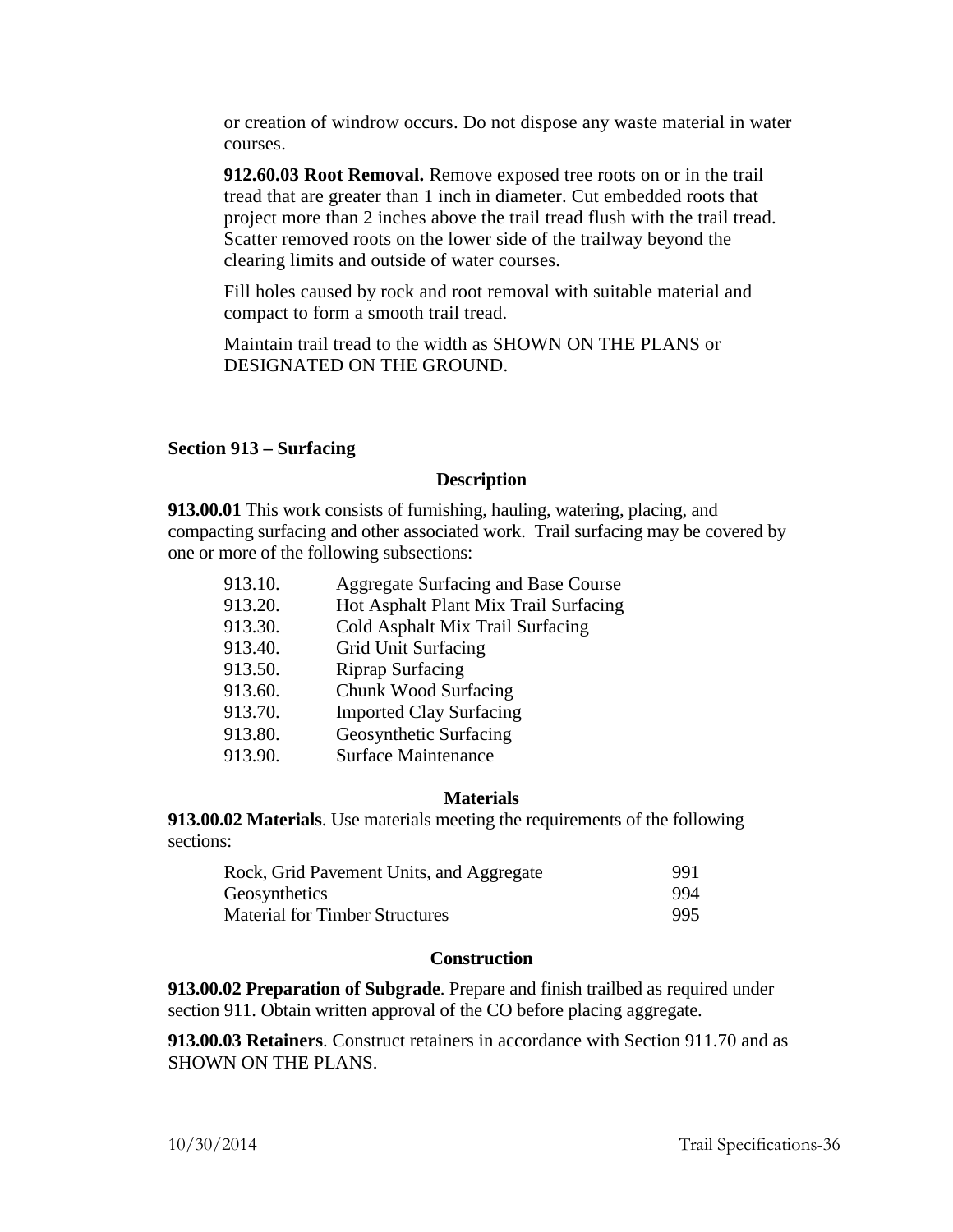or creation of windrow occurs. Do not dispose any waste material in water courses.

**912.60.03 Root Removal.** Remove exposed tree roots on or in the trail tread that are greater than 1 inch in diameter. Cut embedded roots that project more than 2 inches above the trail tread flush with the trail tread. Scatter removed roots on the lower side of the trailway beyond the clearing limits and outside of water courses.

Fill holes caused by rock and root removal with suitable material and compact to form a smooth trail tread.

Maintain trail tread to the width as SHOWN ON THE PLANS or DESIGNATED ON THE GROUND.

### Section 913 – Surfacing

#### Description

**913.00.01** This work consists of furnishing, hauling, watering, placing, and compacting surfacing and other associated work. Trail surfacing may be covered by one or more of the following subsections:

| | |
|---|---|
| 913.10. | Aggregate Surfacing and Base Course |
| 913.20. | Hot Asphalt Plant Mix Trail Surfacing |
| 913.30. | Cold Asphalt Mix Trail Surfacing |
| 913.40. | Grid Unit Surfacing |
| 913.50. | Riprap Surfacing |
| 913.60. | Chunk Wood Surfacing |
| 913.70. | Imported Clay Surfacing |
| 913.80. | Geosynthetic Surfacing |
| 913.90. | Surface Maintenance |

#### Materials

**913.00.02 Materials**. Use materials meeting the requirements of the following sections:

| | |
|---|---|
| Rock, Grid Pavement Units, and Aggregate | 991 |
| Geosynthetics | 994 |
| Material for Timber Structures | 995 |

#### Construction

**913.00.02 Preparation of Subgrade**. Prepare and finish trailbed as required under section 911. Obtain written approval of the CO before placing aggregate.

**913.00.03 Retainers**. Construct retainers in accordance with Section 911.70 and as SHOWN ON THE PLANS.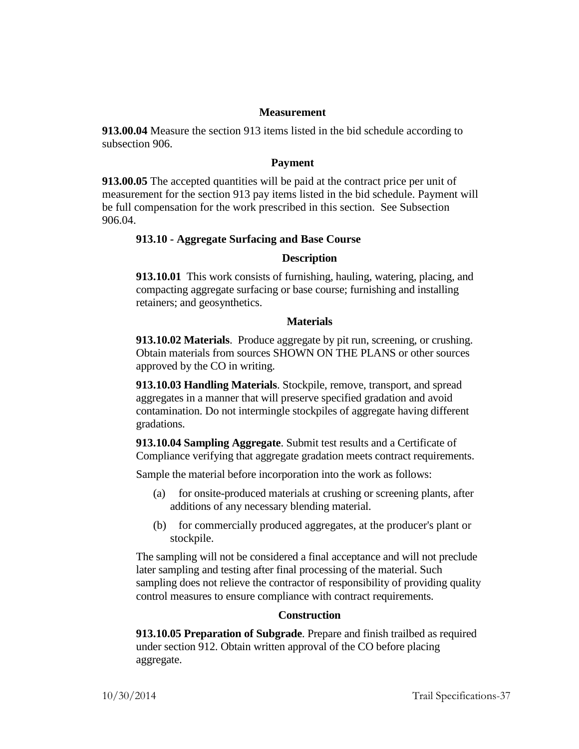#### Measurement

**913.00.04** Measure the section 913 items listed in the bid schedule according to subsection 906.

#### Payment

**913.00.05** The accepted quantities will be paid at the contract price per unit of measurement for the section 913 pay items listed in the bid schedule. Payment will be full compensation for the work prescribed in this section.  See Subsection 906.04.

### 913.10 - Aggregate Surfacing and Base Course

#### Description

**913.10.01**  This work consists of furnishing, hauling, watering, placing, and compacting aggregate surfacing or base course; furnishing and installing retainers; and geosynthetics.

#### Materials

**913.10.02 Materials**.  Produce aggregate by pit run, screening, or crushing. Obtain materials from sources SHOWN ON THE PLANS or other sources approved by the CO in writing.

**913.10.03 Handling Materials**. Stockpile, remove, transport, and spread aggregates in a manner that will preserve specified gradation and avoid contamination. Do not intermingle stockpiles of aggregate having different gradations.

**913.10.04 Sampling Aggregate**. Submit test results and a Certificate of Compliance verifying that aggregate gradation meets contract requirements.

Sample the material before incorporation into the work as follows:

(a) for onsite-produced materials at crushing or screening plants, after additions of any necessary blending material.

(b) for commercially produced aggregates, at the producer's plant or stockpile.

The sampling will not be considered a final acceptance and will not preclude later sampling and testing after final processing of the material. Such sampling does not relieve the contractor of responsibility of providing quality control measures to ensure compliance with contract requirements.

#### Construction

**913.10.05 Preparation of Subgrade**. Prepare and finish trailbed as required under section 912. Obtain written approval of the CO before placing aggregate.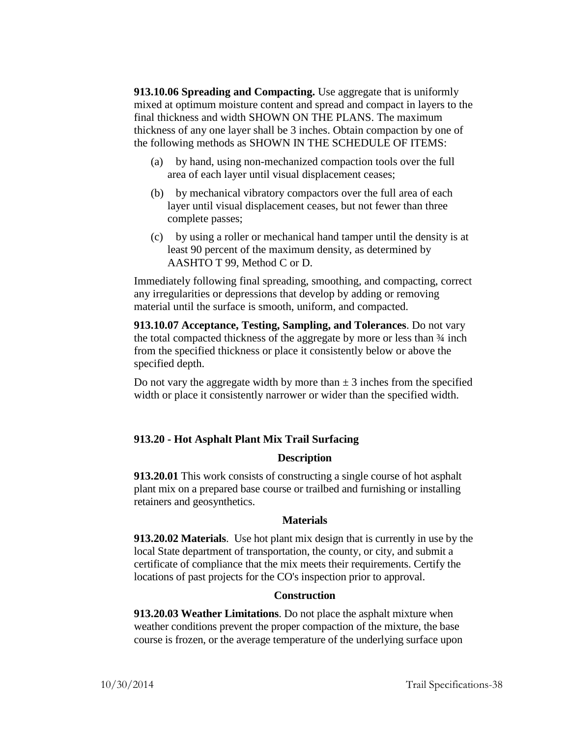**913.10.06 Spreading and Compacting.** Use aggregate that is uniformly mixed at optimum moisture content and spread and compact in layers to the final thickness and width SHOWN ON THE PLANS. The maximum thickness of any one layer shall be 3 inches. Obtain compaction by one of the following methods as SHOWN IN THE SCHEDULE OF ITEMS:

(a) by hand, using non-mechanized compaction tools over the full area of each layer until visual displacement ceases;

(b) by mechanical vibratory compactors over the full area of each layer until visual displacement ceases, but not fewer than three complete passes;

(c) by using a roller or mechanical hand tamper until the density is at least 90 percent of the maximum density, as determined by AASHTO T 99, Method C or D.

Immediately following final spreading, smoothing, and compacting, correct any irregularities or depressions that develop by adding or removing material until the surface is smooth, uniform, and compacted.

**913.10.07 Acceptance, Testing, Sampling, and Tolerances**. Do not vary the total compacted thickness of the aggregate by more or less than ¾ inch from the specified thickness or place it consistently below or above the specified depth.

Do not vary the aggregate width by more than ± 3 inches from the specified width or place it consistently narrower or wider than the specified width.

## 913.20 - Hot Asphalt Plant Mix Trail Surfacing

### Description

**913.20.01** This work consists of constructing a single course of hot asphalt plant mix on a prepared base course or trailbed and furnishing or installing retainers and geosynthetics.

### Materials

**913.20.02 Materials**. Use hot plant mix design that is currently in use by the local State department of transportation, the county, or city, and submit a certificate of compliance that the mix meets their requirements. Certify the locations of past projects for the CO's inspection prior to approval.

### Construction

**913.20.03 Weather Limitations**. Do not place the asphalt mixture when weather conditions prevent the proper compaction of the mixture, the base course is frozen, or the average temperature of the underlying surface upon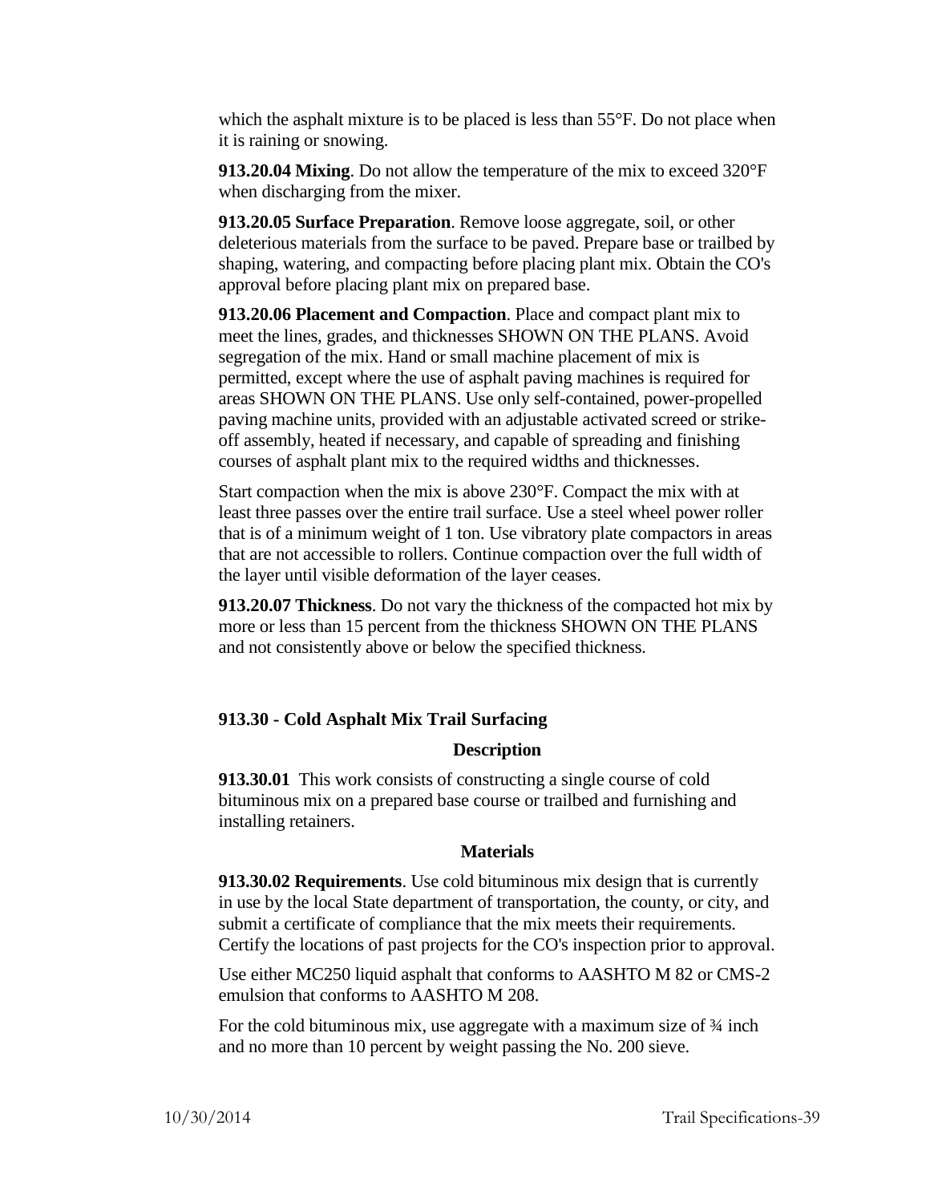which the asphalt mixture is to be placed is less than 55°F. Do not place when it is raining or snowing.

**913.20.04 Mixing**. Do not allow the temperature of the mix to exceed 320°F when discharging from the mixer.

**913.20.05 Surface Preparation**. Remove loose aggregate, soil, or other deleterious materials from the surface to be paved. Prepare base or trailbed by shaping, watering, and compacting before placing plant mix. Obtain the CO's approval before placing plant mix on prepared base.

**913.20.06 Placement and Compaction**. Place and compact plant mix to meet the lines, grades, and thicknesses SHOWN ON THE PLANS. Avoid segregation of the mix. Hand or small machine placement of mix is permitted, except where the use of asphalt paving machines is required for areas SHOWN ON THE PLANS. Use only self-contained, power-propelled paving machine units, provided with an adjustable activated screed or strike-off assembly, heated if necessary, and capable of spreading and finishing courses of asphalt plant mix to the required widths and thicknesses.

Start compaction when the mix is above 230°F. Compact the mix with at least three passes over the entire trail surface. Use a steel wheel power roller that is of a minimum weight of 1 ton. Use vibratory plate compactors in areas that are not accessible to rollers. Continue compaction over the full width of the layer until visible deformation of the layer ceases.

**913.20.07 Thickness**. Do not vary the thickness of the compacted hot mix by more or less than 15 percent from the thickness SHOWN ON THE PLANS and not consistently above or below the specified thickness.

### 913.30 - Cold Asphalt Mix Trail Surfacing

#### Description

**913.30.01** This work consists of constructing a single course of cold bituminous mix on a prepared base course or trailbed and furnishing and installing retainers.

#### Materials

**913.30.02 Requirements**. Use cold bituminous mix design that is currently in use by the local State department of transportation, the county, or city, and submit a certificate of compliance that the mix meets their requirements. Certify the locations of past projects for the CO's inspection prior to approval.

Use either MC250 liquid asphalt that conforms to AASHTO M 82 or CMS-2 emulsion that conforms to AASHTO M 208.

For the cold bituminous mix, use aggregate with a maximum size of ¾ inch and no more than 10 percent by weight passing the No. 200 sieve.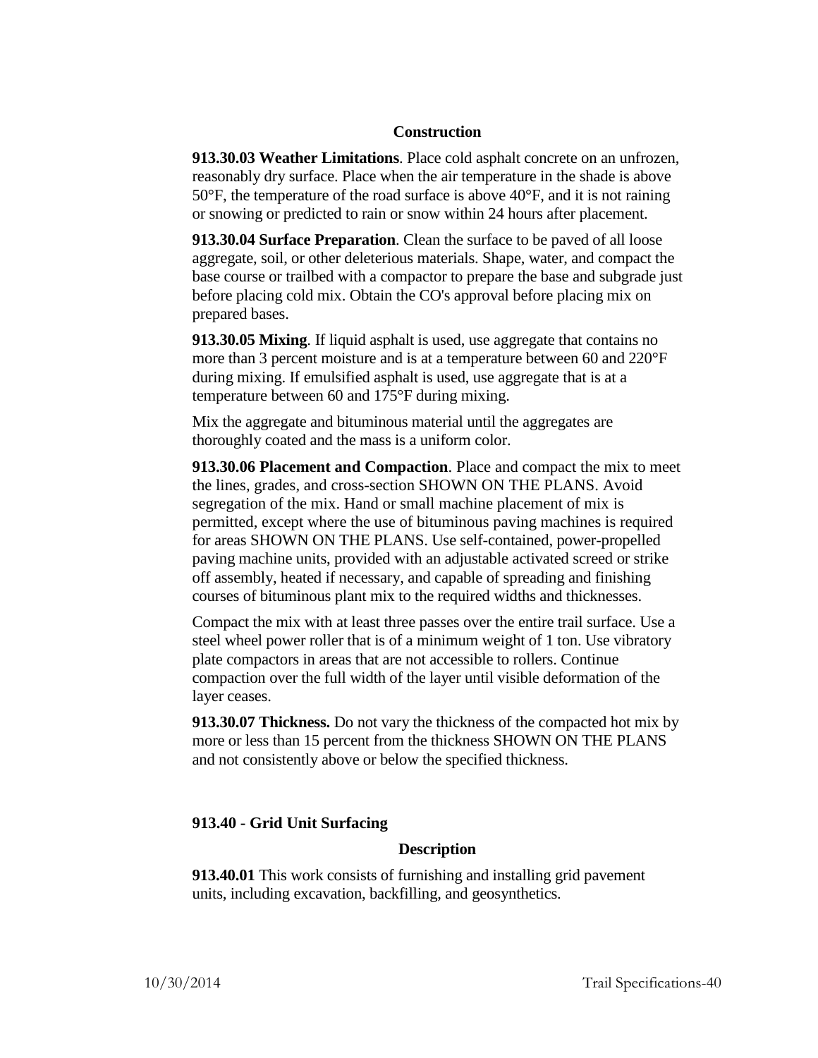#### Construction

**913.30.03 Weather Limitations**. Place cold asphalt concrete on an unfrozen, reasonably dry surface. Place when the air temperature in the shade is above 50°F, the temperature of the road surface is above 40°F, and it is not raining or snowing or predicted to rain or snow within 24 hours after placement.

**913.30.04 Surface Preparation**. Clean the surface to be paved of all loose aggregate, soil, or other deleterious materials. Shape, water, and compact the base course or trailbed with a compactor to prepare the base and subgrade just before placing cold mix. Obtain the CO's approval before placing mix on prepared bases.

**913.30.05 Mixing**. If liquid asphalt is used, use aggregate that contains no more than 3 percent moisture and is at a temperature between 60 and 220°F during mixing. If emulsified asphalt is used, use aggregate that is at a temperature between 60 and 175°F during mixing.

Mix the aggregate and bituminous material until the aggregates are thoroughly coated and the mass is a uniform color.

**913.30.06 Placement and Compaction**. Place and compact the mix to meet the lines, grades, and cross-section SHOWN ON THE PLANS. Avoid segregation of the mix. Hand or small machine placement of mix is permitted, except where the use of bituminous paving machines is required for areas SHOWN ON THE PLANS. Use self-contained, power-propelled paving machine units, provided with an adjustable activated screed or strike off assembly, heated if necessary, and capable of spreading and finishing courses of bituminous plant mix to the required widths and thicknesses.

Compact the mix with at least three passes over the entire trail surface. Use a steel wheel power roller that is of a minimum weight of 1 ton. Use vibratory plate compactors in areas that are not accessible to rollers. Continue compaction over the full width of the layer until visible deformation of the layer ceases.

**913.30.07 Thickness.** Do not vary the thickness of the compacted hot mix by more or less than 15 percent from the thickness SHOWN ON THE PLANS and not consistently above or below the specified thickness.

### 913.40 - Grid Unit Surfacing

#### Description

**913.40.01** This work consists of furnishing and installing grid pavement units, including excavation, backfilling, and geosynthetics.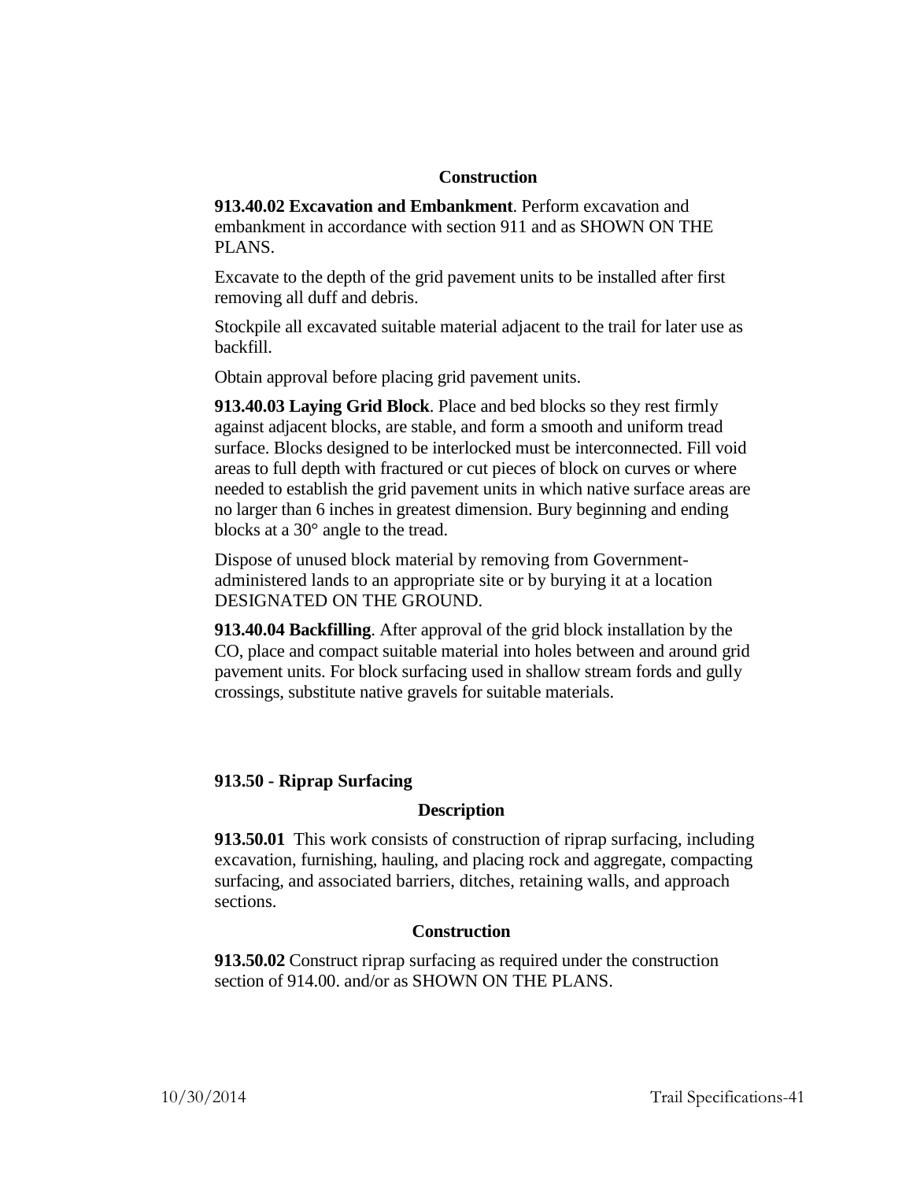### Construction

**913.40.02 Excavation and Embankment**. Perform excavation and embankment in accordance with section 911 and as SHOWN ON THE PLANS.

Excavate to the depth of the grid pavement units to be installed after first removing all duff and debris.

Stockpile all excavated suitable material adjacent to the trail for later use as backfill.

Obtain approval before placing grid pavement units.

**913.40.03 Laying Grid Block**. Place and bed blocks so they rest firmly against adjacent blocks, are stable, and form a smooth and uniform tread surface. Blocks designed to be interlocked must be interconnected. Fill void areas to full depth with fractured or cut pieces of block on curves or where needed to establish the grid pavement units in which native surface areas are no larger than 6 inches in greatest dimension. Bury beginning and ending blocks at a 30° angle to the tread.

Dispose of unused block material by removing from Government-administered lands to an appropriate site or by burying it at a location DESIGNATED ON THE GROUND.

**913.40.04 Backfilling**. After approval of the grid block installation by the CO, place and compact suitable material into holes between and around grid pavement units. For block surfacing used in shallow stream fords and gully crossings, substitute native gravels for suitable materials.

## 913.50 - Riprap Surfacing

### Description

**913.50.01** This work consists of construction of riprap surfacing, including excavation, furnishing, hauling, and placing rock and aggregate, compacting surfacing, and associated barriers, ditches, retaining walls, and approach sections.

### Construction

**913.50.02** Construct riprap surfacing as required under the construction section of 914.00. and/or as SHOWN ON THE PLANS.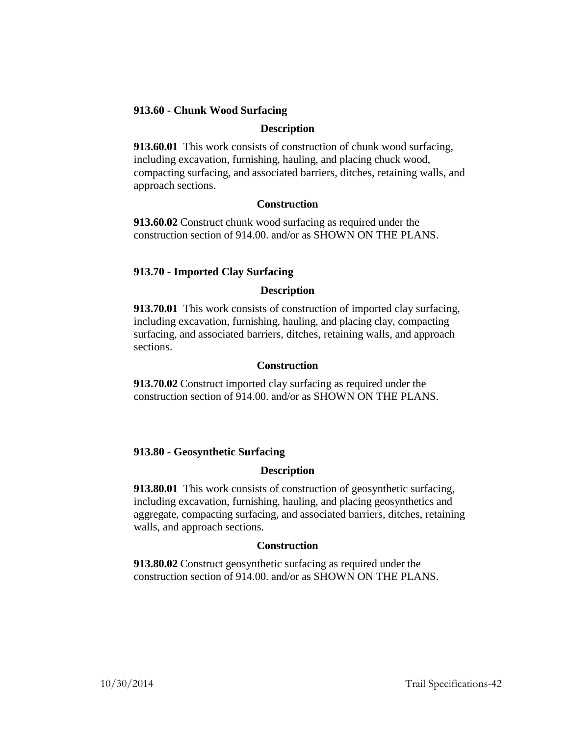## 913.60 - Chunk Wood Surfacing

### Description

**913.60.01** This work consists of construction of chunk wood surfacing, including excavation, furnishing, hauling, and placing chuck wood, compacting surfacing, and associated barriers, ditches, retaining walls, and approach sections.

### Construction

**913.60.02** Construct chunk wood surfacing as required under the construction section of 914.00. and/or as SHOWN ON THE PLANS.

## 913.70 - Imported Clay Surfacing

### Description

**913.70.01** This work consists of construction of imported clay surfacing, including excavation, furnishing, hauling, and placing clay, compacting surfacing, and associated barriers, ditches, retaining walls, and approach sections.

### Construction

**913.70.02** Construct imported clay surfacing as required under the construction section of 914.00. and/or as SHOWN ON THE PLANS.

## 913.80 - Geosynthetic Surfacing

### Description

**913.80.01** This work consists of construction of geosynthetic surfacing, including excavation, furnishing, hauling, and placing geosynthetics and aggregate, compacting surfacing, and associated barriers, ditches, retaining walls, and approach sections.

### Construction

**913.80.02** Construct geosynthetic surfacing as required under the construction section of 914.00. and/or as SHOWN ON THE PLANS.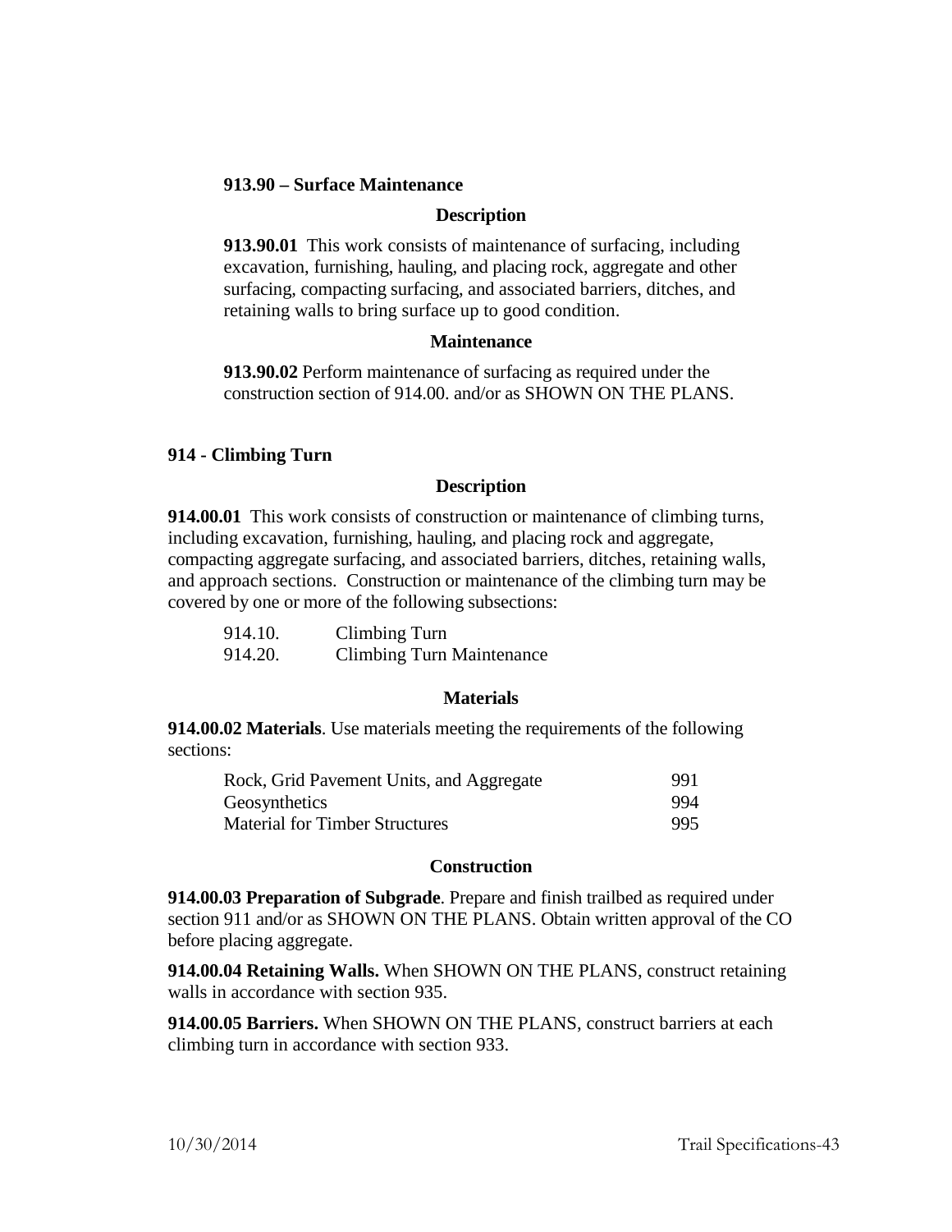### 913.90 – Surface Maintenance

**Description**

**913.90.01** This work consists of maintenance of surfacing, including excavation, furnishing, hauling, and placing rock, aggregate and other surfacing, compacting surfacing, and associated barriers, ditches, and retaining walls to bring surface up to good condition.

**Maintenance**

**913.90.02** Perform maintenance of surfacing as required under the construction section of 914.00. and/or as SHOWN ON THE PLANS.

## 914 - Climbing Turn

**Description**

**914.00.01** This work consists of construction or maintenance of climbing turns, including excavation, furnishing, hauling, and placing rock and aggregate, compacting aggregate surfacing, and associated barriers, ditches, retaining walls, and approach sections. Construction or maintenance of the climbing turn may be covered by one or more of the following subsections:

| | |
|---|---|
| 914.10. | Climbing Turn |
| 914.20. | Climbing Turn Maintenance |

**Materials**

**914.00.02 Materials**. Use materials meeting the requirements of the following sections:

| | |
|---|---|
| Rock, Grid Pavement Units, and Aggregate | 991 |
| Geosynthetics | 994 |
| Material for Timber Structures | 995 |

**Construction**

**914.00.03 Preparation of Subgrade**. Prepare and finish trailbed as required under section 911 and/or as SHOWN ON THE PLANS. Obtain written approval of the CO before placing aggregate.

**914.00.04 Retaining Walls.** When SHOWN ON THE PLANS, construct retaining walls in accordance with section 935.

**914.00.05 Barriers.** When SHOWN ON THE PLANS, construct barriers at each climbing turn in accordance with section 933.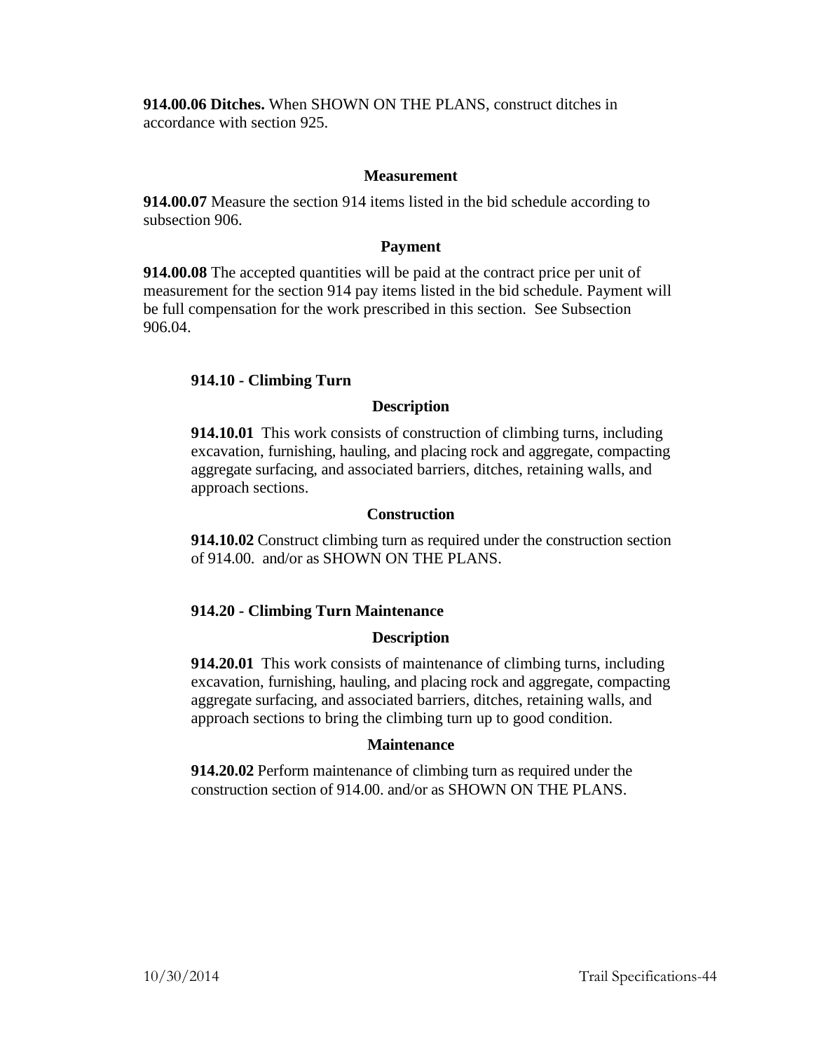**914.00.06 Ditches.** When SHOWN ON THE PLANS, construct ditches in accordance with section 925.

**Measurement**

**914.00.07** Measure the section 914 items listed in the bid schedule according to subsection 906.

**Payment**

**914.00.08** The accepted quantities will be paid at the contract price per unit of measurement for the section 914 pay items listed in the bid schedule. Payment will be full compensation for the work prescribed in this section. See Subsection 906.04.

### 914.10 - Climbing Turn

**Description**

**914.10.01** This work consists of construction of climbing turns, including excavation, furnishing, hauling, and placing rock and aggregate, compacting aggregate surfacing, and associated barriers, ditches, retaining walls, and approach sections.

**Construction**

**914.10.02** Construct climbing turn as required under the construction section of 914.00. and/or as SHOWN ON THE PLANS.

### 914.20 - Climbing Turn Maintenance

**Description**

**914.20.01** This work consists of maintenance of climbing turns, including excavation, furnishing, hauling, and placing rock and aggregate, compacting aggregate surfacing, and associated barriers, ditches, retaining walls, and approach sections to bring the climbing turn up to good condition.

**Maintenance**

**914.20.02** Perform maintenance of climbing turn as required under the construction section of 914.00. and/or as SHOWN ON THE PLANS.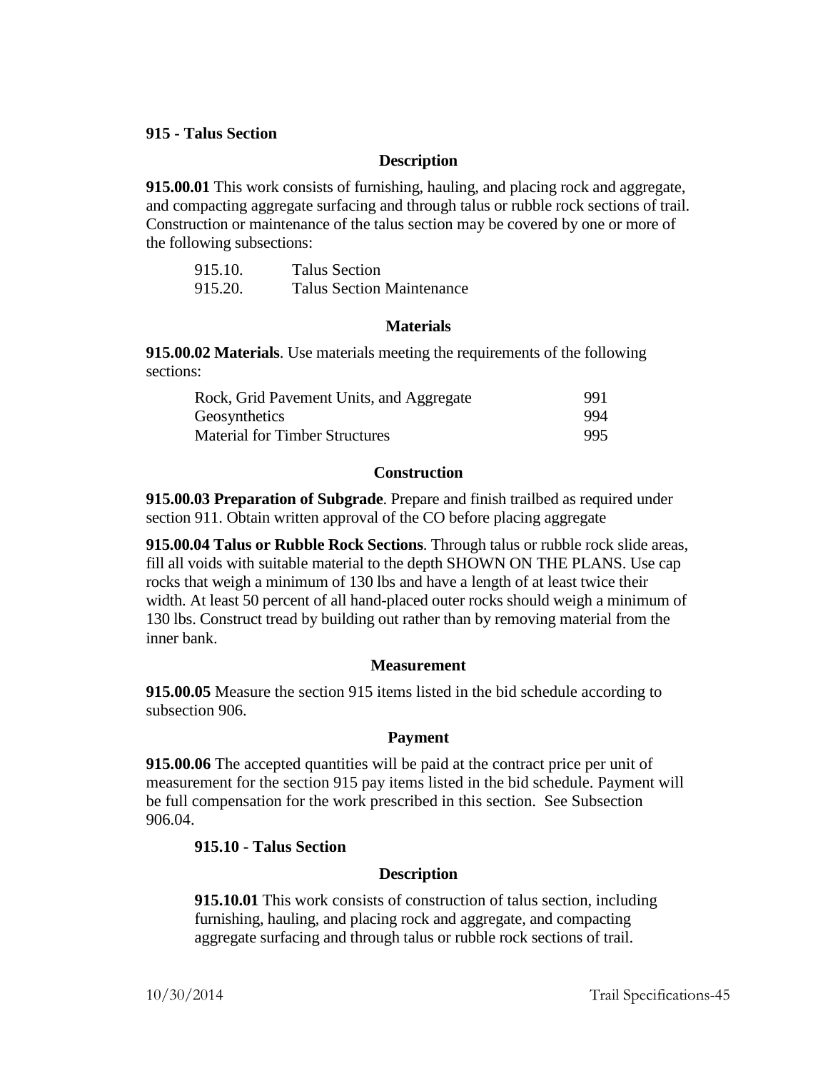## 915 - Talus Section

### Description

**915.00.01** This work consists of furnishing, hauling, and placing rock and aggregate, and compacting aggregate surfacing and through talus or rubble rock sections of trail. Construction or maintenance of the talus section may be covered by one or more of the following subsections:

| | |
|---|---|
| 915.10. | Talus Section |
| 915.20. | Talus Section Maintenance |

### Materials

**915.00.02 Materials**. Use materials meeting the requirements of the following sections:

| | |
|---|---|
| Rock, Grid Pavement Units, and Aggregate | 991 |
| Geosynthetics | 994 |
| Material for Timber Structures | 995 |

### Construction

**915.00.03 Preparation of Subgrade**. Prepare and finish trailbed as required under section 911. Obtain written approval of the CO before placing aggregate

**915.00.04 Talus or Rubble Rock Sections**. Through talus or rubble rock slide areas, fill all voids with suitable material to the depth SHOWN ON THE PLANS. Use cap rocks that weigh a minimum of 130 lbs and have a length of at least twice their width. At least 50 percent of all hand-placed outer rocks should weigh a minimum of 130 lbs. Construct tread by building out rather than by removing material from the inner bank.

### Measurement

**915.00.05** Measure the section 915 items listed in the bid schedule according to subsection 906.

### Payment

**915.00.06** The accepted quantities will be paid at the contract price per unit of measurement for the section 915 pay items listed in the bid schedule. Payment will be full compensation for the work prescribed in this section. See Subsection 906.04.

### 915.10 - Talus Section

#### Description

**915.10.01** This work consists of construction of talus section, including furnishing, hauling, and placing rock and aggregate, and compacting aggregate surfacing and through talus or rubble rock sections of trail.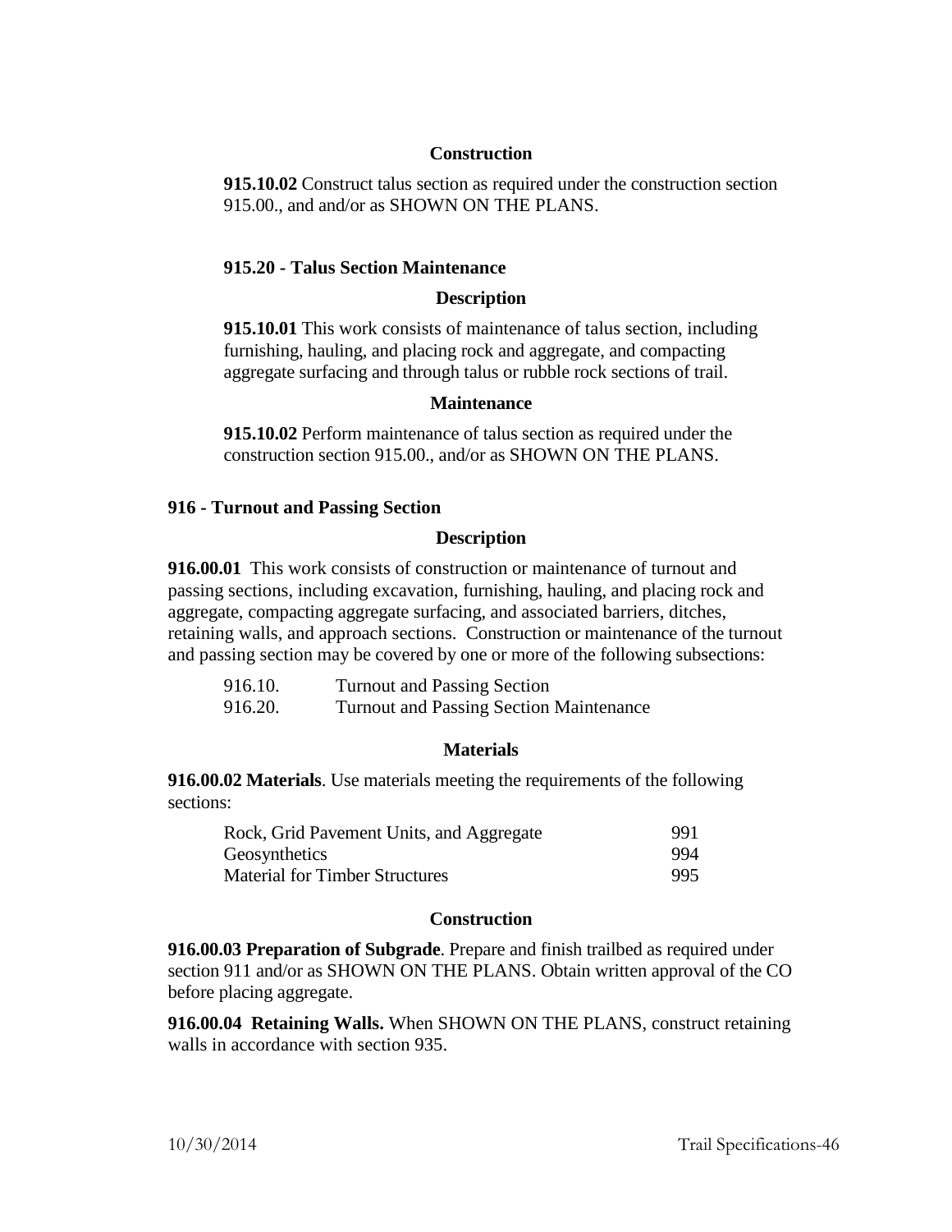#### Construction

**915.10.02** Construct talus section as required under the construction section 915.00., and and/or as SHOWN ON THE PLANS.

### 915.20 - Talus Section Maintenance

#### Description

**915.10.01** This work consists of maintenance of talus section, including furnishing, hauling, and placing rock and aggregate, and compacting aggregate surfacing and through talus or rubble rock sections of trail.

#### Maintenance

**915.10.02** Perform maintenance of talus section as required under the construction section 915.00., and/or as SHOWN ON THE PLANS.

## 916 - Turnout and Passing Section

#### Description

**916.00.01** This work consists of construction or maintenance of turnout and passing sections, including excavation, furnishing, hauling, and placing rock and aggregate, compacting aggregate surfacing, and associated barriers, ditches, retaining walls, and approach sections. Construction or maintenance of the turnout and passing section may be covered by one or more of the following subsections:

| | |
|---|---|
| 916.10. | Turnout and Passing Section |
| 916.20. | Turnout and Passing Section Maintenance |

#### Materials

**916.00.02 Materials**. Use materials meeting the requirements of the following sections:

| | |
|---|---|
| Rock, Grid Pavement Units, and Aggregate | 991 |
| Geosynthetics | 994 |
| Material for Timber Structures | 995 |

#### Construction

**916.00.03 Preparation of Subgrade**. Prepare and finish trailbed as required under section 911 and/or as SHOWN ON THE PLANS. Obtain written approval of the CO before placing aggregate.

**916.00.04 Retaining Walls.** When SHOWN ON THE PLANS, construct retaining walls in accordance with section 935.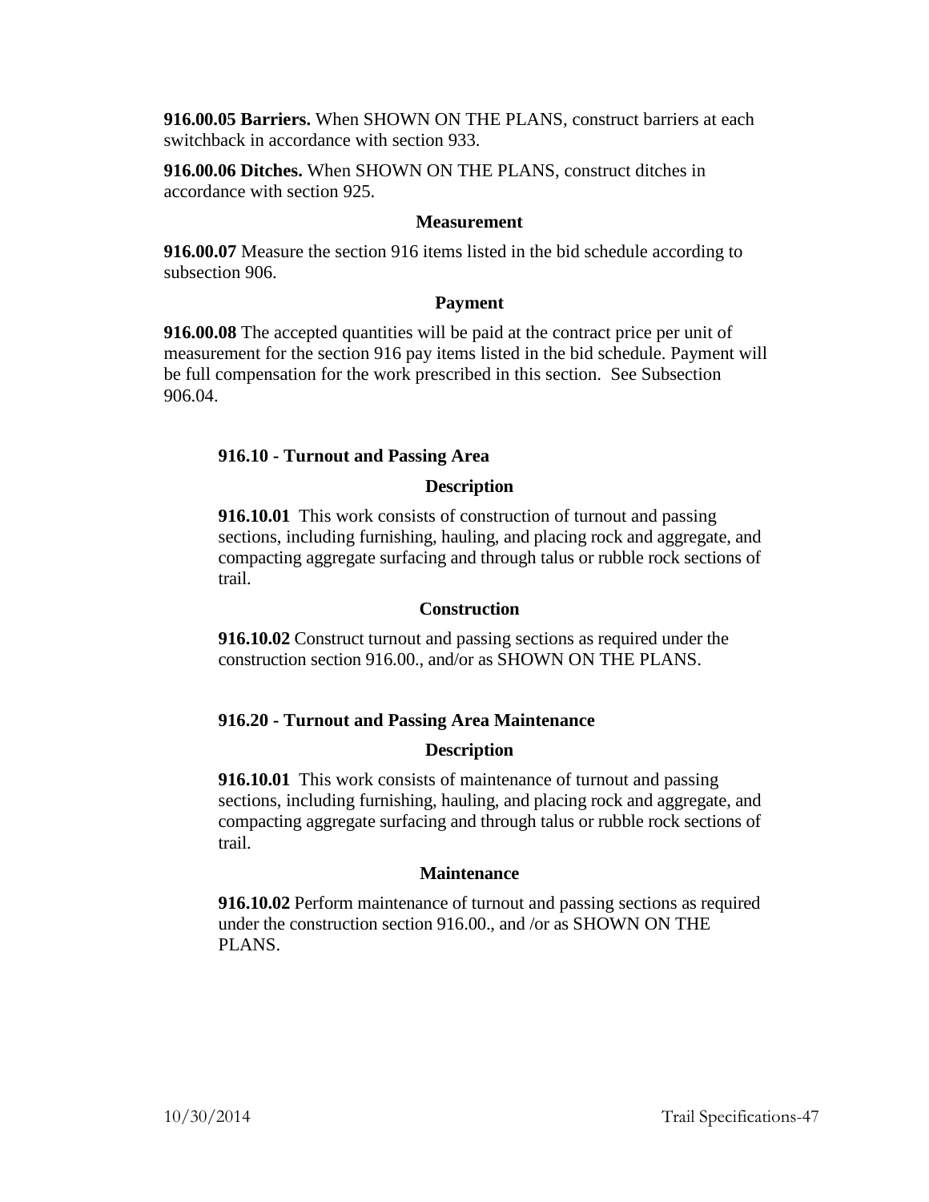**916.00.05 Barriers.** When SHOWN ON THE PLANS, construct barriers at each switchback in accordance with section 933.

**916.00.06 Ditches.** When SHOWN ON THE PLANS, construct ditches in accordance with section 925.

**Measurement**

**916.00.07** Measure the section 916 items listed in the bid schedule according to subsection 906.

**Payment**

**916.00.08** The accepted quantities will be paid at the contract price per unit of measurement for the section 916 pay items listed in the bid schedule. Payment will be full compensation for the work prescribed in this section. See Subsection 906.04.

### 916.10 - Turnout and Passing Area

**Description**

**916.10.01** This work consists of construction of turnout and passing sections, including furnishing, hauling, and placing rock and aggregate, and compacting aggregate surfacing and through talus or rubble rock sections of trail.

**Construction**

**916.10.02** Construct turnout and passing sections as required under the construction section 916.00., and/or as SHOWN ON THE PLANS.

### 916.20 - Turnout and Passing Area Maintenance

**Description**

**916.10.01** This work consists of maintenance of turnout and passing sections, including furnishing, hauling, and placing rock and aggregate, and compacting aggregate surfacing and through talus or rubble rock sections of trail.

**Maintenance**

**916.10.02** Perform maintenance of turnout and passing sections as required under the construction section 916.00., and /or as SHOWN ON THE PLANS.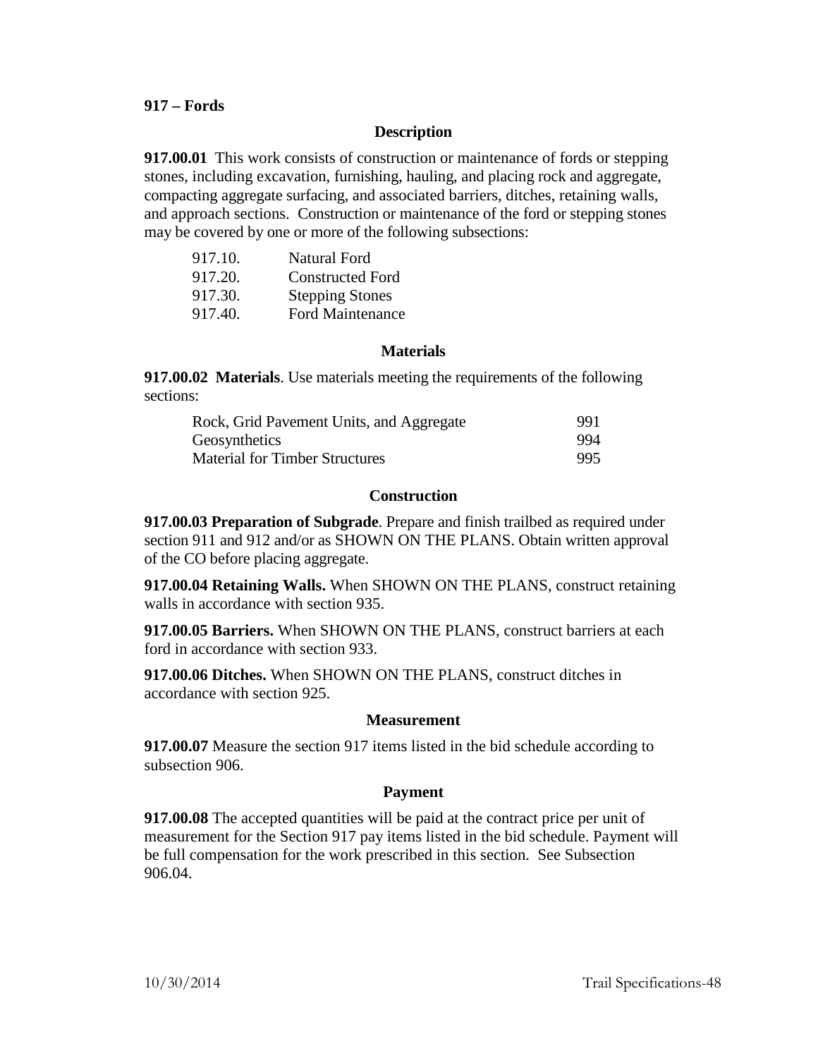**917 – Fords**

### Description

**917.00.01** This work consists of construction or maintenance of fords or stepping stones, including excavation, furnishing, hauling, and placing rock and aggregate, compacting aggregate surfacing, and associated barriers, ditches, retaining walls, and approach sections. Construction or maintenance of the ford or stepping stones may be covered by one or more of the following subsections:

| | |
|---|---|
| 917.10. | Natural Ford |
| 917.20. | Constructed Ford |
| 917.30. | Stepping Stones |
| 917.40. | Ford Maintenance |

### Materials

**917.00.02 Materials**. Use materials meeting the requirements of the following sections:

| | |
|---|---|
| Rock, Grid Pavement Units, and Aggregate | 991 |
| Geosynthetics | 994 |
| Material for Timber Structures | 995 |

### Construction

**917.00.03 Preparation of Subgrade**. Prepare and finish trailbed as required under section 911 and 912 and/or as SHOWN ON THE PLANS. Obtain written approval of the CO before placing aggregate.

**917.00.04 Retaining Walls.** When SHOWN ON THE PLANS, construct retaining walls in accordance with section 935.

**917.00.05 Barriers.** When SHOWN ON THE PLANS, construct barriers at each ford in accordance with section 933.

**917.00.06 Ditches.** When SHOWN ON THE PLANS, construct ditches in accordance with section 925.

### Measurement

**917.00.07** Measure the section 917 items listed in the bid schedule according to subsection 906.

### Payment

**917.00.08** The accepted quantities will be paid at the contract price per unit of measurement for the Section 917 pay items listed in the bid schedule. Payment will be full compensation for the work prescribed in this section. See Subsection 906.04.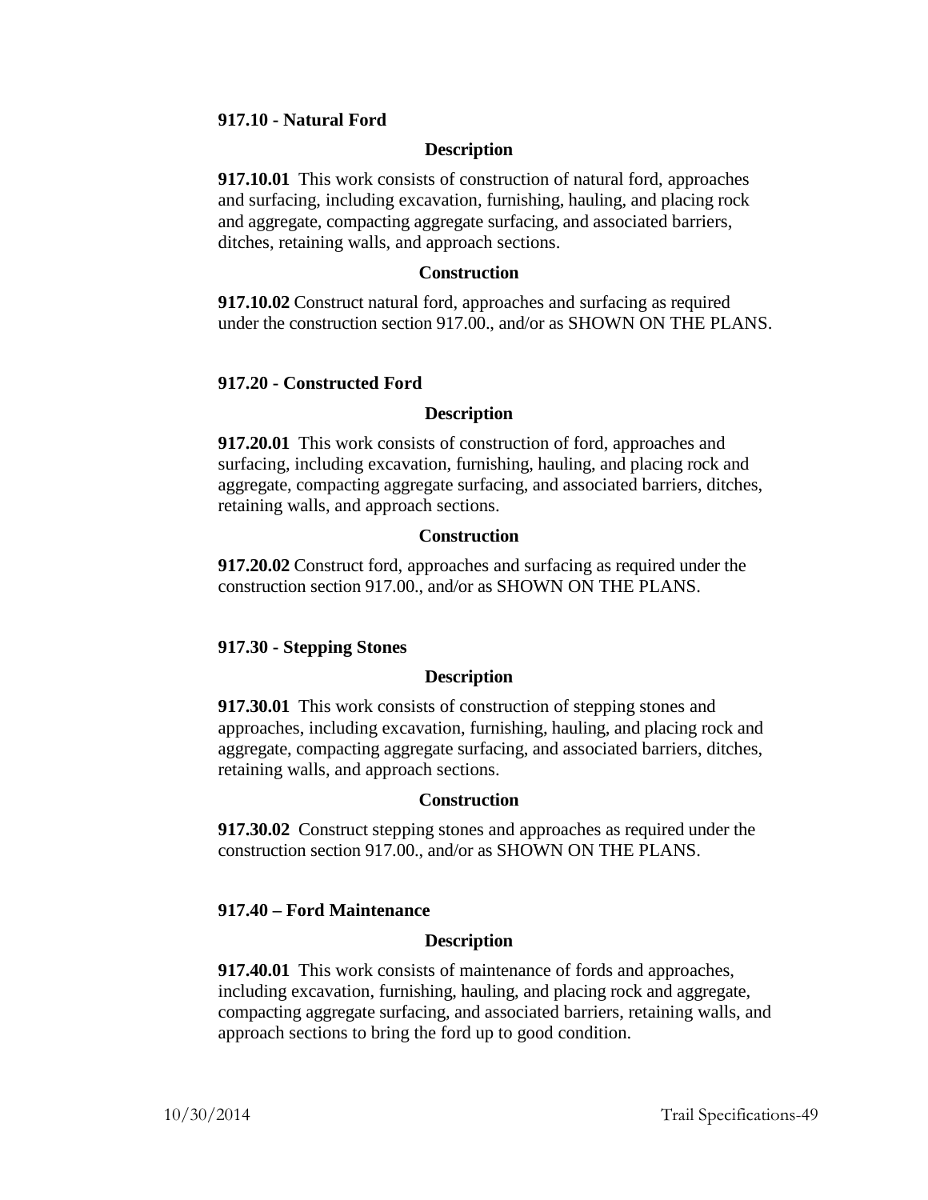### 917.10 - Natural Ford

**Description**

**917.10.01** This work consists of construction of natural ford, approaches and surfacing, including excavation, furnishing, hauling, and placing rock and aggregate, compacting aggregate surfacing, and associated barriers, ditches, retaining walls, and approach sections.

**Construction**

**917.10.02** Construct natural ford, approaches and surfacing as required under the construction section 917.00., and/or as SHOWN ON THE PLANS.

### 917.20 - Constructed Ford

**Description**

**917.20.01** This work consists of construction of ford, approaches and surfacing, including excavation, furnishing, hauling, and placing rock and aggregate, compacting aggregate surfacing, and associated barriers, ditches, retaining walls, and approach sections.

**Construction**

**917.20.02** Construct ford, approaches and surfacing as required under the construction section 917.00., and/or as SHOWN ON THE PLANS.

### 917.30 - Stepping Stones

**Description**

**917.30.01** This work consists of construction of stepping stones and approaches, including excavation, furnishing, hauling, and placing rock and aggregate, compacting aggregate surfacing, and associated barriers, ditches, retaining walls, and approach sections.

**Construction**

**917.30.02** Construct stepping stones and approaches as required under the construction section 917.00., and/or as SHOWN ON THE PLANS.

### 917.40 – Ford Maintenance

**Description**

**917.40.01** This work consists of maintenance of fords and approaches, including excavation, furnishing, hauling, and placing rock and aggregate, compacting aggregate surfacing, and associated barriers, retaining walls, and approach sections to bring the ford up to good condition.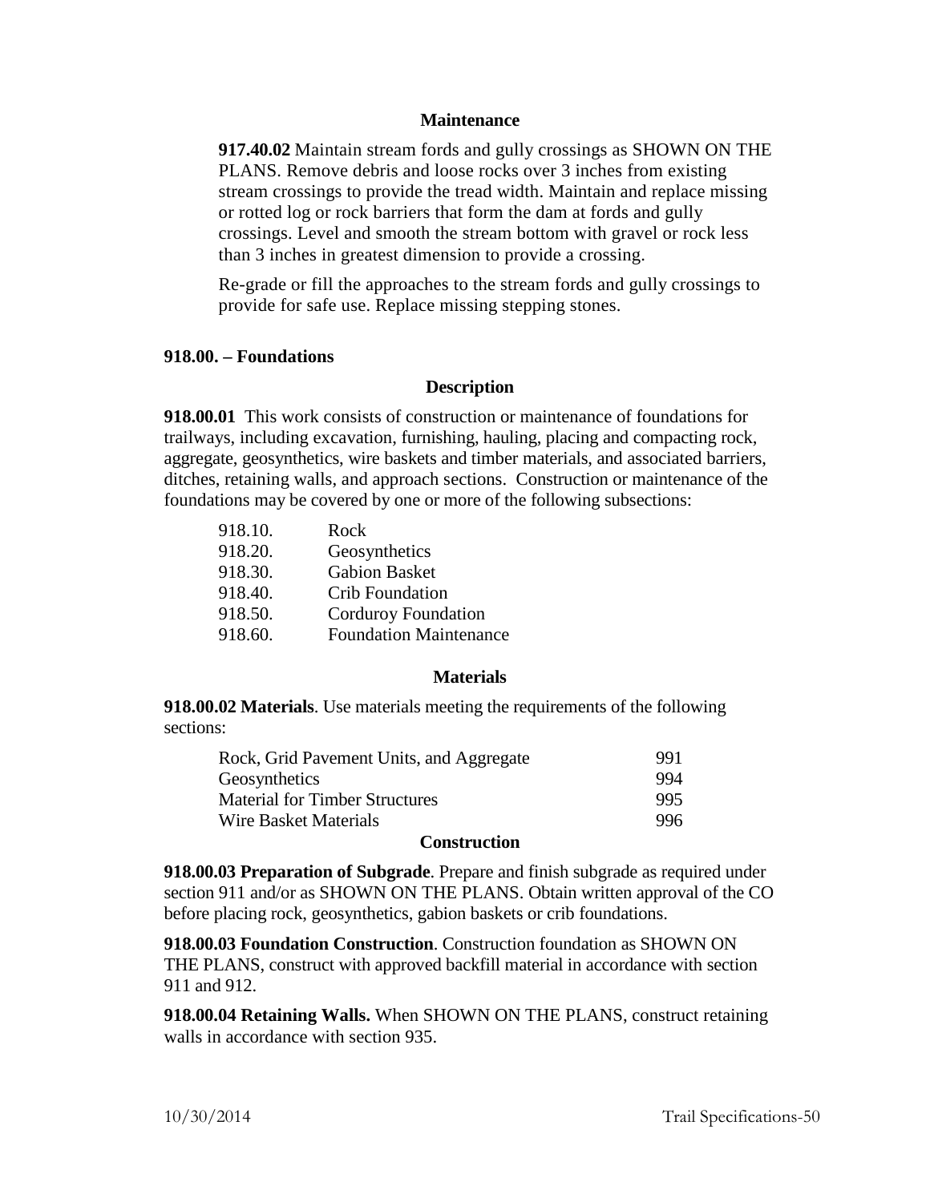#### Maintenance

**917.40.02** Maintain stream fords and gully crossings as SHOWN ON THE PLANS. Remove debris and loose rocks over 3 inches from existing stream crossings to provide the tread width. Maintain and replace missing or rotted log or rock barriers that form the dam at fords and gully crossings. Level and smooth the stream bottom with gravel or rock less than 3 inches in greatest dimension to provide a crossing.

Re-grade or fill the approaches to the stream fords and gully crossings to provide for safe use. Replace missing stepping stones.

### 918.00. – Foundations

#### Description

**918.00.01** This work consists of construction or maintenance of foundations for trailways, including excavation, furnishing, hauling, placing and compacting rock, aggregate, geosynthetics, wire baskets and timber materials, and associated barriers, ditches, retaining walls, and approach sections. Construction or maintenance of the foundations may be covered by one or more of the following subsections:

| | |
|---|---|
| 918.10. | Rock |
| 918.20. | Geosynthetics |
| 918.30. | Gabion Basket |
| 918.40. | Crib Foundation |
| 918.50. | Corduroy Foundation |
| 918.60. | Foundation Maintenance |

#### Materials

**918.00.02 Materials**. Use materials meeting the requirements of the following sections:

| | |
|---|---|
| Rock, Grid Pavement Units, and Aggregate | 991 |
| Geosynthetics | 994 |
| Material for Timber Structures | 995 |
| Wire Basket Materials | 996 |

#### Construction

**918.00.03 Preparation of Subgrade**. Prepare and finish subgrade as required under section 911 and/or as SHOWN ON THE PLANS. Obtain written approval of the CO before placing rock, geosynthetics, gabion baskets or crib foundations.

**918.00.03 Foundation Construction**. Construction foundation as SHOWN ON THE PLANS, construct with approved backfill material in accordance with section 911 and 912.

**918.00.04 Retaining Walls.** When SHOWN ON THE PLANS, construct retaining walls in accordance with section 935.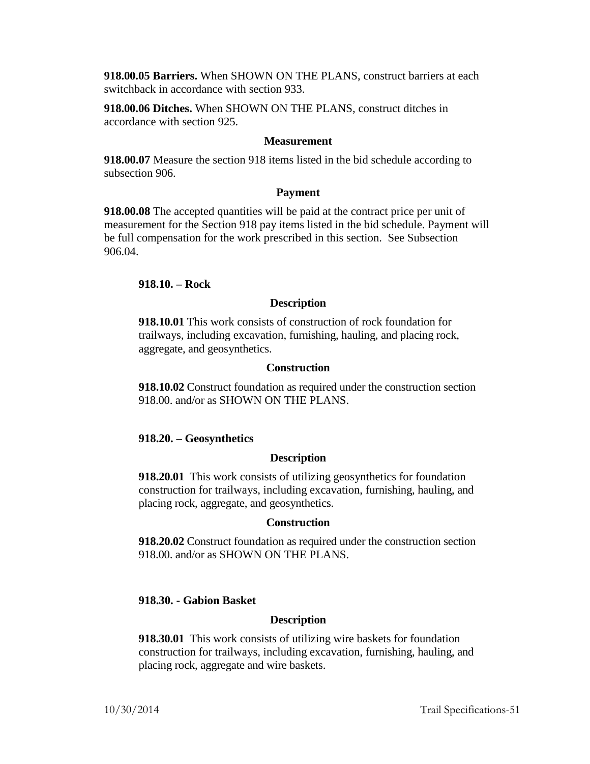**918.00.05 Barriers.** When SHOWN ON THE PLANS, construct barriers at each switchback in accordance with section 933.

**918.00.06 Ditches.** When SHOWN ON THE PLANS, construct ditches in accordance with section 925.

**Measurement**

**918.00.07** Measure the section 918 items listed in the bid schedule according to subsection 906.

**Payment**

**918.00.08** The accepted quantities will be paid at the contract price per unit of measurement for the Section 918 pay items listed in the bid schedule. Payment will be full compensation for the work prescribed in this section. See Subsection 906.04.

### 918.10. – Rock

**Description**

**918.10.01** This work consists of construction of rock foundation for trailways, including excavation, furnishing, hauling, and placing rock, aggregate, and geosynthetics.

**Construction**

**918.10.02** Construct foundation as required under the construction section 918.00. and/or as SHOWN ON THE PLANS.

### 918.20. – Geosynthetics

**Description**

**918.20.01** This work consists of utilizing geosynthetics for foundation construction for trailways, including excavation, furnishing, hauling, and placing rock, aggregate, and geosynthetics.

**Construction**

**918.20.02** Construct foundation as required under the construction section 918.00. and/or as SHOWN ON THE PLANS.

### 918.30. - Gabion Basket

**Description**

**918.30.01** This work consists of utilizing wire baskets for foundation construction for trailways, including excavation, furnishing, hauling, and placing rock, aggregate and wire baskets.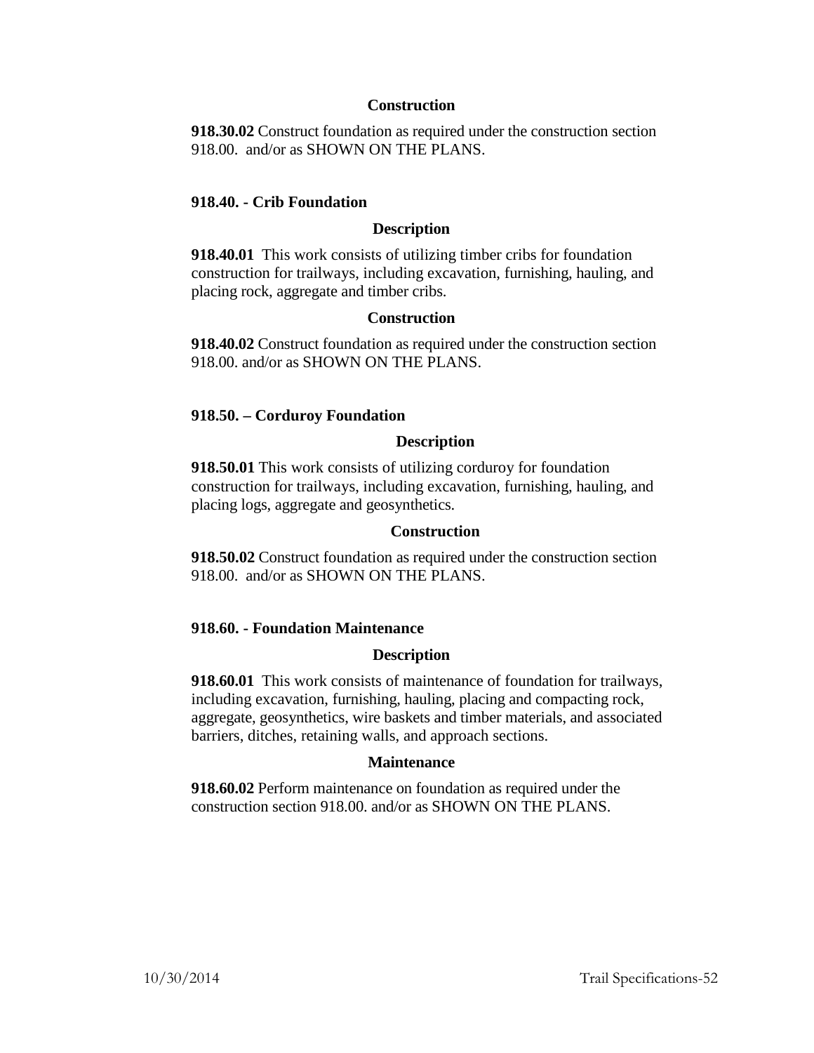#### Construction

**918.30.02** Construct foundation as required under the construction section 918.00. and/or as SHOWN ON THE PLANS.

### 918.40. - Crib Foundation

#### Description

**918.40.01** This work consists of utilizing timber cribs for foundation construction for trailways, including excavation, furnishing, hauling, and placing rock, aggregate and timber cribs.

#### Construction

**918.40.02** Construct foundation as required under the construction section 918.00. and/or as SHOWN ON THE PLANS.

### 918.50. – Corduroy Foundation

#### Description

**918.50.01** This work consists of utilizing corduroy for foundation construction for trailways, including excavation, furnishing, hauling, and placing logs, aggregate and geosynthetics.

#### Construction

**918.50.02** Construct foundation as required under the construction section 918.00. and/or as SHOWN ON THE PLANS.

### 918.60. - Foundation Maintenance

#### Description

**918.60.01** This work consists of maintenance of foundation for trailways, including excavation, furnishing, hauling, placing and compacting rock, aggregate, geosynthetics, wire baskets and timber materials, and associated barriers, ditches, retaining walls, and approach sections.

#### Maintenance

**918.60.02** Perform maintenance on foundation as required under the construction section 918.00. and/or as SHOWN ON THE PLANS.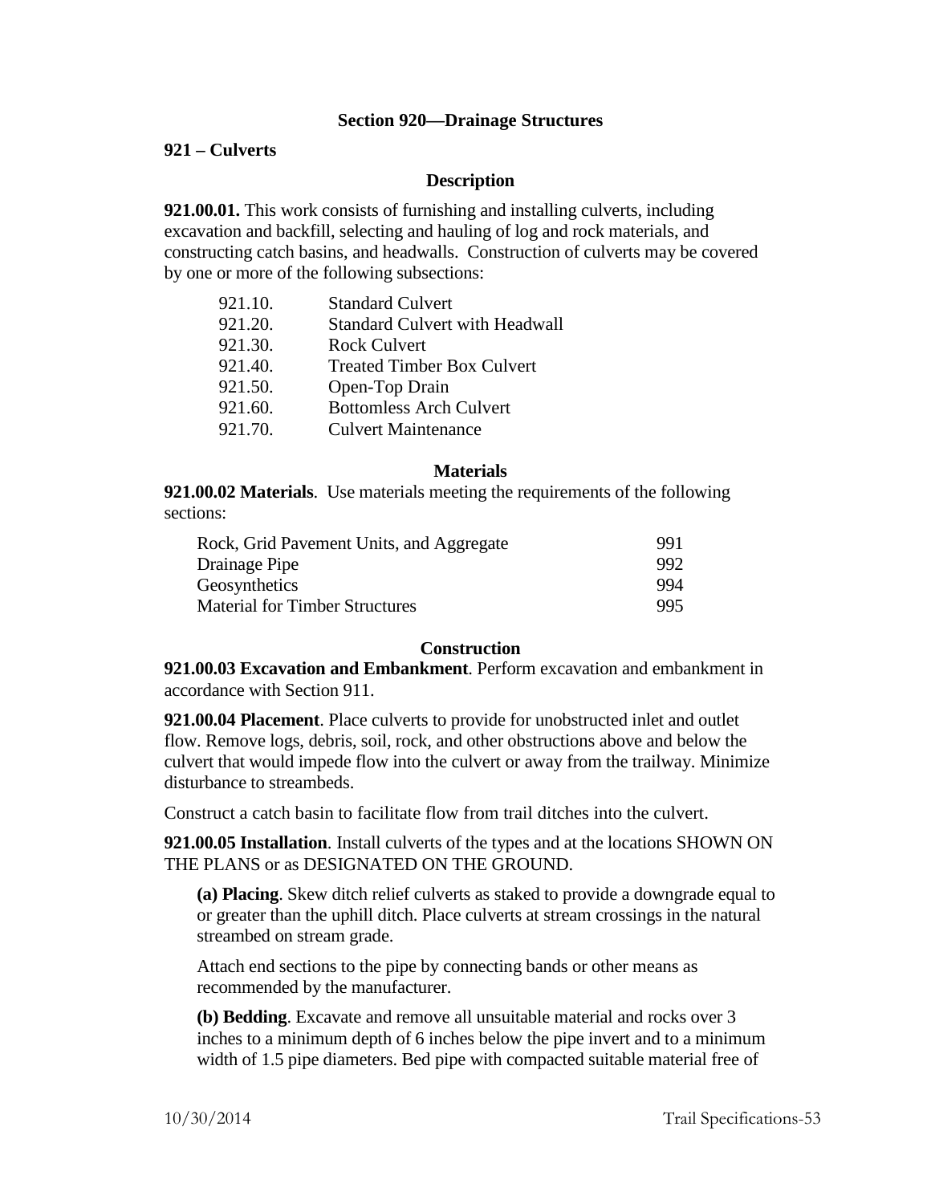## Section 920—Drainage Structures

### 921 – Culverts

#### Description

**921.00.01.** This work consists of furnishing and installing culverts, including excavation and backfill, selecting and hauling of log and rock materials, and constructing catch basins, and headwalls. Construction of culverts may be covered by one or more of the following subsections:

| | |
|---|---|
| 921.10. | Standard Culvert |
| 921.20. | Standard Culvert with Headwall |
| 921.30. | Rock Culvert |
| 921.40. | Treated Timber Box Culvert |
| 921.50. | Open-Top Drain |
| 921.60. | Bottomless Arch Culvert |
| 921.70. | Culvert Maintenance |

#### Materials

**921.00.02 Materials**. Use materials meeting the requirements of the following sections:

| | |
|---|---|
| Rock, Grid Pavement Units, and Aggregate | 991 |
| Drainage Pipe | 992 |
| Geosynthetics | 994 |
| Material for Timber Structures | 995 |

#### Construction

**921.00.03 Excavation and Embankment**. Perform excavation and embankment in accordance with Section 911.

**921.00.04 Placement**. Place culverts to provide for unobstructed inlet and outlet flow. Remove logs, debris, soil, rock, and other obstructions above and below the culvert that would impede flow into the culvert or away from the trailway. Minimize disturbance to streambeds.

Construct a catch basin to facilitate flow from trail ditches into the culvert.

**921.00.05 Installation**. Install culverts of the types and at the locations SHOWN ON THE PLANS or as DESIGNATED ON THE GROUND.

**(a) Placing**. Skew ditch relief culverts as staked to provide a downgrade equal to or greater than the uphill ditch. Place culverts at stream crossings in the natural streambed on stream grade.

Attach end sections to the pipe by connecting bands or other means as recommended by the manufacturer.

**(b) Bedding**. Excavate and remove all unsuitable material and rocks over 3 inches to a minimum depth of 6 inches below the pipe invert and to a minimum width of 1.5 pipe diameters. Bed pipe with compacted suitable material free of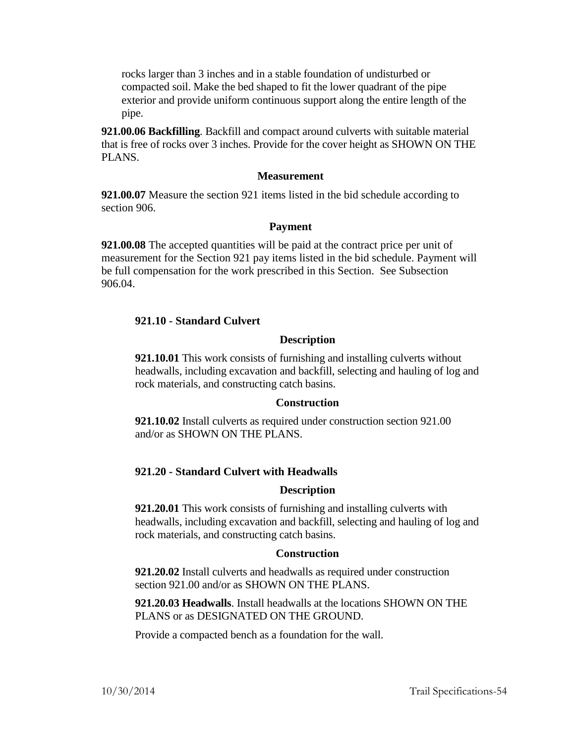rocks larger than 3 inches and in a stable foundation of undisturbed or compacted soil. Make the bed shaped to fit the lower quadrant of the pipe exterior and provide uniform continuous support along the entire length of the pipe.

**921.00.06 Backfilling**. Backfill and compact around culverts with suitable material that is free of rocks over 3 inches. Provide for the cover height as SHOWN ON THE PLANS.

**Measurement**

**921.00.07** Measure the section 921 items listed in the bid schedule according to section 906.

**Payment**

**921.00.08** The accepted quantities will be paid at the contract price per unit of measurement for the Section 921 pay items listed in the bid schedule. Payment will be full compensation for the work prescribed in this Section. See Subsection 906.04.

### 921.10 - Standard Culvert

**Description**

**921.10.01** This work consists of furnishing and installing culverts without headwalls, including excavation and backfill, selecting and hauling of log and rock materials, and constructing catch basins.

**Construction**

**921.10.02** Install culverts as required under construction section 921.00 and/or as SHOWN ON THE PLANS.

### 921.20 - Standard Culvert with Headwalls

**Description**

**921.20.01** This work consists of furnishing and installing culverts with headwalls, including excavation and backfill, selecting and hauling of log and rock materials, and constructing catch basins.

**Construction**

**921.20.02** Install culverts and headwalls as required under construction section 921.00 and/or as SHOWN ON THE PLANS.

**921.20.03 Headwalls**. Install headwalls at the locations SHOWN ON THE PLANS or as DESIGNATED ON THE GROUND.

Provide a compacted bench as a foundation for the wall.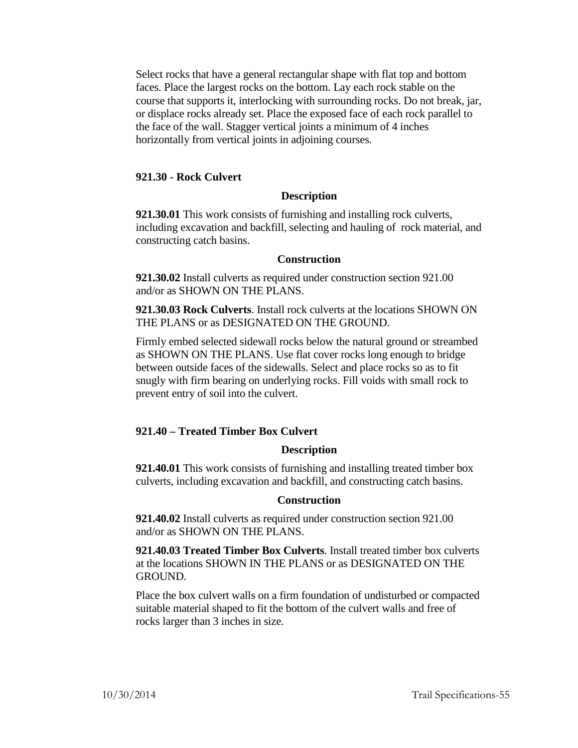Select rocks that have a general rectangular shape with flat top and bottom faces. Place the largest rocks on the bottom. Lay each rock stable on the course that supports it, interlocking with surrounding rocks. Do not break, jar, or displace rocks already set. Place the exposed face of each rock parallel to the face of the wall. Stagger vertical joints a minimum of 4 inches horizontally from vertical joints in adjoining courses.

### 921.30 - Rock Culvert

#### Description

**921.30.01** This work consists of furnishing and installing rock culverts, including excavation and backfill, selecting and hauling of rock material, and constructing catch basins.

#### Construction

**921.30.02** Install culverts as required under construction section 921.00 and/or as SHOWN ON THE PLANS.

**921.30.03 Rock Culverts**. Install rock culverts at the locations SHOWN ON THE PLANS or as DESIGNATED ON THE GROUND.

Firmly embed selected sidewall rocks below the natural ground or streambed as SHOWN ON THE PLANS. Use flat cover rocks long enough to bridge between outside faces of the sidewalls. Select and place rocks so as to fit snugly with firm bearing on underlying rocks. Fill voids with small rock to prevent entry of soil into the culvert.

### 921.40 – Treated Timber Box Culvert

#### Description

**921.40.01** This work consists of furnishing and installing treated timber box culverts, including excavation and backfill, and constructing catch basins.

#### Construction

**921.40.02** Install culverts as required under construction section 921.00 and/or as SHOWN ON THE PLANS.

**921.40.03 Treated Timber Box Culverts**. Install treated timber box culverts at the locations SHOWN IN THE PLANS or as DESIGNATED ON THE GROUND.

Place the box culvert walls on a firm foundation of undisturbed or compacted suitable material shaped to fit the bottom of the culvert walls and free of rocks larger than 3 inches in size.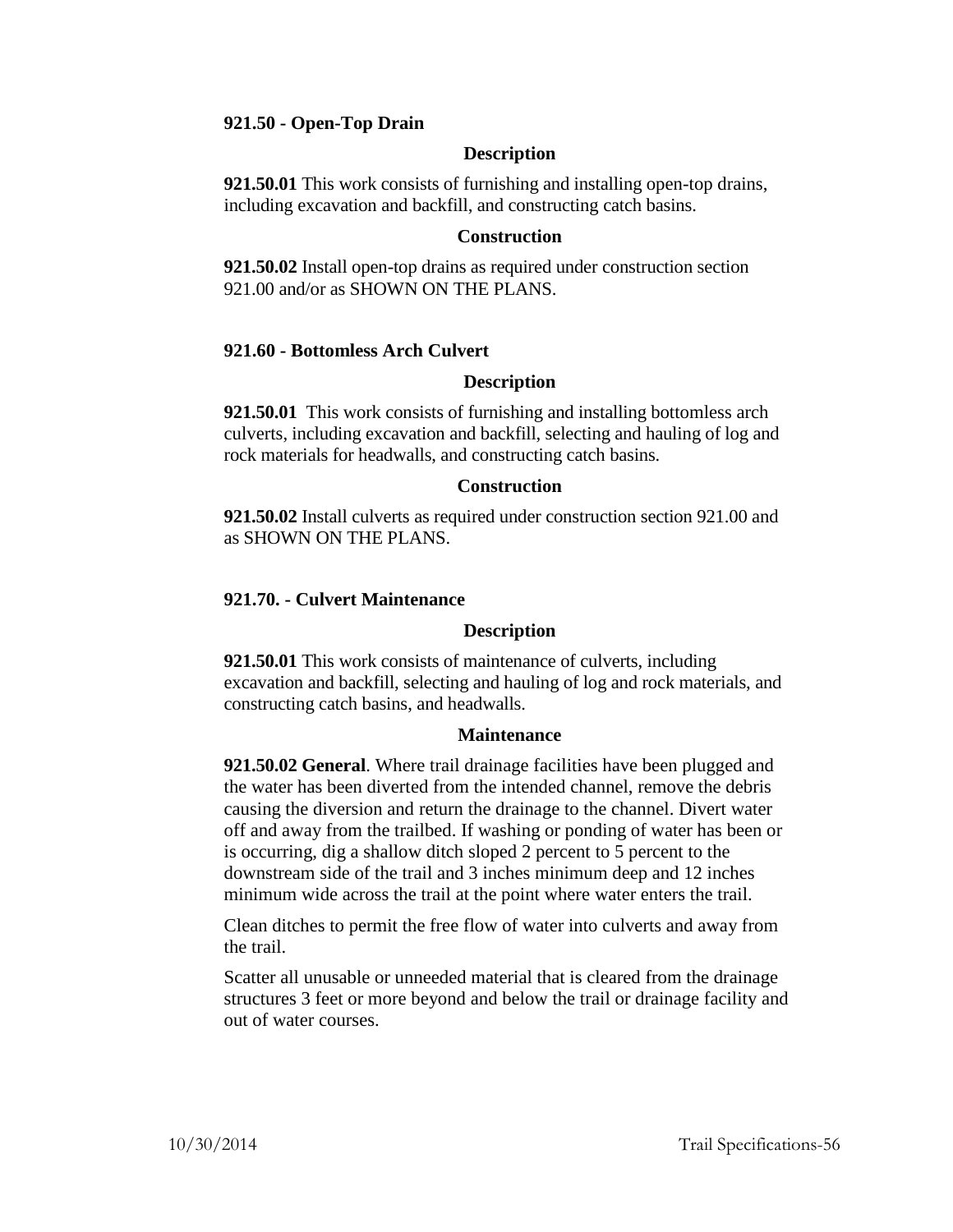### 921.50 - Open-Top Drain

#### Description

**921.50.01** This work consists of furnishing and installing open-top drains, including excavation and backfill, and constructing catch basins.

#### Construction

**921.50.02** Install open-top drains as required under construction section 921.00 and/or as SHOWN ON THE PLANS.

### 921.60 - Bottomless Arch Culvert

#### Description

**921.50.01** This work consists of furnishing and installing bottomless arch culverts, including excavation and backfill, selecting and hauling of log and rock materials for headwalls, and constructing catch basins.

#### Construction

**921.50.02** Install culverts as required under construction section 921.00 and as SHOWN ON THE PLANS.

### 921.70. - Culvert Maintenance

#### Description

**921.50.01** This work consists of maintenance of culverts, including excavation and backfill, selecting and hauling of log and rock materials, and constructing catch basins, and headwalls.

#### Maintenance

**921.50.02 General**. Where trail drainage facilities have been plugged and the water has been diverted from the intended channel, remove the debris causing the diversion and return the drainage to the channel. Divert water off and away from the trailbed. If washing or ponding of water has been or is occurring, dig a shallow ditch sloped 2 percent to 5 percent to the downstream side of the trail and 3 inches minimum deep and 12 inches minimum wide across the trail at the point where water enters the trail.

Clean ditches to permit the free flow of water into culverts and away from the trail.

Scatter all unusable or unneeded material that is cleared from the drainage structures 3 feet or more beyond and below the trail or drainage facility and out of water courses.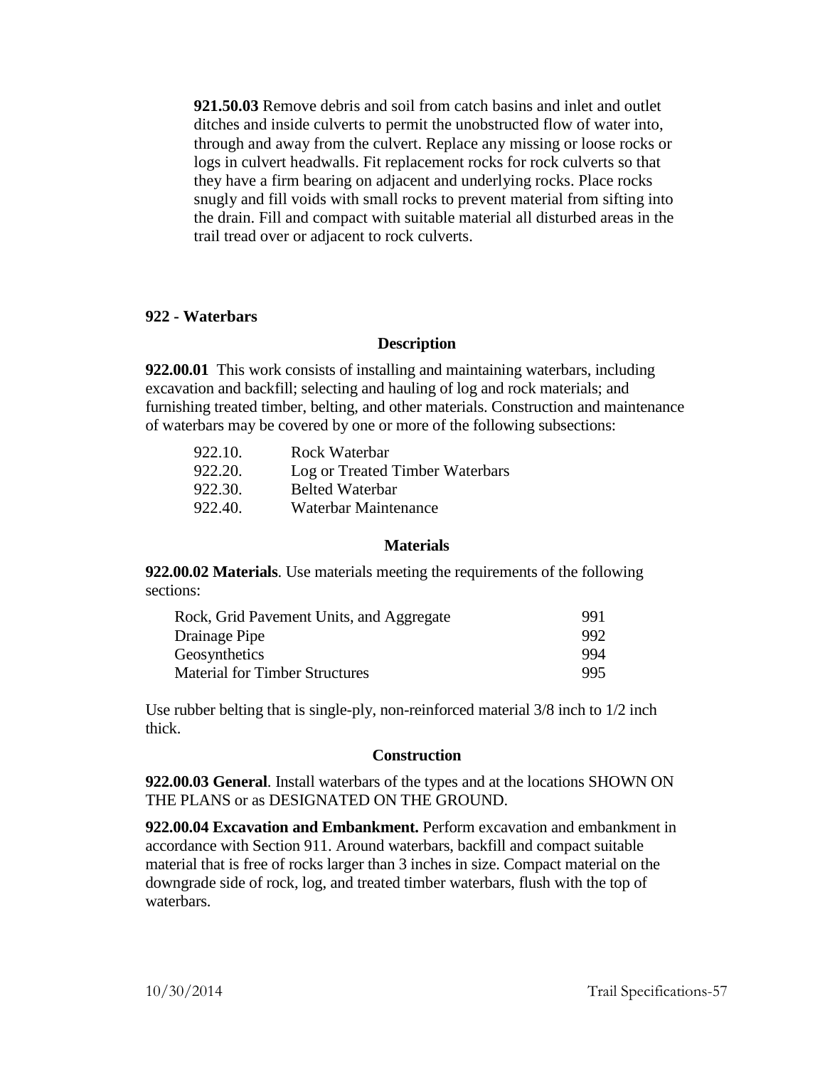**921.50.03** Remove debris and soil from catch basins and inlet and outlet ditches and inside culverts to permit the unobstructed flow of water into, through and away from the culvert. Replace any missing or loose rocks or logs in culvert headwalls. Fit replacement rocks for rock culverts so that they have a firm bearing on adjacent and underlying rocks. Place rocks snugly and fill voids with small rocks to prevent material from sifting into the drain. Fill and compact with suitable material all disturbed areas in the trail tread over or adjacent to rock culverts.

## 922 - Waterbars

### Description

**922.00.01** This work consists of installing and maintaining waterbars, including excavation and backfill; selecting and hauling of log and rock materials; and furnishing treated timber, belting, and other materials. Construction and maintenance of waterbars may be covered by one or more of the following subsections:

| | |
|---|---|
| 922.10. | Rock Waterbar |
| 922.20. | Log or Treated Timber Waterbars |
| 922.30. | Belted Waterbar |
| 922.40. | Waterbar Maintenance |

### Materials

**922.00.02 Materials**. Use materials meeting the requirements of the following sections:

| | |
|---|---|
| Rock, Grid Pavement Units, and Aggregate | 991 |
| Drainage Pipe | 992 |
| Geosynthetics | 994 |
| Material for Timber Structures | 995 |

Use rubber belting that is single-ply, non-reinforced material 3/8 inch to 1/2 inch thick.

### Construction

**922.00.03 General**. Install waterbars of the types and at the locations SHOWN ON THE PLANS or as DESIGNATED ON THE GROUND.

**922.00.04 Excavation and Embankment.** Perform excavation and embankment in accordance with Section 911. Around waterbars, backfill and compact suitable material that is free of rocks larger than 3 inches in size. Compact material on the downgrade side of rock, log, and treated timber waterbars, flush with the top of waterbars.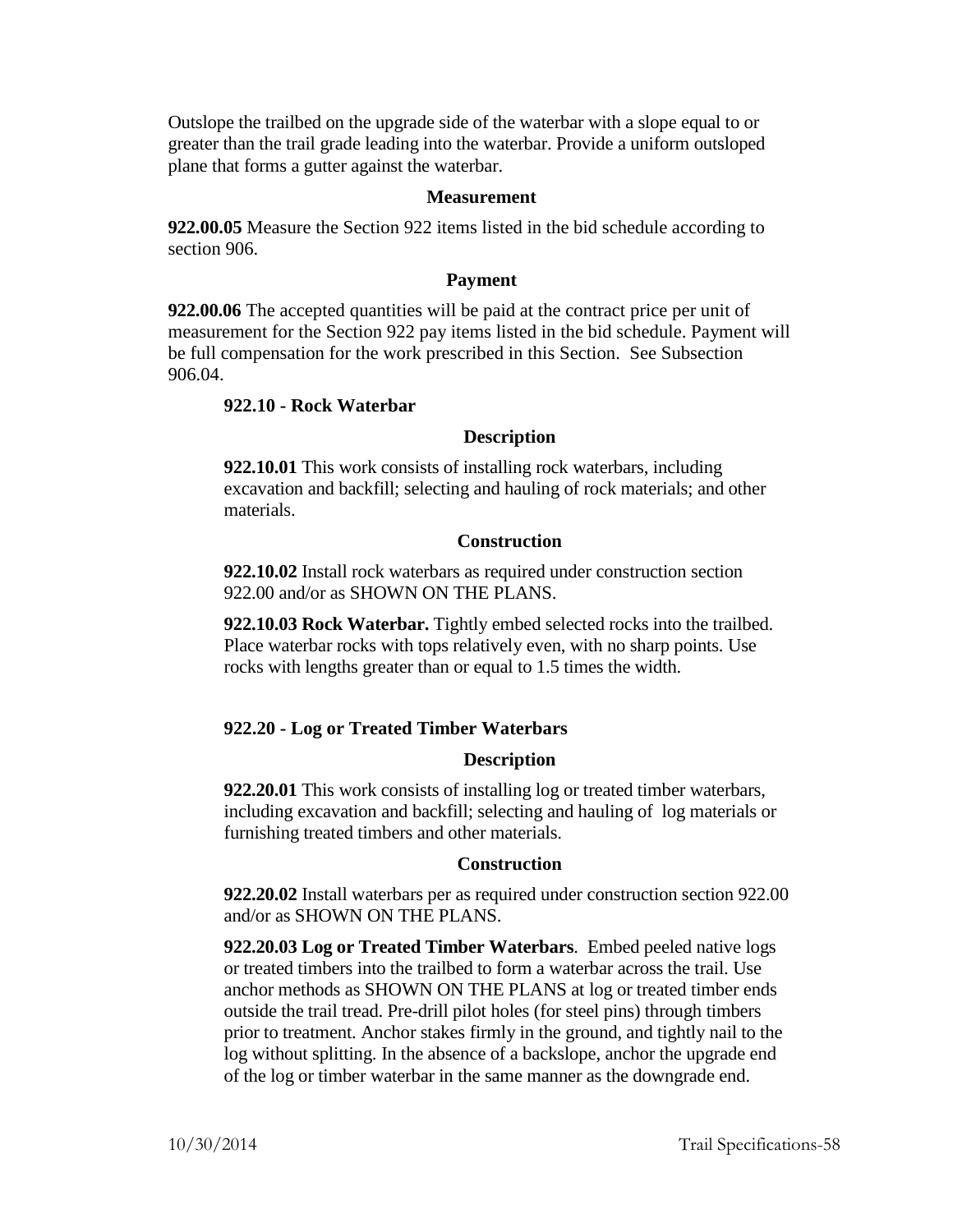Outslope the trailbed on the upgrade side of the waterbar with a slope equal to or greater than the trail grade leading into the waterbar. Provide a uniform outsloped plane that forms a gutter against the waterbar.

#### Measurement

**922.00.05** Measure the Section 922 items listed in the bid schedule according to section 906.

#### Payment

**922.00.06** The accepted quantities will be paid at the contract price per unit of measurement for the Section 922 pay items listed in the bid schedule. Payment will be full compensation for the work prescribed in this Section. See Subsection 906.04.

### 922.10 - Rock Waterbar

#### Description

**922.10.01** This work consists of installing rock waterbars, including excavation and backfill; selecting and hauling of rock materials; and other materials.

#### Construction

**922.10.02** Install rock waterbars as required under construction section 922.00 and/or as SHOWN ON THE PLANS.

**922.10.03 Rock Waterbar.** Tightly embed selected rocks into the trailbed. Place waterbar rocks with tops relatively even, with no sharp points. Use rocks with lengths greater than or equal to 1.5 times the width.

### 922.20 - Log or Treated Timber Waterbars

#### Description

**922.20.01** This work consists of installing log or treated timber waterbars, including excavation and backfill; selecting and hauling of log materials or furnishing treated timbers and other materials.

#### Construction

**922.20.02** Install waterbars per as required under construction section 922.00 and/or as SHOWN ON THE PLANS.

**922.20.03 Log or Treated Timber Waterbars**. Embed peeled native logs or treated timbers into the trailbed to form a waterbar across the trail. Use anchor methods as SHOWN ON THE PLANS at log or treated timber ends outside the trail tread. Pre-drill pilot holes (for steel pins) through timbers prior to treatment. Anchor stakes firmly in the ground, and tightly nail to the log without splitting. In the absence of a backslope, anchor the upgrade end of the log or timber waterbar in the same manner as the downgrade end.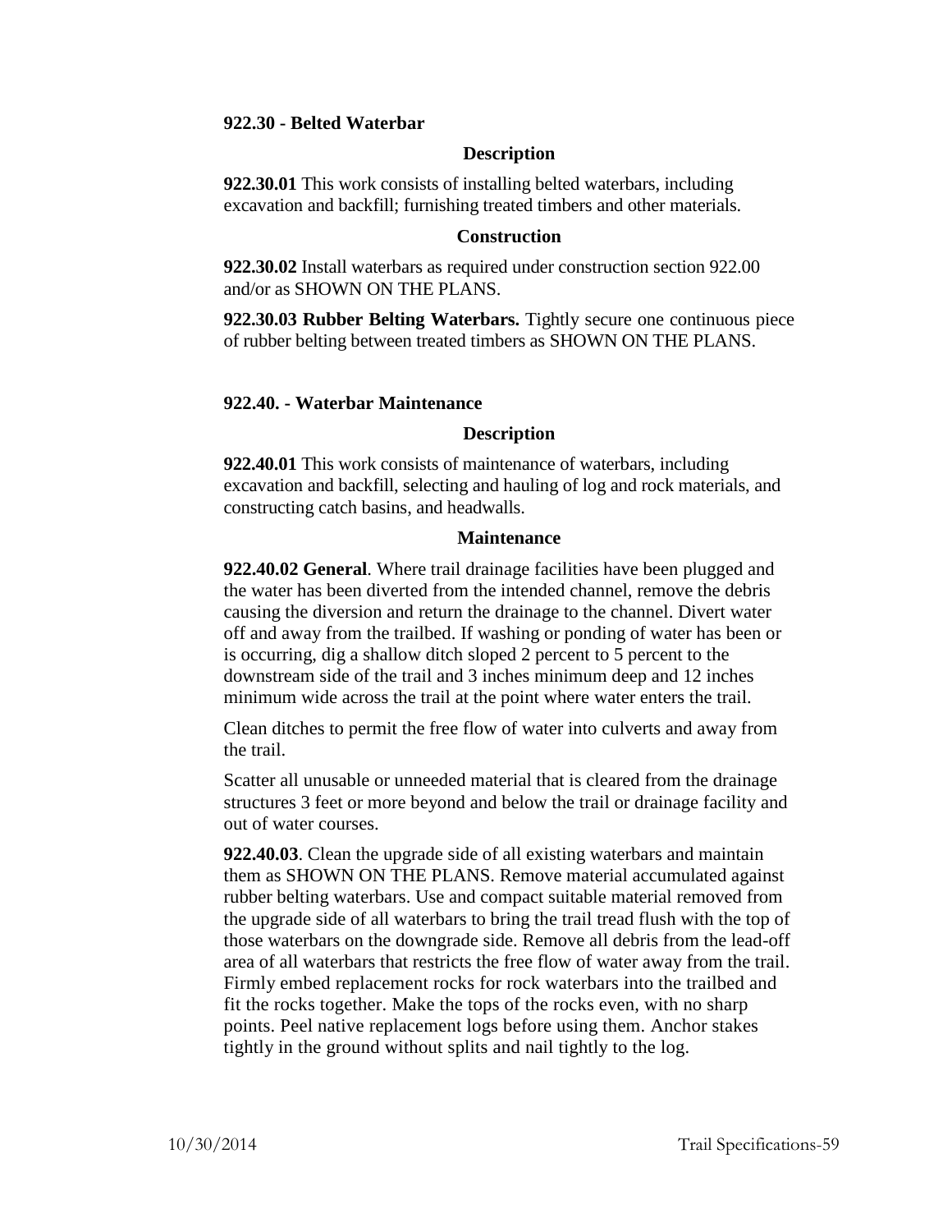**922.30 - Belted Waterbar**

**Description**

**922.30.01** This work consists of installing belted waterbars, including excavation and backfill; furnishing treated timbers and other materials.

**Construction**

**922.30.02** Install waterbars as required under construction section 922.00 and/or as SHOWN ON THE PLANS.

**922.30.03 Rubber Belting Waterbars.** Tightly secure one continuous piece of rubber belting between treated timbers as SHOWN ON THE PLANS.

**922.40. - Waterbar Maintenance**

**Description**

**922.40.01** This work consists of maintenance of waterbars, including excavation and backfill, selecting and hauling of log and rock materials, and constructing catch basins, and headwalls.

**Maintenance**

**922.40.02 General**. Where trail drainage facilities have been plugged and the water has been diverted from the intended channel, remove the debris causing the diversion and return the drainage to the channel. Divert water off and away from the trailbed. If washing or ponding of water has been or is occurring, dig a shallow ditch sloped 2 percent to 5 percent to the downstream side of the trail and 3 inches minimum deep and 12 inches minimum wide across the trail at the point where water enters the trail.

Clean ditches to permit the free flow of water into culverts and away from the trail.

Scatter all unusable or unneeded material that is cleared from the drainage structures 3 feet or more beyond and below the trail or drainage facility and out of water courses.

**922.40.03**. Clean the upgrade side of all existing waterbars and maintain them as SHOWN ON THE PLANS. Remove material accumulated against rubber belting waterbars. Use and compact suitable material removed from the upgrade side of all waterbars to bring the trail tread flush with the top of those waterbars on the downgrade side. Remove all debris from the lead-off area of all waterbars that restricts the free flow of water away from the trail. Firmly embed replacement rocks for rock waterbars into the trailbed and fit the rocks together. Make the tops of the rocks even, with no sharp points. Peel native replacement logs before using them. Anchor stakes tightly in the ground without splits and nail tightly to the log.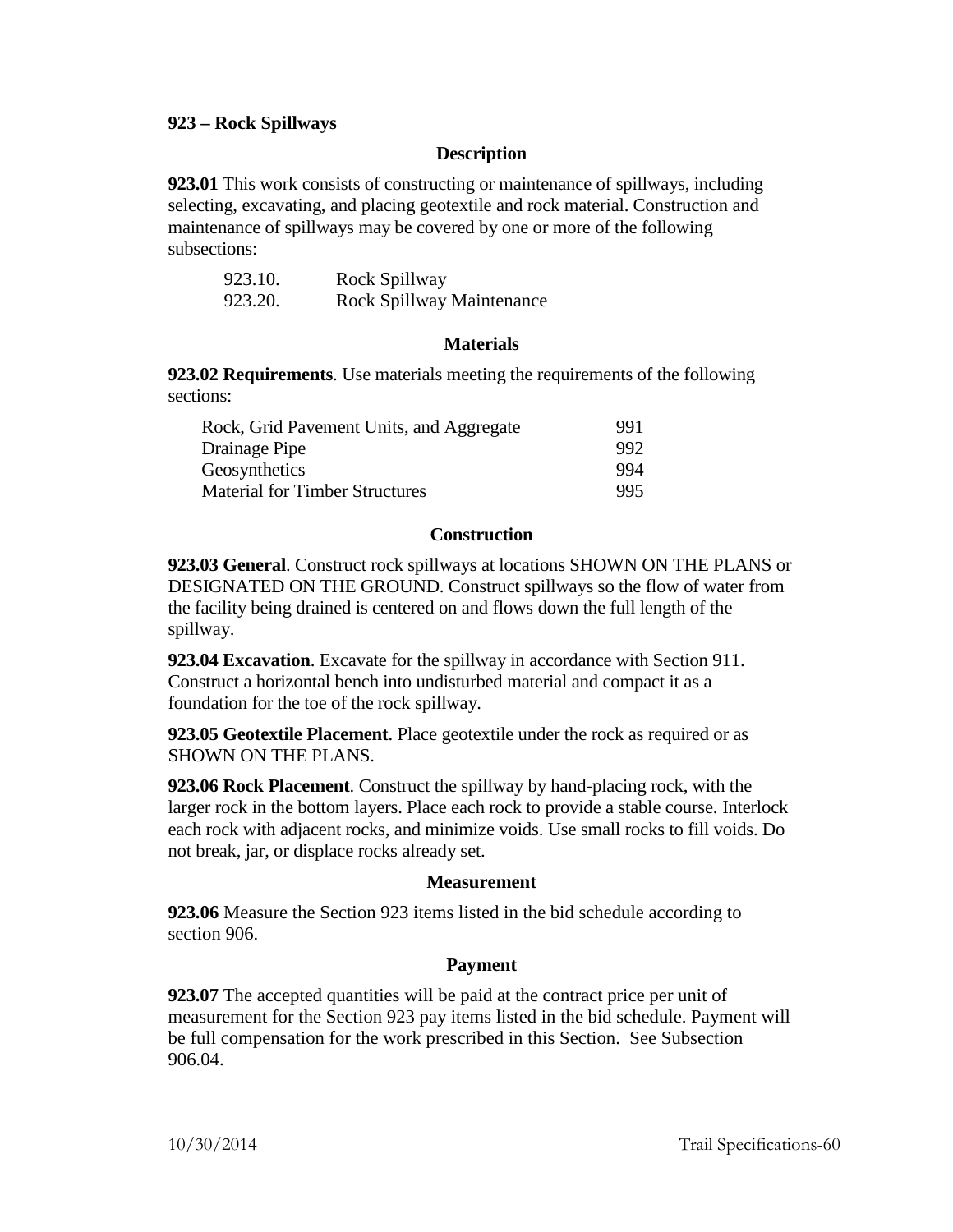## 923 – Rock Spillways

### Description

**923.01** This work consists of constructing or maintenance of spillways, including selecting, excavating, and placing geotextile and rock material. Construction and maintenance of spillways may be covered by one or more of the following subsections:

| | |
|---|---|
| 923.10. | Rock Spillway |
| 923.20. | Rock Spillway Maintenance |

### Materials

**923.02 Requirements**. Use materials meeting the requirements of the following sections:

| | |
|---|---|
| Rock, Grid Pavement Units, and Aggregate | 991 |
| Drainage Pipe | 992 |
| Geosynthetics | 994 |
| Material for Timber Structures | 995 |

### Construction

**923.03 General**. Construct rock spillways at locations SHOWN ON THE PLANS or DESIGNATED ON THE GROUND. Construct spillways so the flow of water from the facility being drained is centered on and flows down the full length of the spillway.

**923.04 Excavation**. Excavate for the spillway in accordance with Section 911. Construct a horizontal bench into undisturbed material and compact it as a foundation for the toe of the rock spillway.

**923.05 Geotextile Placement**. Place geotextile under the rock as required or as SHOWN ON THE PLANS.

**923.06 Rock Placement**. Construct the spillway by hand-placing rock, with the larger rock in the bottom layers. Place each rock to provide a stable course. Interlock each rock with adjacent rocks, and minimize voids. Use small rocks to fill voids. Do not break, jar, or displace rocks already set.

### Measurement

**923.06** Measure the Section 923 items listed in the bid schedule according to section 906.

### Payment

**923.07** The accepted quantities will be paid at the contract price per unit of measurement for the Section 923 pay items listed in the bid schedule. Payment will be full compensation for the work prescribed in this Section. See Subsection 906.04.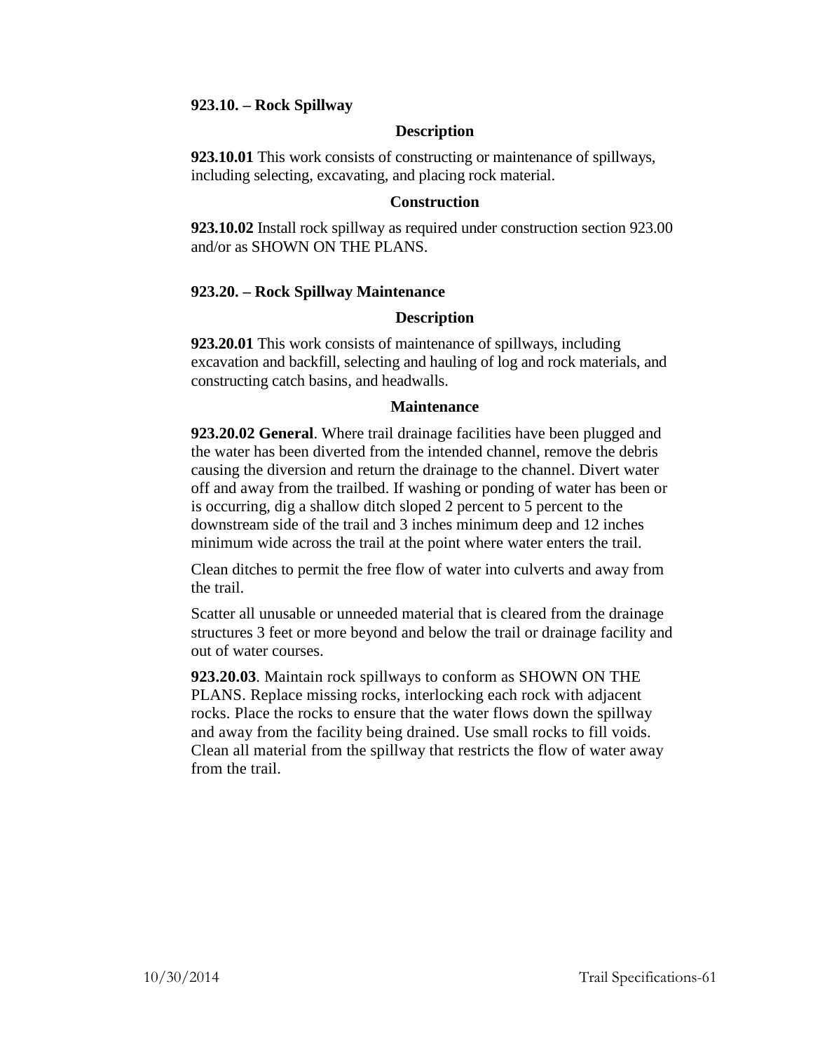### 923.10. – Rock Spillway

#### Description

**923.10.01** This work consists of constructing or maintenance of spillways, including selecting, excavating, and placing rock material.

#### Construction

**923.10.02** Install rock spillway as required under construction section 923.00 and/or as SHOWN ON THE PLANS.

### 923.20. – Rock Spillway Maintenance

#### Description

**923.20.01** This work consists of maintenance of spillways, including excavation and backfill, selecting and hauling of log and rock materials, and constructing catch basins, and headwalls.

#### Maintenance

**923.20.02 General**. Where trail drainage facilities have been plugged and the water has been diverted from the intended channel, remove the debris causing the diversion and return the drainage to the channel. Divert water off and away from the trailbed. If washing or ponding of water has been or is occurring, dig a shallow ditch sloped 2 percent to 5 percent to the downstream side of the trail and 3 inches minimum deep and 12 inches minimum wide across the trail at the point where water enters the trail.

Clean ditches to permit the free flow of water into culverts and away from the trail.

Scatter all unusable or unneeded material that is cleared from the drainage structures 3 feet or more beyond and below the trail or drainage facility and out of water courses.

**923.20.03**. Maintain rock spillways to conform as SHOWN ON THE PLANS. Replace missing rocks, interlocking each rock with adjacent rocks. Place the rocks to ensure that the water flows down the spillway and away from the facility being drained. Use small rocks to fill voids. Clean all material from the spillway that restricts the flow of water away from the trail.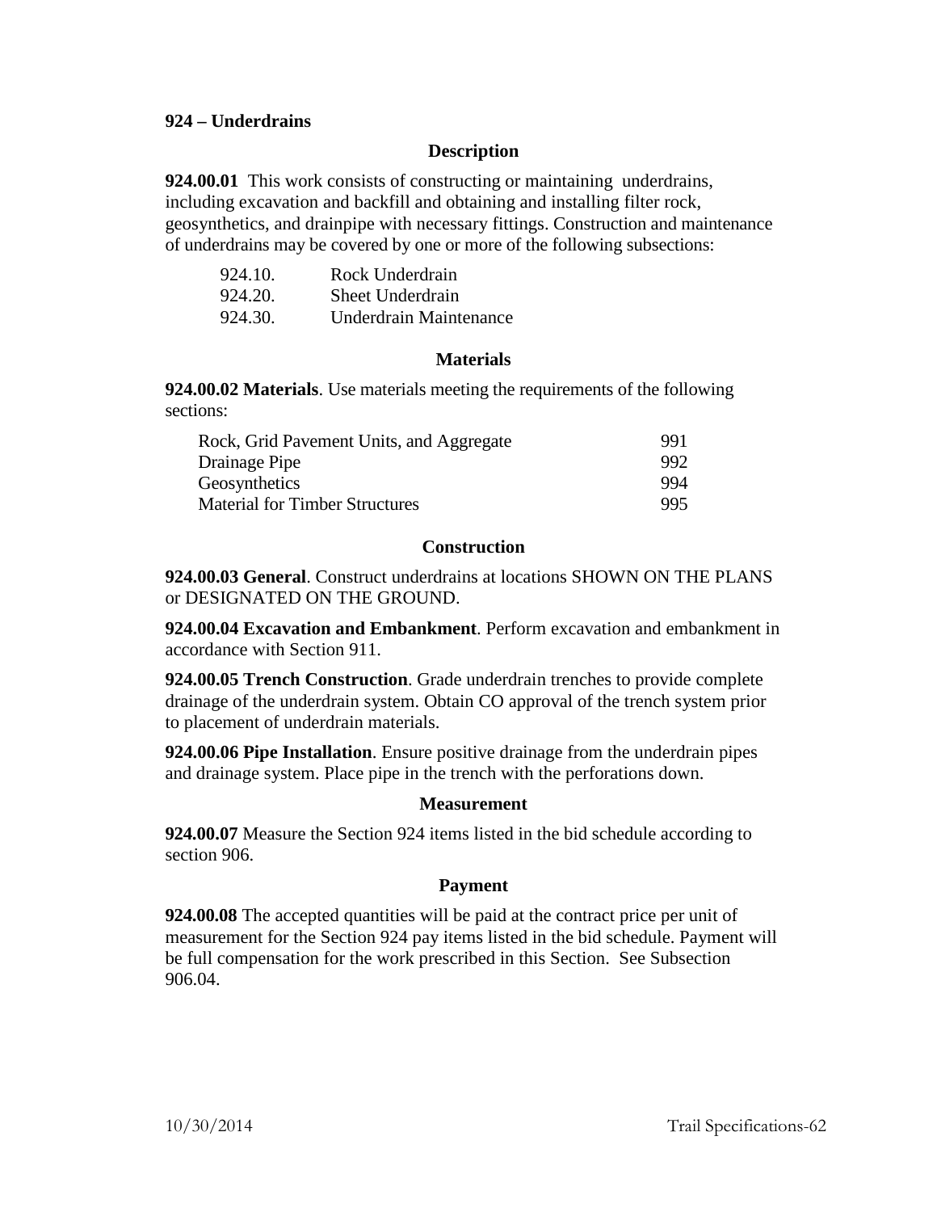## 924 – Underdrains

### Description

**924.00.01** This work consists of constructing or maintaining underdrains, including excavation and backfill and obtaining and installing filter rock, geosynthetics, and drainpipe with necessary fittings. Construction and maintenance of underdrains may be covered by one or more of the following subsections:

| | |
|---|---|
| 924.10. | Rock Underdrain |
| 924.20. | Sheet Underdrain |
| 924.30. | Underdrain Maintenance |

### Materials

**924.00.02 Materials**. Use materials meeting the requirements of the following sections:

| | |
|---|---|
| Rock, Grid Pavement Units, and Aggregate | 991 |
| Drainage Pipe | 992 |
| Geosynthetics | 994 |
| Material for Timber Structures | 995 |

### Construction

**924.00.03 General**. Construct underdrains at locations SHOWN ON THE PLANS or DESIGNATED ON THE GROUND.

**924.00.04 Excavation and Embankment**. Perform excavation and embankment in accordance with Section 911.

**924.00.05 Trench Construction**. Grade underdrain trenches to provide complete drainage of the underdrain system. Obtain CO approval of the trench system prior to placement of underdrain materials.

**924.00.06 Pipe Installation**. Ensure positive drainage from the underdrain pipes and drainage system. Place pipe in the trench with the perforations down.

### Measurement

**924.00.07** Measure the Section 924 items listed in the bid schedule according to section 906.

### Payment

**924.00.08** The accepted quantities will be paid at the contract price per unit of measurement for the Section 924 pay items listed in the bid schedule. Payment will be full compensation for the work prescribed in this Section. See Subsection 906.04.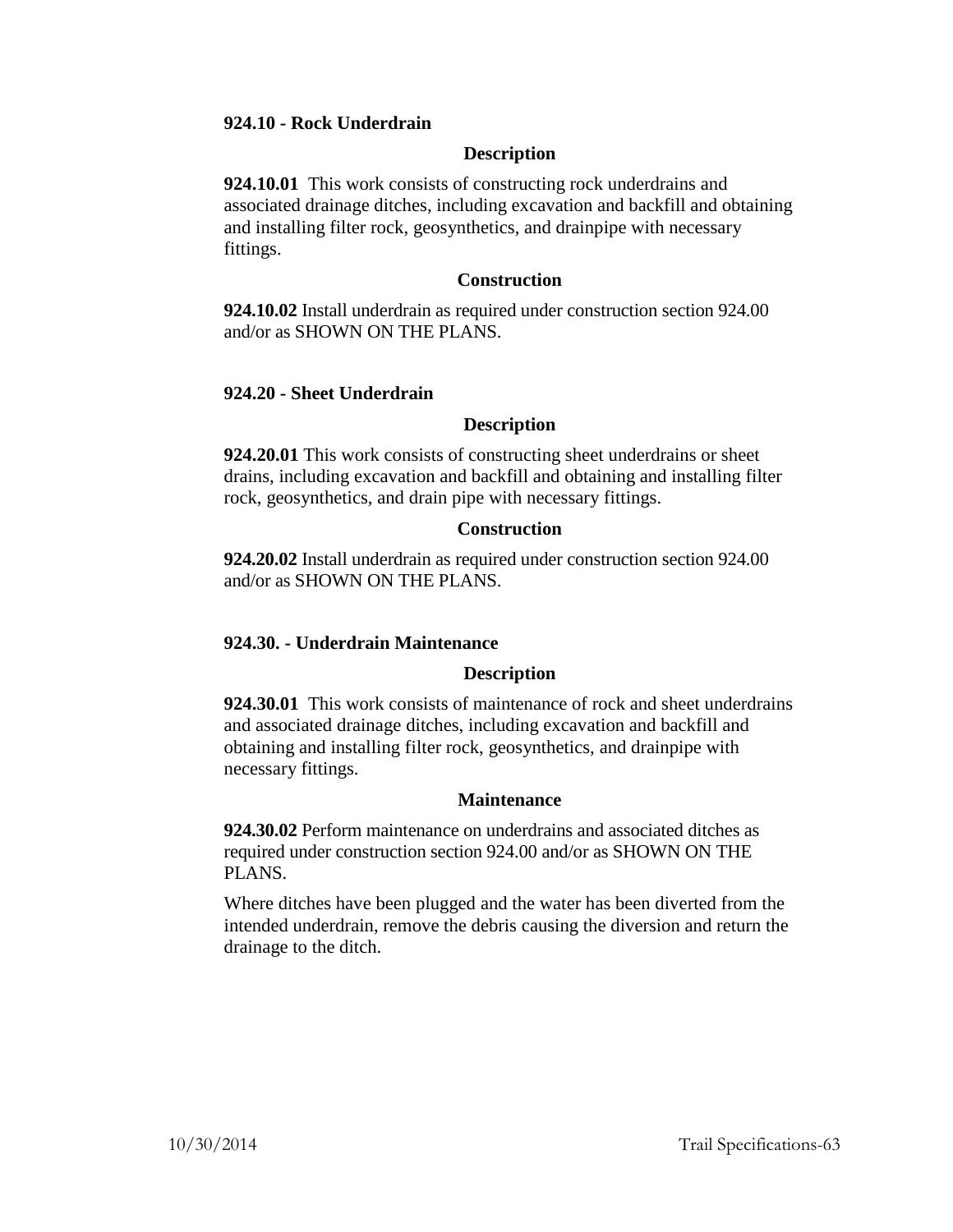### 924.10 - Rock Underdrain

#### Description

**924.10.01** This work consists of constructing rock underdrains and associated drainage ditches, including excavation and backfill and obtaining and installing filter rock, geosynthetics, and drainpipe with necessary fittings.

#### Construction

**924.10.02** Install underdrain as required under construction section 924.00 and/or as SHOWN ON THE PLANS.

### 924.20 - Sheet Underdrain

#### Description

**924.20.01** This work consists of constructing sheet underdrains or sheet drains, including excavation and backfill and obtaining and installing filter rock, geosynthetics, and drain pipe with necessary fittings.

#### Construction

**924.20.02** Install underdrain as required under construction section 924.00 and/or as SHOWN ON THE PLANS.

### 924.30. - Underdrain Maintenance

#### Description

**924.30.01** This work consists of maintenance of rock and sheet underdrains and associated drainage ditches, including excavation and backfill and obtaining and installing filter rock, geosynthetics, and drainpipe with necessary fittings.

#### Maintenance

**924.30.02** Perform maintenance on underdrains and associated ditches as required under construction section 924.00 and/or as SHOWN ON THE PLANS.

Where ditches have been plugged and the water has been diverted from the intended underdrain, remove the debris causing the diversion and return the drainage to the ditch.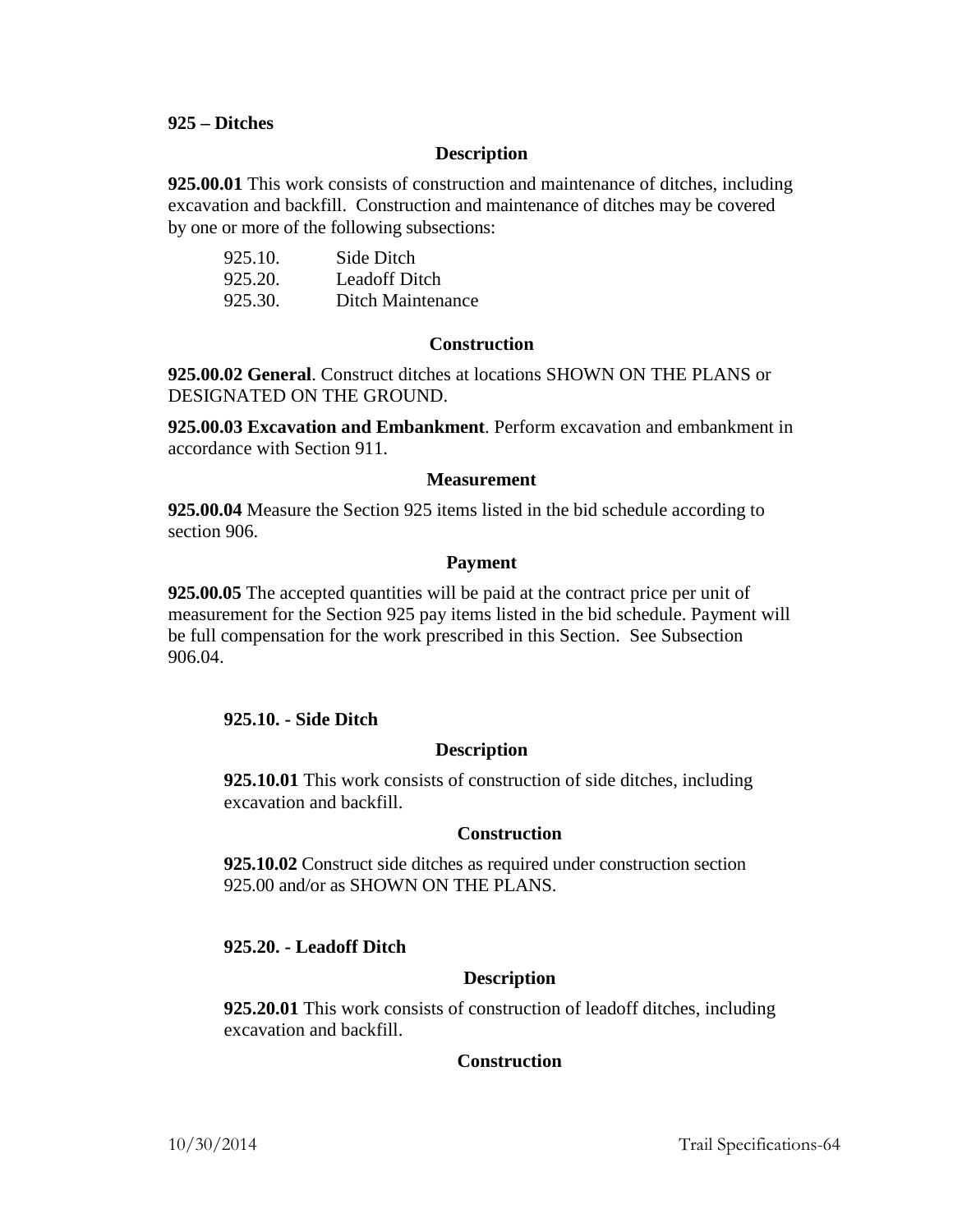**925 – Ditches**

**Description**

**925.00.01** This work consists of construction and maintenance of ditches, including excavation and backfill. Construction and maintenance of ditches may be covered by one or more of the following subsections:

| | |
|---|---|
| 925.10. | Side Ditch |
| 925.20. | Leadoff Ditch |
| 925.30. | Ditch Maintenance |

**Construction**

**925.00.02 General**. Construct ditches at locations SHOWN ON THE PLANS or DESIGNATED ON THE GROUND.

**925.00.03 Excavation and Embankment**. Perform excavation and embankment in accordance with Section 911.

**Measurement**

**925.00.04** Measure the Section 925 items listed in the bid schedule according to section 906.

**Payment**

**925.00.05** The accepted quantities will be paid at the contract price per unit of measurement for the Section 925 pay items listed in the bid schedule. Payment will be full compensation for the work prescribed in this Section. See Subsection 906.04.

**925.10. - Side Ditch**

**Description**

**925.10.01** This work consists of construction of side ditches, including excavation and backfill.

**Construction**

**925.10.02** Construct side ditches as required under construction section 925.00 and/or as SHOWN ON THE PLANS.

**925.20. - Leadoff Ditch**

**Description**

**925.20.01** This work consists of construction of leadoff ditches, including excavation and backfill.

**Construction**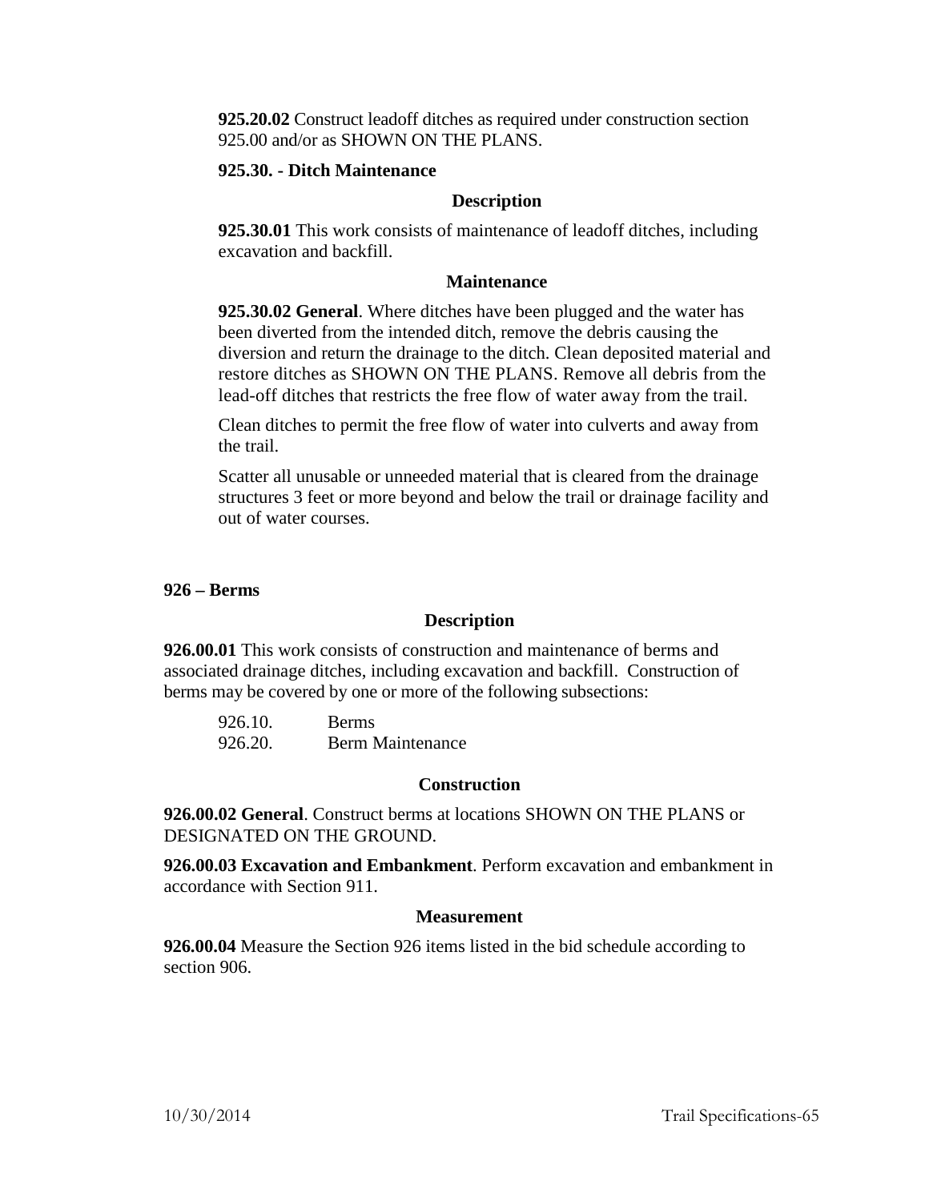**925.20.02** Construct leadoff ditches as required under construction section 925.00 and/or as SHOWN ON THE PLANS.

**925.30. - Ditch Maintenance**

**Description**

**925.30.01** This work consists of maintenance of leadoff ditches, including excavation and backfill.

**Maintenance**

**925.30.02 General**. Where ditches have been plugged and the water has been diverted from the intended ditch, remove the debris causing the diversion and return the drainage to the ditch. Clean deposited material and restore ditches as SHOWN ON THE PLANS. Remove all debris from the lead-off ditches that restricts the free flow of water away from the trail.

Clean ditches to permit the free flow of water into culverts and away from the trail.

Scatter all unusable or unneeded material that is cleared from the drainage structures 3 feet or more beyond and below the trail or drainage facility and out of water courses.

## 926 – Berms

**Description**

**926.00.01** This work consists of construction and maintenance of berms and associated drainage ditches, including excavation and backfill. Construction of berms may be covered by one or more of the following subsections:

926.10. Berms
926.20. Berm Maintenance

**Construction**

**926.00.02 General**. Construct berms at locations SHOWN ON THE PLANS or DESIGNATED ON THE GROUND.

**926.00.03 Excavation and Embankment**. Perform excavation and embankment in accordance with Section 911.

**Measurement**

**926.00.04** Measure the Section 926 items listed in the bid schedule according to section 906.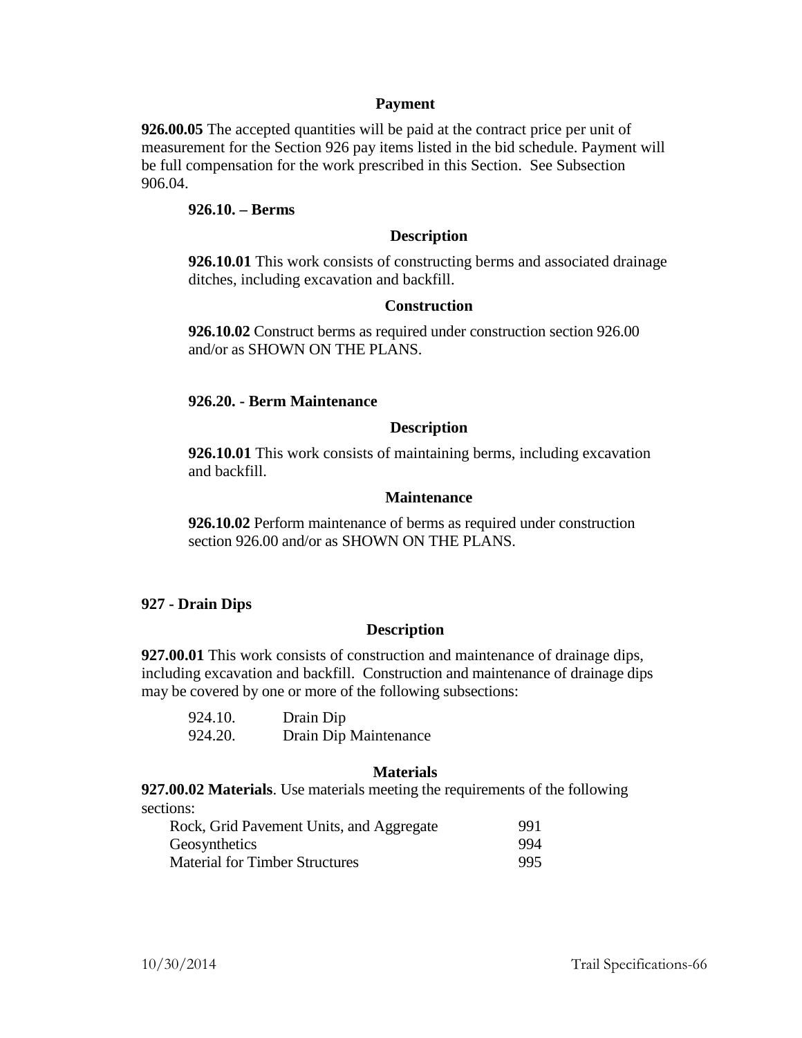### Payment

**926.00.05** The accepted quantities will be paid at the contract price per unit of measurement for the Section 926 pay items listed in the bid schedule. Payment will be full compensation for the work prescribed in this Section. See Subsection 906.04.

#### 926.10. – Berms

##### Description

**926.10.01** This work consists of constructing berms and associated drainage ditches, including excavation and backfill.

##### Construction

**926.10.02** Construct berms as required under construction section 926.00 and/or as SHOWN ON THE PLANS.

#### 926.20. - Berm Maintenance

##### Description

**926.10.01** This work consists of maintaining berms, including excavation and backfill.

##### Maintenance

**926.10.02** Perform maintenance of berms as required under construction section 926.00 and/or as SHOWN ON THE PLANS.

## 927 - Drain Dips

### Description

**927.00.01** This work consists of construction and maintenance of drainage dips, including excavation and backfill. Construction and maintenance of drainage dips may be covered by one or more of the following subsections:

| | |
|---|---|
| 924.10. | Drain Dip |
| 924.20. | Drain Dip Maintenance |

### Materials

**927.00.02 Materials**. Use materials meeting the requirements of the following sections:

| | |
|---|---|
| Rock, Grid Pavement Units, and Aggregate | 991 |
| Geosynthetics | 994 |
| Material for Timber Structures | 995 |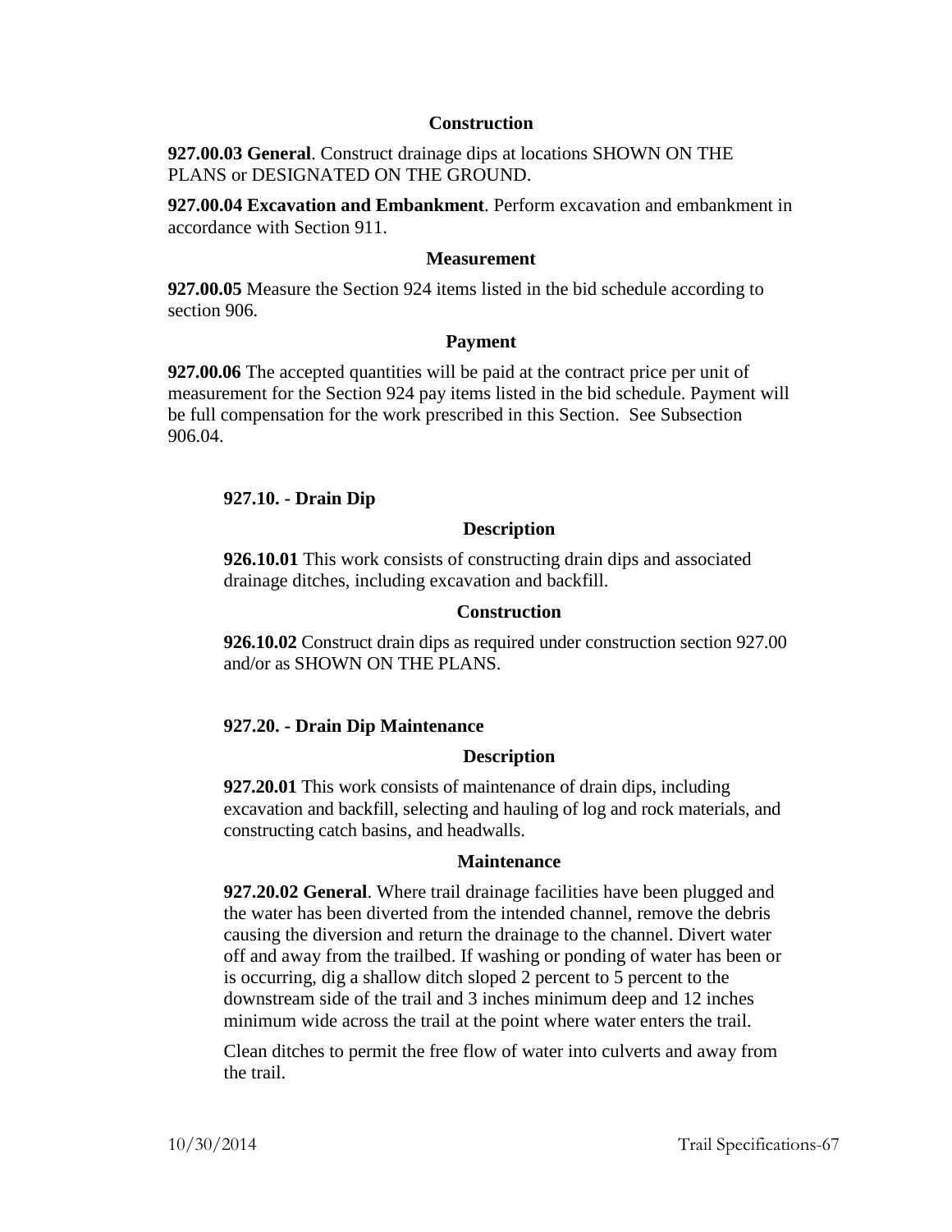### Construction

**927.00.03 General**. Construct drainage dips at locations SHOWN ON THE PLANS or DESIGNATED ON THE GROUND.

**927.00.04 Excavation and Embankment**. Perform excavation and embankment in accordance with Section 911.

### Measurement

**927.00.05** Measure the Section 924 items listed in the bid schedule according to section 906.

### Payment

**927.00.06** The accepted quantities will be paid at the contract price per unit of measurement for the Section 924 pay items listed in the bid schedule. Payment will be full compensation for the work prescribed in this Section. See Subsection 906.04.

## 927.10. - Drain Dip

### Description

**926.10.01** This work consists of constructing drain dips and associated drainage ditches, including excavation and backfill.

### Construction

**926.10.02** Construct drain dips as required under construction section 927.00 and/or as SHOWN ON THE PLANS.

## 927.20. - Drain Dip Maintenance

### Description

**927.20.01** This work consists of maintenance of drain dips, including excavation and backfill, selecting and hauling of log and rock materials, and constructing catch basins, and headwalls.

### Maintenance

**927.20.02 General**. Where trail drainage facilities have been plugged and the water has been diverted from the intended channel, remove the debris causing the diversion and return the drainage to the channel. Divert water off and away from the trailbed. If washing or ponding of water has been or is occurring, dig a shallow ditch sloped 2 percent to 5 percent to the downstream side of the trail and 3 inches minimum deep and 12 inches minimum wide across the trail at the point where water enters the trail.

Clean ditches to permit the free flow of water into culverts and away from the trail.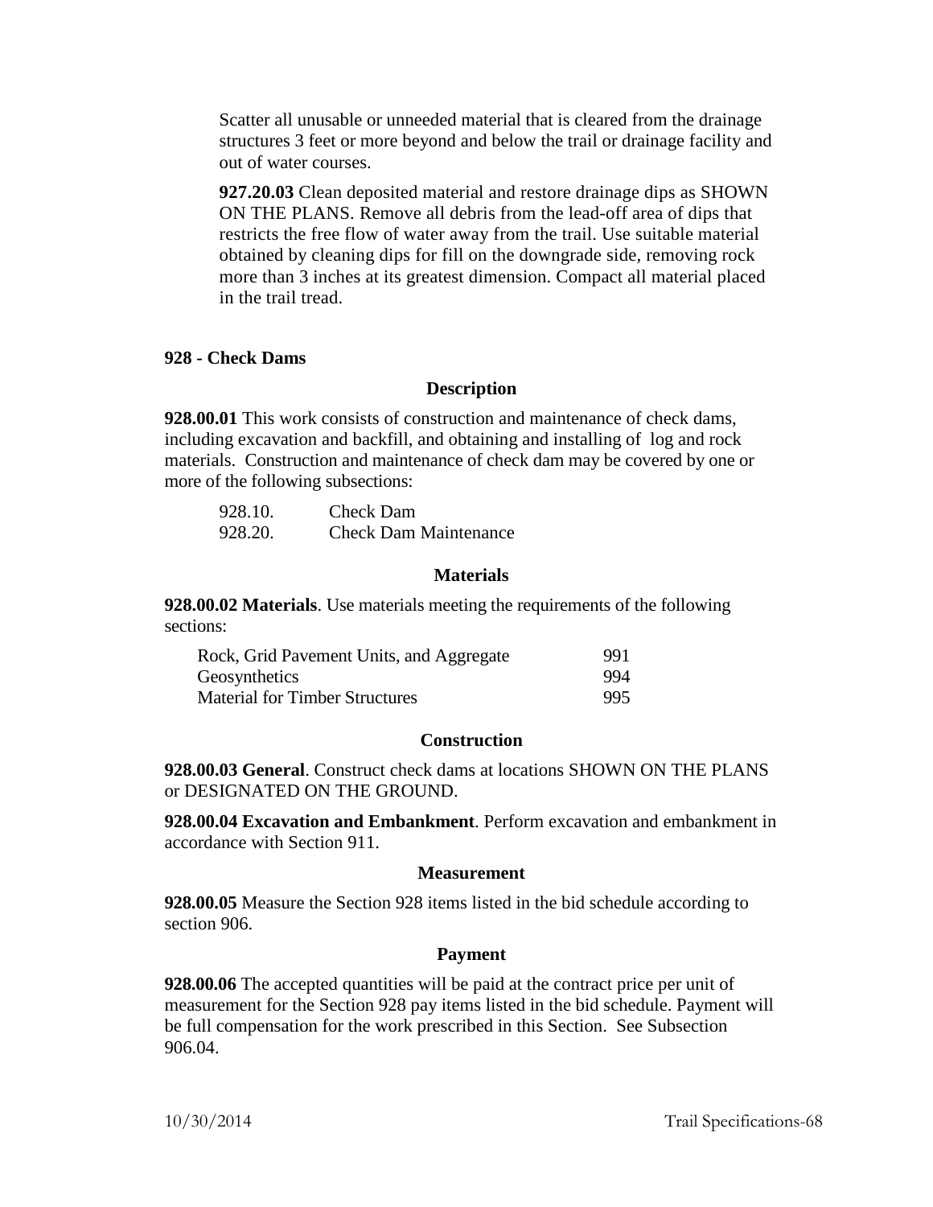Scatter all unusable or unneeded material that is cleared from the drainage structures 3 feet or more beyond and below the trail or drainage facility and out of water courses.

**927.20.03** Clean deposited material and restore drainage dips as SHOWN ON THE PLANS. Remove all debris from the lead-off area of dips that restricts the free flow of water away from the trail. Use suitable material obtained by cleaning dips for fill on the downgrade side, removing rock more than 3 inches at its greatest dimension. Compact all material placed in the trail tread.

## 928 - Check Dams

### Description

**928.00.01** This work consists of construction and maintenance of check dams, including excavation and backfill, and obtaining and installing of log and rock materials. Construction and maintenance of check dam may be covered by one or more of the following subsections:

| | |
|---|---|
| 928.10. | Check Dam |
| 928.20. | Check Dam Maintenance |

### Materials

**928.00.02 Materials**. Use materials meeting the requirements of the following sections:

| | |
|---|---|
| Rock, Grid Pavement Units, and Aggregate | 991 |
| Geosynthetics | 994 |
| Material for Timber Structures | 995 |

### Construction

**928.00.03 General**. Construct check dams at locations SHOWN ON THE PLANS or DESIGNATED ON THE GROUND.

**928.00.04 Excavation and Embankment**. Perform excavation and embankment in accordance with Section 911.

### Measurement

**928.00.05** Measure the Section 928 items listed in the bid schedule according to section 906.

### Payment

**928.00.06** The accepted quantities will be paid at the contract price per unit of measurement for the Section 928 pay items listed in the bid schedule. Payment will be full compensation for the work prescribed in this Section. See Subsection 906.04.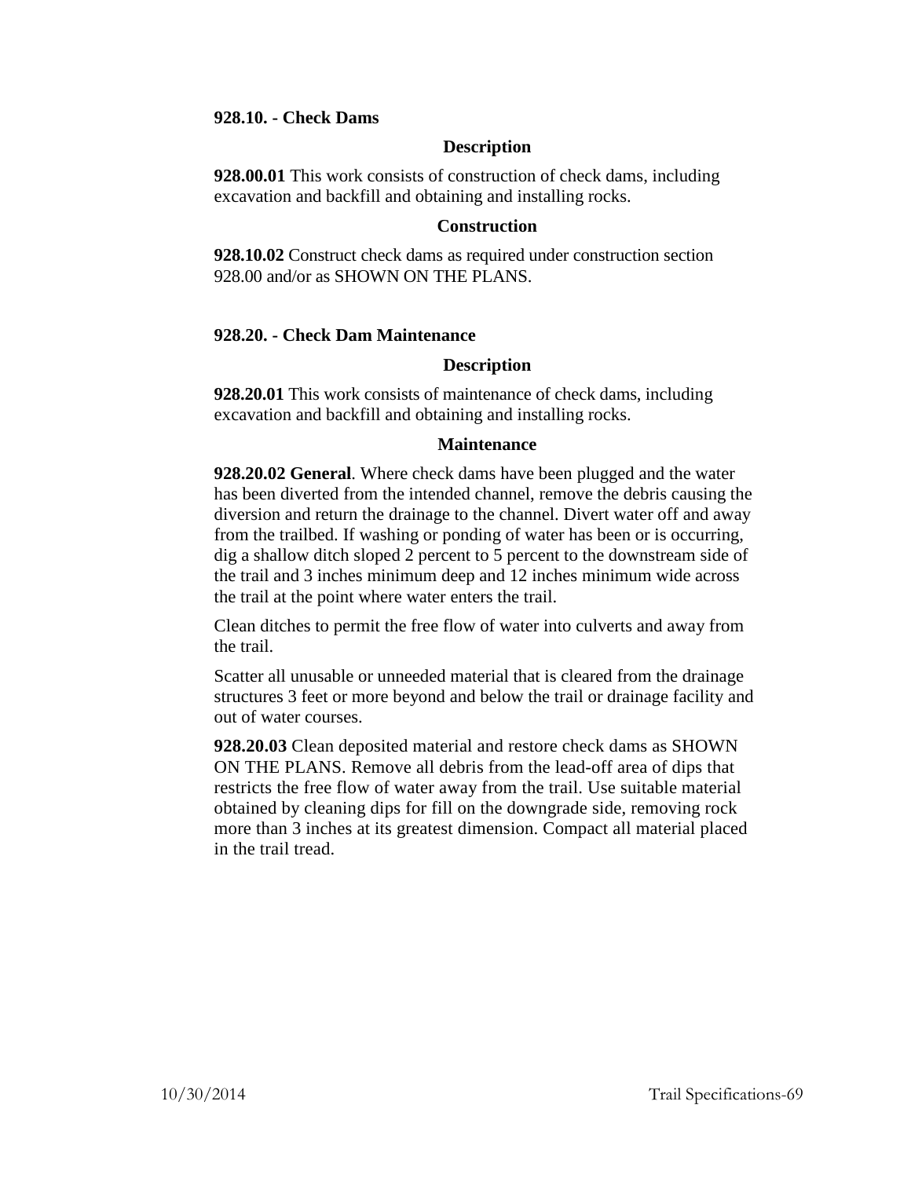### 928.10. - Check Dams

#### Description

**928.00.01** This work consists of construction of check dams, including excavation and backfill and obtaining and installing rocks.

#### Construction

**928.10.02** Construct check dams as required under construction section 928.00 and/or as SHOWN ON THE PLANS.

### 928.20. - Check Dam Maintenance

#### Description

**928.20.01** This work consists of maintenance of check dams, including excavation and backfill and obtaining and installing rocks.

#### Maintenance

**928.20.02 General**. Where check dams have been plugged and the water has been diverted from the intended channel, remove the debris causing the diversion and return the drainage to the channel. Divert water off and away from the trailbed. If washing or ponding of water has been or is occurring, dig a shallow ditch sloped 2 percent to 5 percent to the downstream side of the trail and 3 inches minimum deep and 12 inches minimum wide across the trail at the point where water enters the trail.

Clean ditches to permit the free flow of water into culverts and away from the trail.

Scatter all unusable or unneeded material that is cleared from the drainage structures 3 feet or more beyond and below the trail or drainage facility and out of water courses.

**928.20.03** Clean deposited material and restore check dams as SHOWN ON THE PLANS. Remove all debris from the lead-off area of dips that restricts the free flow of water away from the trail. Use suitable material obtained by cleaning dips for fill on the downgrade side, removing rock more than 3 inches at its greatest dimension. Compact all material placed in the trail tread.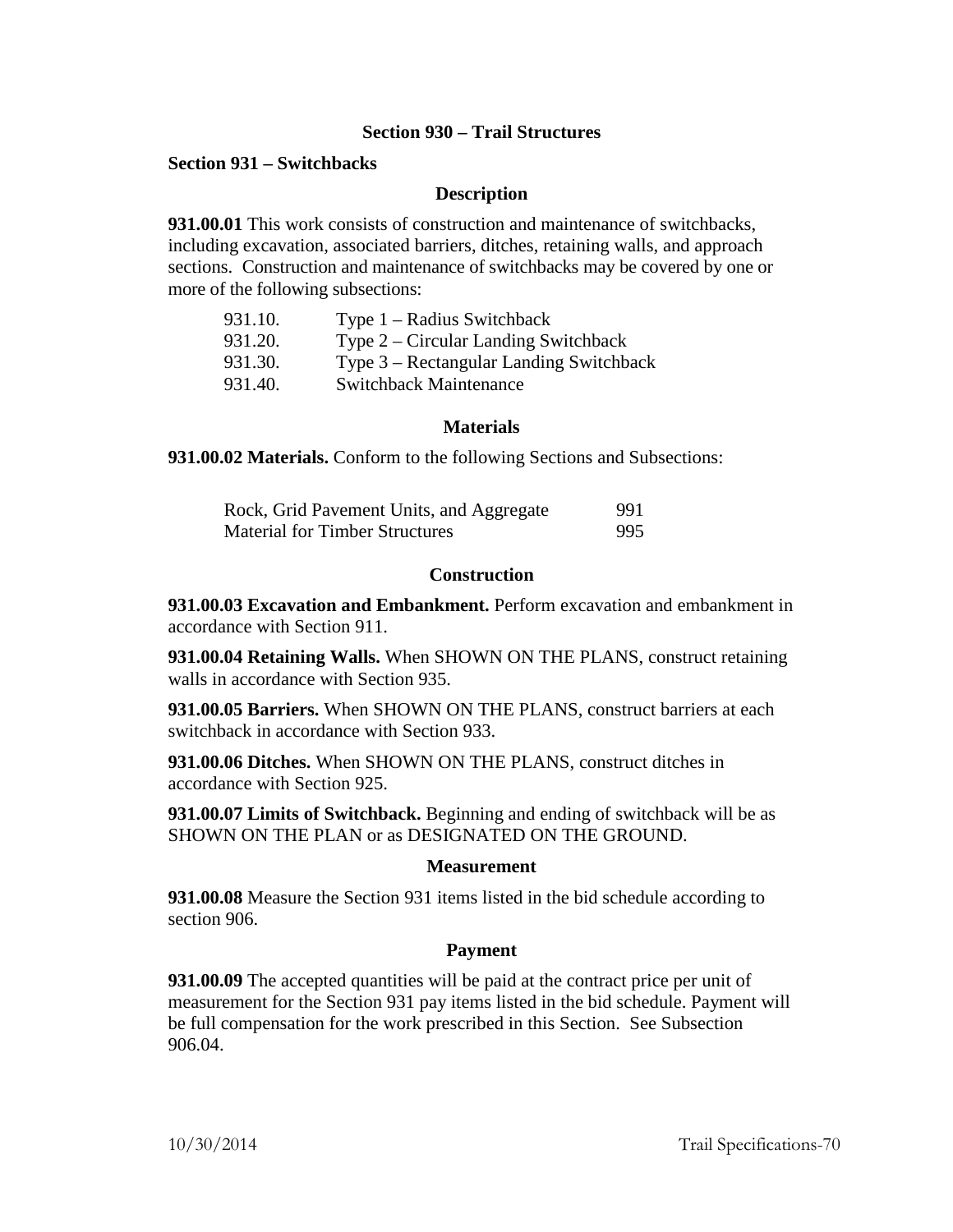## Section 930 – Trail Structures

### Section 931 – Switchbacks

#### Description

**931.00.01** This work consists of construction and maintenance of switchbacks, including excavation, associated barriers, ditches, retaining walls, and approach sections. Construction and maintenance of switchbacks may be covered by one or more of the following subsections:

| | |
|---|---|
| 931.10. | Type 1 – Radius Switchback |
| 931.20. | Type 2 – Circular Landing Switchback |
| 931.30. | Type 3 – Rectangular Landing Switchback |
| 931.40. | Switchback Maintenance |

#### Materials

**931.00.02 Materials.** Conform to the following Sections and Subsections:

| | |
|---|---|
| Rock, Grid Pavement Units, and Aggregate | 991 |
| Material for Timber Structures | 995 |

#### Construction

**931.00.03 Excavation and Embankment.** Perform excavation and embankment in accordance with Section 911.

**931.00.04 Retaining Walls.** When SHOWN ON THE PLANS, construct retaining walls in accordance with Section 935.

**931.00.05 Barriers.** When SHOWN ON THE PLANS, construct barriers at each switchback in accordance with Section 933.

**931.00.06 Ditches.** When SHOWN ON THE PLANS, construct ditches in accordance with Section 925.

**931.00.07 Limits of Switchback.** Beginning and ending of switchback will be as SHOWN ON THE PLAN or as DESIGNATED ON THE GROUND.

#### Measurement

**931.00.08** Measure the Section 931 items listed in the bid schedule according to section 906.

#### Payment

**931.00.09** The accepted quantities will be paid at the contract price per unit of measurement for the Section 931 pay items listed in the bid schedule. Payment will be full compensation for the work prescribed in this Section. See Subsection 906.04.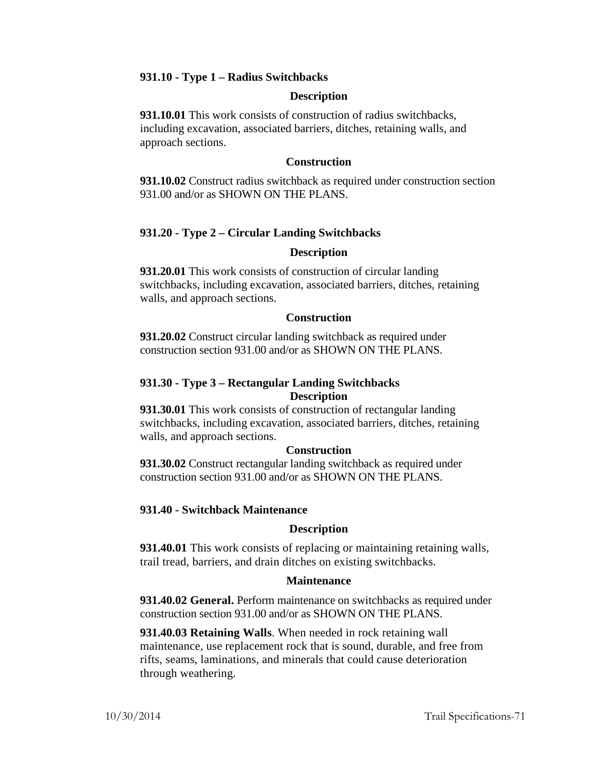### 931.10 - Type 1 – Radius Switchbacks

#### Description

**931.10.01** This work consists of construction of radius switchbacks, including excavation, associated barriers, ditches, retaining walls, and approach sections.

#### Construction

**931.10.02** Construct radius switchback as required under construction section 931.00 and/or as SHOWN ON THE PLANS.

### 931.20 - Type 2 – Circular Landing Switchbacks

#### Description

**931.20.01** This work consists of construction of circular landing switchbacks, including excavation, associated barriers, ditches, retaining walls, and approach sections.

#### Construction

**931.20.02** Construct circular landing switchback as required under construction section 931.00 and/or as SHOWN ON THE PLANS.

### 931.30 - Type 3 – Rectangular Landing Switchbacks

#### Description

**931.30.01** This work consists of construction of rectangular landing switchbacks, including excavation, associated barriers, ditches, retaining walls, and approach sections.

#### Construction

**931.30.02** Construct rectangular landing switchback as required under construction section 931.00 and/or as SHOWN ON THE PLANS.

### 931.40 - Switchback Maintenance

#### Description

**931.40.01** This work consists of replacing or maintaining retaining walls, trail tread, barriers, and drain ditches on existing switchbacks.

#### Maintenance

**931.40.02 General.** Perform maintenance on switchbacks as required under construction section 931.00 and/or as SHOWN ON THE PLANS.

**931.40.03 Retaining Walls**. When needed in rock retaining wall maintenance, use replacement rock that is sound, durable, and free from rifts, seams, laminations, and minerals that could cause deterioration through weathering.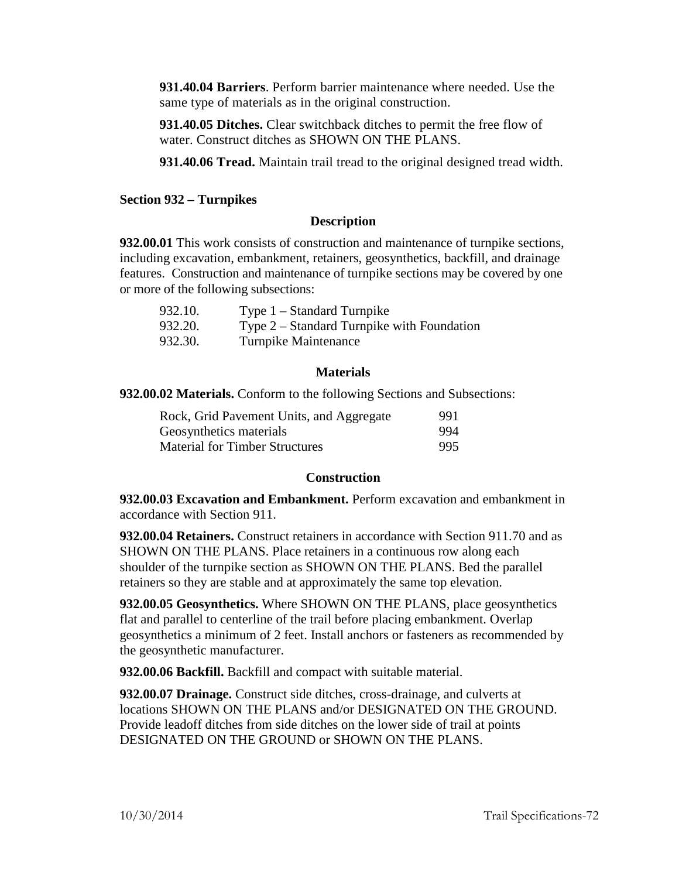**931.40.04 Barriers**. Perform barrier maintenance where needed. Use the same type of materials as in the original construction.

**931.40.05 Ditches.** Clear switchback ditches to permit the free flow of water. Construct ditches as SHOWN ON THE PLANS.

**931.40.06 Tread.** Maintain trail tread to the original designed tread width.

## Section 932 – Turnpikes

### Description

**932.00.01** This work consists of construction and maintenance of turnpike sections, including excavation, embankment, retainers, geosynthetics, backfill, and drainage features. Construction and maintenance of turnpike sections may be covered by one or more of the following subsections:

| | |
|---|---|
| 932.10. | Type 1 – Standard Turnpike |
| 932.20. | Type 2 – Standard Turnpike with Foundation |
| 932.30. | Turnpike Maintenance |

### Materials

**932.00.02 Materials.** Conform to the following Sections and Subsections:

| | |
|---|---|
| Rock, Grid Pavement Units, and Aggregate | 991 |
| Geosynthetics materials | 994 |
| Material for Timber Structures | 995 |

### Construction

**932.00.03 Excavation and Embankment.** Perform excavation and embankment in accordance with Section 911.

**932.00.04 Retainers.** Construct retainers in accordance with Section 911.70 and as SHOWN ON THE PLANS. Place retainers in a continuous row along each shoulder of the turnpike section as SHOWN ON THE PLANS. Bed the parallel retainers so they are stable and at approximately the same top elevation.

**932.00.05 Geosynthetics.** Where SHOWN ON THE PLANS, place geosynthetics flat and parallel to centerline of the trail before placing embankment. Overlap geosynthetics a minimum of 2 feet. Install anchors or fasteners as recommended by the geosynthetic manufacturer.

**932.00.06 Backfill.** Backfill and compact with suitable material.

**932.00.07 Drainage.** Construct side ditches, cross-drainage, and culverts at locations SHOWN ON THE PLANS and/or DESIGNATED ON THE GROUND. Provide leadoff ditches from side ditches on the lower side of trail at points DESIGNATED ON THE GROUND or SHOWN ON THE PLANS.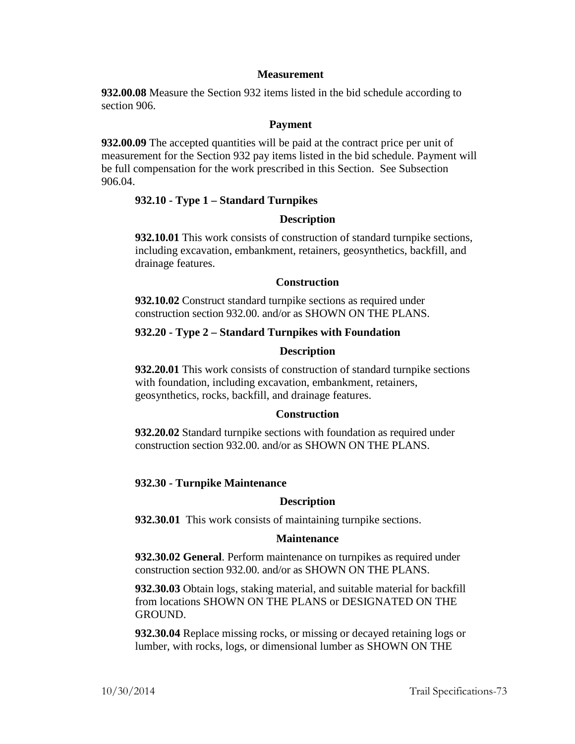#### Measurement

**932.00.08** Measure the Section 932 items listed in the bid schedule according to section 906.

#### Payment

**932.00.09** The accepted quantities will be paid at the contract price per unit of measurement for the Section 932 pay items listed in the bid schedule. Payment will be full compensation for the work prescribed in this Section. See Subsection 906.04.

### 932.10 - Type 1 – Standard Turnpikes

#### Description

**932.10.01** This work consists of construction of standard turnpike sections, including excavation, embankment, retainers, geosynthetics, backfill, and drainage features.

#### Construction

**932.10.02** Construct standard turnpike sections as required under construction section 932.00. and/or as SHOWN ON THE PLANS.

### 932.20 - Type 2 – Standard Turnpikes with Foundation

#### Description

**932.20.01** This work consists of construction of standard turnpike sections with foundation, including excavation, embankment, retainers, geosynthetics, rocks, backfill, and drainage features.

#### Construction

**932.20.02** Standard turnpike sections with foundation as required under construction section 932.00. and/or as SHOWN ON THE PLANS.

### 932.30 - Turnpike Maintenance

#### Description

**932.30.01** This work consists of maintaining turnpike sections.

#### Maintenance

**932.30.02 General**. Perform maintenance on turnpikes as required under construction section 932.00. and/or as SHOWN ON THE PLANS.

**932.30.03** Obtain logs, staking material, and suitable material for backfill from locations SHOWN ON THE PLANS or DESIGNATED ON THE GROUND.

**932.30.04** Replace missing rocks, or missing or decayed retaining logs or lumber, with rocks, logs, or dimensional lumber as SHOWN ON THE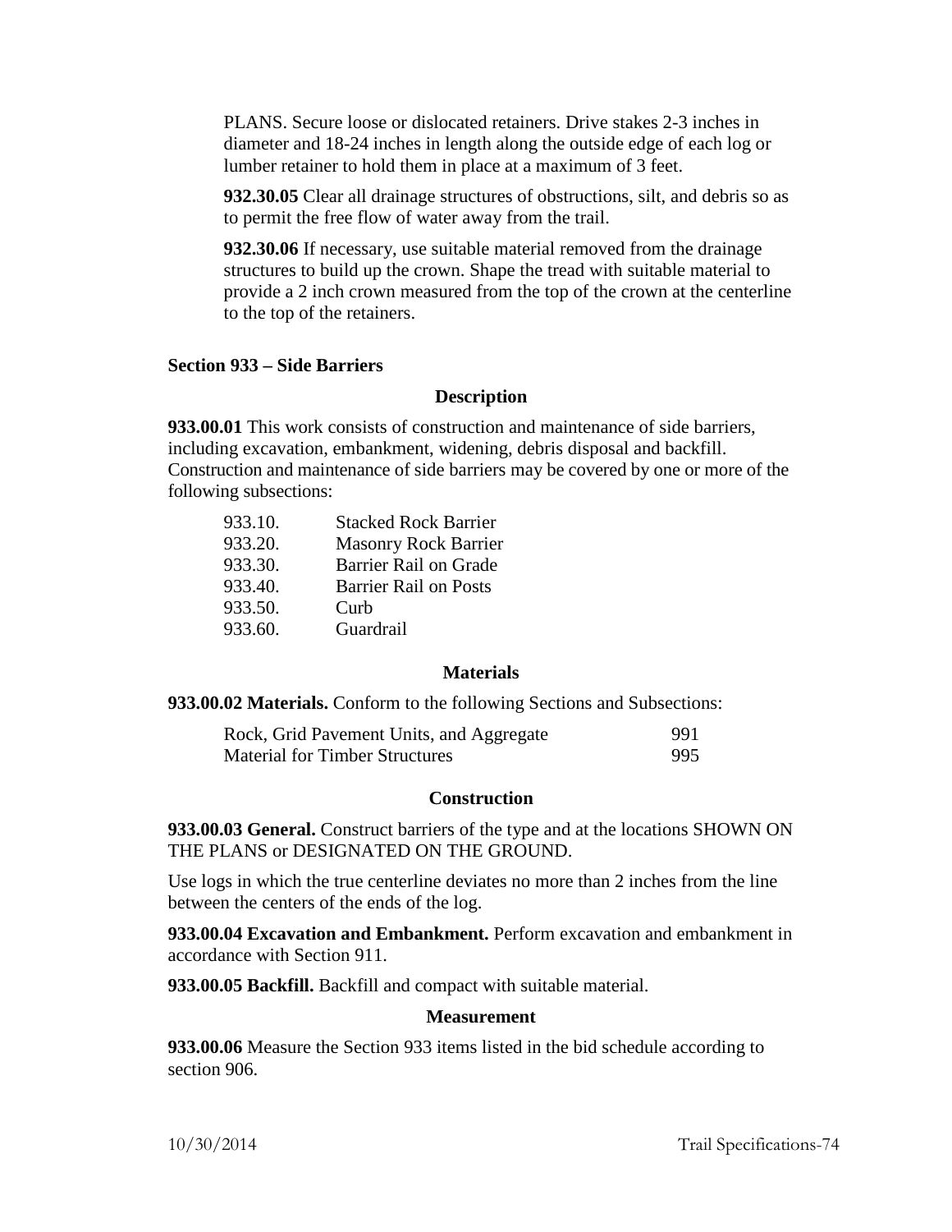PLANS. Secure loose or dislocated retainers. Drive stakes 2-3 inches in diameter and 18-24 inches in length along the outside edge of each log or lumber retainer to hold them in place at a maximum of 3 feet.

**932.30.05** Clear all drainage structures of obstructions, silt, and debris so as to permit the free flow of water away from the trail.

**932.30.06** If necessary, use suitable material removed from the drainage structures to build up the crown. Shape the tread with suitable material to provide a 2 inch crown measured from the top of the crown at the centerline to the top of the retainers.

## Section 933 – Side Barriers

### Description

**933.00.01** This work consists of construction and maintenance of side barriers, including excavation, embankment, widening, debris disposal and backfill. Construction and maintenance of side barriers may be covered by one or more of the following subsections:

| | |
|---|---|
| 933.10. | Stacked Rock Barrier |
| 933.20. | Masonry Rock Barrier |
| 933.30. | Barrier Rail on Grade |
| 933.40. | Barrier Rail on Posts |
| 933.50. | Curb |
| 933.60. | Guardrail |

### Materials

**933.00.02 Materials.** Conform to the following Sections and Subsections:

| | |
|---|---|
| Rock, Grid Pavement Units, and Aggregate | 991 |
| Material for Timber Structures | 995 |

### Construction

**933.00.03 General.** Construct barriers of the type and at the locations SHOWN ON THE PLANS or DESIGNATED ON THE GROUND.

Use logs in which the true centerline deviates no more than 2 inches from the line between the centers of the ends of the log.

**933.00.04 Excavation and Embankment.** Perform excavation and embankment in accordance with Section 911.

**933.00.05 Backfill.** Backfill and compact with suitable material.

### Measurement

**933.00.06** Measure the Section 933 items listed in the bid schedule according to section 906.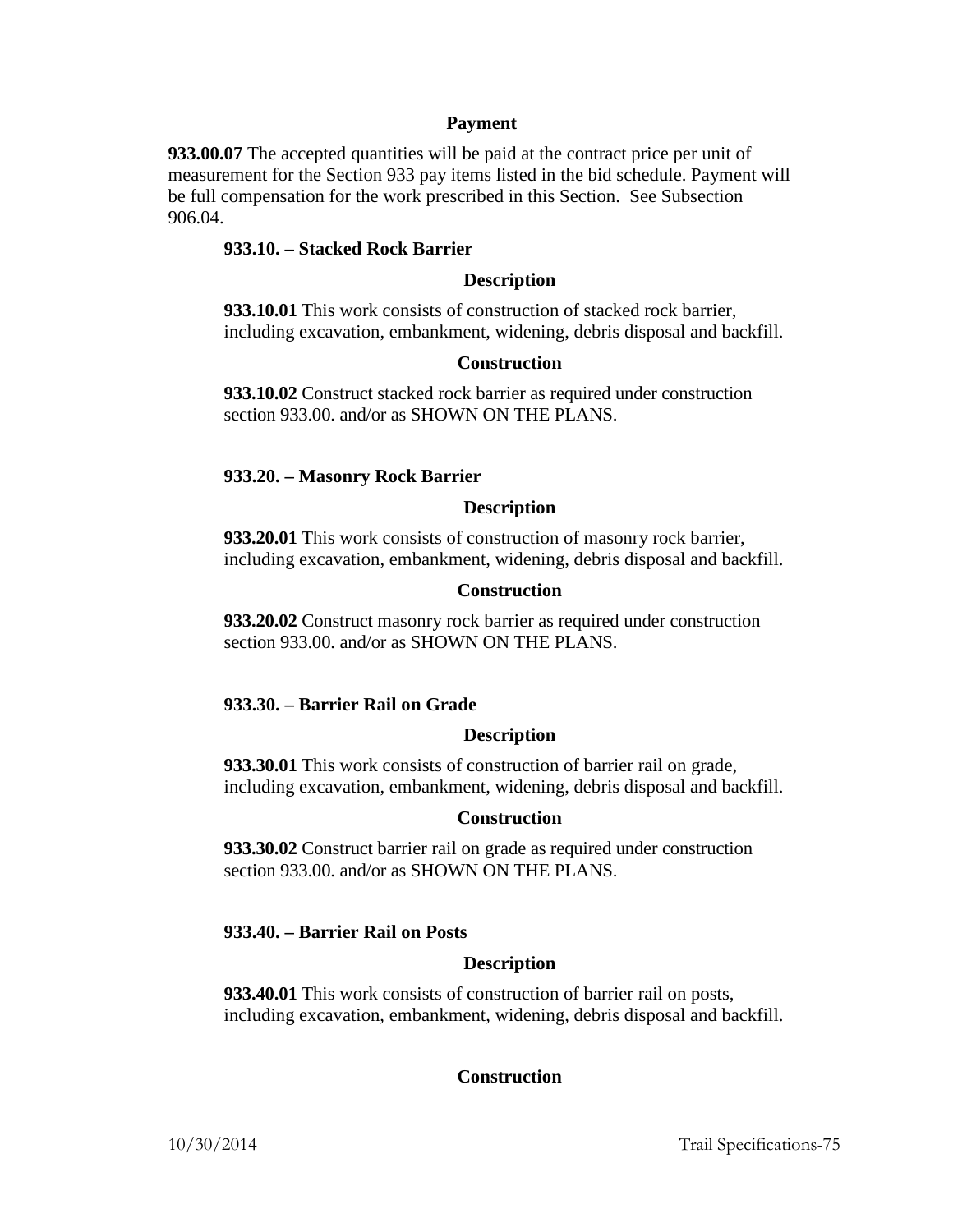#### Payment

**933.00.07** The accepted quantities will be paid at the contract price per unit of measurement for the Section 933 pay items listed in the bid schedule. Payment will be full compensation for the work prescribed in this Section. See Subsection 906.04.

### 933.10. – Stacked Rock Barrier

#### Description

**933.10.01** This work consists of construction of stacked rock barrier, including excavation, embankment, widening, debris disposal and backfill.

#### Construction

**933.10.02** Construct stacked rock barrier as required under construction section 933.00. and/or as SHOWN ON THE PLANS.

### 933.20. – Masonry Rock Barrier

#### Description

**933.20.01** This work consists of construction of masonry rock barrier, including excavation, embankment, widening, debris disposal and backfill.

#### Construction

**933.20.02** Construct masonry rock barrier as required under construction section 933.00. and/or as SHOWN ON THE PLANS.

### 933.30. – Barrier Rail on Grade

#### Description

**933.30.01** This work consists of construction of barrier rail on grade, including excavation, embankment, widening, debris disposal and backfill.

#### Construction

**933.30.02** Construct barrier rail on grade as required under construction section 933.00. and/or as SHOWN ON THE PLANS.

### 933.40. – Barrier Rail on Posts

#### Description

**933.40.01** This work consists of construction of barrier rail on posts, including excavation, embankment, widening, debris disposal and backfill.

#### Construction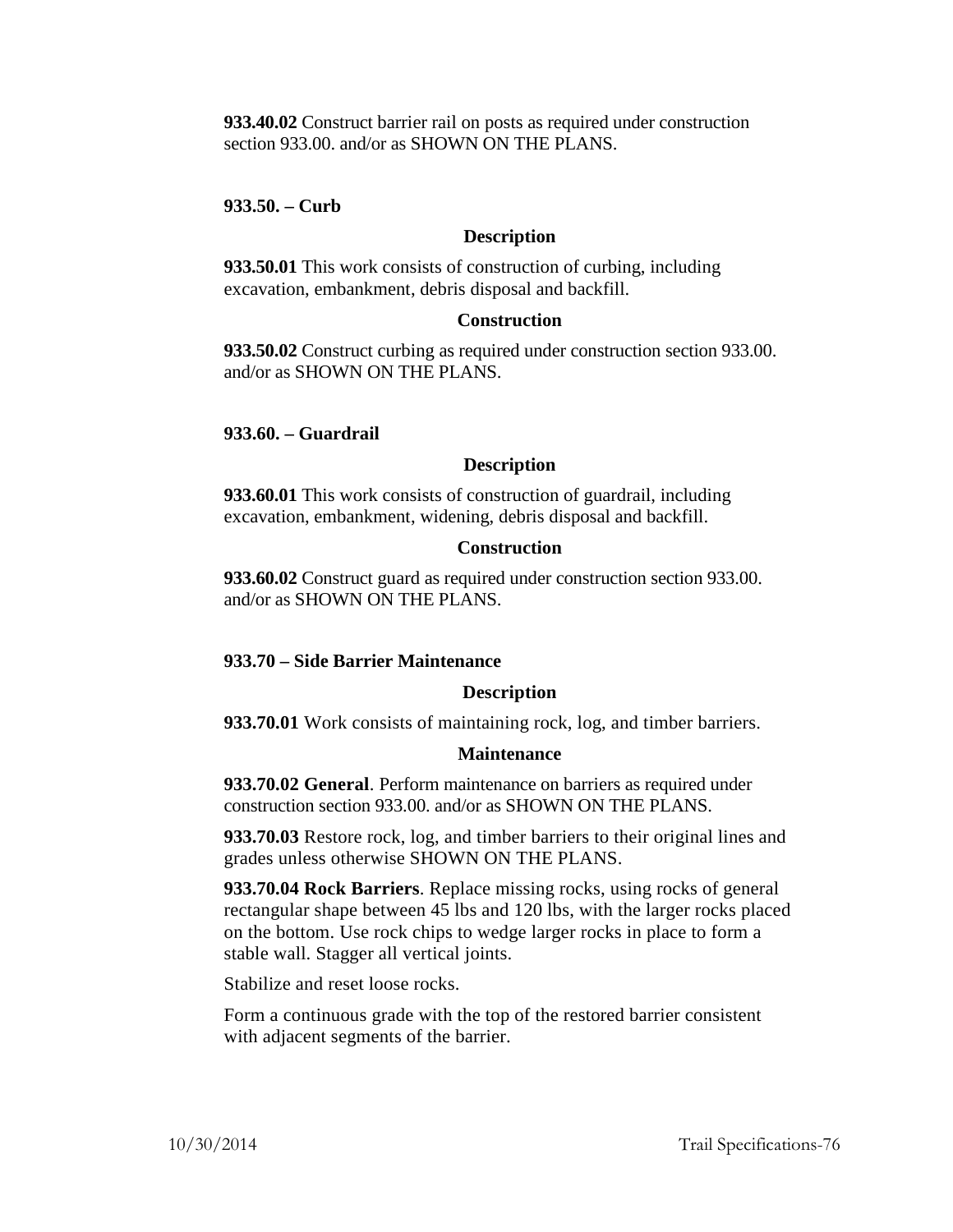**933.40.02** Construct barrier rail on posts as required under construction section 933.00. and/or as SHOWN ON THE PLANS.

### 933.50. – Curb

**Description**

**933.50.01** This work consists of construction of curbing, including excavation, embankment, debris disposal and backfill.

**Construction**

**933.50.02** Construct curbing as required under construction section 933.00. and/or as SHOWN ON THE PLANS.

### 933.60. – Guardrail

**Description**

**933.60.01** This work consists of construction of guardrail, including excavation, embankment, widening, debris disposal and backfill.

**Construction**

**933.60.02** Construct guard as required under construction section 933.00. and/or as SHOWN ON THE PLANS.

### 933.70 – Side Barrier Maintenance

**Description**

**933.70.01** Work consists of maintaining rock, log, and timber barriers.

**Maintenance**

**933.70.02 General**. Perform maintenance on barriers as required under construction section 933.00. and/or as SHOWN ON THE PLANS.

**933.70.03** Restore rock, log, and timber barriers to their original lines and grades unless otherwise SHOWN ON THE PLANS.

**933.70.04 Rock Barriers**. Replace missing rocks, using rocks of general rectangular shape between 45 lbs and 120 lbs, with the larger rocks placed on the bottom. Use rock chips to wedge larger rocks in place to form a stable wall. Stagger all vertical joints.

Stabilize and reset loose rocks.

Form a continuous grade with the top of the restored barrier consistent with adjacent segments of the barrier.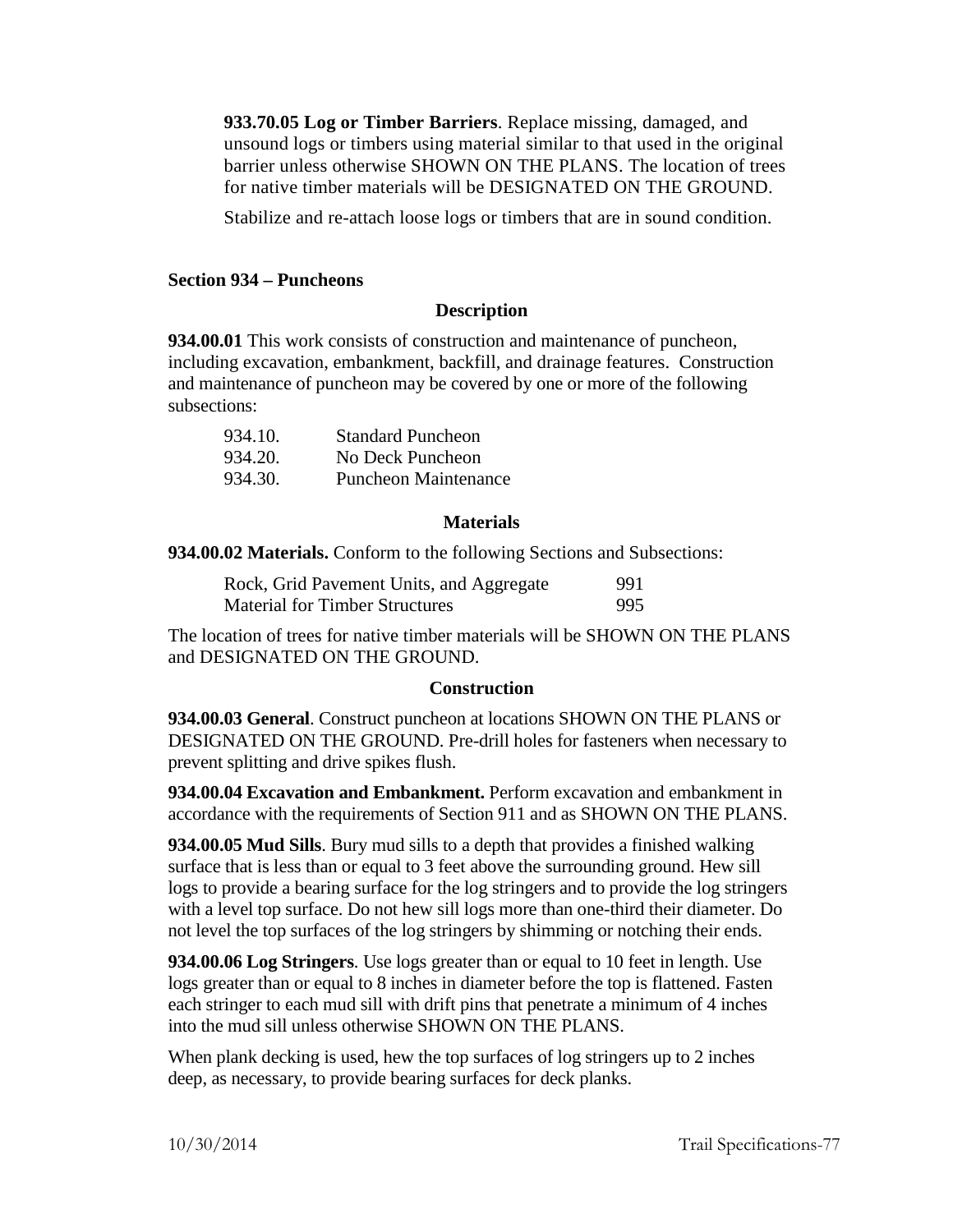**933.70.05 Log or Timber Barriers**. Replace missing, damaged, and unsound logs or timbers using material similar to that used in the original barrier unless otherwise SHOWN ON THE PLANS. The location of trees for native timber materials will be DESIGNATED ON THE GROUND.

Stabilize and re-attach loose logs or timbers that are in sound condition.

## Section 934 – Puncheons

### Description

**934.00.01** This work consists of construction and maintenance of puncheon, including excavation, embankment, backfill, and drainage features. Construction and maintenance of puncheon may be covered by one or more of the following subsections:

| | |
|---|---|
| 934.10. | Standard Puncheon |
| 934.20. | No Deck Puncheon |
| 934.30. | Puncheon Maintenance |

### Materials

**934.00.02 Materials.** Conform to the following Sections and Subsections:

| | |
|---|---|
| Rock, Grid Pavement Units, and Aggregate | 991 |
| Material for Timber Structures | 995 |

The location of trees for native timber materials will be SHOWN ON THE PLANS and DESIGNATED ON THE GROUND.

### Construction

**934.00.03 General**. Construct puncheon at locations SHOWN ON THE PLANS or DESIGNATED ON THE GROUND. Pre-drill holes for fasteners when necessary to prevent splitting and drive spikes flush.

**934.00.04 Excavation and Embankment.** Perform excavation and embankment in accordance with the requirements of Section 911 and as SHOWN ON THE PLANS.

**934.00.05 Mud Sills**. Bury mud sills to a depth that provides a finished walking surface that is less than or equal to 3 feet above the surrounding ground. Hew sill logs to provide a bearing surface for the log stringers and to provide the log stringers with a level top surface. Do not hew sill logs more than one-third their diameter. Do not level the top surfaces of the log stringers by shimming or notching their ends.

**934.00.06 Log Stringers**. Use logs greater than or equal to 10 feet in length. Use logs greater than or equal to 8 inches in diameter before the top is flattened. Fasten each stringer to each mud sill with drift pins that penetrate a minimum of 4 inches into the mud sill unless otherwise SHOWN ON THE PLANS.

When plank decking is used, hew the top surfaces of log stringers up to 2 inches deep, as necessary, to provide bearing surfaces for deck planks.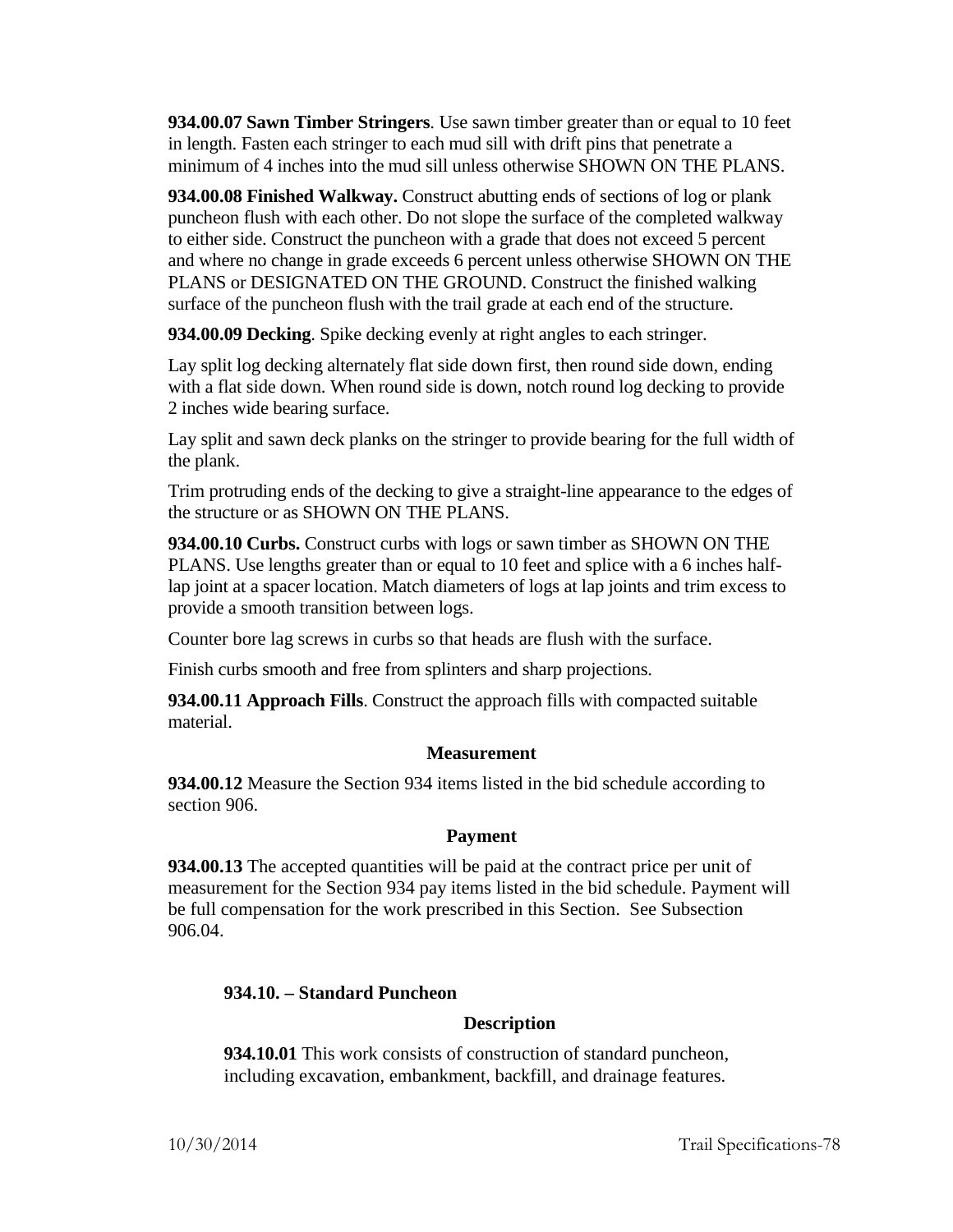**934.00.07 Sawn Timber Stringers**. Use sawn timber greater than or equal to 10 feet in length. Fasten each stringer to each mud sill with drift pins that penetrate a minimum of 4 inches into the mud sill unless otherwise SHOWN ON THE PLANS.

**934.00.08 Finished Walkway.** Construct abutting ends of sections of log or plank puncheon flush with each other. Do not slope the surface of the completed walkway to either side. Construct the puncheon with a grade that does not exceed 5 percent and where no change in grade exceeds 6 percent unless otherwise SHOWN ON THE PLANS or DESIGNATED ON THE GROUND. Construct the finished walking surface of the puncheon flush with the trail grade at each end of the structure.

**934.00.09 Decking**. Spike decking evenly at right angles to each stringer.

Lay split log decking alternately flat side down first, then round side down, ending with a flat side down. When round side is down, notch round log decking to provide 2 inches wide bearing surface.

Lay split and sawn deck planks on the stringer to provide bearing for the full width of the plank.

Trim protruding ends of the decking to give a straight-line appearance to the edges of the structure or as SHOWN ON THE PLANS.

**934.00.10 Curbs.** Construct curbs with logs or sawn timber as SHOWN ON THE PLANS. Use lengths greater than or equal to 10 feet and splice with a 6 inches half-lap joint at a spacer location. Match diameters of logs at lap joints and trim excess to provide a smooth transition between logs.

Counter bore lag screws in curbs so that heads are flush with the surface.

Finish curbs smooth and free from splinters and sharp projections.

**934.00.11 Approach Fills**. Construct the approach fills with compacted suitable material.

### Measurement

**934.00.12** Measure the Section 934 items listed in the bid schedule according to section 906.

### Payment

**934.00.13** The accepted quantities will be paid at the contract price per unit of measurement for the Section 934 pay items listed in the bid schedule. Payment will be full compensation for the work prescribed in this Section. See Subsection 906.04.

## 934.10. – Standard Puncheon

### Description

**934.10.01** This work consists of construction of standard puncheon, including excavation, embankment, backfill, and drainage features.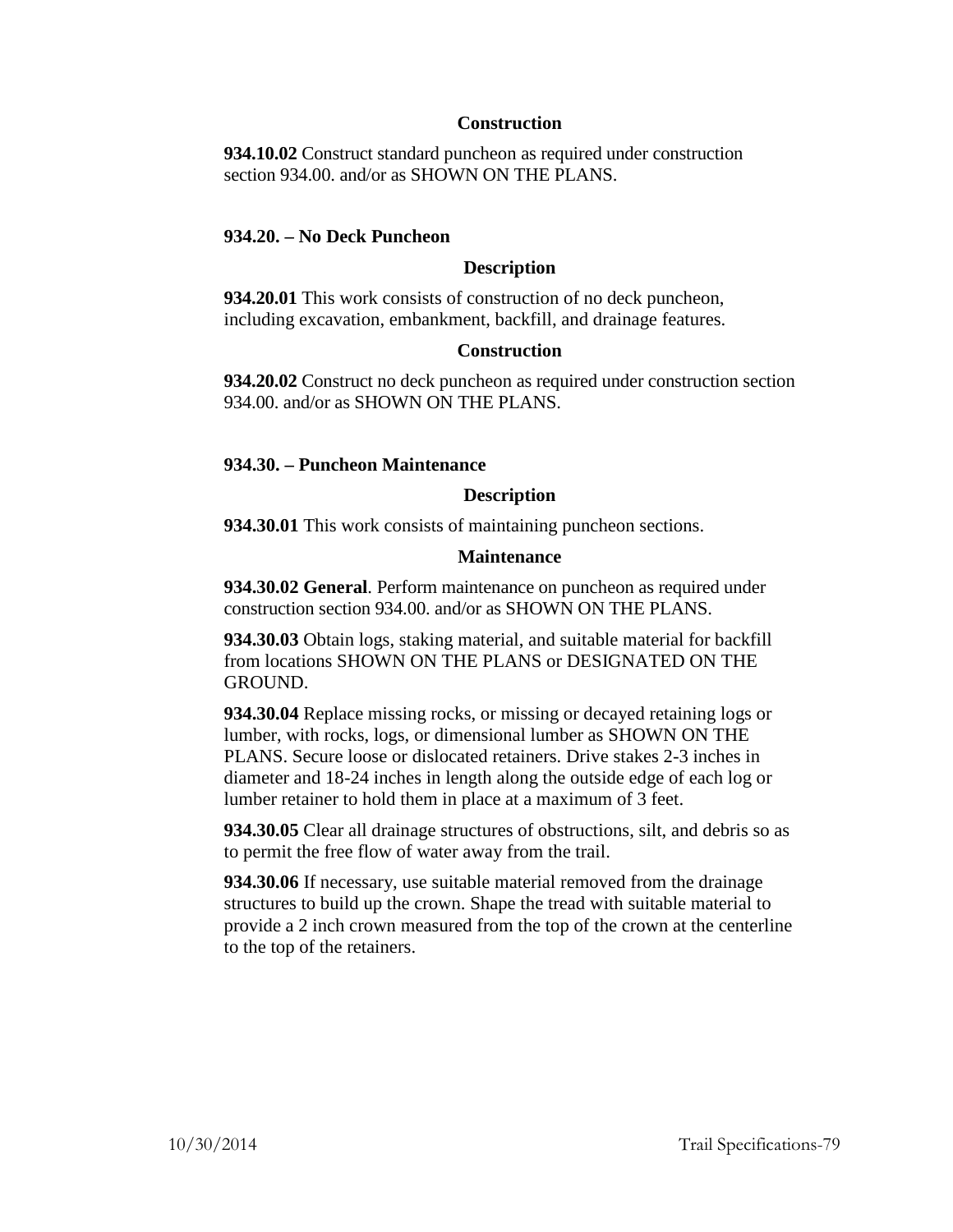#### Construction

**934.10.02** Construct standard puncheon as required under construction section 934.00. and/or as SHOWN ON THE PLANS.

### 934.20. – No Deck Puncheon

#### Description

**934.20.01** This work consists of construction of no deck puncheon, including excavation, embankment, backfill, and drainage features.

#### Construction

**934.20.02** Construct no deck puncheon as required under construction section 934.00. and/or as SHOWN ON THE PLANS.

### 934.30. – Puncheon Maintenance

#### Description

**934.30.01** This work consists of maintaining puncheon sections.

#### Maintenance

**934.30.02 General**. Perform maintenance on puncheon as required under construction section 934.00. and/or as SHOWN ON THE PLANS.

**934.30.03** Obtain logs, staking material, and suitable material for backfill from locations SHOWN ON THE PLANS or DESIGNATED ON THE GROUND.

**934.30.04** Replace missing rocks, or missing or decayed retaining logs or lumber, with rocks, logs, or dimensional lumber as SHOWN ON THE PLANS. Secure loose or dislocated retainers. Drive stakes 2-3 inches in diameter and 18-24 inches in length along the outside edge of each log or lumber retainer to hold them in place at a maximum of 3 feet.

**934.30.05** Clear all drainage structures of obstructions, silt, and debris so as to permit the free flow of water away from the trail.

**934.30.06** If necessary, use suitable material removed from the drainage structures to build up the crown. Shape the tread with suitable material to provide a 2 inch crown measured from the top of the crown at the centerline to the top of the retainers.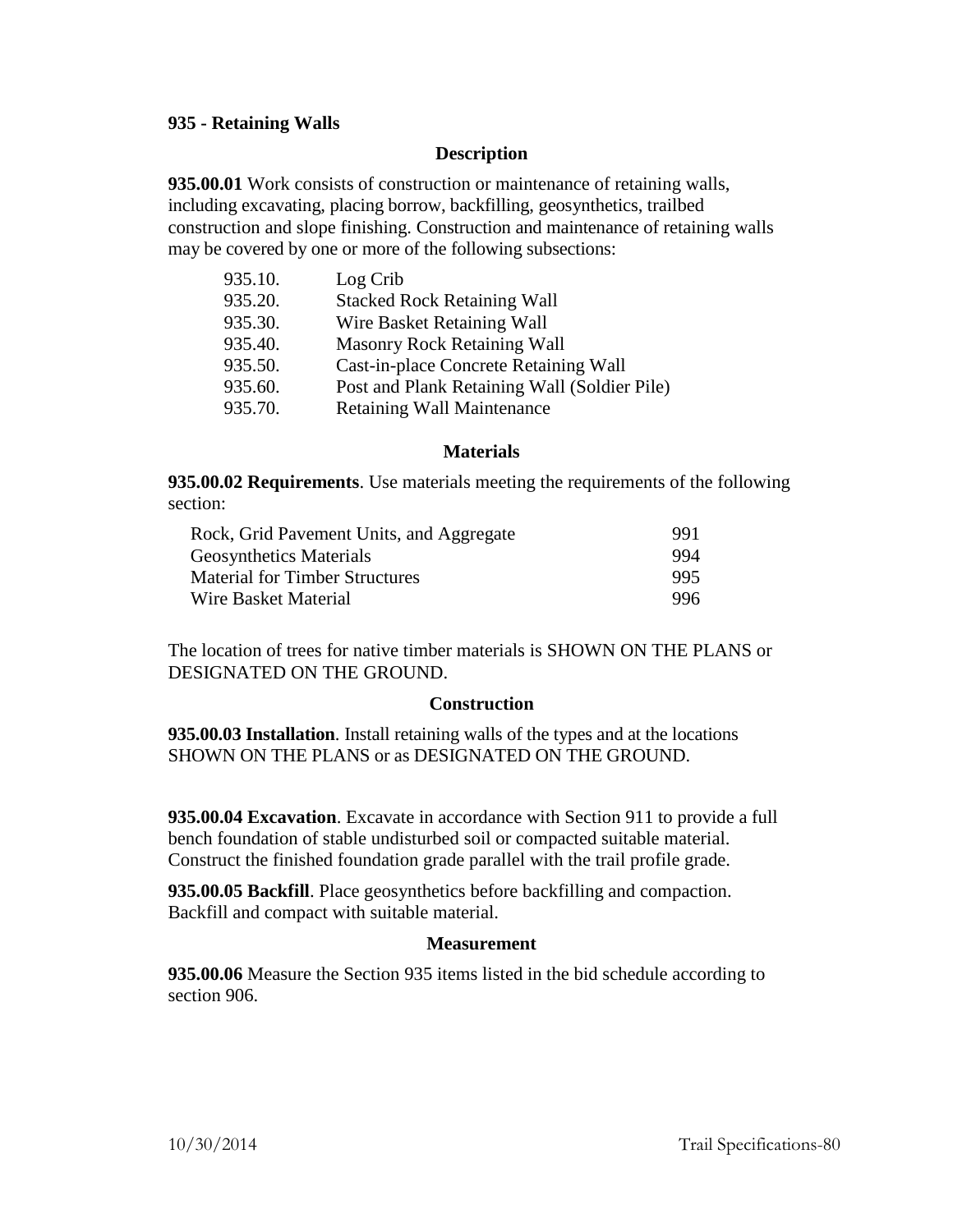## 935 - Retaining Walls

### Description

**935.00.01** Work consists of construction or maintenance of retaining walls, including excavating, placing borrow, backfilling, geosynthetics, trailbed construction and slope finishing. Construction and maintenance of retaining walls may be covered by one or more of the following subsections:

| | |
|---|---|
| 935.10. | Log Crib |
| 935.20. | Stacked Rock Retaining Wall |
| 935.30. | Wire Basket Retaining Wall |
| 935.40. | Masonry Rock Retaining Wall |
| 935.50. | Cast-in-place Concrete Retaining Wall |
| 935.60. | Post and Plank Retaining Wall (Soldier Pile) |
| 935.70. | Retaining Wall Maintenance |

### Materials

**935.00.02 Requirements**. Use materials meeting the requirements of the following section:

| | |
|---|---|
| Rock, Grid Pavement Units, and Aggregate | 991 |
| Geosynthetics Materials | 994 |
| Material for Timber Structures | 995 |
| Wire Basket Material | 996 |

The location of trees for native timber materials is SHOWN ON THE PLANS or DESIGNATED ON THE GROUND.

### Construction

**935.00.03 Installation**. Install retaining walls of the types and at the locations SHOWN ON THE PLANS or as DESIGNATED ON THE GROUND.

**935.00.04 Excavation**. Excavate in accordance with Section 911 to provide a full bench foundation of stable undisturbed soil or compacted suitable material. Construct the finished foundation grade parallel with the trail profile grade.

**935.00.05 Backfill**. Place geosynthetics before backfilling and compaction. Backfill and compact with suitable material.

### Measurement

**935.00.06** Measure the Section 935 items listed in the bid schedule according to section 906.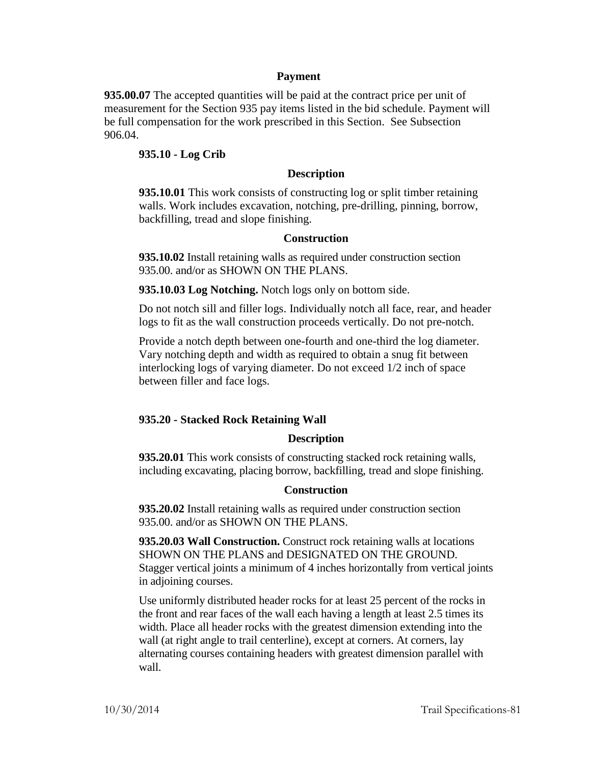#### Payment

**935.00.07** The accepted quantities will be paid at the contract price per unit of measurement for the Section 935 pay items listed in the bid schedule. Payment will be full compensation for the work prescribed in this Section. See Subsection 906.04.

### 935.10 - Log Crib

#### Description

**935.10.01** This work consists of constructing log or split timber retaining walls. Work includes excavation, notching, pre-drilling, pinning, borrow, backfilling, tread and slope finishing.

#### Construction

**935.10.02** Install retaining walls as required under construction section 935.00. and/or as SHOWN ON THE PLANS.

**935.10.03 Log Notching.** Notch logs only on bottom side.

Do not notch sill and filler logs. Individually notch all face, rear, and header logs to fit as the wall construction proceeds vertically. Do not pre-notch.

Provide a notch depth between one-fourth and one-third the log diameter. Vary notching depth and width as required to obtain a snug fit between interlocking logs of varying diameter. Do not exceed 1/2 inch of space between filler and face logs.

### 935.20 - Stacked Rock Retaining Wall

#### Description

**935.20.01** This work consists of constructing stacked rock retaining walls, including excavating, placing borrow, backfilling, tread and slope finishing.

#### Construction

**935.20.02** Install retaining walls as required under construction section 935.00. and/or as SHOWN ON THE PLANS.

**935.20.03 Wall Construction.** Construct rock retaining walls at locations SHOWN ON THE PLANS and DESIGNATED ON THE GROUND. Stagger vertical joints a minimum of 4 inches horizontally from vertical joints in adjoining courses.

Use uniformly distributed header rocks for at least 25 percent of the rocks in the front and rear faces of the wall each having a length at least 2.5 times its width. Place all header rocks with the greatest dimension extending into the wall (at right angle to trail centerline), except at corners. At corners, lay alternating courses containing headers with greatest dimension parallel with wall.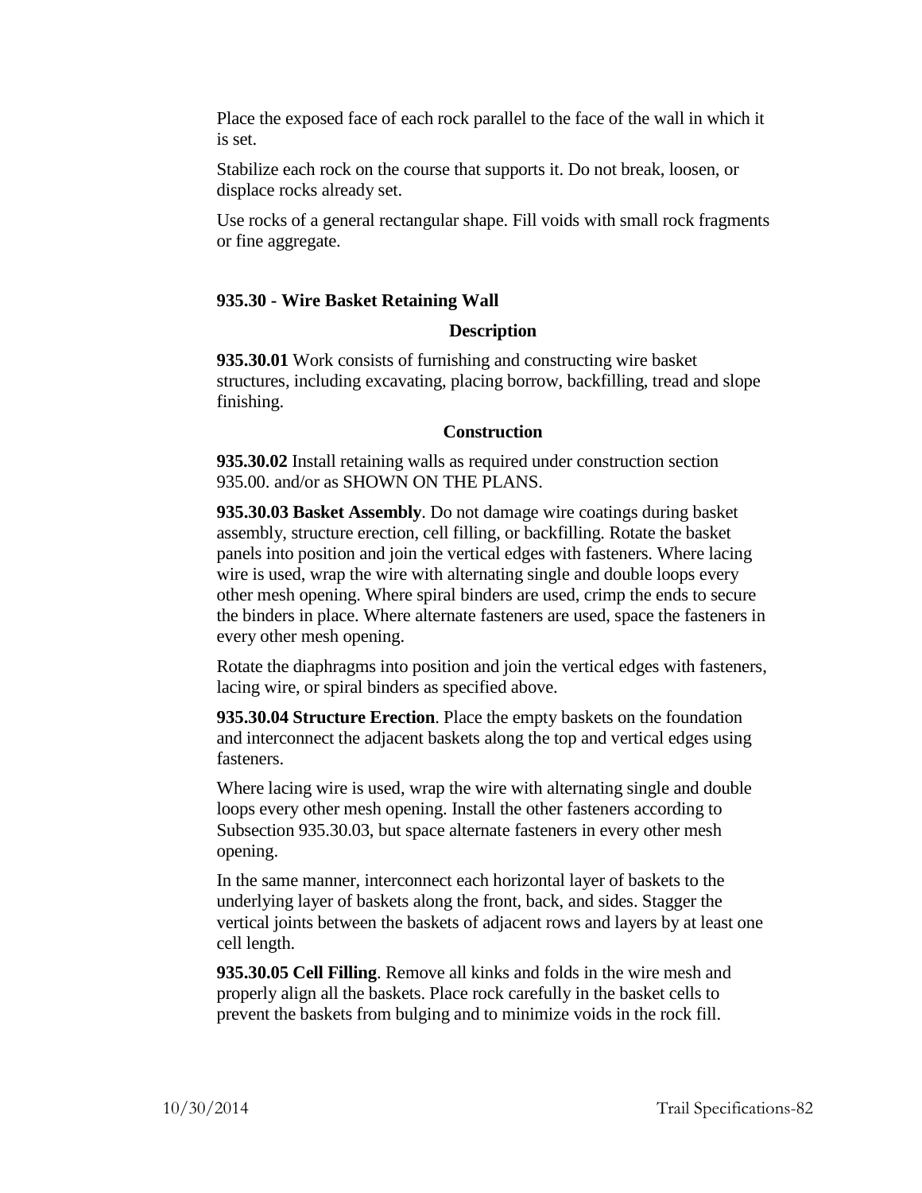Place the exposed face of each rock parallel to the face of the wall in which it is set.

Stabilize each rock on the course that supports it. Do not break, loosen, or displace rocks already set.

Use rocks of a general rectangular shape. Fill voids with small rock fragments or fine aggregate.

### 935.30 - Wire Basket Retaining Wall

#### Description

**935.30.01** Work consists of furnishing and constructing wire basket structures, including excavating, placing borrow, backfilling, tread and slope finishing.

#### Construction

**935.30.02** Install retaining walls as required under construction section 935.00. and/or as SHOWN ON THE PLANS.

**935.30.03 Basket Assembly**. Do not damage wire coatings during basket assembly, structure erection, cell filling, or backfilling. Rotate the basket panels into position and join the vertical edges with fasteners. Where lacing wire is used, wrap the wire with alternating single and double loops every other mesh opening. Where spiral binders are used, crimp the ends to secure the binders in place. Where alternate fasteners are used, space the fasteners in every other mesh opening.

Rotate the diaphragms into position and join the vertical edges with fasteners, lacing wire, or spiral binders as specified above.

**935.30.04 Structure Erection**. Place the empty baskets on the foundation and interconnect the adjacent baskets along the top and vertical edges using fasteners.

Where lacing wire is used, wrap the wire with alternating single and double loops every other mesh opening. Install the other fasteners according to Subsection 935.30.03, but space alternate fasteners in every other mesh opening.

In the same manner, interconnect each horizontal layer of baskets to the underlying layer of baskets along the front, back, and sides. Stagger the vertical joints between the baskets of adjacent rows and layers by at least one cell length.

**935.30.05 Cell Filling**. Remove all kinks and folds in the wire mesh and properly align all the baskets. Place rock carefully in the basket cells to prevent the baskets from bulging and to minimize voids in the rock fill.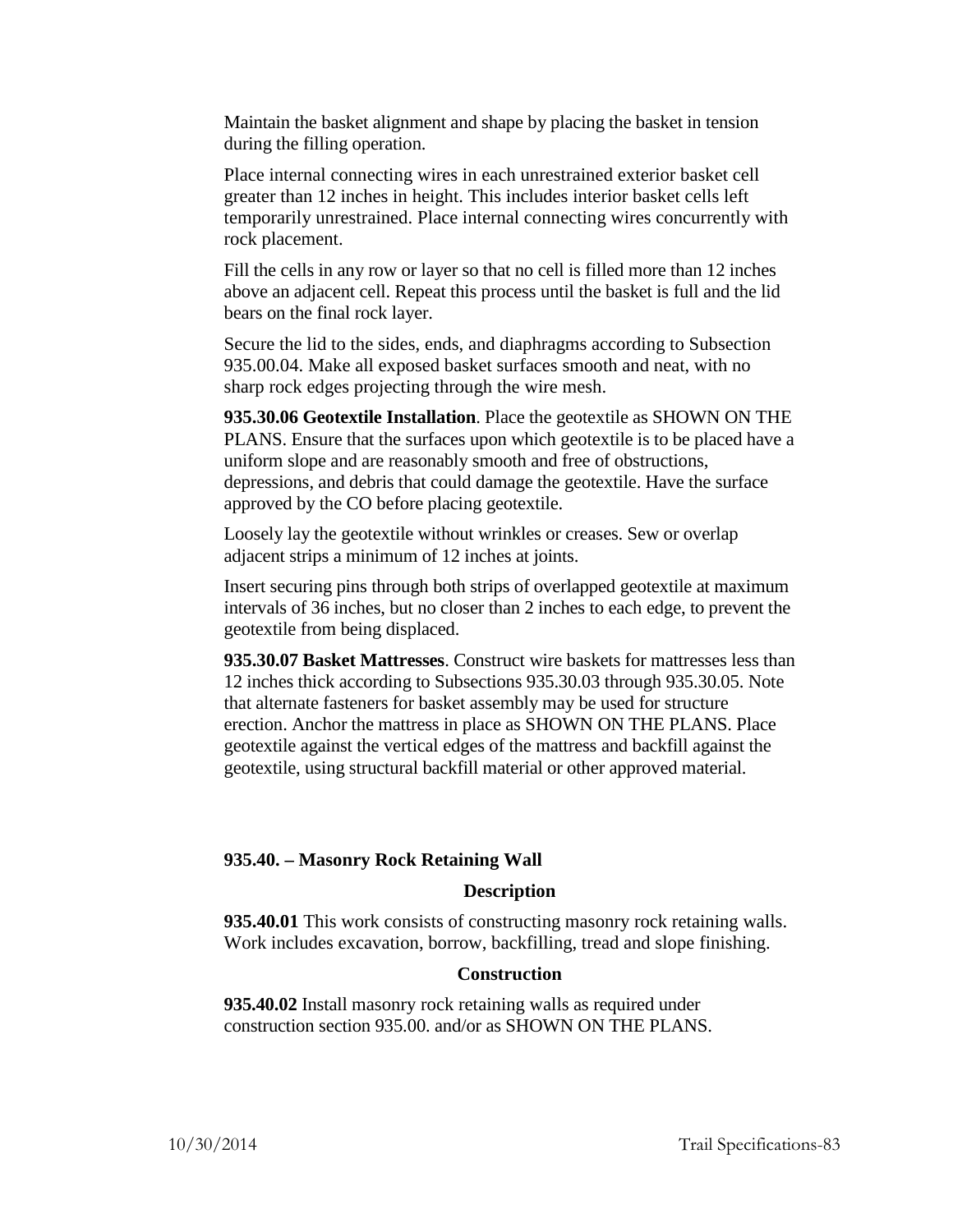Maintain the basket alignment and shape by placing the basket in tension during the filling operation.

Place internal connecting wires in each unrestrained exterior basket cell greater than 12 inches in height. This includes interior basket cells left temporarily unrestrained. Place internal connecting wires concurrently with rock placement.

Fill the cells in any row or layer so that no cell is filled more than 12 inches above an adjacent cell. Repeat this process until the basket is full and the lid bears on the final rock layer.

Secure the lid to the sides, ends, and diaphragms according to Subsection 935.00.04. Make all exposed basket surfaces smooth and neat, with no sharp rock edges projecting through the wire mesh.

**935.30.06 Geotextile Installation**. Place the geotextile as SHOWN ON THE PLANS. Ensure that the surfaces upon which geotextile is to be placed have a uniform slope and are reasonably smooth and free of obstructions, depressions, and debris that could damage the geotextile. Have the surface approved by the CO before placing geotextile.

Loosely lay the geotextile without wrinkles or creases. Sew or overlap adjacent strips a minimum of 12 inches at joints.

Insert securing pins through both strips of overlapped geotextile at maximum intervals of 36 inches, but no closer than 2 inches to each edge, to prevent the geotextile from being displaced.

**935.30.07 Basket Mattresses**. Construct wire baskets for mattresses less than 12 inches thick according to Subsections 935.30.03 through 935.30.05. Note that alternate fasteners for basket assembly may be used for structure erection. Anchor the mattress in place as SHOWN ON THE PLANS. Place geotextile against the vertical edges of the mattress and backfill against the geotextile, using structural backfill material or other approved material.

### 935.40. – Masonry Rock Retaining Wall

#### Description

**935.40.01** This work consists of constructing masonry rock retaining walls. Work includes excavation, borrow, backfilling, tread and slope finishing.

#### Construction

**935.40.02** Install masonry rock retaining walls as required under construction section 935.00. and/or as SHOWN ON THE PLANS.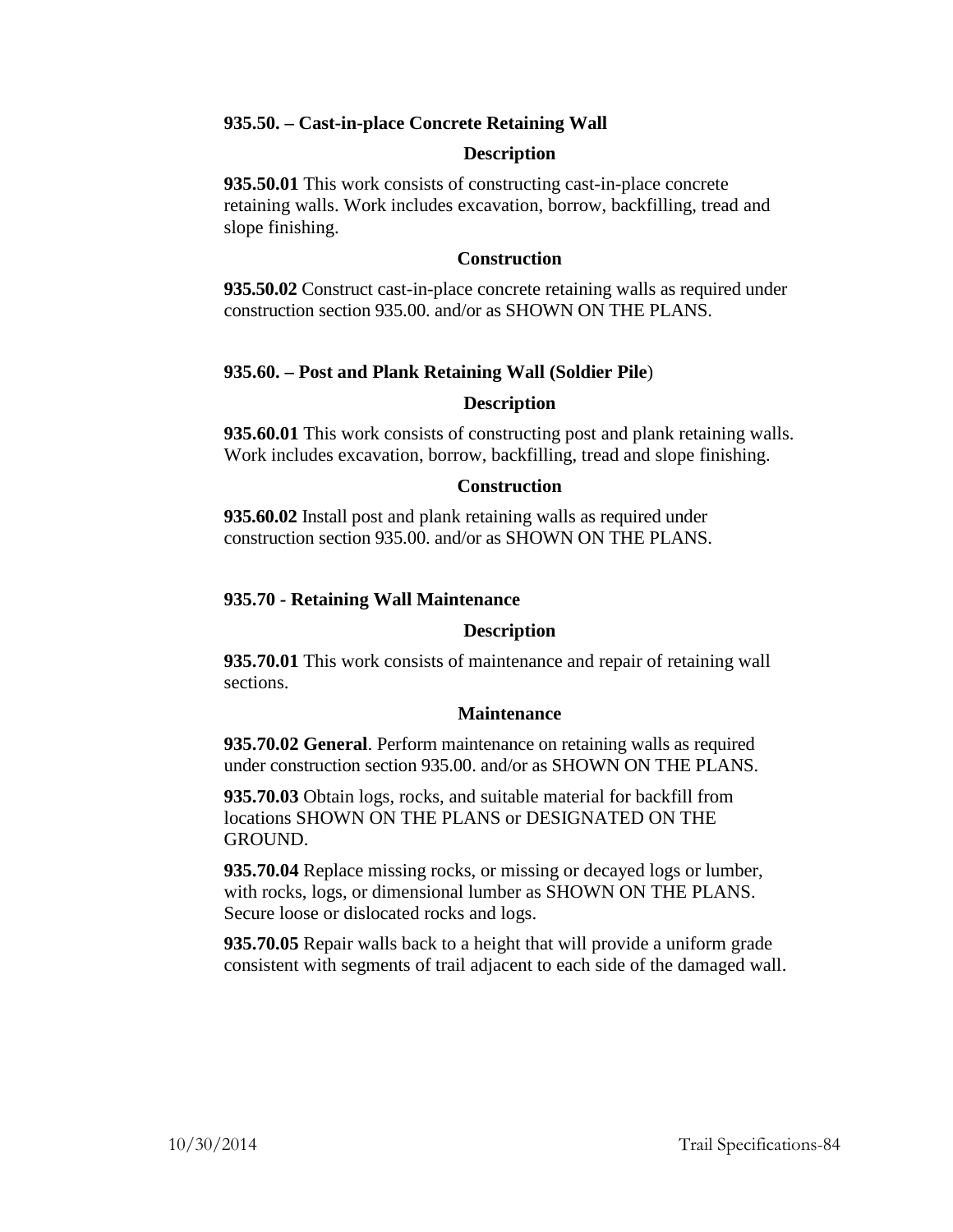### 935.50. – Cast-in-place Concrete Retaining Wall

#### Description

**935.50.01** This work consists of constructing cast-in-place concrete retaining walls. Work includes excavation, borrow, backfilling, tread and slope finishing.

#### Construction

**935.50.02** Construct cast-in-place concrete retaining walls as required under construction section 935.00. and/or as SHOWN ON THE PLANS.

### 935.60. – Post and Plank Retaining Wall (Soldier Pile)

#### Description

**935.60.01** This work consists of constructing post and plank retaining walls. Work includes excavation, borrow, backfilling, tread and slope finishing.

#### Construction

**935.60.02** Install post and plank retaining walls as required under construction section 935.00. and/or as SHOWN ON THE PLANS.

### 935.70 - Retaining Wall Maintenance

#### Description

**935.70.01** This work consists of maintenance and repair of retaining wall sections.

#### Maintenance

**935.70.02 General**. Perform maintenance on retaining walls as required under construction section 935.00. and/or as SHOWN ON THE PLANS.

**935.70.03** Obtain logs, rocks, and suitable material for backfill from locations SHOWN ON THE PLANS or DESIGNATED ON THE GROUND.

**935.70.04** Replace missing rocks, or missing or decayed logs or lumber, with rocks, logs, or dimensional lumber as SHOWN ON THE PLANS. Secure loose or dislocated rocks and logs.

**935.70.05** Repair walls back to a height that will provide a uniform grade consistent with segments of trail adjacent to each side of the damaged wall.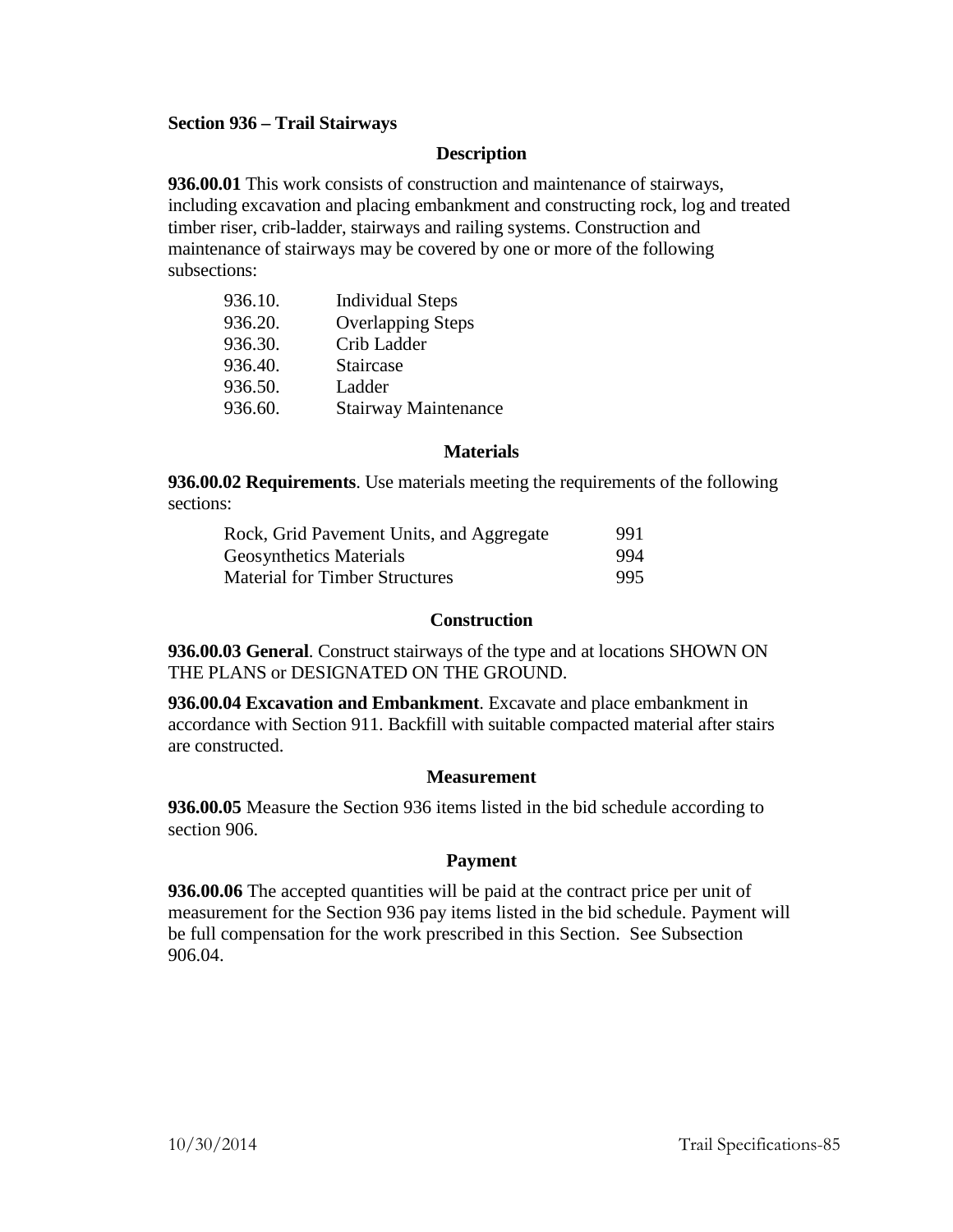## Section 936 – Trail Stairways

### Description

**936.00.01** This work consists of construction and maintenance of stairways, including excavation and placing embankment and constructing rock, log and treated timber riser, crib-ladder, stairways and railing systems. Construction and maintenance of stairways may be covered by one or more of the following subsections:

| | |
|---|---|
| 936.10. | Individual Steps |
| 936.20. | Overlapping Steps |
| 936.30. | Crib Ladder |
| 936.40. | Staircase |
| 936.50. | Ladder |
| 936.60. | Stairway Maintenance |

### Materials

**936.00.02 Requirements**. Use materials meeting the requirements of the following sections:

| | |
|---|---|
| Rock, Grid Pavement Units, and Aggregate | 991 |
| Geosynthetics Materials | 994 |
| Material for Timber Structures | 995 |

### Construction

**936.00.03 General**. Construct stairways of the type and at locations SHOWN ON THE PLANS or DESIGNATED ON THE GROUND.

**936.00.04 Excavation and Embankment**. Excavate and place embankment in accordance with Section 911. Backfill with suitable compacted material after stairs are constructed.

### Measurement

**936.00.05** Measure the Section 936 items listed in the bid schedule according to section 906.

### Payment

**936.00.06** The accepted quantities will be paid at the contract price per unit of measurement for the Section 936 pay items listed in the bid schedule. Payment will be full compensation for the work prescribed in this Section. See Subsection 906.04.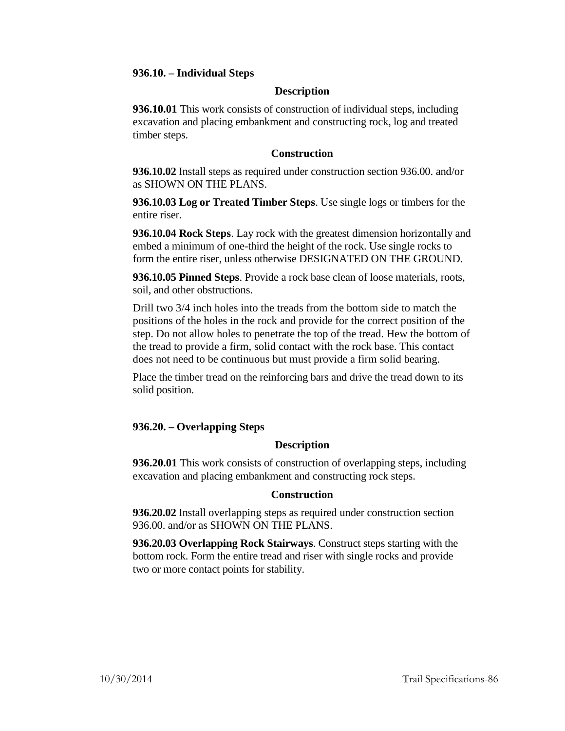### 936.10. – Individual Steps

**Description**

**936.10.01** This work consists of construction of individual steps, including excavation and placing embankment and constructing rock, log and treated timber steps.

**Construction**

**936.10.02** Install steps as required under construction section 936.00. and/or as SHOWN ON THE PLANS.

**936.10.03 Log or Treated Timber Steps**. Use single logs or timbers for the entire riser.

**936.10.04 Rock Steps**. Lay rock with the greatest dimension horizontally and embed a minimum of one-third the height of the rock. Use single rocks to form the entire riser, unless otherwise DESIGNATED ON THE GROUND.

**936.10.05 Pinned Steps**. Provide a rock base clean of loose materials, roots, soil, and other obstructions.

Drill two 3/4 inch holes into the treads from the bottom side to match the positions of the holes in the rock and provide for the correct position of the step. Do not allow holes to penetrate the top of the tread. Hew the bottom of the tread to provide a firm, solid contact with the rock base. This contact does not need to be continuous but must provide a firm solid bearing.

Place the timber tread on the reinforcing bars and drive the tread down to its solid position.

### 936.20. – Overlapping Steps

**Description**

**936.20.01** This work consists of construction of overlapping steps, including excavation and placing embankment and constructing rock steps.

**Construction**

**936.20.02** Install overlapping steps as required under construction section 936.00. and/or as SHOWN ON THE PLANS.

**936.20.03 Overlapping Rock Stairways**. Construct steps starting with the bottom rock. Form the entire tread and riser with single rocks and provide two or more contact points for stability.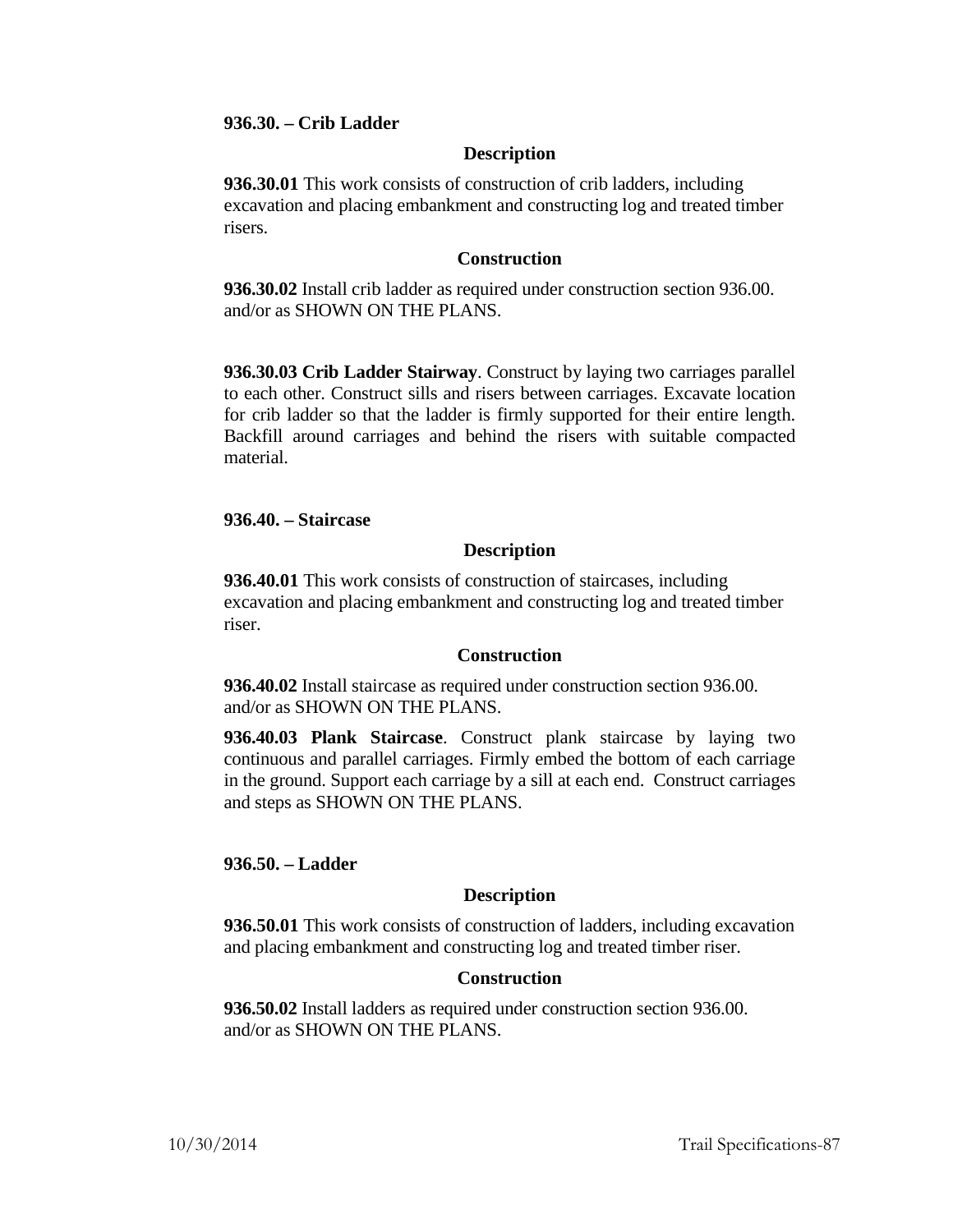### 936.30. – Crib Ladder

#### Description

**936.30.01** This work consists of construction of crib ladders, including excavation and placing embankment and constructing log and treated timber risers.

#### Construction

**936.30.02** Install crib ladder as required under construction section 936.00. and/or as SHOWN ON THE PLANS.

**936.30.03 Crib Ladder Stairway**. Construct by laying two carriages parallel to each other. Construct sills and risers between carriages. Excavate location for crib ladder so that the ladder is firmly supported for their entire length. Backfill around carriages and behind the risers with suitable compacted material.

### 936.40. – Staircase

#### Description

**936.40.01** This work consists of construction of staircases, including excavation and placing embankment and constructing log and treated timber riser.

#### Construction

**936.40.02** Install staircase as required under construction section 936.00. and/or as SHOWN ON THE PLANS.

**936.40.03 Plank Staircase**. Construct plank staircase by laying two continuous and parallel carriages. Firmly embed the bottom of each carriage in the ground. Support each carriage by a sill at each end. Construct carriages and steps as SHOWN ON THE PLANS.

### 936.50. – Ladder

#### Description

**936.50.01** This work consists of construction of ladders, including excavation and placing embankment and constructing log and treated timber riser.

#### Construction

**936.50.02** Install ladders as required under construction section 936.00. and/or as SHOWN ON THE PLANS.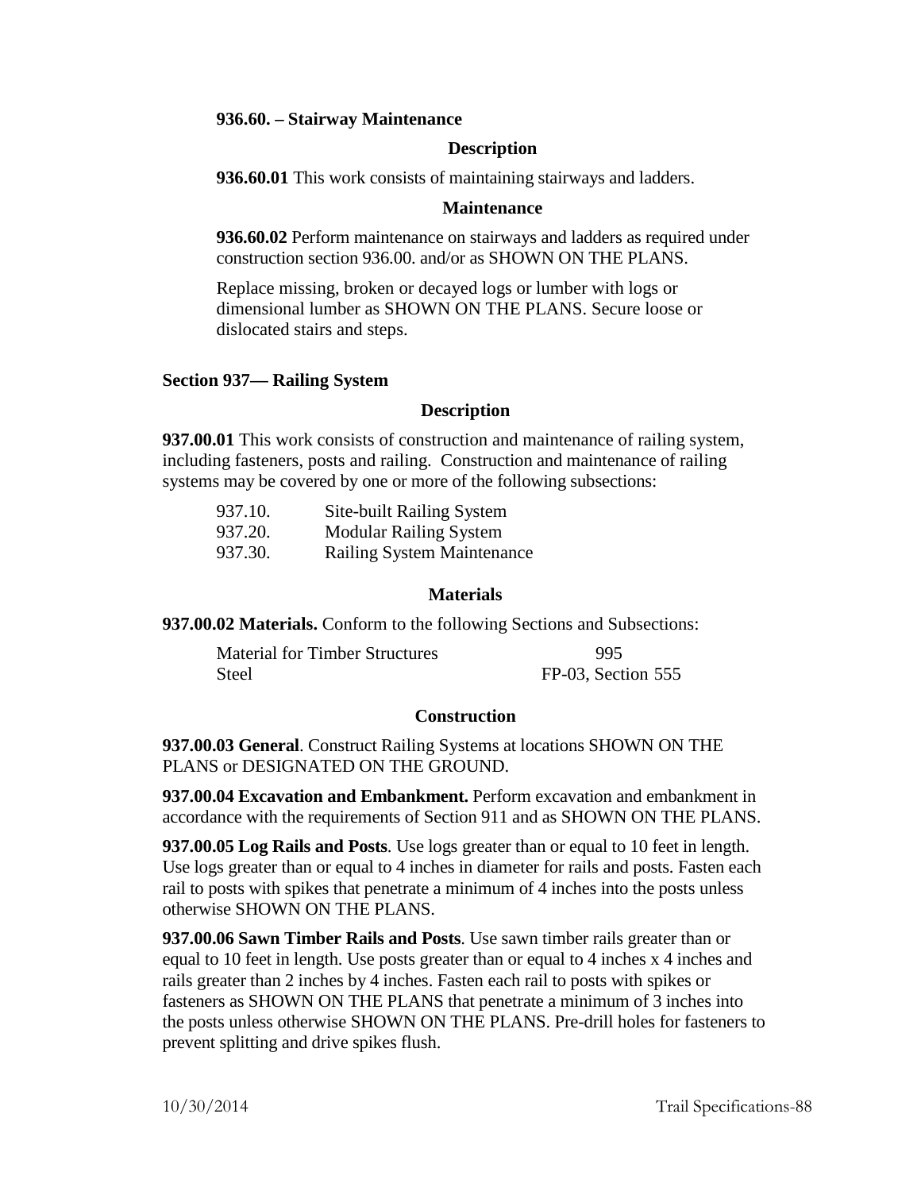**936.60. – Stairway Maintenance**

**Description**

**936.60.01** This work consists of maintaining stairways and ladders.

**Maintenance**

**936.60.02** Perform maintenance on stairways and ladders as required under construction section 936.00. and/or as SHOWN ON THE PLANS.

Replace missing, broken or decayed logs or lumber with logs or dimensional lumber as SHOWN ON THE PLANS. Secure loose or dislocated stairs and steps.

## Section 937— Railing System

**Description**

**937.00.01** This work consists of construction and maintenance of railing system, including fasteners, posts and railing. Construction and maintenance of railing systems may be covered by one or more of the following subsections:

| | |
|---|---|
| 937.10. | Site-built Railing System |
| 937.20. | Modular Railing System |
| 937.30. | Railing System Maintenance |

**Materials**

**937.00.02 Materials.** Conform to the following Sections and Subsections:

| | |
|---|---|
| Material for Timber Structures | 995 |
| Steel | FP-03, Section 555 |

**Construction**

**937.00.03 General**. Construct Railing Systems at locations SHOWN ON THE PLANS or DESIGNATED ON THE GROUND.

**937.00.04 Excavation and Embankment.** Perform excavation and embankment in accordance with the requirements of Section 911 and as SHOWN ON THE PLANS.

**937.00.05 Log Rails and Posts**. Use logs greater than or equal to 10 feet in length. Use logs greater than or equal to 4 inches in diameter for rails and posts. Fasten each rail to posts with spikes that penetrate a minimum of 4 inches into the posts unless otherwise SHOWN ON THE PLANS.

**937.00.06 Sawn Timber Rails and Posts**. Use sawn timber rails greater than or equal to 10 feet in length. Use posts greater than or equal to 4 inches x 4 inches and rails greater than 2 inches by 4 inches. Fasten each rail to posts with spikes or fasteners as SHOWN ON THE PLANS that penetrate a minimum of 3 inches into the posts unless otherwise SHOWN ON THE PLANS. Pre-drill holes for fasteners to prevent splitting and drive spikes flush.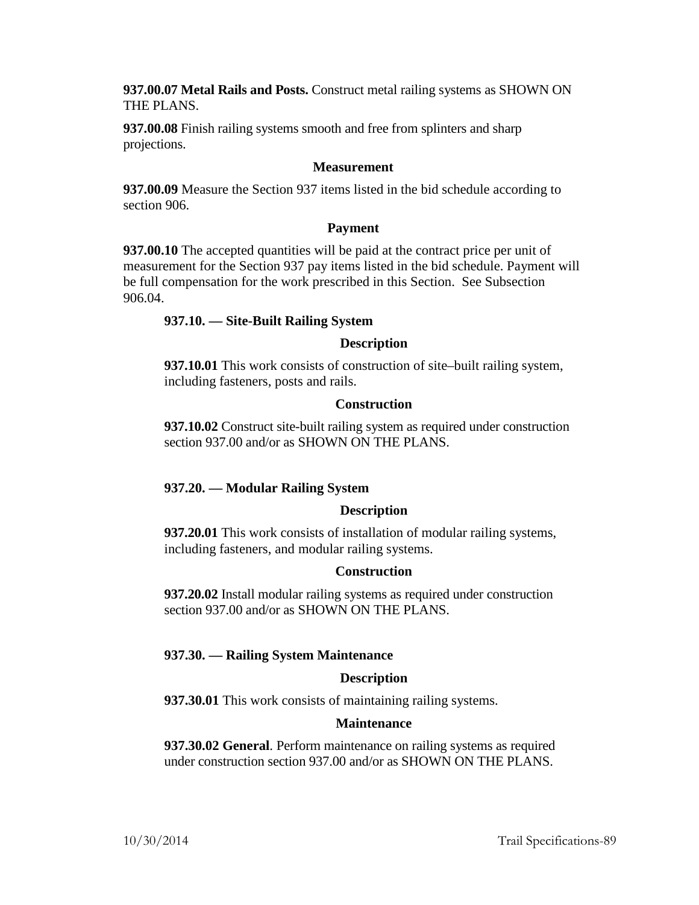**937.00.07 Metal Rails and Posts.** Construct metal railing systems as SHOWN ON THE PLANS.

**937.00.08** Finish railing systems smooth and free from splinters and sharp projections.

### Measurement

**937.00.09** Measure the Section 937 items listed in the bid schedule according to section 906.

### Payment

**937.00.10** The accepted quantities will be paid at the contract price per unit of measurement for the Section 937 pay items listed in the bid schedule. Payment will be full compensation for the work prescribed in this Section. See Subsection 906.04.

## 937.10. — Site-Built Railing System

### Description

**937.10.01** This work consists of construction of site–built railing system, including fasteners, posts and rails.

### Construction

**937.10.02** Construct site-built railing system as required under construction section 937.00 and/or as SHOWN ON THE PLANS.

## 937.20. — Modular Railing System

### Description

**937.20.01** This work consists of installation of modular railing systems, including fasteners, and modular railing systems.

### Construction

**937.20.02** Install modular railing systems as required under construction section 937.00 and/or as SHOWN ON THE PLANS.

## 937.30. — Railing System Maintenance

### Description

**937.30.01** This work consists of maintaining railing systems.

### Maintenance

**937.30.02 General**. Perform maintenance on railing systems as required under construction section 937.00 and/or as SHOWN ON THE PLANS.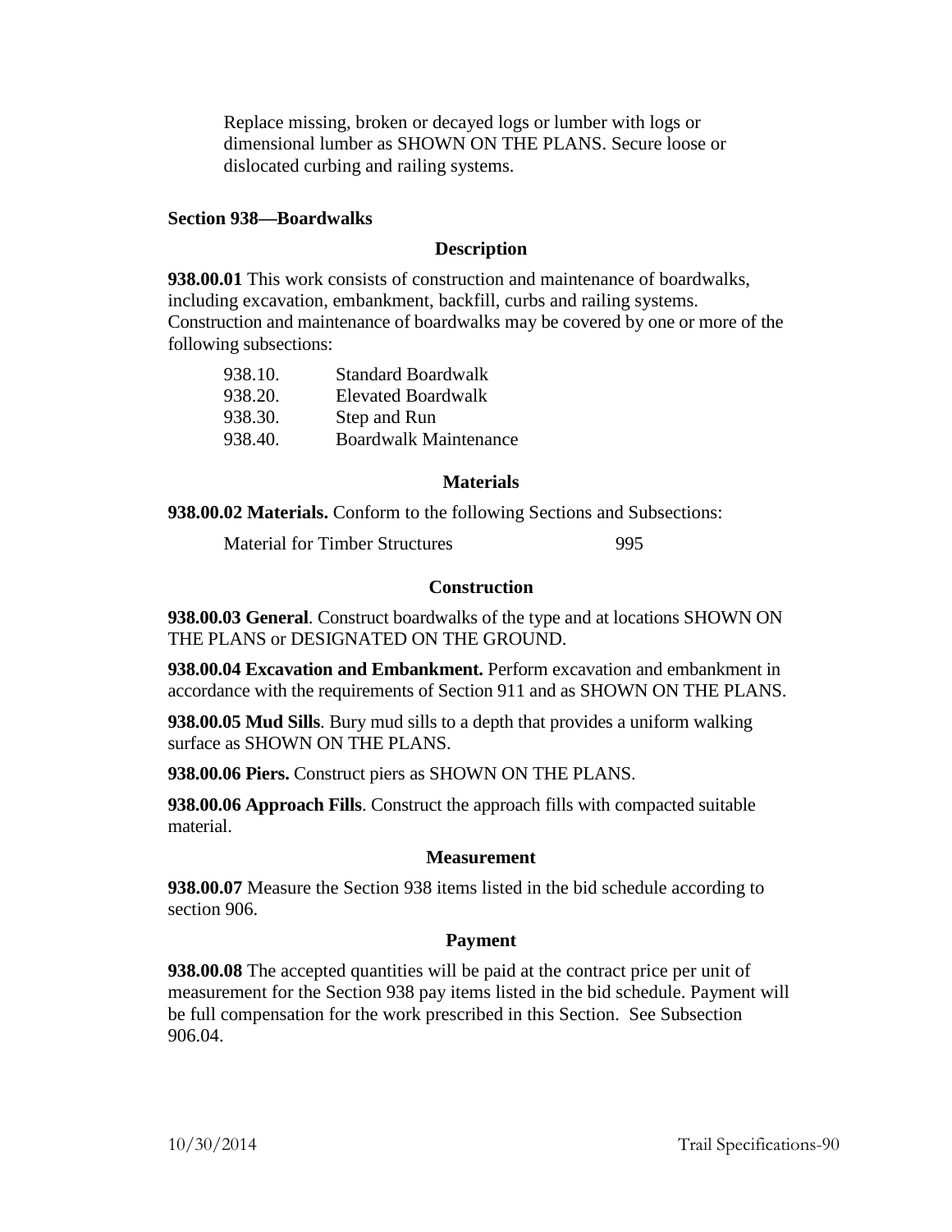Replace missing, broken or decayed logs or lumber with logs or dimensional lumber as SHOWN ON THE PLANS. Secure loose or dislocated curbing and railing systems.

## Section 938—Boardwalks

### Description

**938.00.01** This work consists of construction and maintenance of boardwalks, including excavation, embankment, backfill, curbs and railing systems. Construction and maintenance of boardwalks may be covered by one or more of the following subsections:

| | |
|---|---|
| 938.10. | Standard Boardwalk |
| 938.20. | Elevated Boardwalk |
| 938.30. | Step and Run |
| 938.40. | Boardwalk Maintenance |

### Materials

**938.00.02 Materials.** Conform to the following Sections and Subsections:

| | |
|---|---|
| Material for Timber Structures | 995 |

### Construction

**938.00.03 General**. Construct boardwalks of the type and at locations SHOWN ON THE PLANS or DESIGNATED ON THE GROUND.

**938.00.04 Excavation and Embankment.** Perform excavation and embankment in accordance with the requirements of Section 911 and as SHOWN ON THE PLANS.

**938.00.05 Mud Sills**. Bury mud sills to a depth that provides a uniform walking surface as SHOWN ON THE PLANS.

**938.00.06 Piers.** Construct piers as SHOWN ON THE PLANS.

**938.00.06 Approach Fills**. Construct the approach fills with compacted suitable material.

### Measurement

**938.00.07** Measure the Section 938 items listed in the bid schedule according to section 906.

### Payment

**938.00.08** The accepted quantities will be paid at the contract price per unit of measurement for the Section 938 pay items listed in the bid schedule. Payment will be full compensation for the work prescribed in this Section. See Subsection 906.04.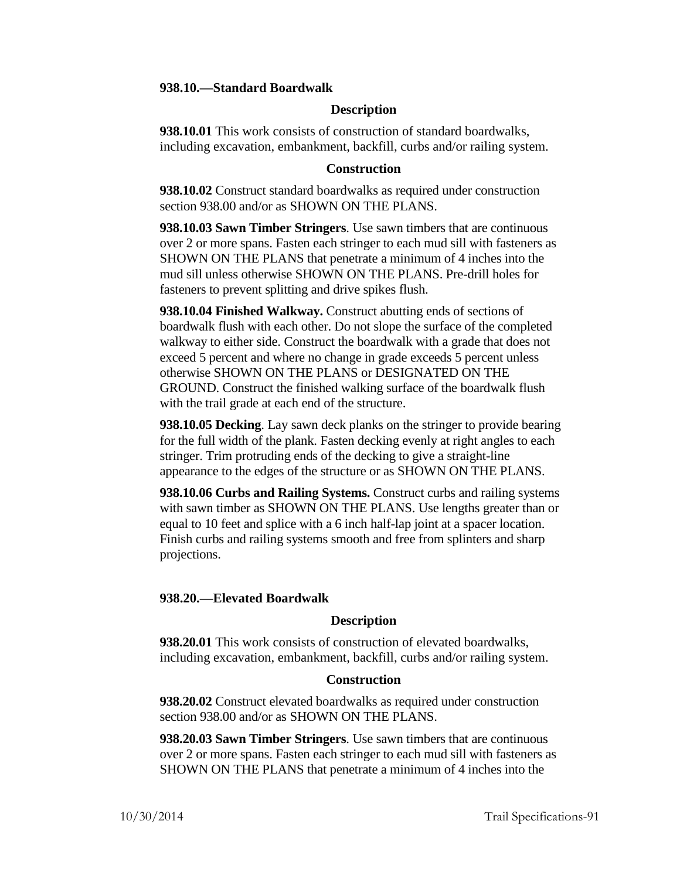### 938.10.—Standard Boardwalk

#### Description

**938.10.01** This work consists of construction of standard boardwalks, including excavation, embankment, backfill, curbs and/or railing system.

#### Construction

**938.10.02** Construct standard boardwalks as required under construction section 938.00 and/or as SHOWN ON THE PLANS.

**938.10.03 Sawn Timber Stringers**. Use sawn timbers that are continuous over 2 or more spans. Fasten each stringer to each mud sill with fasteners as SHOWN ON THE PLANS that penetrate a minimum of 4 inches into the mud sill unless otherwise SHOWN ON THE PLANS. Pre-drill holes for fasteners to prevent splitting and drive spikes flush.

**938.10.04 Finished Walkway.** Construct abutting ends of sections of boardwalk flush with each other. Do not slope the surface of the completed walkway to either side. Construct the boardwalk with a grade that does not exceed 5 percent and where no change in grade exceeds 5 percent unless otherwise SHOWN ON THE PLANS or DESIGNATED ON THE GROUND. Construct the finished walking surface of the boardwalk flush with the trail grade at each end of the structure.

**938.10.05 Decking**. Lay sawn deck planks on the stringer to provide bearing for the full width of the plank. Fasten decking evenly at right angles to each stringer. Trim protruding ends of the decking to give a straight-line appearance to the edges of the structure or as SHOWN ON THE PLANS.

**938.10.06 Curbs and Railing Systems.** Construct curbs and railing systems with sawn timber as SHOWN ON THE PLANS. Use lengths greater than or equal to 10 feet and splice with a 6 inch half-lap joint at a spacer location. Finish curbs and railing systems smooth and free from splinters and sharp projections.

### 938.20.—Elevated Boardwalk

#### Description

**938.20.01** This work consists of construction of elevated boardwalks, including excavation, embankment, backfill, curbs and/or railing system.

#### Construction

**938.20.02** Construct elevated boardwalks as required under construction section 938.00 and/or as SHOWN ON THE PLANS.

**938.20.03 Sawn Timber Stringers**. Use sawn timbers that are continuous over 2 or more spans. Fasten each stringer to each mud sill with fasteners as SHOWN ON THE PLANS that penetrate a minimum of 4 inches into the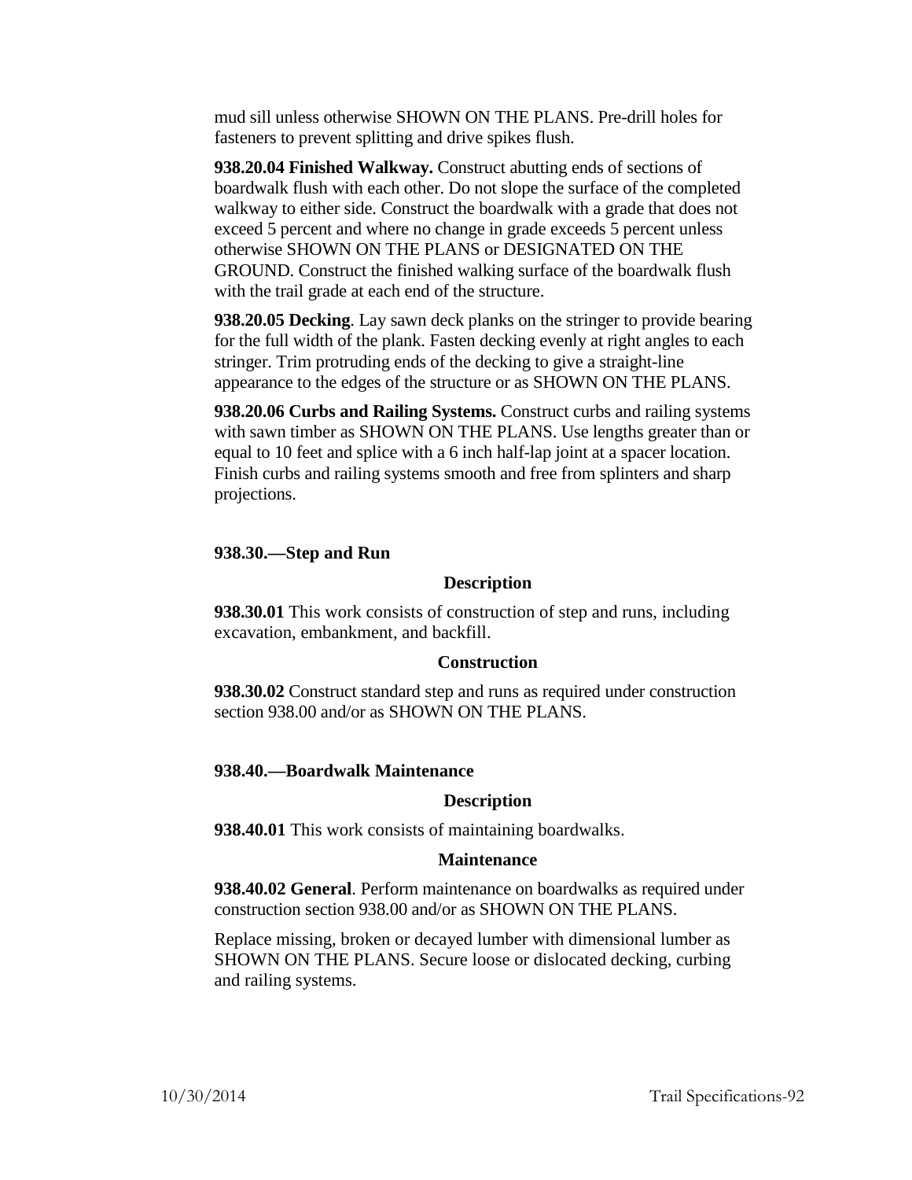mud sill unless otherwise SHOWN ON THE PLANS. Pre-drill holes for fasteners to prevent splitting and drive spikes flush.

**938.20.04 Finished Walkway.** Construct abutting ends of sections of boardwalk flush with each other. Do not slope the surface of the completed walkway to either side. Construct the boardwalk with a grade that does not exceed 5 percent and where no change in grade exceeds 5 percent unless otherwise SHOWN ON THE PLANS or DESIGNATED ON THE GROUND. Construct the finished walking surface of the boardwalk flush with the trail grade at each end of the structure.

**938.20.05 Decking**. Lay sawn deck planks on the stringer to provide bearing for the full width of the plank. Fasten decking evenly at right angles to each stringer. Trim protruding ends of the decking to give a straight-line appearance to the edges of the structure or as SHOWN ON THE PLANS.

**938.20.06 Curbs and Railing Systems.** Construct curbs and railing systems with sawn timber as SHOWN ON THE PLANS. Use lengths greater than or equal to 10 feet and splice with a 6 inch half-lap joint at a spacer location. Finish curbs and railing systems smooth and free from splinters and sharp projections.

## 938.30.—Step and Run

### Description

**938.30.01** This work consists of construction of step and runs, including excavation, embankment, and backfill.

### Construction

**938.30.02** Construct standard step and runs as required under construction section 938.00 and/or as SHOWN ON THE PLANS.

## 938.40.—Boardwalk Maintenance

### Description

**938.40.01** This work consists of maintaining boardwalks.

### Maintenance

**938.40.02 General**. Perform maintenance on boardwalks as required under construction section 938.00 and/or as SHOWN ON THE PLANS.

Replace missing, broken or decayed lumber with dimensional lumber as SHOWN ON THE PLANS. Secure loose or dislocated decking, curbing and railing systems.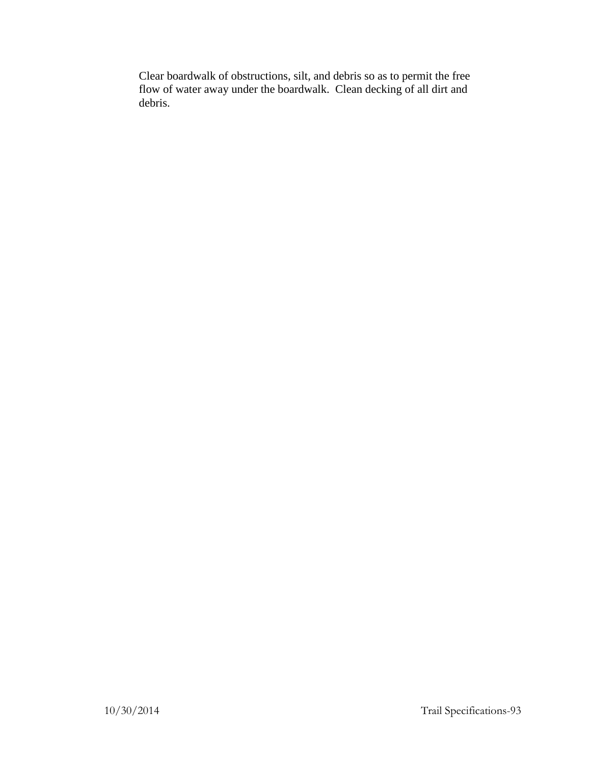Clear boardwalk of obstructions, silt, and debris so as to permit the free flow of water away under the boardwalk. Clean decking of all dirt and debris.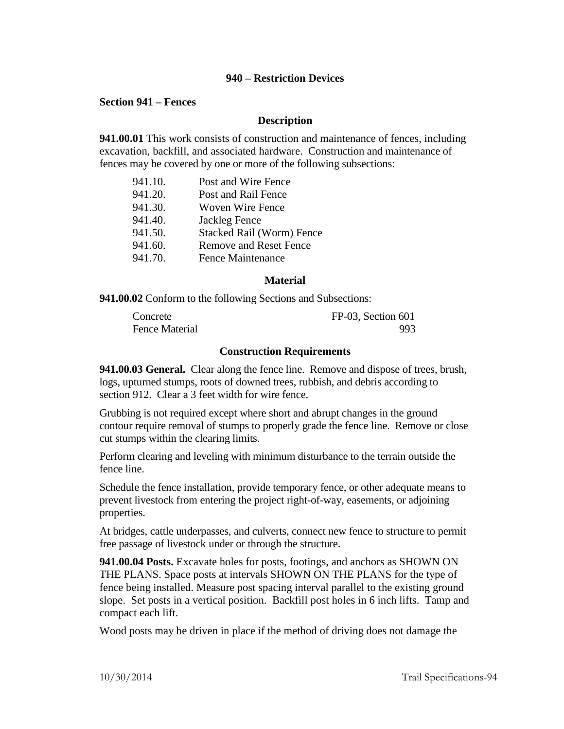## 940 – Restriction Devices

### Section 941 – Fences

#### Description

**941.00.01** This work consists of construction and maintenance of fences, including excavation, backfill, and associated hardware. Construction and maintenance of fences may be covered by one or more of the following subsections:

| | |
|---|---|
| 941.10. | Post and Wire Fence |
| 941.20. | Post and Rail Fence |
| 941.30. | Woven Wire Fence |
| 941.40. | Jackleg Fence |
| 941.50. | Stacked Rail (Worm) Fence |
| 941.60. | Remove and Reset Fence |
| 941.70. | Fence Maintenance |

#### Material

**941.00.02** Conform to the following Sections and Subsections:

| | |
|---|---|
| Concrete | FP-03, Section 601 |
| Fence Material | 993 |

#### Construction Requirements

**941.00.03 General.** Clear along the fence line. Remove and dispose of trees, brush, logs, upturned stumps, roots of downed trees, rubbish, and debris according to section 912. Clear a 3 feet width for wire fence.

Grubbing is not required except where short and abrupt changes in the ground contour require removal of stumps to properly grade the fence line. Remove or close cut stumps within the clearing limits.

Perform clearing and leveling with minimum disturbance to the terrain outside the fence line.

Schedule the fence installation, provide temporary fence, or other adequate means to prevent livestock from entering the project right-of-way, easements, or adjoining properties.

At bridges, cattle underpasses, and culverts, connect new fence to structure to permit free passage of livestock under or through the structure.

**941.00.04 Posts.** Excavate holes for posts, footings, and anchors as SHOWN ON THE PLANS. Space posts at intervals SHOWN ON THE PLANS for the type of fence being installed. Measure post spacing interval parallel to the existing ground slope. Set posts in a vertical position. Backfill post holes in 6 inch lifts. Tamp and compact each lift.

Wood posts may be driven in place if the method of driving does not damage the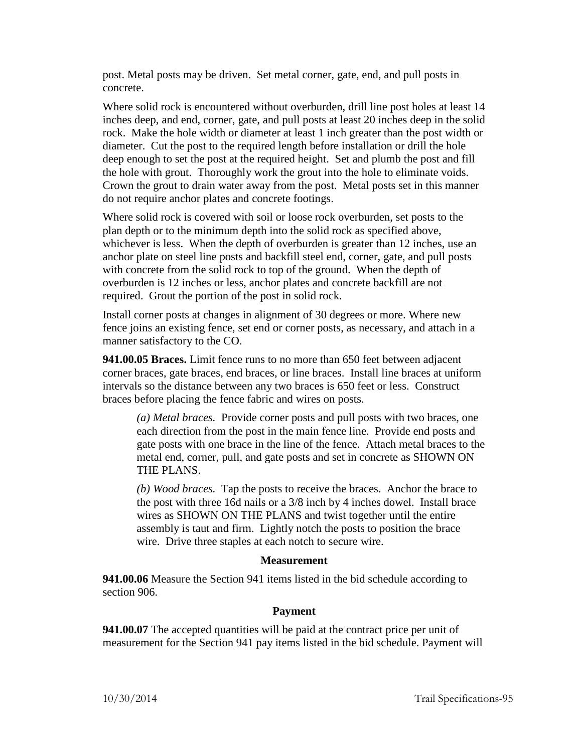post. Metal posts may be driven. Set metal corner, gate, end, and pull posts in concrete.

Where solid rock is encountered without overburden, drill line post holes at least 14 inches deep, and end, corner, gate, and pull posts at least 20 inches deep in the solid rock. Make the hole width or diameter at least 1 inch greater than the post width or diameter. Cut the post to the required length before installation or drill the hole deep enough to set the post at the required height. Set and plumb the post and fill the hole with grout. Thoroughly work the grout into the hole to eliminate voids. Crown the grout to drain water away from the post. Metal posts set in this manner do not require anchor plates and concrete footings.

Where solid rock is covered with soil or loose rock overburden, set posts to the plan depth or to the minimum depth into the solid rock as specified above, whichever is less. When the depth of overburden is greater than 12 inches, use an anchor plate on steel line posts and backfill steel end, corner, gate, and pull posts with concrete from the solid rock to top of the ground. When the depth of overburden is 12 inches or less, anchor plates and concrete backfill are not required. Grout the portion of the post in solid rock.

Install corner posts at changes in alignment of 30 degrees or more. Where new fence joins an existing fence, set end or corner posts, as necessary, and attach in a manner satisfactory to the CO.

**941.00.05 Braces.** Limit fence runs to no more than 650 feet between adjacent corner braces, gate braces, end braces, or line braces. Install line braces at uniform intervals so the distance between any two braces is 650 feet or less. Construct braces before placing the fence fabric and wires on posts.

> *(a) Metal braces.* Provide corner posts and pull posts with two braces, one each direction from the post in the main fence line. Provide end posts and gate posts with one brace in the line of the fence. Attach metal braces to the metal end, corner, pull, and gate posts and set in concrete as SHOWN ON THE PLANS.
>
> *(b) Wood braces.* Tap the posts to receive the braces. Anchor the brace to the post with three 16d nails or a 3/8 inch by 4 inches dowel. Install brace wires as SHOWN ON THE PLANS and twist together until the entire assembly is taut and firm. Lightly notch the posts to position the brace wire. Drive three staples at each notch to secure wire.

### Measurement

**941.00.06** Measure the Section 941 items listed in the bid schedule according to section 906.

### Payment

**941.00.07** The accepted quantities will be paid at the contract price per unit of measurement for the Section 941 pay items listed in the bid schedule. Payment will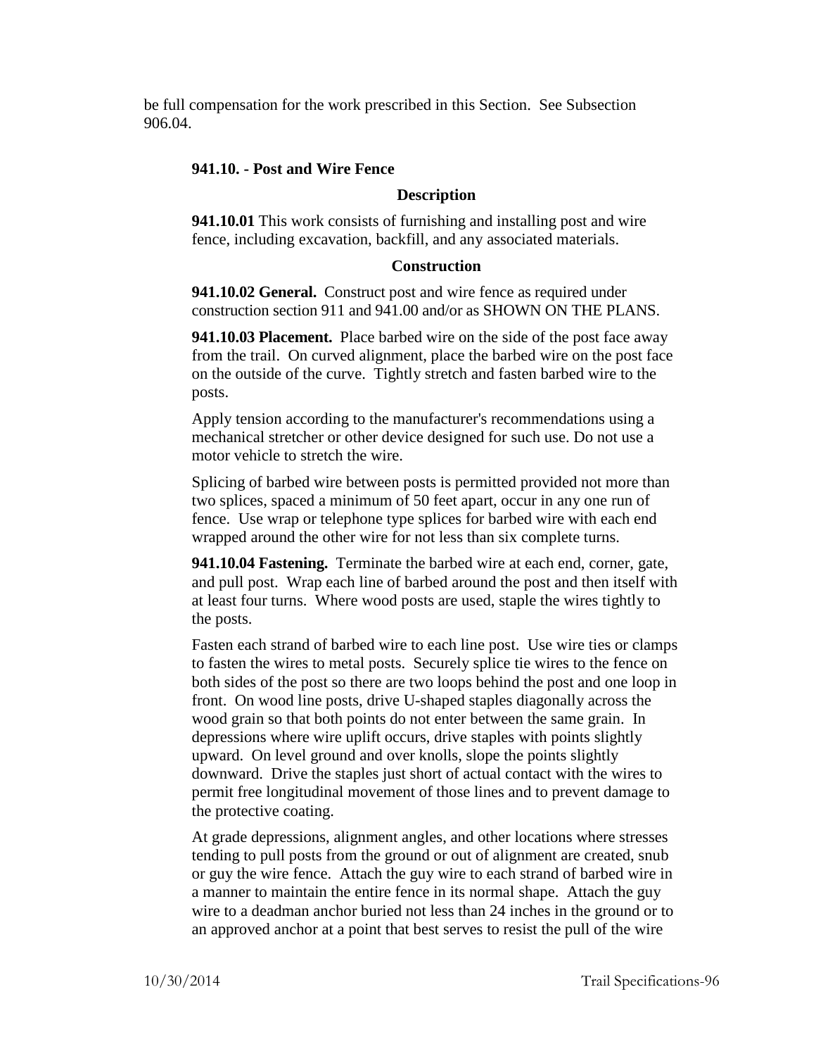be full compensation for the work prescribed in this Section. See Subsection 906.04.

### 941.10. - Post and Wire Fence

#### Description

**941.10.01** This work consists of furnishing and installing post and wire fence, including excavation, backfill, and any associated materials.

#### Construction

**941.10.02 General.** Construct post and wire fence as required under construction section 911 and 941.00 and/or as SHOWN ON THE PLANS.

**941.10.03 Placement.** Place barbed wire on the side of the post face away from the trail. On curved alignment, place the barbed wire on the post face on the outside of the curve. Tightly stretch and fasten barbed wire to the posts.

Apply tension according to the manufacturer's recommendations using a mechanical stretcher or other device designed for such use. Do not use a motor vehicle to stretch the wire.

Splicing of barbed wire between posts is permitted provided not more than two splices, spaced a minimum of 50 feet apart, occur in any one run of fence. Use wrap or telephone type splices for barbed wire with each end wrapped around the other wire for not less than six complete turns.

**941.10.04 Fastening.** Terminate the barbed wire at each end, corner, gate, and pull post. Wrap each line of barbed around the post and then itself with at least four turns. Where wood posts are used, staple the wires tightly to the posts.

Fasten each strand of barbed wire to each line post. Use wire ties or clamps to fasten the wires to metal posts. Securely splice tie wires to the fence on both sides of the post so there are two loops behind the post and one loop in front. On wood line posts, drive U-shaped staples diagonally across the wood grain so that both points do not enter between the same grain. In depressions where wire uplift occurs, drive staples with points slightly upward. On level ground and over knolls, slope the points slightly downward. Drive the staples just short of actual contact with the wires to permit free longitudinal movement of those lines and to prevent damage to the protective coating.

At grade depressions, alignment angles, and other locations where stresses tending to pull posts from the ground or out of alignment are created, snub or guy the wire fence. Attach the guy wire to each strand of barbed wire in a manner to maintain the entire fence in its normal shape. Attach the guy wire to a deadman anchor buried not less than 24 inches in the ground or to an approved anchor at a point that best serves to resist the pull of the wire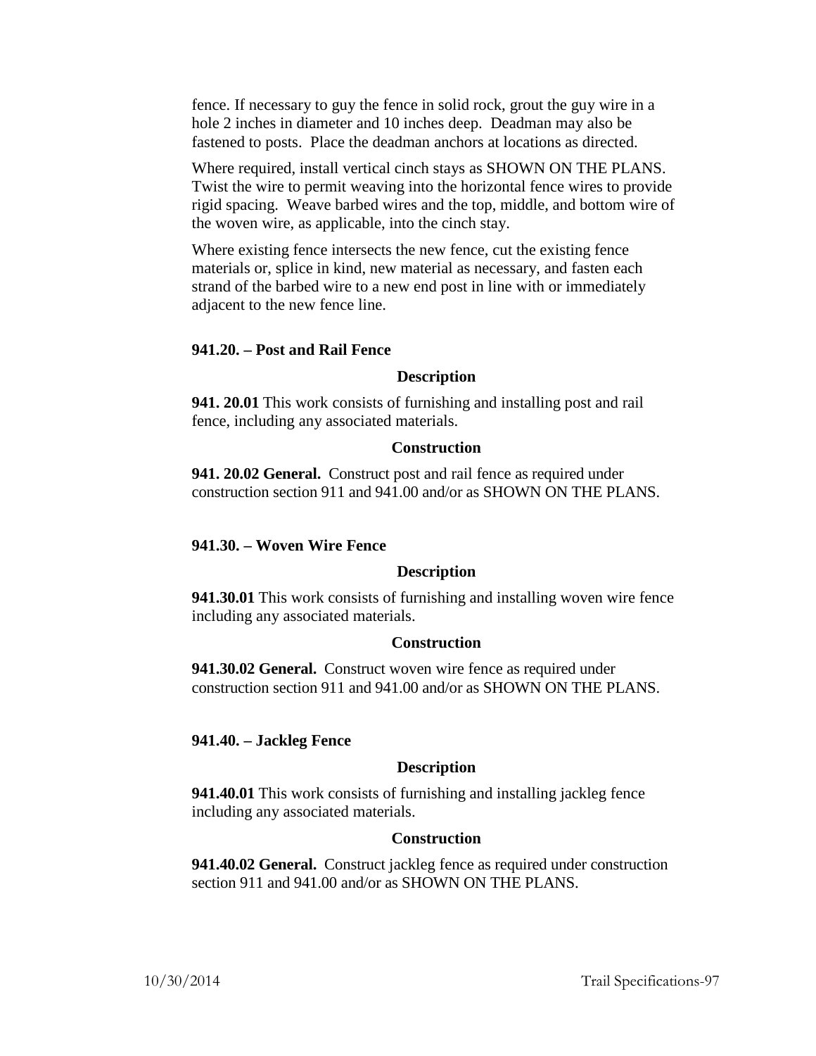fence. If necessary to guy the fence in solid rock, grout the guy wire in a hole 2 inches in diameter and 10 inches deep. Deadman may also be fastened to posts. Place the deadman anchors at locations as directed.

Where required, install vertical cinch stays as SHOWN ON THE PLANS. Twist the wire to permit weaving into the horizontal fence wires to provide rigid spacing. Weave barbed wires and the top, middle, and bottom wire of the woven wire, as applicable, into the cinch stay.

Where existing fence intersects the new fence, cut the existing fence materials or, splice in kind, new material as necessary, and fasten each strand of the barbed wire to a new end post in line with or immediately adjacent to the new fence line.

### 941.20. – Post and Rail Fence

#### Description

**941. 20.01** This work consists of furnishing and installing post and rail fence, including any associated materials.

#### Construction

**941. 20.02 General.** Construct post and rail fence as required under construction section 911 and 941.00 and/or as SHOWN ON THE PLANS.

### 941.30. – Woven Wire Fence

#### Description

**941.30.01** This work consists of furnishing and installing woven wire fence including any associated materials.

#### Construction

**941.30.02 General.** Construct woven wire fence as required under construction section 911 and 941.00 and/or as SHOWN ON THE PLANS.

### 941.40. – Jackleg Fence

#### Description

**941.40.01** This work consists of furnishing and installing jackleg fence including any associated materials.

#### Construction

**941.40.02 General.** Construct jackleg fence as required under construction section 911 and 941.00 and/or as SHOWN ON THE PLANS.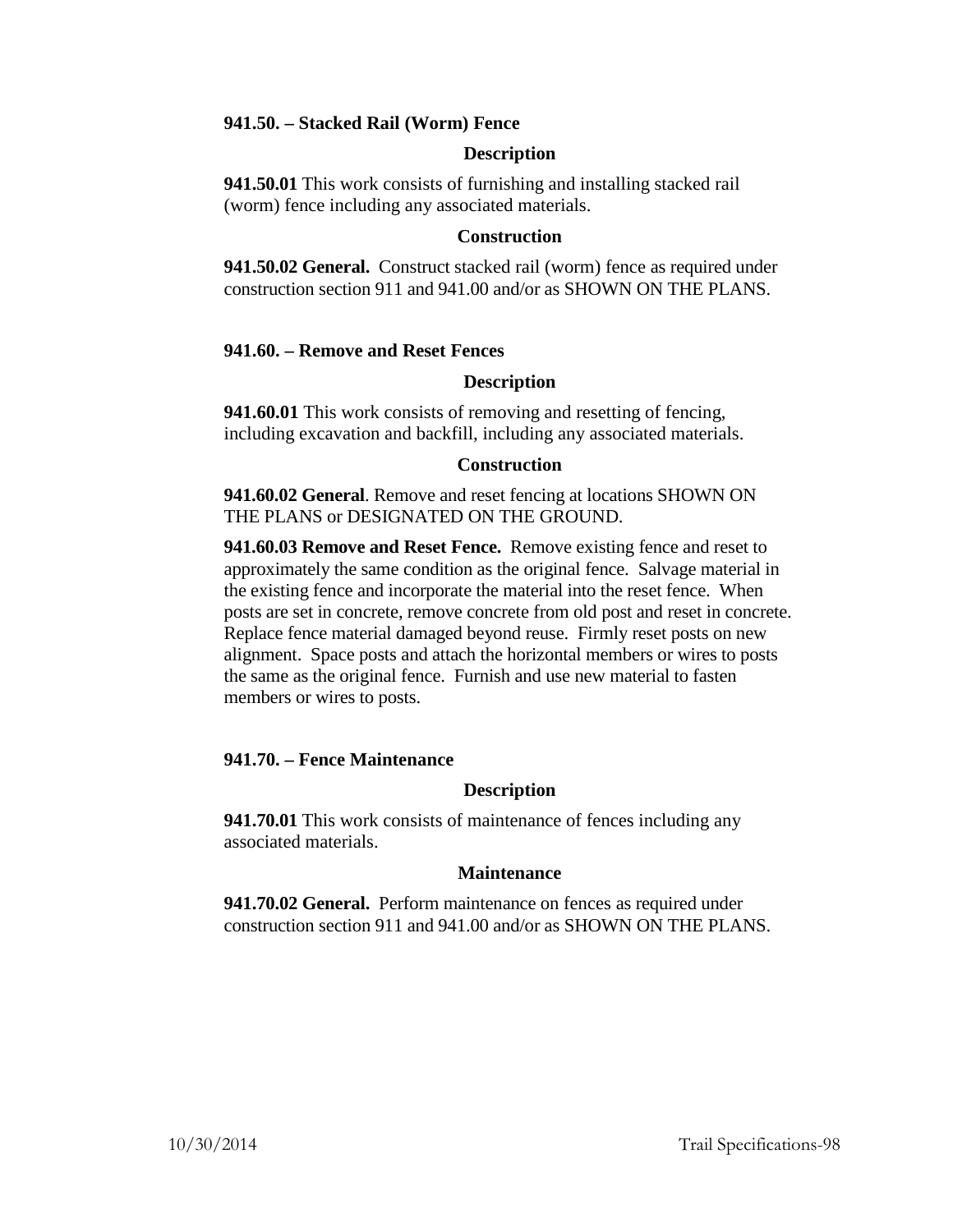### 941.50. – Stacked Rail (Worm) Fence

**Description**

**941.50.01** This work consists of furnishing and installing stacked rail (worm) fence including any associated materials.

**Construction**

**941.50.02 General.** Construct stacked rail (worm) fence as required under construction section 911 and 941.00 and/or as SHOWN ON THE PLANS.

### 941.60. – Remove and Reset Fences

**Description**

**941.60.01** This work consists of removing and resetting of fencing, including excavation and backfill, including any associated materials.

**Construction**

**941.60.02 General**. Remove and reset fencing at locations SHOWN ON THE PLANS or DESIGNATED ON THE GROUND.

**941.60.03 Remove and Reset Fence.** Remove existing fence and reset to approximately the same condition as the original fence. Salvage material in the existing fence and incorporate the material into the reset fence. When posts are set in concrete, remove concrete from old post and reset in concrete. Replace fence material damaged beyond reuse. Firmly reset posts on new alignment. Space posts and attach the horizontal members or wires to posts the same as the original fence. Furnish and use new material to fasten members or wires to posts.

### 941.70. – Fence Maintenance

**Description**

**941.70.01** This work consists of maintenance of fences including any associated materials.

**Maintenance**

**941.70.02 General.** Perform maintenance on fences as required under construction section 911 and 941.00 and/or as SHOWN ON THE PLANS.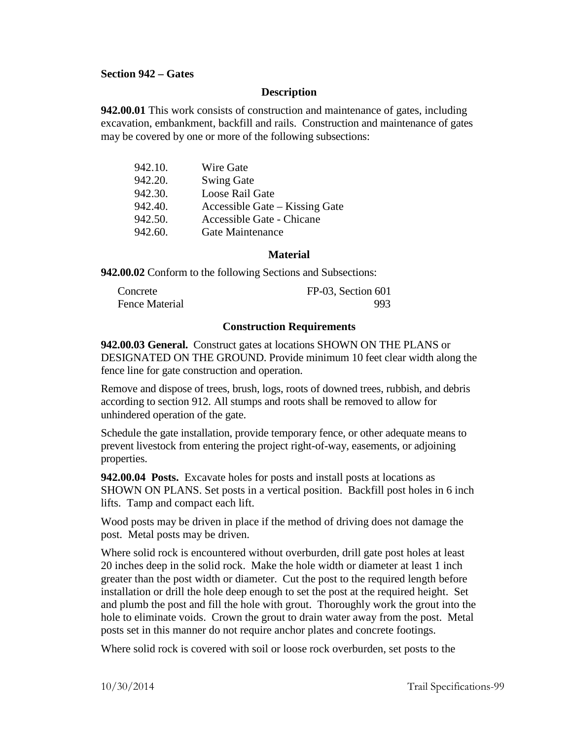## Section 942 – Gates

### Description

**942.00.01** This work consists of construction and maintenance of gates, including excavation, embankment, backfill and rails. Construction and maintenance of gates may be covered by one or more of the following subsections:

| | |
|---|---|
| 942.10. | Wire Gate |
| 942.20. | Swing Gate |
| 942.30. | Loose Rail Gate |
| 942.40. | Accessible Gate – Kissing Gate |
| 942.50. | Accessible Gate - Chicane |
| 942.60. | Gate Maintenance |

### Material

**942.00.02** Conform to the following Sections and Subsections:

| | |
|---|---|
| Concrete | FP-03, Section 601 |
| Fence Material | 993 |

### Construction Requirements

**942.00.03 General.** Construct gates at locations SHOWN ON THE PLANS or DESIGNATED ON THE GROUND. Provide minimum 10 feet clear width along the fence line for gate construction and operation.

Remove and dispose of trees, brush, logs, roots of downed trees, rubbish, and debris according to section 912. All stumps and roots shall be removed to allow for unhindered operation of the gate.

Schedule the gate installation, provide temporary fence, or other adequate means to prevent livestock from entering the project right-of-way, easements, or adjoining properties.

**942.00.04 Posts.** Excavate holes for posts and install posts at locations as SHOWN ON PLANS. Set posts in a vertical position. Backfill post holes in 6 inch lifts. Tamp and compact each lift.

Wood posts may be driven in place if the method of driving does not damage the post. Metal posts may be driven.

Where solid rock is encountered without overburden, drill gate post holes at least 20 inches deep in the solid rock. Make the hole width or diameter at least 1 inch greater than the post width or diameter. Cut the post to the required length before installation or drill the hole deep enough to set the post at the required height. Set and plumb the post and fill the hole with grout. Thoroughly work the grout into the hole to eliminate voids. Crown the grout to drain water away from the post. Metal posts set in this manner do not require anchor plates and concrete footings.

Where solid rock is covered with soil or loose rock overburden, set posts to the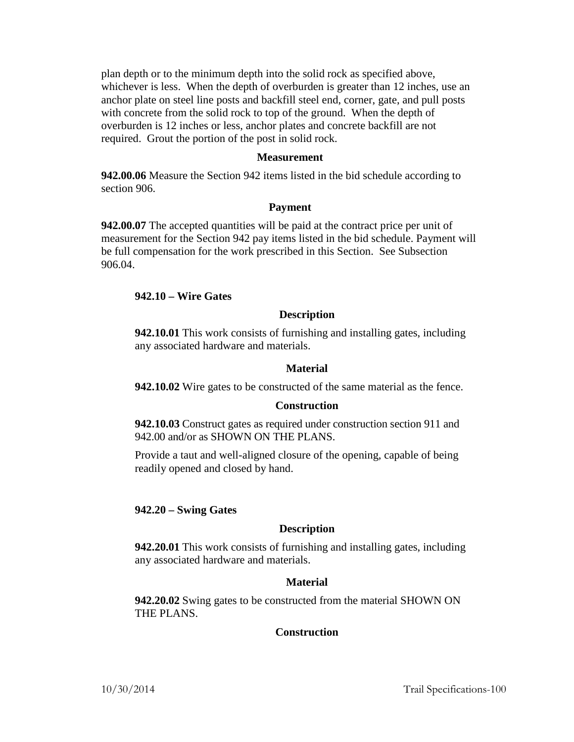plan depth or to the minimum depth into the solid rock as specified above, whichever is less. When the depth of overburden is greater than 12 inches, use an anchor plate on steel line posts and backfill steel end, corner, gate, and pull posts with concrete from the solid rock to top of the ground. When the depth of overburden is 12 inches or less, anchor plates and concrete backfill are not required. Grout the portion of the post in solid rock.

**Measurement**

**942.00.06** Measure the Section 942 items listed in the bid schedule according to section 906.

**Payment**

**942.00.07** The accepted quantities will be paid at the contract price per unit of measurement for the Section 942 pay items listed in the bid schedule. Payment will be full compensation for the work prescribed in this Section. See Subsection 906.04.

### 942.10 – Wire Gates

**Description**

**942.10.01** This work consists of furnishing and installing gates, including any associated hardware and materials.

**Material**

**942.10.02** Wire gates to be constructed of the same material as the fence.

**Construction**

**942.10.03** Construct gates as required under construction section 911 and 942.00 and/or as SHOWN ON THE PLANS.

Provide a taut and well-aligned closure of the opening, capable of being readily opened and closed by hand.

### 942.20 – Swing Gates

**Description**

**942.20.01** This work consists of furnishing and installing gates, including any associated hardware and materials.

**Material**

**942.20.02** Swing gates to be constructed from the material SHOWN ON THE PLANS.

**Construction**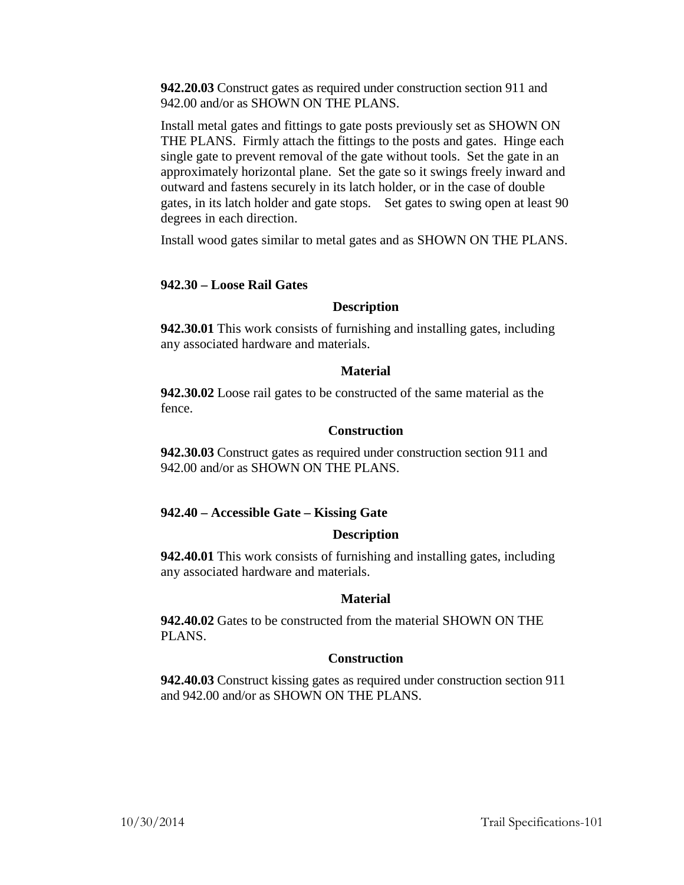**942.20.03** Construct gates as required under construction section 911 and 942.00 and/or as SHOWN ON THE PLANS.

Install metal gates and fittings to gate posts previously set as SHOWN ON THE PLANS. Firmly attach the fittings to the posts and gates. Hinge each single gate to prevent removal of the gate without tools. Set the gate in an approximately horizontal plane. Set the gate so it swings freely inward and outward and fastens securely in its latch holder, or in the case of double gates, in its latch holder and gate stops. Set gates to swing open at least 90 degrees in each direction.

Install wood gates similar to metal gates and as SHOWN ON THE PLANS.

### 942.30 – Loose Rail Gates

#### Description

**942.30.01** This work consists of furnishing and installing gates, including any associated hardware and materials.

#### Material

**942.30.02** Loose rail gates to be constructed of the same material as the fence.

#### Construction

**942.30.03** Construct gates as required under construction section 911 and 942.00 and/or as SHOWN ON THE PLANS.

### 942.40 – Accessible Gate – Kissing Gate

#### Description

**942.40.01** This work consists of furnishing and installing gates, including any associated hardware and materials.

#### Material

**942.40.02** Gates to be constructed from the material SHOWN ON THE PLANS.

#### Construction

**942.40.03** Construct kissing gates as required under construction section 911 and 942.00 and/or as SHOWN ON THE PLANS.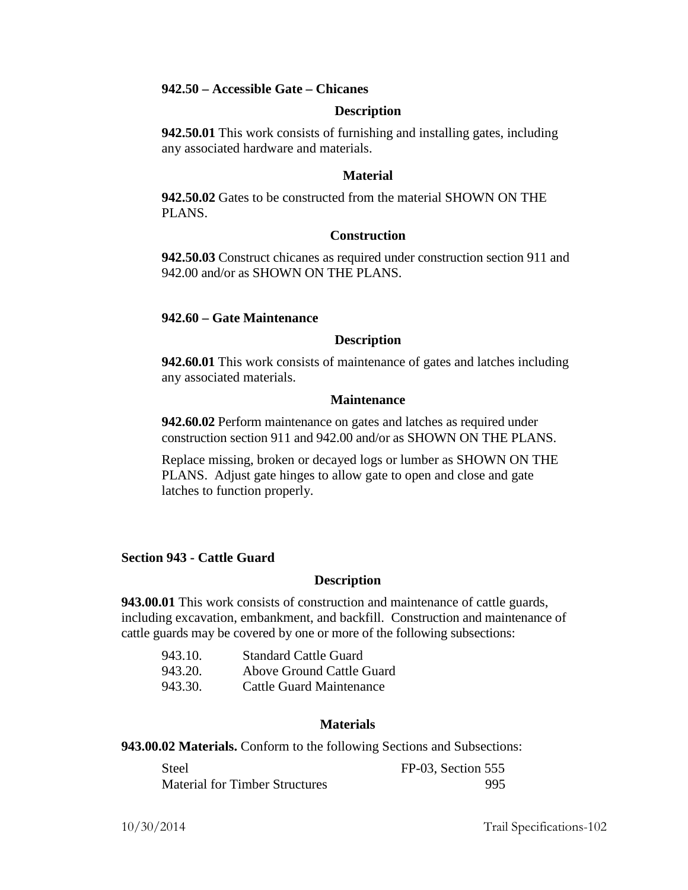**942.50 – Accessible Gate – Chicanes**

**Description**

**942.50.01** This work consists of furnishing and installing gates, including any associated hardware and materials.

**Material**

**942.50.02** Gates to be constructed from the material SHOWN ON THE PLANS.

**Construction**

**942.50.03** Construct chicanes as required under construction section 911 and 942.00 and/or as SHOWN ON THE PLANS.

**942.60 – Gate Maintenance**

**Description**

**942.60.01** This work consists of maintenance of gates and latches including any associated materials.

**Maintenance**

**942.60.02** Perform maintenance on gates and latches as required under construction section 911 and 942.00 and/or as SHOWN ON THE PLANS.

Replace missing, broken or decayed logs or lumber as SHOWN ON THE PLANS. Adjust gate hinges to allow gate to open and close and gate latches to function properly.

## Section 943 - Cattle Guard

**Description**

**943.00.01** This work consists of construction and maintenance of cattle guards, including excavation, embankment, and backfill. Construction and maintenance of cattle guards may be covered by one or more of the following subsections:

| | |
|---|---|
| 943.10. | Standard Cattle Guard |
| 943.20. | Above Ground Cattle Guard |
| 943.30. | Cattle Guard Maintenance |

**Materials**

**943.00.02 Materials.** Conform to the following Sections and Subsections:

| | |
|---|---|
| Steel | FP-03, Section 555 |
| Material for Timber Structures | 995 |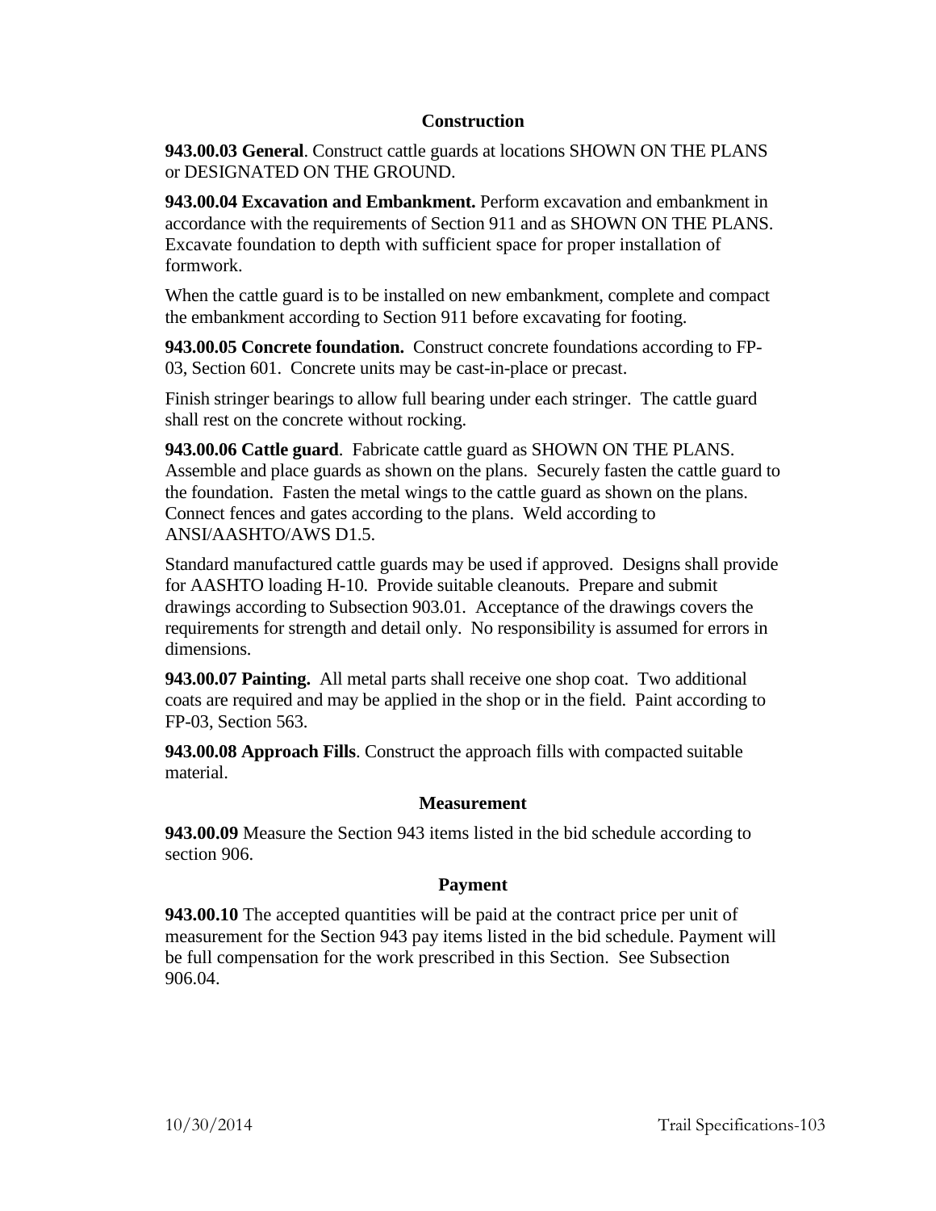## Construction

**943.00.03 General**. Construct cattle guards at locations SHOWN ON THE PLANS or DESIGNATED ON THE GROUND.

**943.00.04 Excavation and Embankment.** Perform excavation and embankment in accordance with the requirements of Section 911 and as SHOWN ON THE PLANS. Excavate foundation to depth with sufficient space for proper installation of formwork.

When the cattle guard is to be installed on new embankment, complete and compact the embankment according to Section 911 before excavating for footing.

**943.00.05 Concrete foundation.** Construct concrete foundations according to FP-03, Section 601. Concrete units may be cast-in-place or precast.

Finish stringer bearings to allow full bearing under each stringer. The cattle guard shall rest on the concrete without rocking.

**943.00.06 Cattle guard**. Fabricate cattle guard as SHOWN ON THE PLANS. Assemble and place guards as shown on the plans. Securely fasten the cattle guard to the foundation. Fasten the metal wings to the cattle guard as shown on the plans. Connect fences and gates according to the plans. Weld according to ANSI/AASHTO/AWS D1.5.

Standard manufactured cattle guards may be used if approved. Designs shall provide for AASHTO loading H-10. Provide suitable cleanouts. Prepare and submit drawings according to Subsection 903.01. Acceptance of the drawings covers the requirements for strength and detail only. No responsibility is assumed for errors in dimensions.

**943.00.07 Painting.** All metal parts shall receive one shop coat. Two additional coats are required and may be applied in the shop or in the field. Paint according to FP-03, Section 563.

**943.00.08 Approach Fills**. Construct the approach fills with compacted suitable material.

## Measurement

**943.00.09** Measure the Section 943 items listed in the bid schedule according to section 906.

## Payment

**943.00.10** The accepted quantities will be paid at the contract price per unit of measurement for the Section 943 pay items listed in the bid schedule. Payment will be full compensation for the work prescribed in this Section. See Subsection 906.04.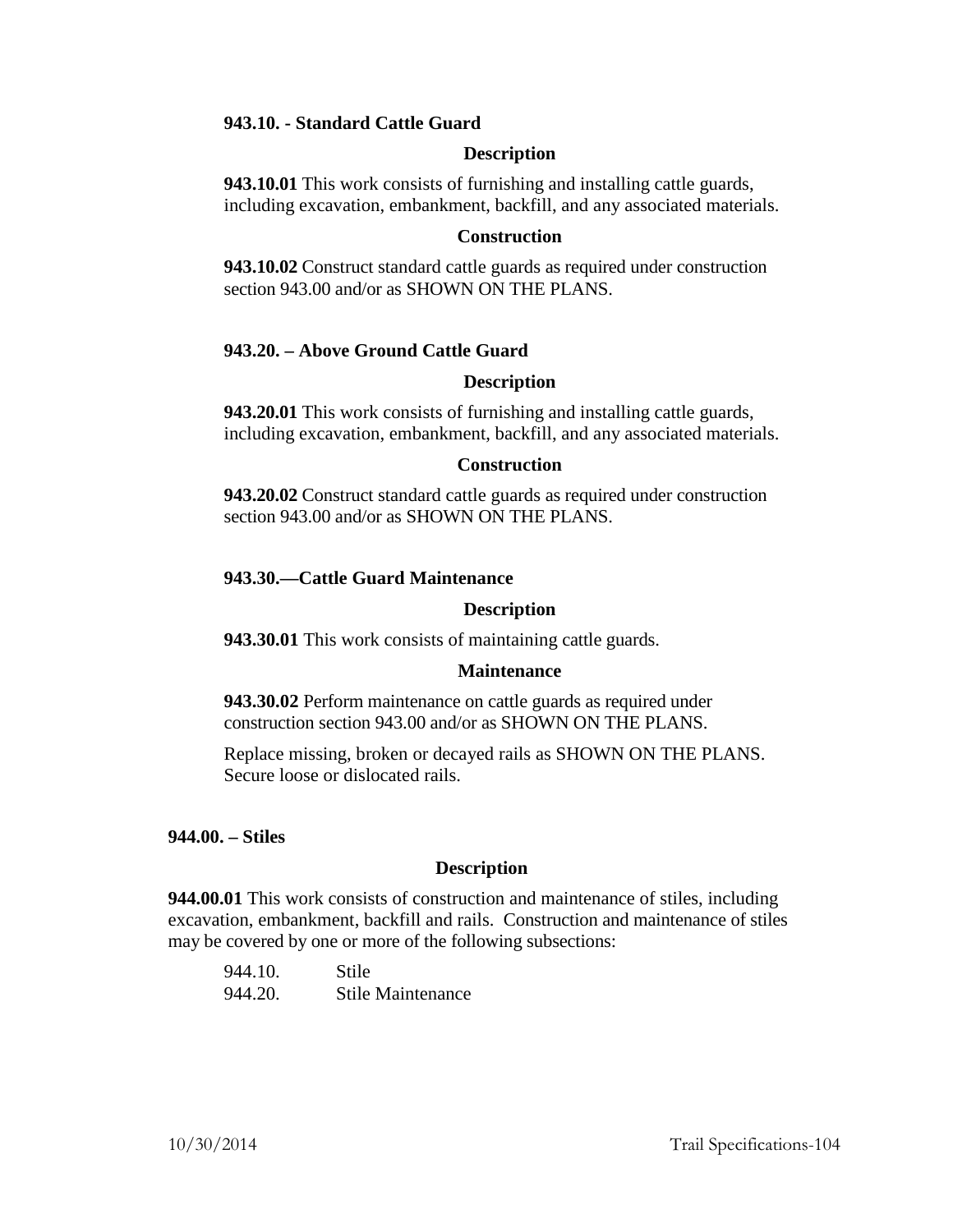### 943.10. - Standard Cattle Guard

**Description**

**943.10.01** This work consists of furnishing and installing cattle guards, including excavation, embankment, backfill, and any associated materials.

**Construction**

**943.10.02** Construct standard cattle guards as required under construction section 943.00 and/or as SHOWN ON THE PLANS.

### 943.20. – Above Ground Cattle Guard

**Description**

**943.20.01** This work consists of furnishing and installing cattle guards, including excavation, embankment, backfill, and any associated materials.

**Construction**

**943.20.02** Construct standard cattle guards as required under construction section 943.00 and/or as SHOWN ON THE PLANS.

### 943.30.—Cattle Guard Maintenance

**Description**

**943.30.01** This work consists of maintaining cattle guards.

**Maintenance**

**943.30.02** Perform maintenance on cattle guards as required under construction section 943.00 and/or as SHOWN ON THE PLANS.

Replace missing, broken or decayed rails as SHOWN ON THE PLANS. Secure loose or dislocated rails.

## 944.00. – Stiles

**Description**

**944.00.01** This work consists of construction and maintenance of stiles, including excavation, embankment, backfill and rails. Construction and maintenance of stiles may be covered by one or more of the following subsections:

| | |
|---|---|
| 944.10. | Stile |
| 944.20. | Stile Maintenance |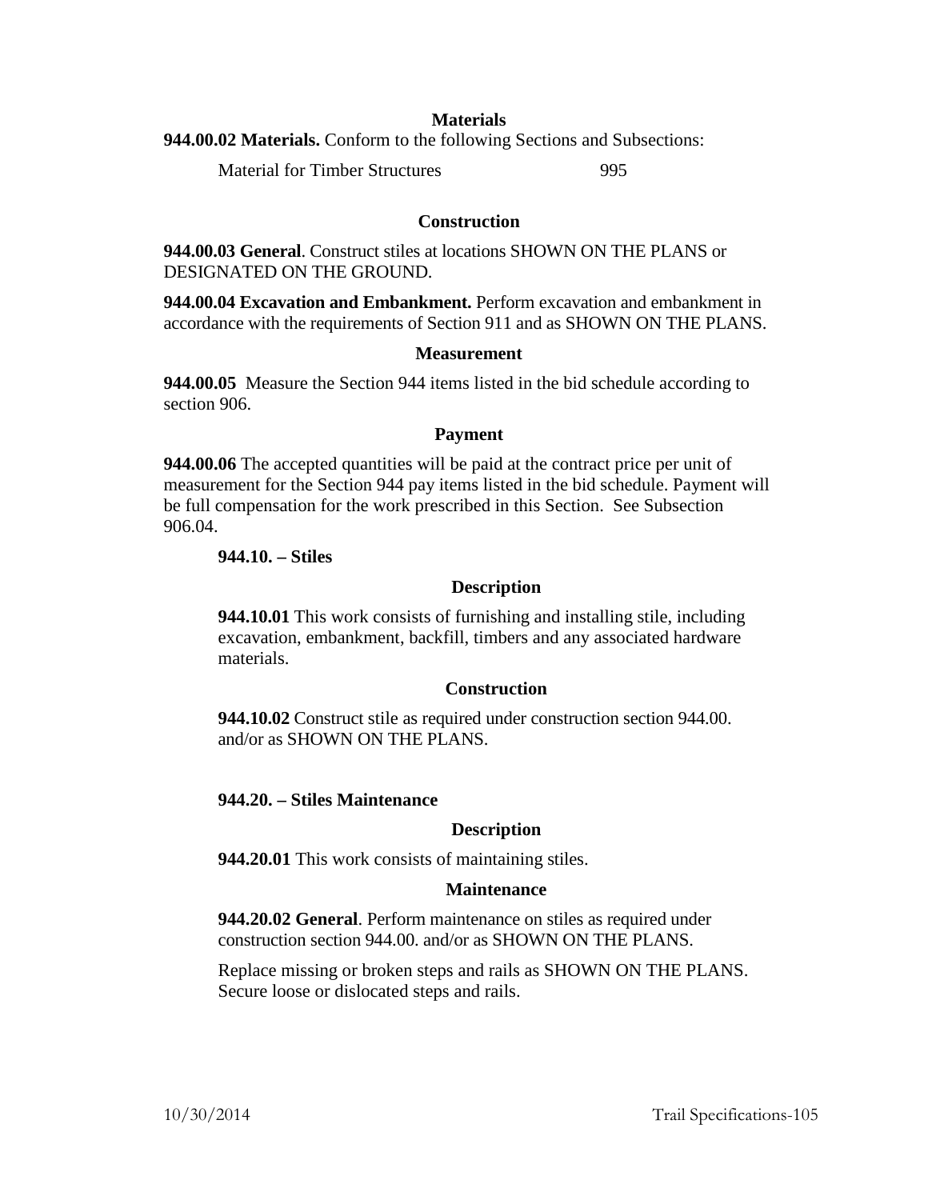### Materials

**944.00.02 Materials.** Conform to the following Sections and Subsections:

| | |
|---|---|
| Material for Timber Structures | 995 |

### Construction

**944.00.03 General**. Construct stiles at locations SHOWN ON THE PLANS or DESIGNATED ON THE GROUND.

**944.00.04 Excavation and Embankment.** Perform excavation and embankment in accordance with the requirements of Section 911 and as SHOWN ON THE PLANS.

### Measurement

**944.00.05** Measure the Section 944 items listed in the bid schedule according to section 906.

### Payment

**944.00.06** The accepted quantities will be paid at the contract price per unit of measurement for the Section 944 pay items listed in the bid schedule. Payment will be full compensation for the work prescribed in this Section. See Subsection 906.04.

## 944.10. – Stiles

### Description

**944.10.01** This work consists of furnishing and installing stile, including excavation, embankment, backfill, timbers and any associated hardware materials.

### Construction

**944.10.02** Construct stile as required under construction section 944.00. and/or as SHOWN ON THE PLANS.

## 944.20. – Stiles Maintenance

### Description

**944.20.01** This work consists of maintaining stiles.

### Maintenance

**944.20.02 General**. Perform maintenance on stiles as required under construction section 944.00. and/or as SHOWN ON THE PLANS.

Replace missing or broken steps and rails as SHOWN ON THE PLANS. Secure loose or dislocated steps and rails.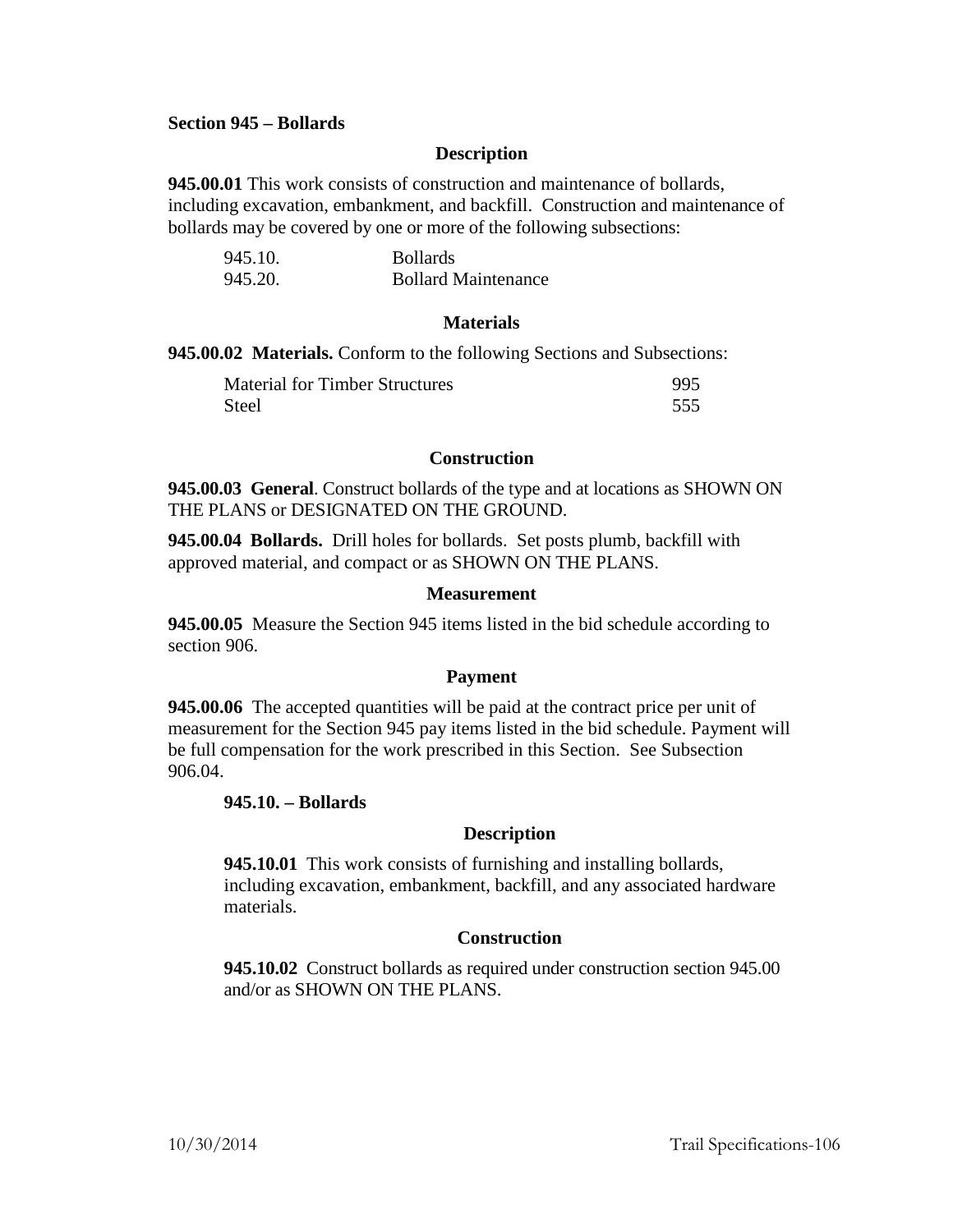## Section 945 – Bollards

### Description

**945.00.01** This work consists of construction and maintenance of bollards, including excavation, embankment, and backfill. Construction and maintenance of bollards may be covered by one or more of the following subsections:

| | |
|---|---|
| 945.10. | Bollards |
| 945.20. | Bollard Maintenance |

### Materials

**945.00.02 Materials.** Conform to the following Sections and Subsections:

| | |
|---|---|
| Material for Timber Structures | 995 |
| Steel | 555 |

### Construction

**945.00.03 General**. Construct bollards of the type and at locations as SHOWN ON THE PLANS or DESIGNATED ON THE GROUND.

**945.00.04 Bollards.** Drill holes for bollards. Set posts plumb, backfill with approved material, and compact or as SHOWN ON THE PLANS.

### Measurement

**945.00.05** Measure the Section 945 items listed in the bid schedule according to section 906.

### Payment

**945.00.06** The accepted quantities will be paid at the contract price per unit of measurement for the Section 945 pay items listed in the bid schedule. Payment will be full compensation for the work prescribed in this Section. See Subsection 906.04.

### 945.10. – Bollards

#### Description

**945.10.01** This work consists of furnishing and installing bollards, including excavation, embankment, backfill, and any associated hardware materials.

#### Construction

**945.10.02** Construct bollards as required under construction section 945.00 and/or as SHOWN ON THE PLANS.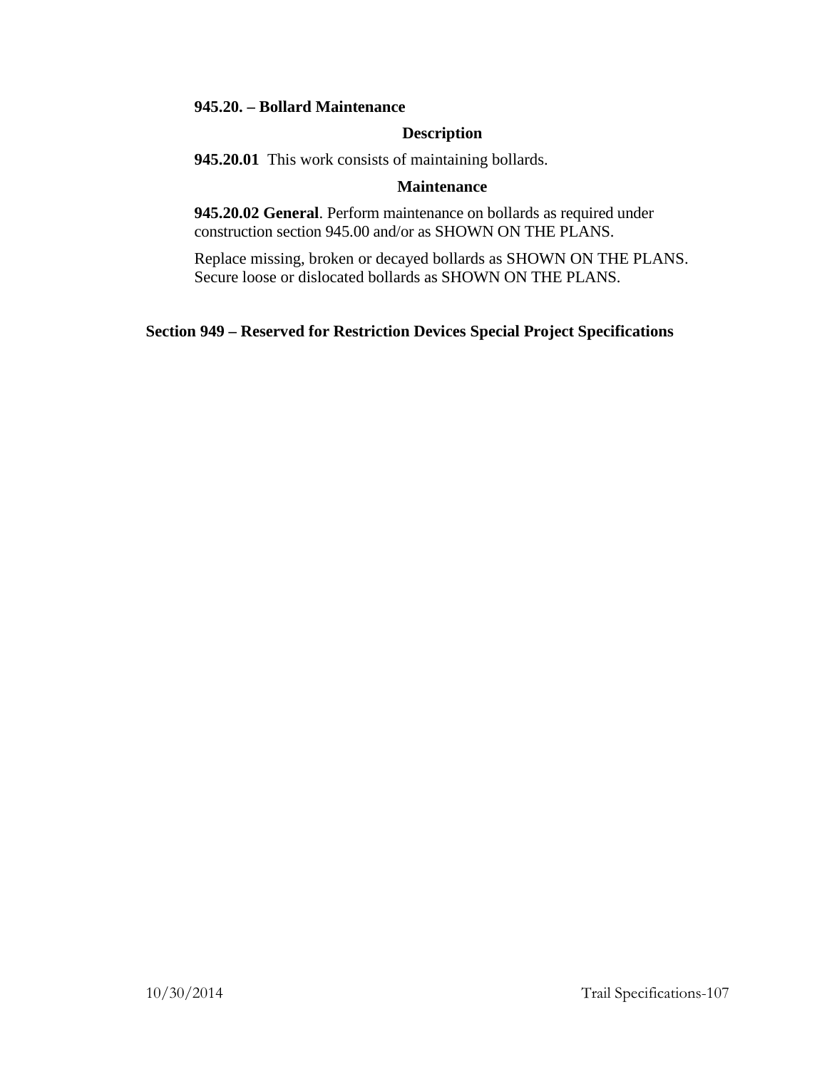### 945.20. – Bollard Maintenance

**Description**

**945.20.01** This work consists of maintaining bollards.

**Maintenance**

**945.20.02 General**. Perform maintenance on bollards as required under construction section 945.00 and/or as SHOWN ON THE PLANS.

Replace missing, broken or decayed bollards as SHOWN ON THE PLANS. Secure loose or dislocated bollards as SHOWN ON THE PLANS.

## Section 949 – Reserved for Restriction Devices Special Project Specifications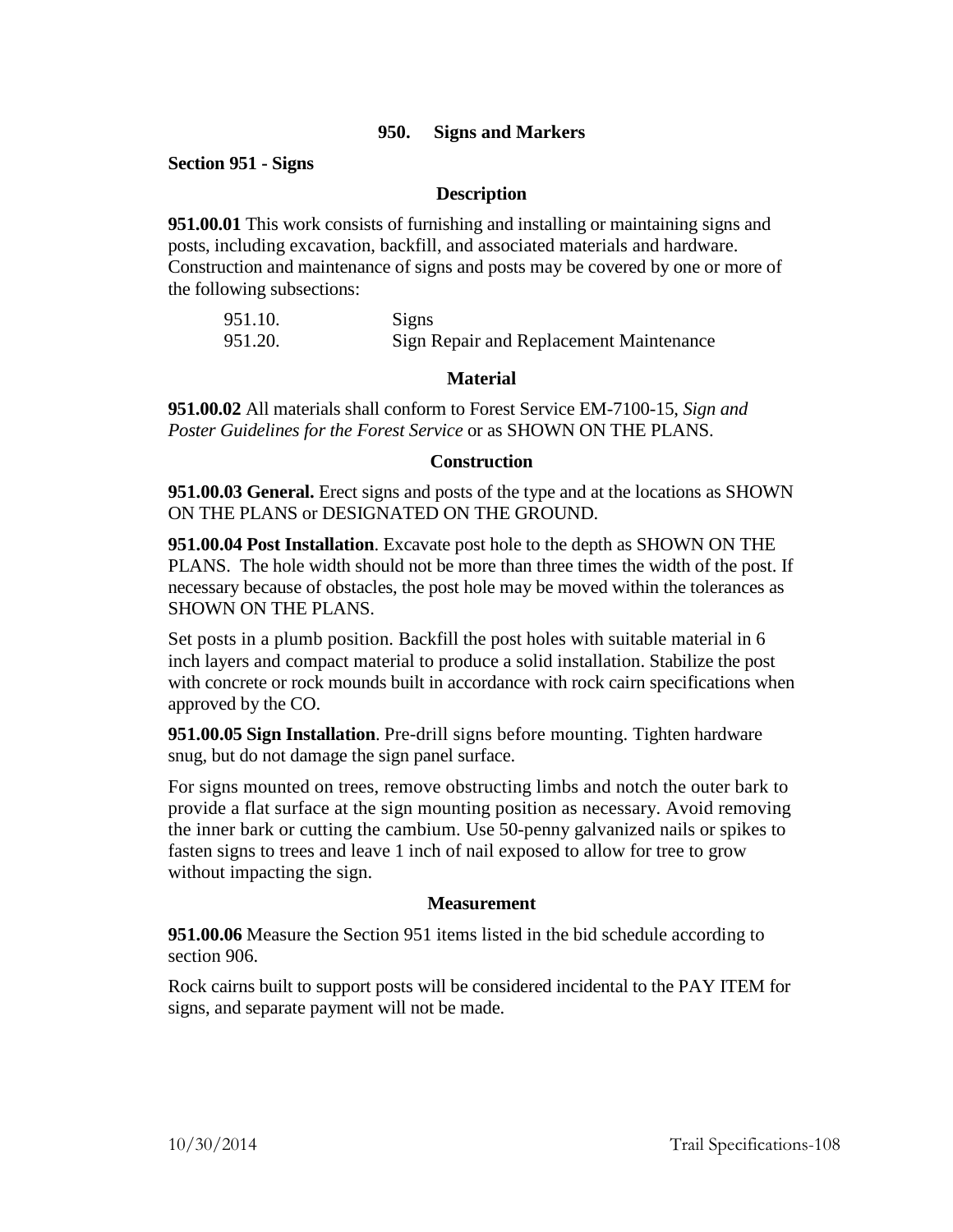# 950. Signs and Markers

## Section 951 - Signs

### Description

**951.00.01** This work consists of furnishing and installing or maintaining signs and posts, including excavation, backfill, and associated materials and hardware. Construction and maintenance of signs and posts may be covered by one or more of the following subsections:

| | |
|---|---|
| 951.10. | Signs |
| 951.20. | Sign Repair and Replacement Maintenance |

### Material

**951.00.02** All materials shall conform to Forest Service EM-7100-15, *Sign and Poster Guidelines for the Forest Service* or as SHOWN ON THE PLANS.

### Construction

**951.00.03 General.** Erect signs and posts of the type and at the locations as SHOWN ON THE PLANS or DESIGNATED ON THE GROUND.

**951.00.04 Post Installation**. Excavate post hole to the depth as SHOWN ON THE PLANS. The hole width should not be more than three times the width of the post. If necessary because of obstacles, the post hole may be moved within the tolerances as SHOWN ON THE PLANS.

Set posts in a plumb position. Backfill the post holes with suitable material in 6 inch layers and compact material to produce a solid installation. Stabilize the post with concrete or rock mounds built in accordance with rock cairn specifications when approved by the CO.

**951.00.05 Sign Installation**. Pre-drill signs before mounting. Tighten hardware snug, but do not damage the sign panel surface.

For signs mounted on trees, remove obstructing limbs and notch the outer bark to provide a flat surface at the sign mounting position as necessary. Avoid removing the inner bark or cutting the cambium. Use 50-penny galvanized nails or spikes to fasten signs to trees and leave 1 inch of nail exposed to allow for tree to grow without impacting the sign.

### Measurement

**951.00.06** Measure the Section 951 items listed in the bid schedule according to section 906.

Rock cairns built to support posts will be considered incidental to the PAY ITEM for signs, and separate payment will not be made.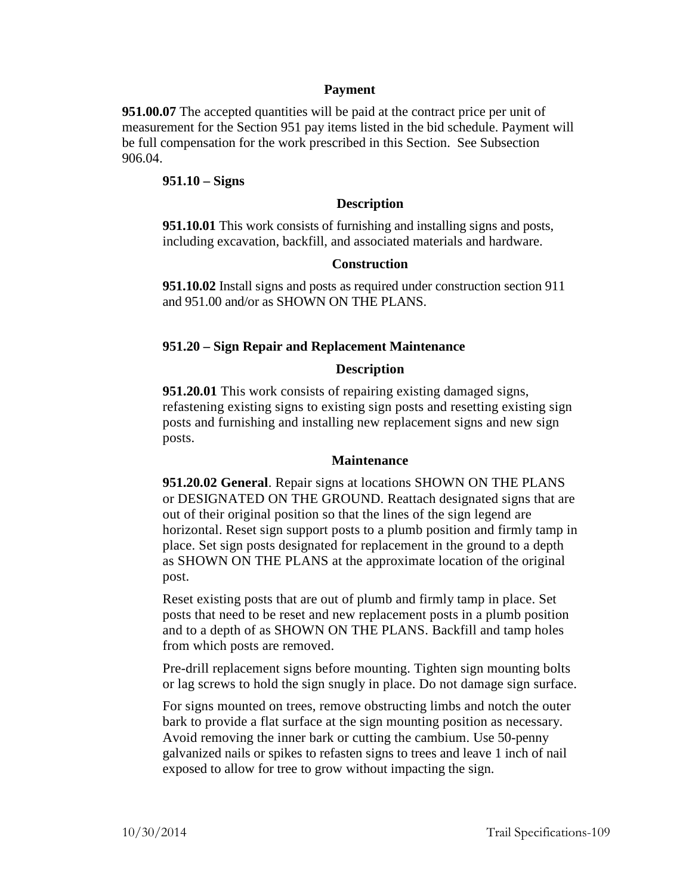### Payment

**951.00.07** The accepted quantities will be paid at the contract price per unit of measurement for the Section 951 pay items listed in the bid schedule. Payment will be full compensation for the work prescribed in this Section. See Subsection 906.04.

## 951.10 – Signs

### Description

**951.10.01** This work consists of furnishing and installing signs and posts, including excavation, backfill, and associated materials and hardware.

### Construction

**951.10.02** Install signs and posts as required under construction section 911 and 951.00 and/or as SHOWN ON THE PLANS.

## 951.20 – Sign Repair and Replacement Maintenance

### Description

**951.20.01** This work consists of repairing existing damaged signs, refastening existing signs to existing sign posts and resetting existing sign posts and furnishing and installing new replacement signs and new sign posts.

### Maintenance

**951.20.02 General**. Repair signs at locations SHOWN ON THE PLANS or DESIGNATED ON THE GROUND. Reattach designated signs that are out of their original position so that the lines of the sign legend are horizontal. Reset sign support posts to a plumb position and firmly tamp in place. Set sign posts designated for replacement in the ground to a depth as SHOWN ON THE PLANS at the approximate location of the original post.

Reset existing posts that are out of plumb and firmly tamp in place. Set posts that need to be reset and new replacement posts in a plumb position and to a depth of as SHOWN ON THE PLANS. Backfill and tamp holes from which posts are removed.

Pre-drill replacement signs before mounting. Tighten sign mounting bolts or lag screws to hold the sign snugly in place. Do not damage sign surface.

For signs mounted on trees, remove obstructing limbs and notch the outer bark to provide a flat surface at the sign mounting position as necessary. Avoid removing the inner bark or cutting the cambium. Use 50-penny galvanized nails or spikes to refasten signs to trees and leave 1 inch of nail exposed to allow for tree to grow without impacting the sign.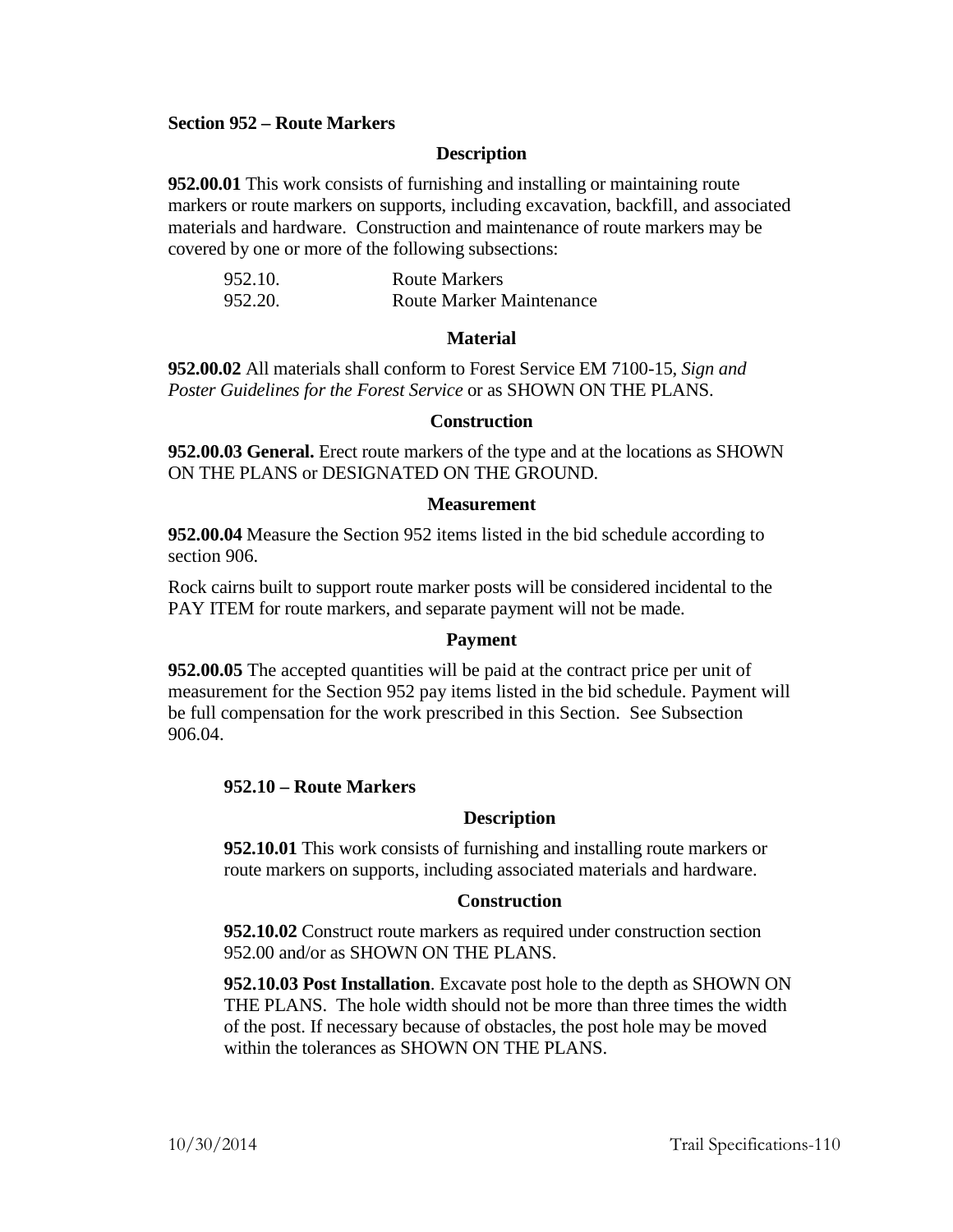## Section 952 – Route Markers

### Description

**952.00.01** This work consists of furnishing and installing or maintaining route markers or route markers on supports, including excavation, backfill, and associated materials and hardware. Construction and maintenance of route markers may be covered by one or more of the following subsections:

| | |
|---|---|
| 952.10. | Route Markers |
| 952.20. | Route Marker Maintenance |

### Material

**952.00.02** All materials shall conform to Forest Service EM 7100-15, *Sign and Poster Guidelines for the Forest Service* or as SHOWN ON THE PLANS.

### Construction

**952.00.03 General.** Erect route markers of the type and at the locations as SHOWN ON THE PLANS or DESIGNATED ON THE GROUND.

### Measurement

**952.00.04** Measure the Section 952 items listed in the bid schedule according to section 906.

Rock cairns built to support route marker posts will be considered incidental to the PAY ITEM for route markers, and separate payment will not be made.

### Payment

**952.00.05** The accepted quantities will be paid at the contract price per unit of measurement for the Section 952 pay items listed in the bid schedule. Payment will be full compensation for the work prescribed in this Section. See Subsection 906.04.

### 952.10 – Route Markers

#### Description

**952.10.01** This work consists of furnishing and installing route markers or route markers on supports, including associated materials and hardware.

#### Construction

**952.10.02** Construct route markers as required under construction section 952.00 and/or as SHOWN ON THE PLANS.

**952.10.03 Post Installation**. Excavate post hole to the depth as SHOWN ON THE PLANS. The hole width should not be more than three times the width of the post. If necessary because of obstacles, the post hole may be moved within the tolerances as SHOWN ON THE PLANS.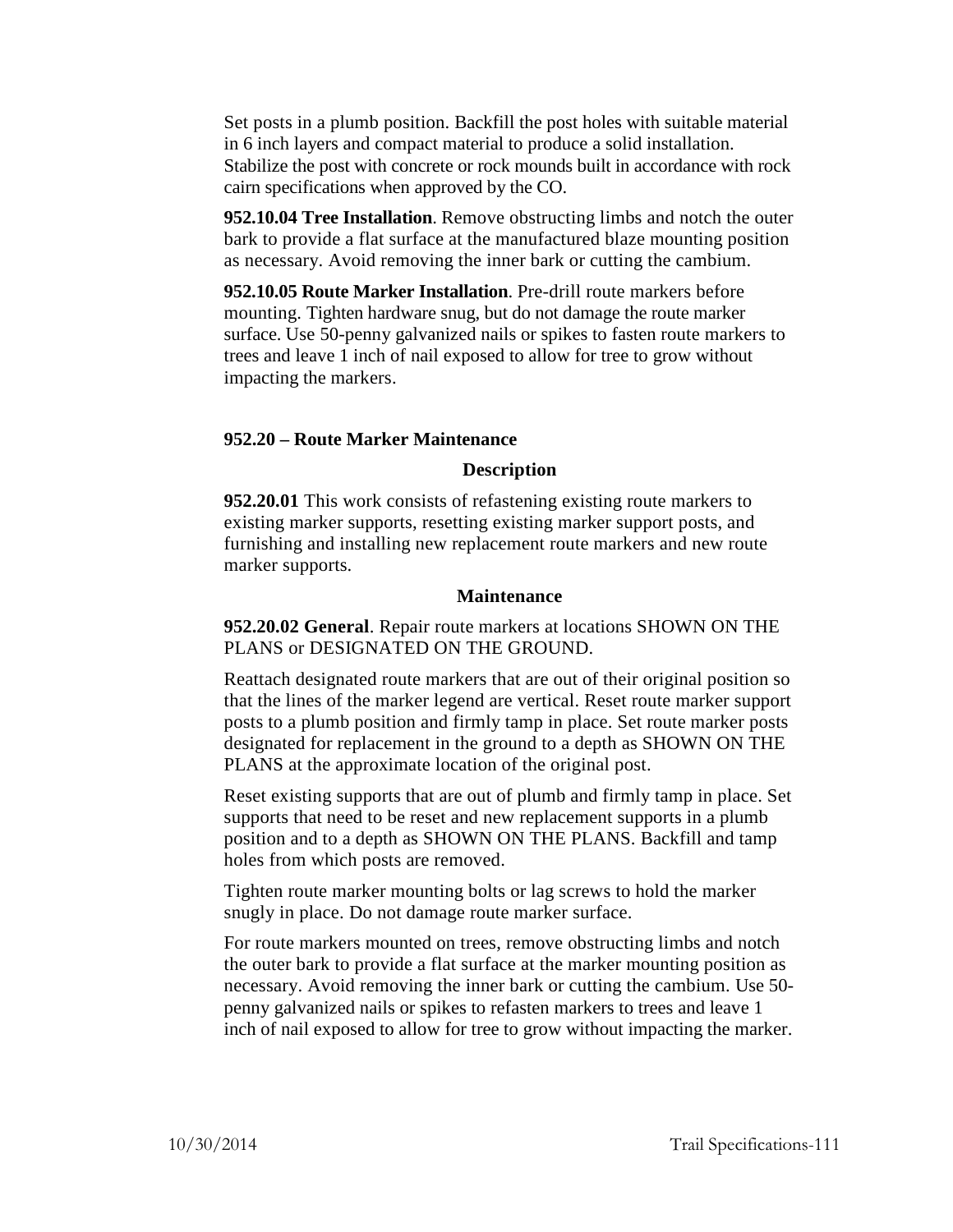Set posts in a plumb position. Backfill the post holes with suitable material in 6 inch layers and compact material to produce a solid installation. Stabilize the post with concrete or rock mounds built in accordance with rock cairn specifications when approved by the CO.

**952.10.04 Tree Installation**. Remove obstructing limbs and notch the outer bark to provide a flat surface at the manufactured blaze mounting position as necessary. Avoid removing the inner bark or cutting the cambium.

**952.10.05 Route Marker Installation**. Pre-drill route markers before mounting. Tighten hardware snug, but do not damage the route marker surface. Use 50-penny galvanized nails or spikes to fasten route markers to trees and leave 1 inch of nail exposed to allow for tree to grow without impacting the markers.

## 952.20 – Route Marker Maintenance

### Description

**952.20.01** This work consists of refastening existing route markers to existing marker supports, resetting existing marker support posts, and furnishing and installing new replacement route markers and new route marker supports.

### Maintenance

**952.20.02 General**. Repair route markers at locations SHOWN ON THE PLANS or DESIGNATED ON THE GROUND.

Reattach designated route markers that are out of their original position so that the lines of the marker legend are vertical. Reset route marker support posts to a plumb position and firmly tamp in place. Set route marker posts designated for replacement in the ground to a depth as SHOWN ON THE PLANS at the approximate location of the original post.

Reset existing supports that are out of plumb and firmly tamp in place. Set supports that need to be reset and new replacement supports in a plumb position and to a depth as SHOWN ON THE PLANS. Backfill and tamp holes from which posts are removed.

Tighten route marker mounting bolts or lag screws to hold the marker snugly in place. Do not damage route marker surface.

For route markers mounted on trees, remove obstructing limbs and notch the outer bark to provide a flat surface at the marker mounting position as necessary. Avoid removing the inner bark or cutting the cambium. Use 50-penny galvanized nails or spikes to refasten markers to trees and leave 1 inch of nail exposed to allow for tree to grow without impacting the marker.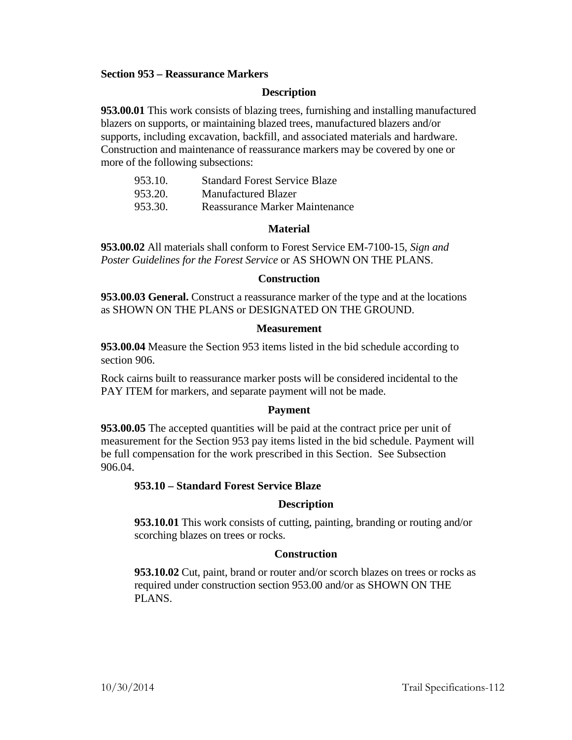## Section 953 – Reassurance Markers

### Description

**953.00.01** This work consists of blazing trees, furnishing and installing manufactured blazers on supports, or maintaining blazed trees, manufactured blazers and/or supports, including excavation, backfill, and associated materials and hardware. Construction and maintenance of reassurance markers may be covered by one or more of the following subsections:

| | |
|---|---|
| 953.10. | Standard Forest Service Blaze |
| 953.20. | Manufactured Blazer |
| 953.30. | Reassurance Marker Maintenance |

### Material

**953.00.02** All materials shall conform to Forest Service EM-7100-15, *Sign and Poster Guidelines for the Forest Service* or AS SHOWN ON THE PLANS.

### Construction

**953.00.03 General.** Construct a reassurance marker of the type and at the locations as SHOWN ON THE PLANS or DESIGNATED ON THE GROUND.

### Measurement

**953.00.04** Measure the Section 953 items listed in the bid schedule according to section 906.

Rock cairns built to reassurance marker posts will be considered incidental to the PAY ITEM for markers, and separate payment will not be made.

### Payment

**953.00.05** The accepted quantities will be paid at the contract price per unit of measurement for the Section 953 pay items listed in the bid schedule. Payment will be full compensation for the work prescribed in this Section. See Subsection 906.04.

### 953.10 – Standard Forest Service Blaze

#### Description

**953.10.01** This work consists of cutting, painting, branding or routing and/or scorching blazes on trees or rocks.

#### Construction

**953.10.02** Cut, paint, brand or router and/or scorch blazes on trees or rocks as required under construction section 953.00 and/or as SHOWN ON THE PLANS.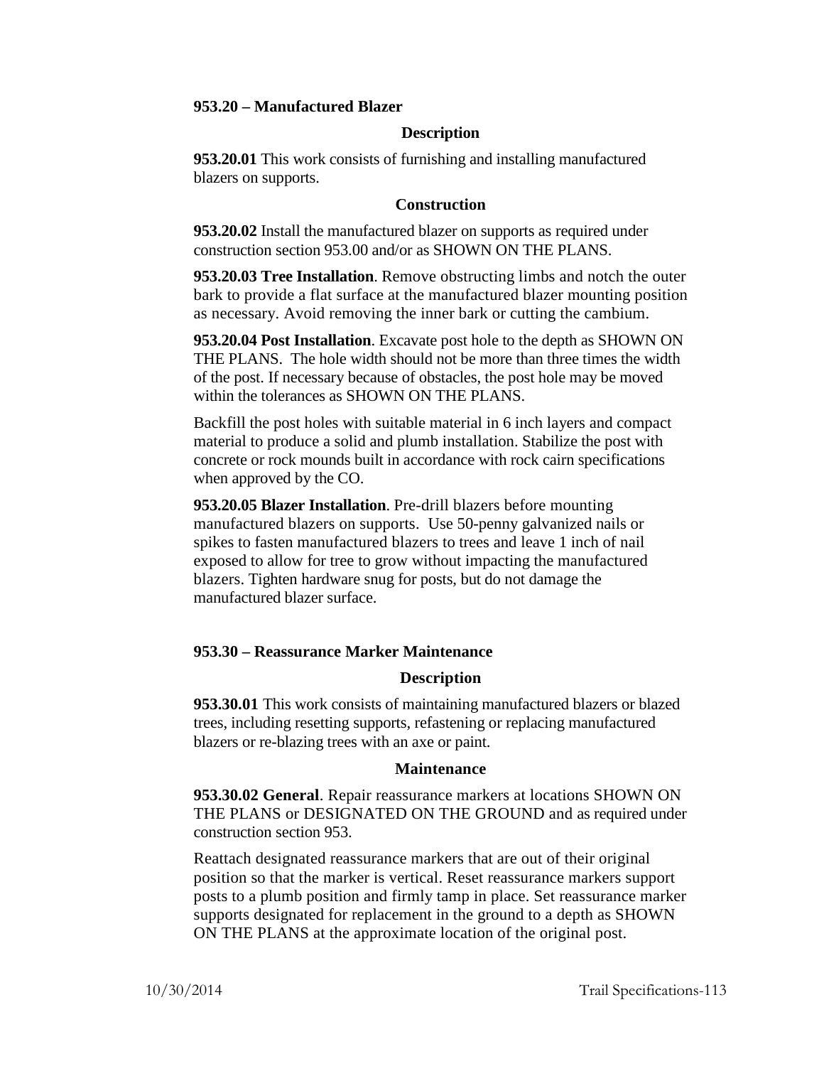### 953.20 – Manufactured Blazer

#### Description

**953.20.01** This work consists of furnishing and installing manufactured blazers on supports.

#### Construction

**953.20.02** Install the manufactured blazer on supports as required under construction section 953.00 and/or as SHOWN ON THE PLANS.

**953.20.03 Tree Installation**. Remove obstructing limbs and notch the outer bark to provide a flat surface at the manufactured blazer mounting position as necessary. Avoid removing the inner bark or cutting the cambium.

**953.20.04 Post Installation**. Excavate post hole to the depth as SHOWN ON THE PLANS. The hole width should not be more than three times the width of the post. If necessary because of obstacles, the post hole may be moved within the tolerances as SHOWN ON THE PLANS.

Backfill the post holes with suitable material in 6 inch layers and compact material to produce a solid and plumb installation. Stabilize the post with concrete or rock mounds built in accordance with rock cairn specifications when approved by the CO.

**953.20.05 Blazer Installation**. Pre-drill blazers before mounting manufactured blazers on supports. Use 50-penny galvanized nails or spikes to fasten manufactured blazers to trees and leave 1 inch of nail exposed to allow for tree to grow without impacting the manufactured blazers. Tighten hardware snug for posts, but do not damage the manufactured blazer surface.

### 953.30 – Reassurance Marker Maintenance

#### Description

**953.30.01** This work consists of maintaining manufactured blazers or blazed trees, including resetting supports, refastening or replacing manufactured blazers or re-blazing trees with an axe or paint.

#### Maintenance

**953.30.02 General**. Repair reassurance markers at locations SHOWN ON THE PLANS or DESIGNATED ON THE GROUND and as required under construction section 953.

Reattach designated reassurance markers that are out of their original position so that the marker is vertical. Reset reassurance markers support posts to a plumb position and firmly tamp in place. Set reassurance marker supports designated for replacement in the ground to a depth as SHOWN ON THE PLANS at the approximate location of the original post.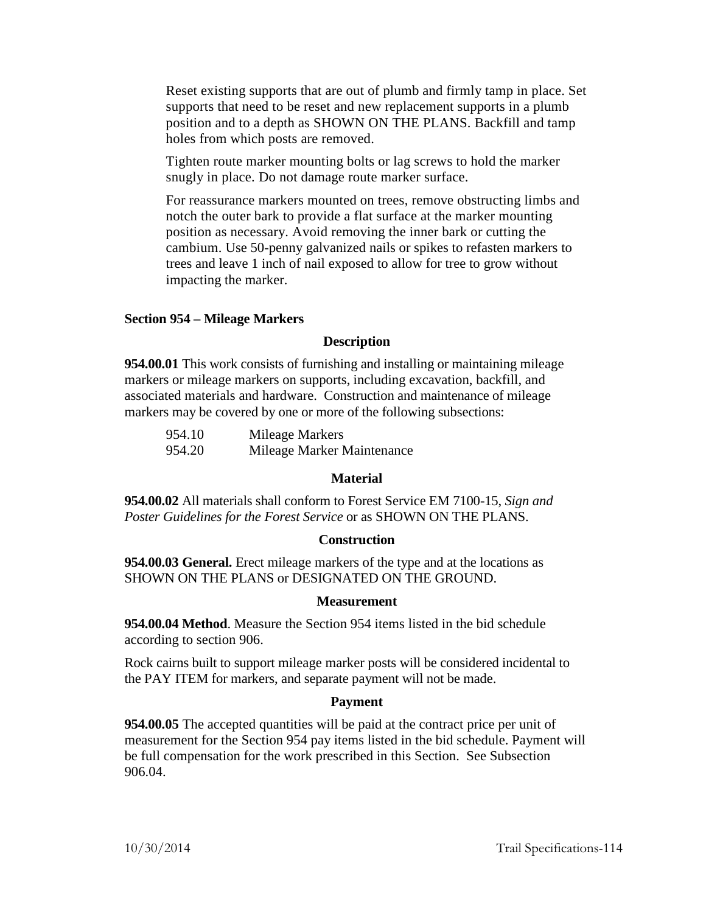Reset existing supports that are out of plumb and firmly tamp in place. Set supports that need to be reset and new replacement supports in a plumb position and to a depth as SHOWN ON THE PLANS. Backfill and tamp holes from which posts are removed.

Tighten route marker mounting bolts or lag screws to hold the marker snugly in place. Do not damage route marker surface.

For reassurance markers mounted on trees, remove obstructing limbs and notch the outer bark to provide a flat surface at the marker mounting position as necessary. Avoid removing the inner bark or cutting the cambium. Use 50-penny galvanized nails or spikes to refasten markers to trees and leave 1 inch of nail exposed to allow for tree to grow without impacting the marker.

## Section 954 – Mileage Markers

### Description

**954.00.01** This work consists of furnishing and installing or maintaining mileage markers or mileage markers on supports, including excavation, backfill, and associated materials and hardware. Construction and maintenance of mileage markers may be covered by one or more of the following subsections:

| | |
|---|---|
| 954.10 | Mileage Markers |
| 954.20 | Mileage Marker Maintenance |

### Material

**954.00.02** All materials shall conform to Forest Service EM 7100-15, *Sign and Poster Guidelines for the Forest Service* or as SHOWN ON THE PLANS.

### Construction

**954.00.03 General.** Erect mileage markers of the type and at the locations as SHOWN ON THE PLANS or DESIGNATED ON THE GROUND.

### Measurement

**954.00.04 Method**. Measure the Section 954 items listed in the bid schedule according to section 906.

Rock cairns built to support mileage marker posts will be considered incidental to the PAY ITEM for markers, and separate payment will not be made.

### Payment

**954.00.05** The accepted quantities will be paid at the contract price per unit of measurement for the Section 954 pay items listed in the bid schedule. Payment will be full compensation for the work prescribed in this Section. See Subsection 906.04.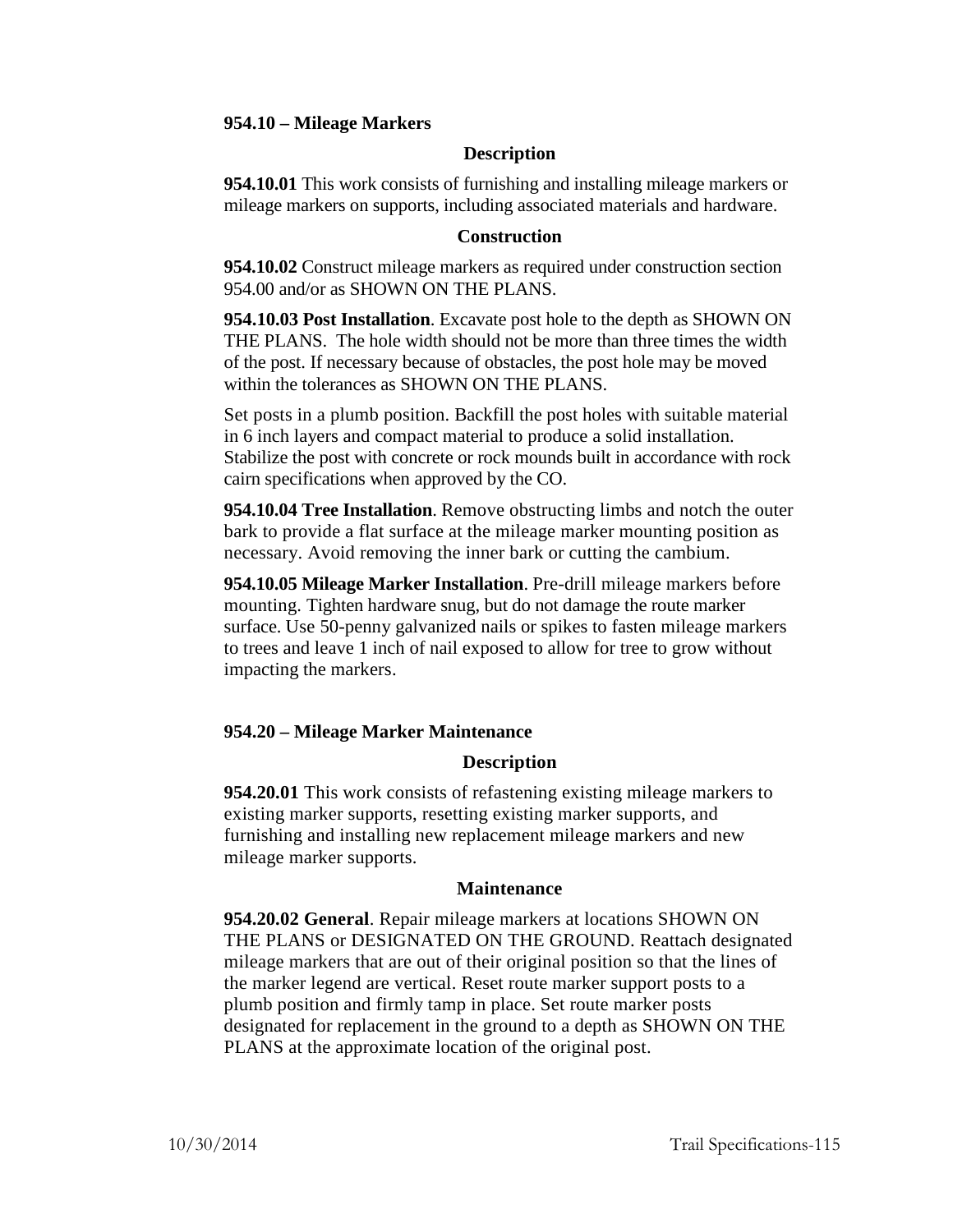## 954.10 – Mileage Markers

### Description

**954.10.01** This work consists of furnishing and installing mileage markers or mileage markers on supports, including associated materials and hardware.

### Construction

**954.10.02** Construct mileage markers as required under construction section 954.00 and/or as SHOWN ON THE PLANS.

**954.10.03 Post Installation**. Excavate post hole to the depth as SHOWN ON THE PLANS. The hole width should not be more than three times the width of the post. If necessary because of obstacles, the post hole may be moved within the tolerances as SHOWN ON THE PLANS.

Set posts in a plumb position. Backfill the post holes with suitable material in 6 inch layers and compact material to produce a solid installation. Stabilize the post with concrete or rock mounds built in accordance with rock cairn specifications when approved by the CO.

**954.10.04 Tree Installation**. Remove obstructing limbs and notch the outer bark to provide a flat surface at the mileage marker mounting position as necessary. Avoid removing the inner bark or cutting the cambium.

**954.10.05 Mileage Marker Installation**. Pre-drill mileage markers before mounting. Tighten hardware snug, but do not damage the route marker surface. Use 50-penny galvanized nails or spikes to fasten mileage markers to trees and leave 1 inch of nail exposed to allow for tree to grow without impacting the markers.

## 954.20 – Mileage Marker Maintenance

### Description

**954.20.01** This work consists of refastening existing mileage markers to existing marker supports, resetting existing marker supports, and furnishing and installing new replacement mileage markers and new mileage marker supports.

### Maintenance

**954.20.02 General**. Repair mileage markers at locations SHOWN ON THE PLANS or DESIGNATED ON THE GROUND. Reattach designated mileage markers that are out of their original position so that the lines of the marker legend are vertical. Reset route marker support posts to a plumb position and firmly tamp in place. Set route marker posts designated for replacement in the ground to a depth as SHOWN ON THE PLANS at the approximate location of the original post.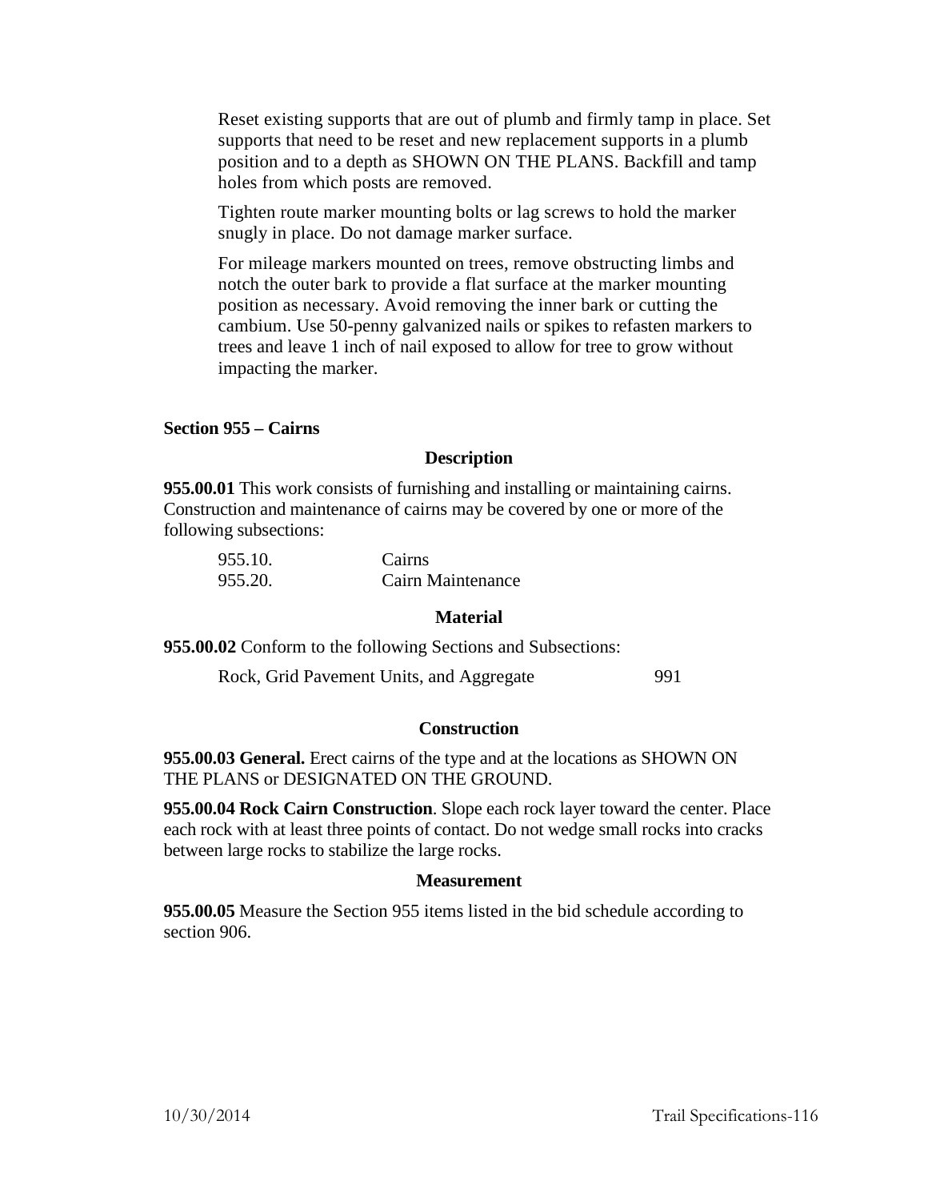Reset existing supports that are out of plumb and firmly tamp in place. Set supports that need to be reset and new replacement supports in a plumb position and to a depth as SHOWN ON THE PLANS. Backfill and tamp holes from which posts are removed.

Tighten route marker mounting bolts or lag screws to hold the marker snugly in place. Do not damage marker surface.

For mileage markers mounted on trees, remove obstructing limbs and notch the outer bark to provide a flat surface at the marker mounting position as necessary. Avoid removing the inner bark or cutting the cambium. Use 50-penny galvanized nails or spikes to refasten markers to trees and leave 1 inch of nail exposed to allow for tree to grow without impacting the marker.

## Section 955 – Cairns

### Description

**955.00.01** This work consists of furnishing and installing or maintaining cairns. Construction and maintenance of cairns may be covered by one or more of the following subsections:

| | |
|---|---|
| 955.10. | Cairns |
| 955.20. | Cairn Maintenance |

### Material

**955.00.02** Conform to the following Sections and Subsections:

| | |
|---|---|
| Rock, Grid Pavement Units, and Aggregate | 991 |

### Construction

**955.00.03 General.** Erect cairns of the type and at the locations as SHOWN ON THE PLANS or DESIGNATED ON THE GROUND.

**955.00.04 Rock Cairn Construction**. Slope each rock layer toward the center. Place each rock with at least three points of contact. Do not wedge small rocks into cracks between large rocks to stabilize the large rocks.

### Measurement

**955.00.05** Measure the Section 955 items listed in the bid schedule according to section 906.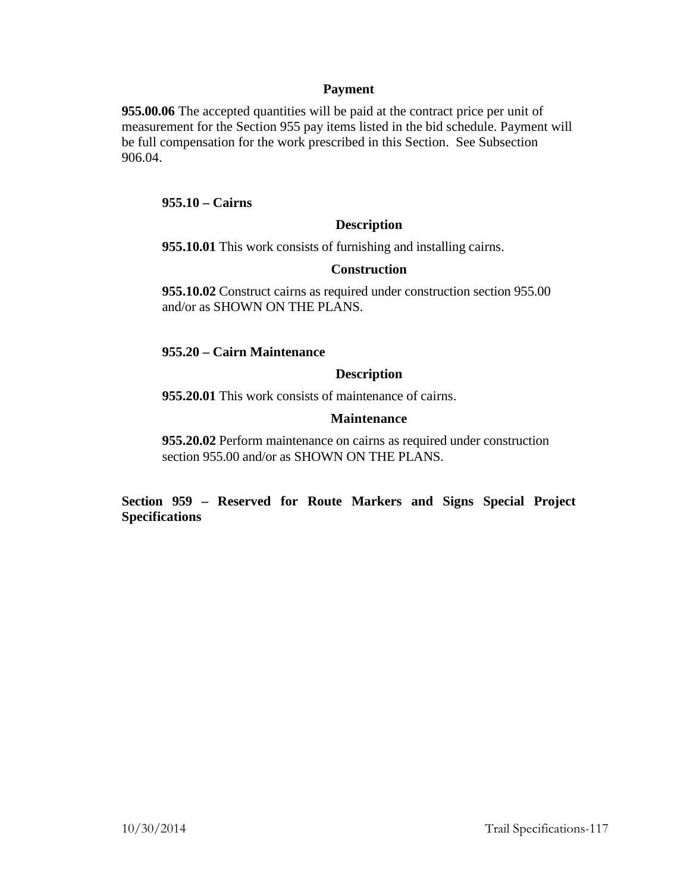**Payment**

**955.00.06** The accepted quantities will be paid at the contract price per unit of measurement for the Section 955 pay items listed in the bid schedule. Payment will be full compensation for the work prescribed in this Section. See Subsection 906.04.

### 955.10 – Cairns

**Description**

**955.10.01** This work consists of furnishing and installing cairns.

**Construction**

**955.10.02** Construct cairns as required under construction section 955.00 and/or as SHOWN ON THE PLANS.

### 955.20 – Cairn Maintenance

**Description**

**955.20.01** This work consists of maintenance of cairns.

**Maintenance**

**955.20.02** Perform maintenance on cairns as required under construction section 955.00 and/or as SHOWN ON THE PLANS.

## Section 959 – Reserved for Route Markers and Signs Special Project Specifications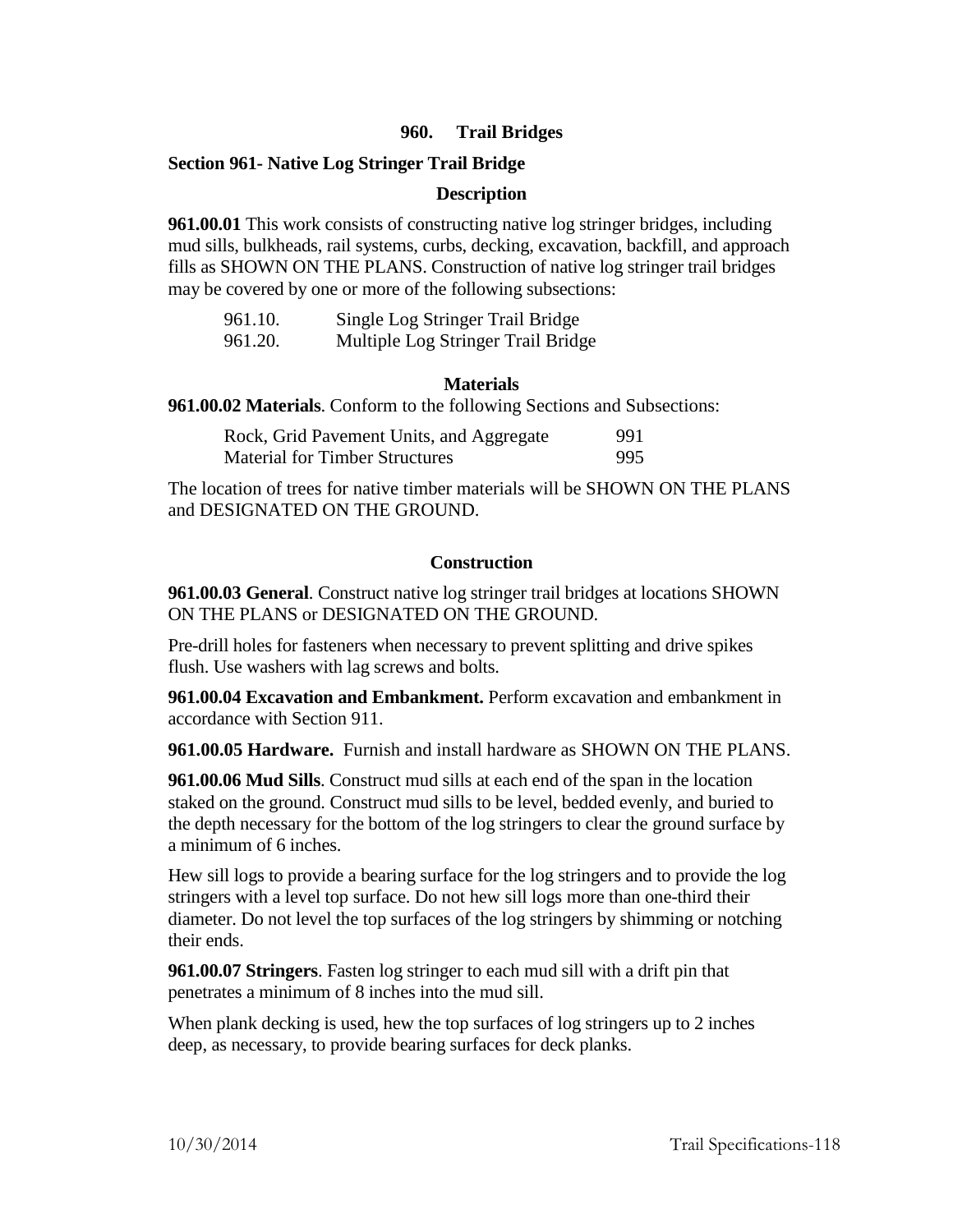## 960. Trail Bridges

### Section 961- Native Log Stringer Trail Bridge

#### Description

**961.00.01** This work consists of constructing native log stringer bridges, including mud sills, bulkheads, rail systems, curbs, decking, excavation, backfill, and approach fills as SHOWN ON THE PLANS. Construction of native log stringer trail bridges may be covered by one or more of the following subsections:

| | |
|---|---|
| 961.10. | Single Log Stringer Trail Bridge |
| 961.20. | Multiple Log Stringer Trail Bridge |

#### Materials

**961.00.02 Materials**. Conform to the following Sections and Subsections:

| | |
|---|---|
| Rock, Grid Pavement Units, and Aggregate | 991 |
| Material for Timber Structures | 995 |

The location of trees for native timber materials will be SHOWN ON THE PLANS and DESIGNATED ON THE GROUND.

#### Construction

**961.00.03 General**. Construct native log stringer trail bridges at locations SHOWN ON THE PLANS or DESIGNATED ON THE GROUND.

Pre-drill holes for fasteners when necessary to prevent splitting and drive spikes flush. Use washers with lag screws and bolts.

**961.00.04 Excavation and Embankment.** Perform excavation and embankment in accordance with Section 911.

**961.00.05 Hardware.** Furnish and install hardware as SHOWN ON THE PLANS.

**961.00.06 Mud Sills**. Construct mud sills at each end of the span in the location staked on the ground. Construct mud sills to be level, bedded evenly, and buried to the depth necessary for the bottom of the log stringers to clear the ground surface by a minimum of 6 inches.

Hew sill logs to provide a bearing surface for the log stringers and to provide the log stringers with a level top surface. Do not hew sill logs more than one-third their diameter. Do not level the top surfaces of the log stringers by shimming or notching their ends.

**961.00.07 Stringers**. Fasten log stringer to each mud sill with a drift pin that penetrates a minimum of 8 inches into the mud sill.

When plank decking is used, hew the top surfaces of log stringers up to 2 inches deep, as necessary, to provide bearing surfaces for deck planks.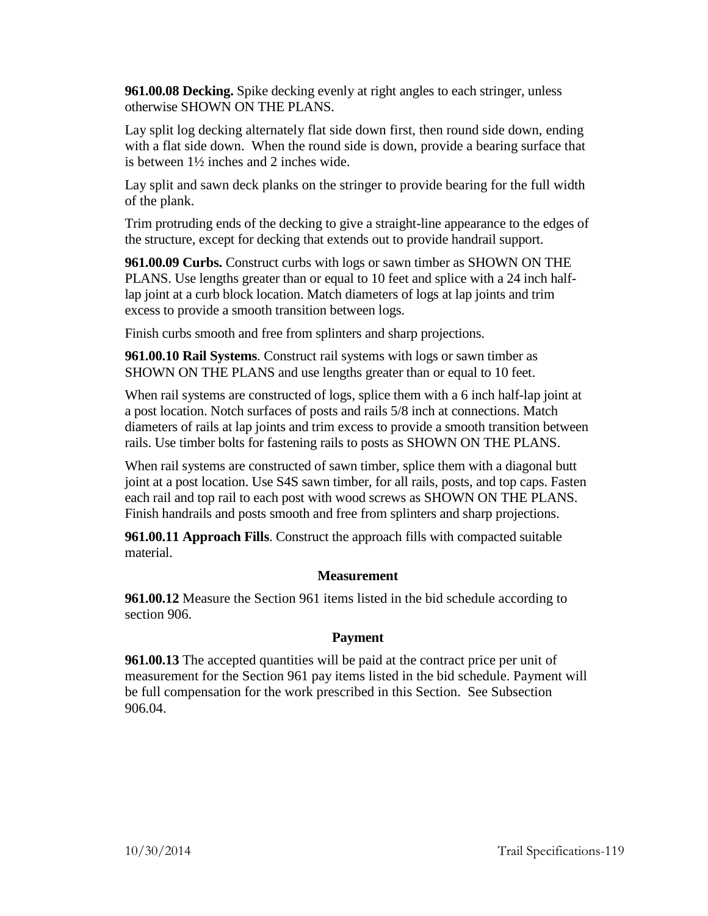**961.00.08 Decking.** Spike decking evenly at right angles to each stringer, unless otherwise SHOWN ON THE PLANS.

Lay split log decking alternately flat side down first, then round side down, ending with a flat side down. When the round side is down, provide a bearing surface that is between 1½ inches and 2 inches wide.

Lay split and sawn deck planks on the stringer to provide bearing for the full width of the plank.

Trim protruding ends of the decking to give a straight-line appearance to the edges of the structure, except for decking that extends out to provide handrail support.

**961.00.09 Curbs.** Construct curbs with logs or sawn timber as SHOWN ON THE PLANS. Use lengths greater than or equal to 10 feet and splice with a 24 inch half-lap joint at a curb block location. Match diameters of logs at lap joints and trim excess to provide a smooth transition between logs.

Finish curbs smooth and free from splinters and sharp projections.

**961.00.10 Rail Systems**. Construct rail systems with logs or sawn timber as SHOWN ON THE PLANS and use lengths greater than or equal to 10 feet.

When rail systems are constructed of logs, splice them with a 6 inch half-lap joint at a post location. Notch surfaces of posts and rails 5/8 inch at connections. Match diameters of rails at lap joints and trim excess to provide a smooth transition between rails. Use timber bolts for fastening rails to posts as SHOWN ON THE PLANS.

When rail systems are constructed of sawn timber, splice them with a diagonal butt joint at a post location. Use S4S sawn timber, for all rails, posts, and top caps. Fasten each rail and top rail to each post with wood screws as SHOWN ON THE PLANS. Finish handrails and posts smooth and free from splinters and sharp projections.

**961.00.11 Approach Fills**. Construct the approach fills with compacted suitable material.

### Measurement

**961.00.12** Measure the Section 961 items listed in the bid schedule according to section 906.

### Payment

**961.00.13** The accepted quantities will be paid at the contract price per unit of measurement for the Section 961 pay items listed in the bid schedule. Payment will be full compensation for the work prescribed in this Section. See Subsection 906.04.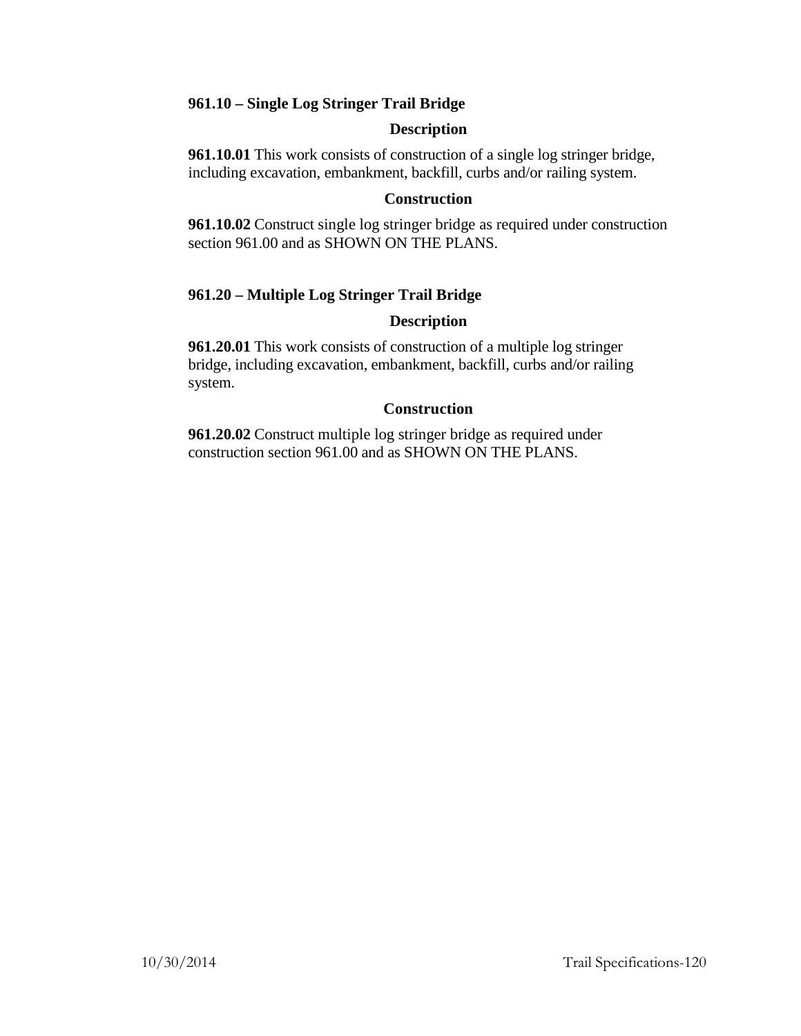### 961.10 – Single Log Stringer Trail Bridge

#### Description

**961.10.01** This work consists of construction of a single log stringer bridge, including excavation, embankment, backfill, curbs and/or railing system.

#### Construction

**961.10.02** Construct single log stringer bridge as required under construction section 961.00 and as SHOWN ON THE PLANS.

### 961.20 – Multiple Log Stringer Trail Bridge

#### Description

**961.20.01** This work consists of construction of a multiple log stringer bridge, including excavation, embankment, backfill, curbs and/or railing system.

#### Construction

**961.20.02** Construct multiple log stringer bridge as required under construction section 961.00 and as SHOWN ON THE PLANS.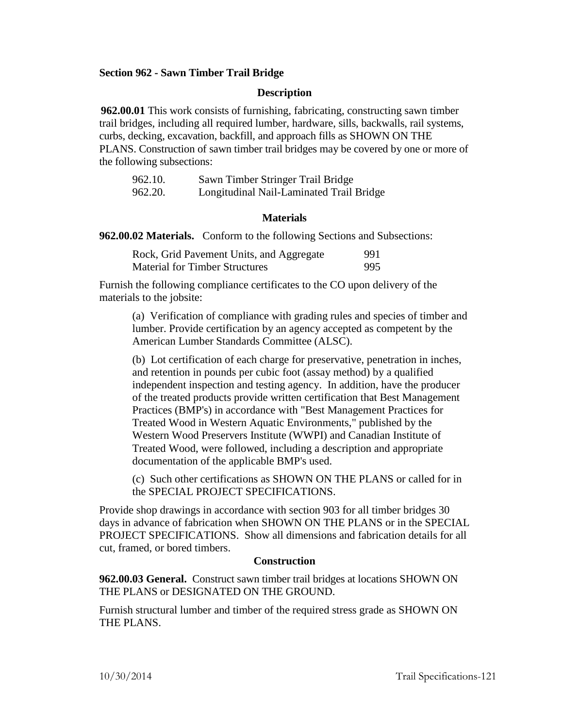## Section 962 - Sawn Timber Trail Bridge

### Description

**962.00.01** This work consists of furnishing, fabricating, constructing sawn timber trail bridges, including all required lumber, hardware, sills, backwalls, rail systems, curbs, decking, excavation, backfill, and approach fills as SHOWN ON THE PLANS. Construction of sawn timber trail bridges may be covered by one or more of the following subsections:

| | |
|---|---|
| 962.10. | Sawn Timber Stringer Trail Bridge |
| 962.20. | Longitudinal Nail-Laminated Trail Bridge |

### Materials

**962.00.02 Materials.** Conform to the following Sections and Subsections:

| | |
|---|---|
| Rock, Grid Pavement Units, and Aggregate | 991 |
| Material for Timber Structures | 995 |

Furnish the following compliance certificates to the CO upon delivery of the materials to the jobsite:

(a) Verification of compliance with grading rules and species of timber and lumber. Provide certification by an agency accepted as competent by the American Lumber Standards Committee (ALSC).

(b) Lot certification of each charge for preservative, penetration in inches, and retention in pounds per cubic foot (assay method) by a qualified independent inspection and testing agency. In addition, have the producer of the treated products provide written certification that Best Management Practices (BMP's) in accordance with "Best Management Practices for Treated Wood in Western Aquatic Environments," published by the Western Wood Preservers Institute (WWPI) and Canadian Institute of Treated Wood, were followed, including a description and appropriate documentation of the applicable BMP's used.

(c) Such other certifications as SHOWN ON THE PLANS or called for in the SPECIAL PROJECT SPECIFICATIONS.

Provide shop drawings in accordance with section 903 for all timber bridges 30 days in advance of fabrication when SHOWN ON THE PLANS or in the SPECIAL PROJECT SPECIFICATIONS. Show all dimensions and fabrication details for all cut, framed, or bored timbers.

### Construction

**962.00.03 General.** Construct sawn timber trail bridges at locations SHOWN ON THE PLANS or DESIGNATED ON THE GROUND.

Furnish structural lumber and timber of the required stress grade as SHOWN ON THE PLANS.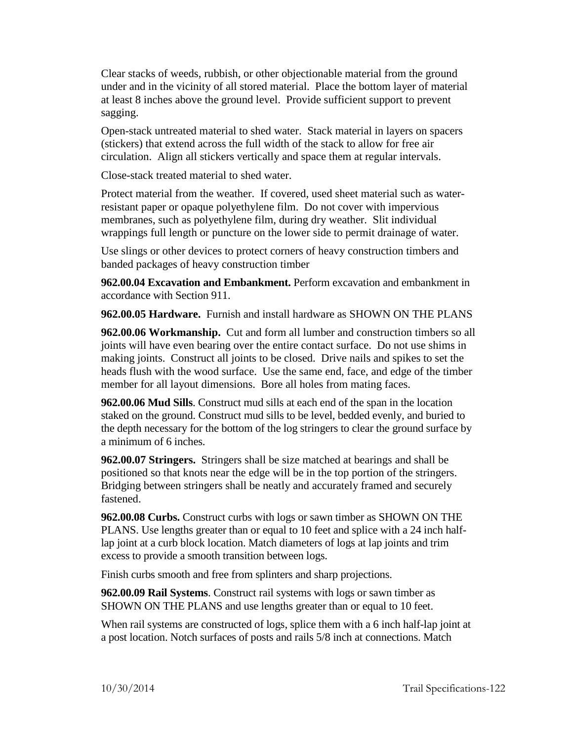Clear stacks of weeds, rubbish, or other objectionable material from the ground under and in the vicinity of all stored material. Place the bottom layer of material at least 8 inches above the ground level. Provide sufficient support to prevent sagging.

Open-stack untreated material to shed water. Stack material in layers on spacers (stickers) that extend across the full width of the stack to allow for free air circulation. Align all stickers vertically and space them at regular intervals.

Close-stack treated material to shed water.

Protect material from the weather. If covered, used sheet material such as water-resistant paper or opaque polyethylene film. Do not cover with impervious membranes, such as polyethylene film, during dry weather. Slit individual wrappings full length or puncture on the lower side to permit drainage of water.

Use slings or other devices to protect corners of heavy construction timbers and banded packages of heavy construction timber

**962.00.04 Excavation and Embankment.** Perform excavation and embankment in accordance with Section 911.

**962.00.05 Hardware.** Furnish and install hardware as SHOWN ON THE PLANS

**962.00.06 Workmanship.** Cut and form all lumber and construction timbers so all joints will have even bearing over the entire contact surface. Do not use shims in making joints. Construct all joints to be closed. Drive nails and spikes to set the heads flush with the wood surface. Use the same end, face, and edge of the timber member for all layout dimensions. Bore all holes from mating faces.

**962.00.06 Mud Sills**. Construct mud sills at each end of the span in the location staked on the ground. Construct mud sills to be level, bedded evenly, and buried to the depth necessary for the bottom of the log stringers to clear the ground surface by a minimum of 6 inches.

**962.00.07 Stringers.** Stringers shall be size matched at bearings and shall be positioned so that knots near the edge will be in the top portion of the stringers. Bridging between stringers shall be neatly and accurately framed and securely fastened.

**962.00.08 Curbs.** Construct curbs with logs or sawn timber as SHOWN ON THE PLANS. Use lengths greater than or equal to 10 feet and splice with a 24 inch half-lap joint at a curb block location. Match diameters of logs at lap joints and trim excess to provide a smooth transition between logs.

Finish curbs smooth and free from splinters and sharp projections.

**962.00.09 Rail Systems**. Construct rail systems with logs or sawn timber as SHOWN ON THE PLANS and use lengths greater than or equal to 10 feet.

When rail systems are constructed of logs, splice them with a 6 inch half-lap joint at a post location. Notch surfaces of posts and rails 5/8 inch at connections. Match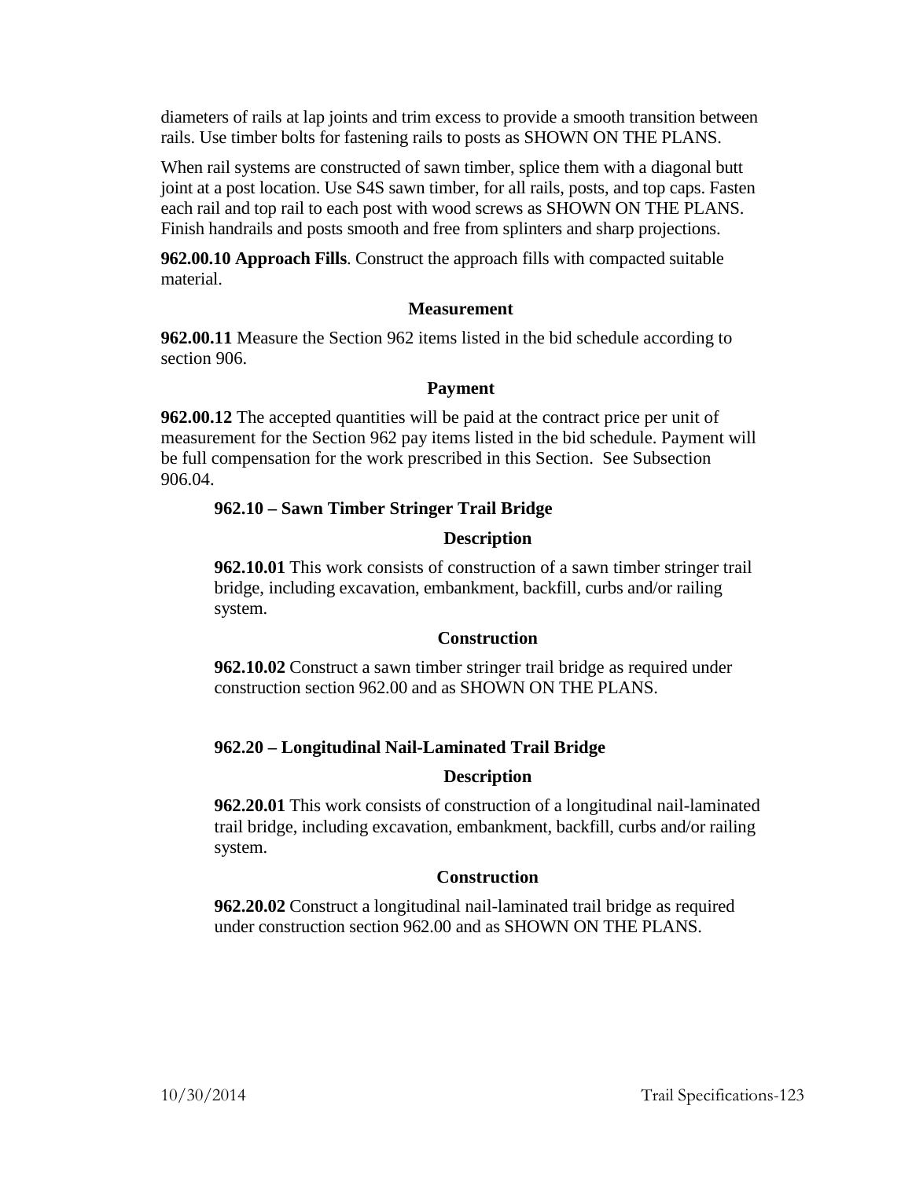diameters of rails at lap joints and trim excess to provide a smooth transition between rails. Use timber bolts for fastening rails to posts as SHOWN ON THE PLANS.

When rail systems are constructed of sawn timber, splice them with a diagonal butt joint at a post location. Use S4S sawn timber, for all rails, posts, and top caps. Fasten each rail and top rail to each post with wood screws as SHOWN ON THE PLANS. Finish handrails and posts smooth and free from splinters and sharp projections.

**962.00.10 Approach Fills**. Construct the approach fills with compacted suitable material.

**Measurement**

**962.00.11** Measure the Section 962 items listed in the bid schedule according to section 906.

**Payment**

**962.00.12** The accepted quantities will be paid at the contract price per unit of measurement for the Section 962 pay items listed in the bid schedule. Payment will be full compensation for the work prescribed in this Section. See Subsection 906.04.

### 962.10 – Sawn Timber Stringer Trail Bridge

**Description**

**962.10.01** This work consists of construction of a sawn timber stringer trail bridge, including excavation, embankment, backfill, curbs and/or railing system.

**Construction**

**962.10.02** Construct a sawn timber stringer trail bridge as required under construction section 962.00 and as SHOWN ON THE PLANS.

### 962.20 – Longitudinal Nail-Laminated Trail Bridge

**Description**

**962.20.01** This work consists of construction of a longitudinal nail-laminated trail bridge, including excavation, embankment, backfill, curbs and/or railing system.

**Construction**

**962.20.02** Construct a longitudinal nail-laminated trail bridge as required under construction section 962.00 and as SHOWN ON THE PLANS.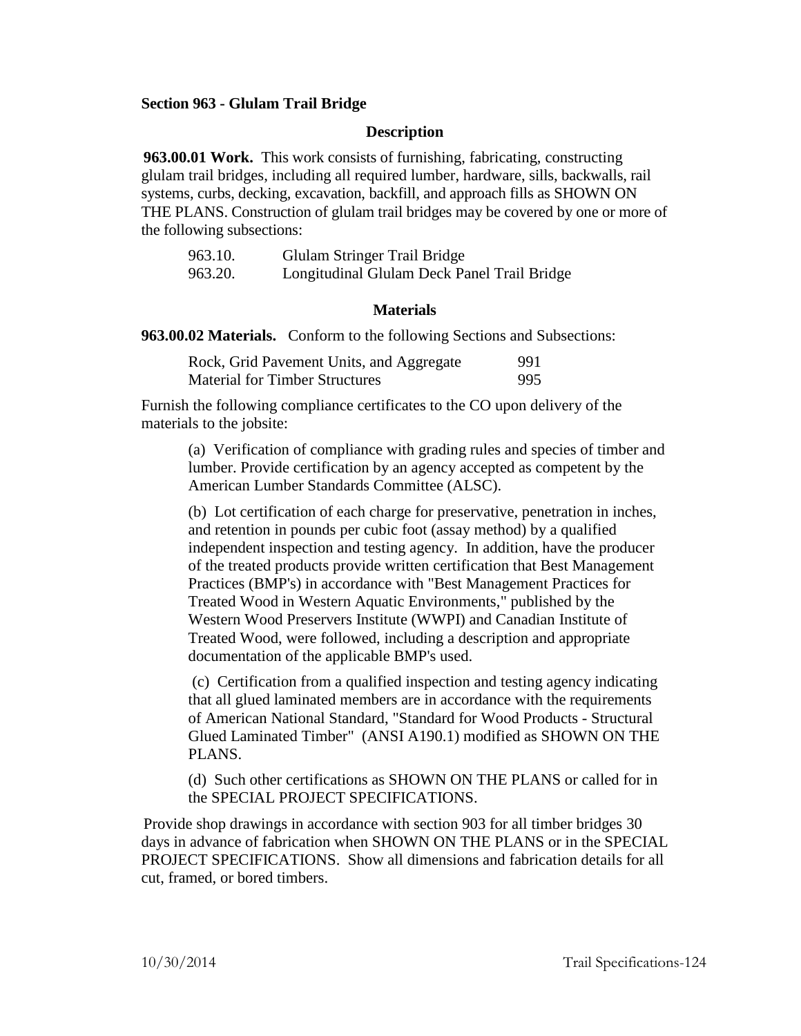## Section 963 - Glulam Trail Bridge

### Description

**963.00.01 Work.** This work consists of furnishing, fabricating, constructing glulam trail bridges, including all required lumber, hardware, sills, backwalls, rail systems, curbs, decking, excavation, backfill, and approach fills as SHOWN ON THE PLANS. Construction of glulam trail bridges may be covered by one or more of the following subsections:

| | |
|---|---|
| 963.10. | Glulam Stringer Trail Bridge |
| 963.20. | Longitudinal Glulam Deck Panel Trail Bridge |

### Materials

**963.00.02 Materials.** Conform to the following Sections and Subsections:

| | |
|---|---|
| Rock, Grid Pavement Units, and Aggregate | 991 |
| Material for Timber Structures | 995 |

Furnish the following compliance certificates to the CO upon delivery of the materials to the jobsite:

(a) Verification of compliance with grading rules and species of timber and lumber. Provide certification by an agency accepted as competent by the American Lumber Standards Committee (ALSC).

(b) Lot certification of each charge for preservative, penetration in inches, and retention in pounds per cubic foot (assay method) by a qualified independent inspection and testing agency. In addition, have the producer of the treated products provide written certification that Best Management Practices (BMP's) in accordance with "Best Management Practices for Treated Wood in Western Aquatic Environments," published by the Western Wood Preservers Institute (WWPI) and Canadian Institute of Treated Wood, were followed, including a description and appropriate documentation of the applicable BMP's used.

(c) Certification from a qualified inspection and testing agency indicating that all glued laminated members are in accordance with the requirements of American National Standard, "Standard for Wood Products - Structural Glued Laminated Timber" (ANSI A190.1) modified as SHOWN ON THE PLANS.

(d) Such other certifications as SHOWN ON THE PLANS or called for in the SPECIAL PROJECT SPECIFICATIONS.

Provide shop drawings in accordance with section 903 for all timber bridges 30 days in advance of fabrication when SHOWN ON THE PLANS or in the SPECIAL PROJECT SPECIFICATIONS. Show all dimensions and fabrication details for all cut, framed, or bored timbers.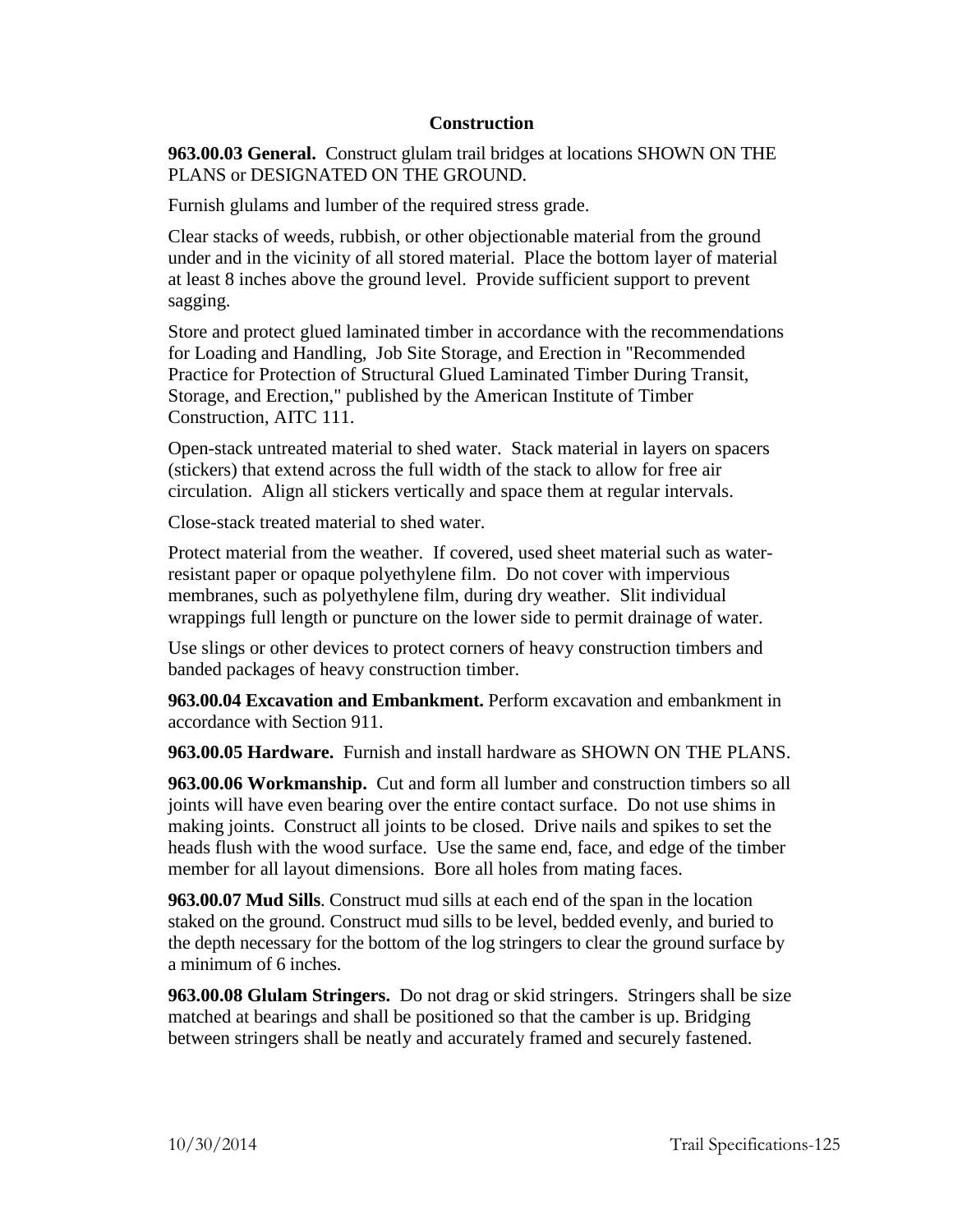## Construction

**963.00.03 General.** Construct glulam trail bridges at locations SHOWN ON THE PLANS or DESIGNATED ON THE GROUND.

Furnish glulams and lumber of the required stress grade.

Clear stacks of weeds, rubbish, or other objectionable material from the ground under and in the vicinity of all stored material. Place the bottom layer of material at least 8 inches above the ground level. Provide sufficient support to prevent sagging.

Store and protect glued laminated timber in accordance with the recommendations for Loading and Handling, Job Site Storage, and Erection in "Recommended Practice for Protection of Structural Glued Laminated Timber During Transit, Storage, and Erection," published by the American Institute of Timber Construction, AITC 111.

Open-stack untreated material to shed water. Stack material in layers on spacers (stickers) that extend across the full width of the stack to allow for free air circulation. Align all stickers vertically and space them at regular intervals.

Close-stack treated material to shed water.

Protect material from the weather. If covered, used sheet material such as water-resistant paper or opaque polyethylene film. Do not cover with impervious membranes, such as polyethylene film, during dry weather. Slit individual wrappings full length or puncture on the lower side to permit drainage of water.

Use slings or other devices to protect corners of heavy construction timbers and banded packages of heavy construction timber.

**963.00.04 Excavation and Embankment.** Perform excavation and embankment in accordance with Section 911.

**963.00.05 Hardware.** Furnish and install hardware as SHOWN ON THE PLANS.

**963.00.06 Workmanship.** Cut and form all lumber and construction timbers so all joints will have even bearing over the entire contact surface. Do not use shims in making joints. Construct all joints to be closed. Drive nails and spikes to set the heads flush with the wood surface. Use the same end, face, and edge of the timber member for all layout dimensions. Bore all holes from mating faces.

**963.00.07 Mud Sills**. Construct mud sills at each end of the span in the location staked on the ground. Construct mud sills to be level, bedded evenly, and buried to the depth necessary for the bottom of the log stringers to clear the ground surface by a minimum of 6 inches.

**963.00.08 Glulam Stringers.** Do not drag or skid stringers. Stringers shall be size matched at bearings and shall be positioned so that the camber is up. Bridging between stringers shall be neatly and accurately framed and securely fastened.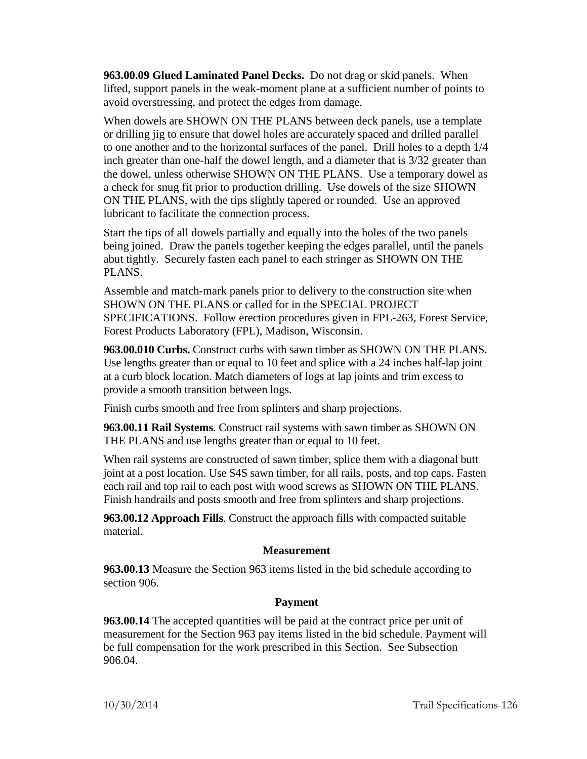**963.00.09 Glued Laminated Panel Decks.** Do not drag or skid panels. When lifted, support panels in the weak-moment plane at a sufficient number of points to avoid overstressing, and protect the edges from damage.

When dowels are SHOWN ON THE PLANS between deck panels, use a template or drilling jig to ensure that dowel holes are accurately spaced and drilled parallel to one another and to the horizontal surfaces of the panel. Drill holes to a depth 1/4 inch greater than one-half the dowel length, and a diameter that is 3/32 greater than the dowel, unless otherwise SHOWN ON THE PLANS. Use a temporary dowel as a check for snug fit prior to production drilling. Use dowels of the size SHOWN ON THE PLANS, with the tips slightly tapered or rounded. Use an approved lubricant to facilitate the connection process.

Start the tips of all dowels partially and equally into the holes of the two panels being joined. Draw the panels together keeping the edges parallel, until the panels abut tightly. Securely fasten each panel to each stringer as SHOWN ON THE PLANS.

Assemble and match-mark panels prior to delivery to the construction site when SHOWN ON THE PLANS or called for in the SPECIAL PROJECT SPECIFICATIONS. Follow erection procedures given in FPL-263, Forest Service, Forest Products Laboratory (FPL), Madison, Wisconsin.

**963.00.010 Curbs.** Construct curbs with sawn timber as SHOWN ON THE PLANS. Use lengths greater than or equal to 10 feet and splice with a 24 inches half-lap joint at a curb block location. Match diameters of logs at lap joints and trim excess to provide a smooth transition between logs.

Finish curbs smooth and free from splinters and sharp projections.

**963.00.11 Rail Systems**. Construct rail systems with sawn timber as SHOWN ON THE PLANS and use lengths greater than or equal to 10 feet.

When rail systems are constructed of sawn timber, splice them with a diagonal butt joint at a post location. Use S4S sawn timber, for all rails, posts, and top caps. Fasten each rail and top rail to each post with wood screws as SHOWN ON THE PLANS. Finish handrails and posts smooth and free from splinters and sharp projections.

**963.00.12 Approach Fills**. Construct the approach fills with compacted suitable material.

## Measurement

**963.00.13** Measure the Section 963 items listed in the bid schedule according to section 906.

## Payment

**963.00.14** The accepted quantities will be paid at the contract price per unit of measurement for the Section 963 pay items listed in the bid schedule. Payment will be full compensation for the work prescribed in this Section. See Subsection 906.04.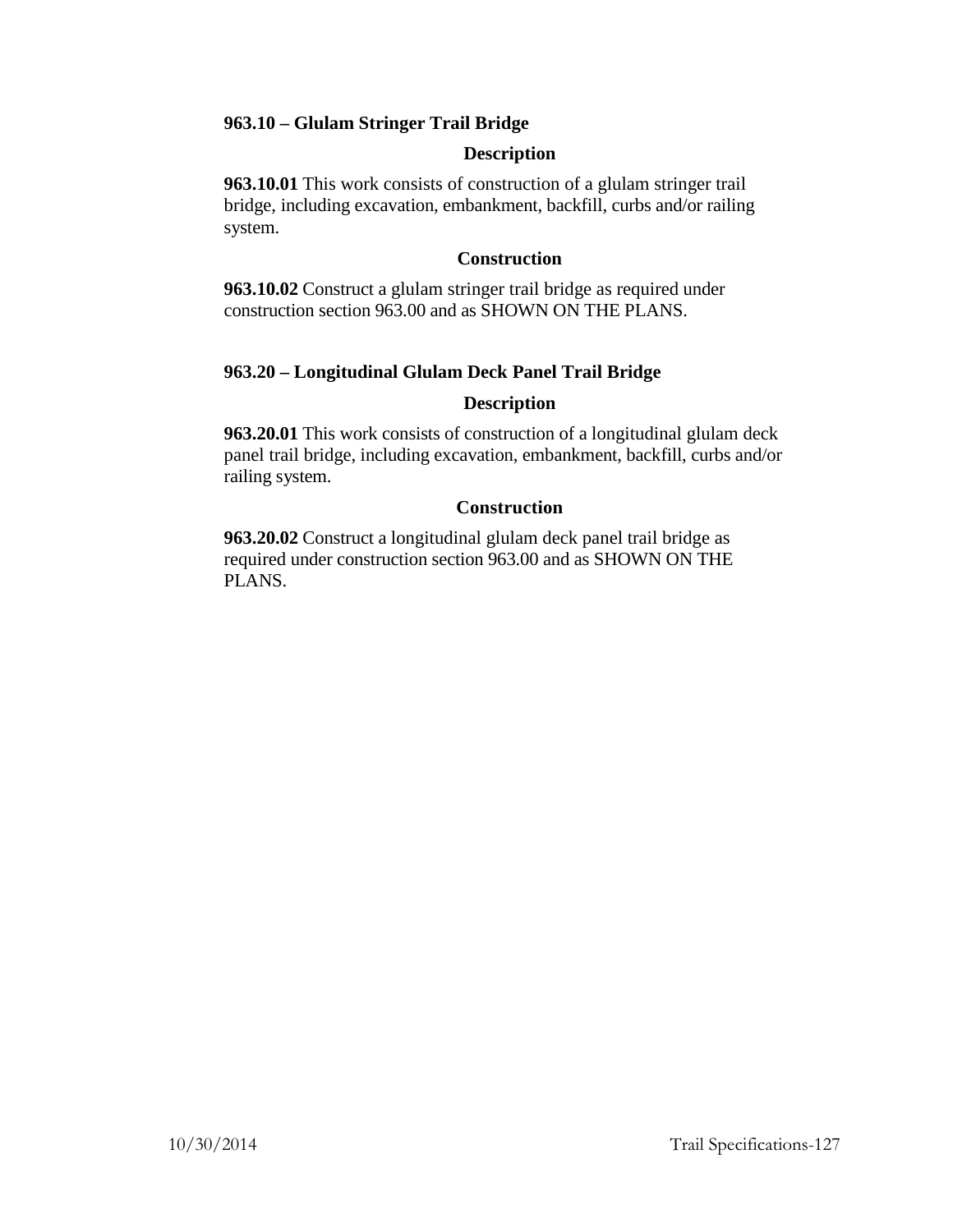### 963.10 – Glulam Stringer Trail Bridge

#### Description

**963.10.01** This work consists of construction of a glulam stringer trail bridge, including excavation, embankment, backfill, curbs and/or railing system.

#### Construction

**963.10.02** Construct a glulam stringer trail bridge as required under construction section 963.00 and as SHOWN ON THE PLANS.

### 963.20 – Longitudinal Glulam Deck Panel Trail Bridge

#### Description

**963.20.01** This work consists of construction of a longitudinal glulam deck panel trail bridge, including excavation, embankment, backfill, curbs and/or railing system.

#### Construction

**963.20.02** Construct a longitudinal glulam deck panel trail bridge as required under construction section 963.00 and as SHOWN ON THE PLANS.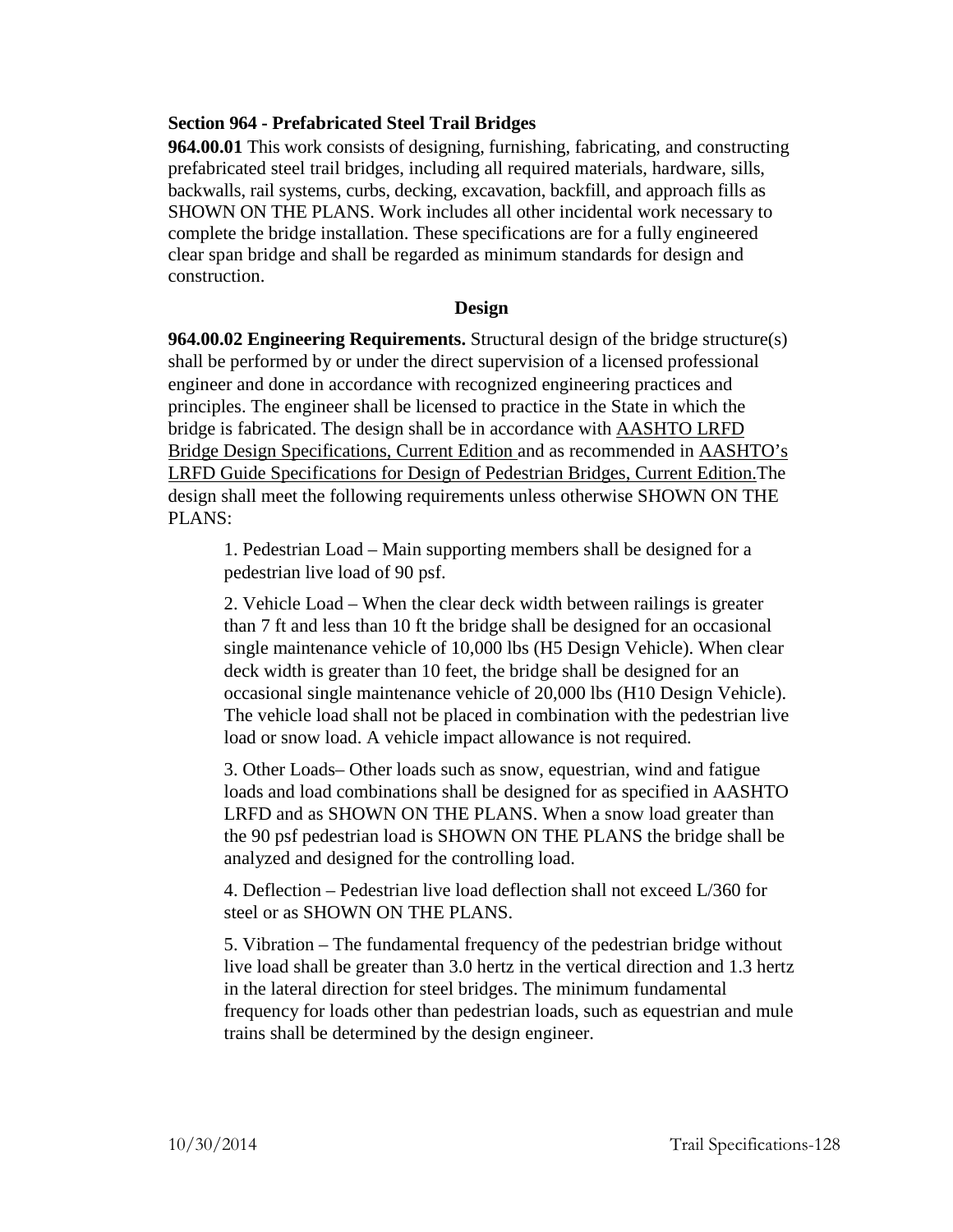**Section 964 - Prefabricated Steel Trail Bridges**

**964.00.01** This work consists of designing, furnishing, fabricating, and constructing prefabricated steel trail bridges, including all required materials, hardware, sills, backwalls, rail systems, curbs, decking, excavation, backfill, and approach fills as SHOWN ON THE PLANS. Work includes all other incidental work necessary to complete the bridge installation. These specifications are for a fully engineered clear span bridge and shall be regarded as minimum standards for design and construction.

## Design

**964.00.02 Engineering Requirements.** Structural design of the bridge structure(s) shall be performed by or under the direct supervision of a licensed professional engineer and done in accordance with recognized engineering practices and principles. The engineer shall be licensed to practice in the State in which the bridge is fabricated. The design shall be in accordance with AASHTO LRFD Bridge Design Specifications, Current Edition and as recommended in AASHTO's LRFD Guide Specifications for Design of Pedestrian Bridges, Current Edition.The design shall meet the following requirements unless otherwise SHOWN ON THE PLANS:

1. Pedestrian Load – Main supporting members shall be designed for a pedestrian live load of 90 psf.

2. Vehicle Load – When the clear deck width between railings is greater than 7 ft and less than 10 ft the bridge shall be designed for an occasional single maintenance vehicle of 10,000 lbs (H5 Design Vehicle). When clear deck width is greater than 10 feet, the bridge shall be designed for an occasional single maintenance vehicle of 20,000 lbs (H10 Design Vehicle). The vehicle load shall not be placed in combination with the pedestrian live load or snow load. A vehicle impact allowance is not required.

3. Other Loads– Other loads such as snow, equestrian, wind and fatigue loads and load combinations shall be designed for as specified in AASHTO LRFD and as SHOWN ON THE PLANS. When a snow load greater than the 90 psf pedestrian load is SHOWN ON THE PLANS the bridge shall be analyzed and designed for the controlling load.

4. Deflection – Pedestrian live load deflection shall not exceed L/360 for steel or as SHOWN ON THE PLANS.

5. Vibration – The fundamental frequency of the pedestrian bridge without live load shall be greater than 3.0 hertz in the vertical direction and 1.3 hertz in the lateral direction for steel bridges. The minimum fundamental frequency for loads other than pedestrian loads, such as equestrian and mule trains shall be determined by the design engineer.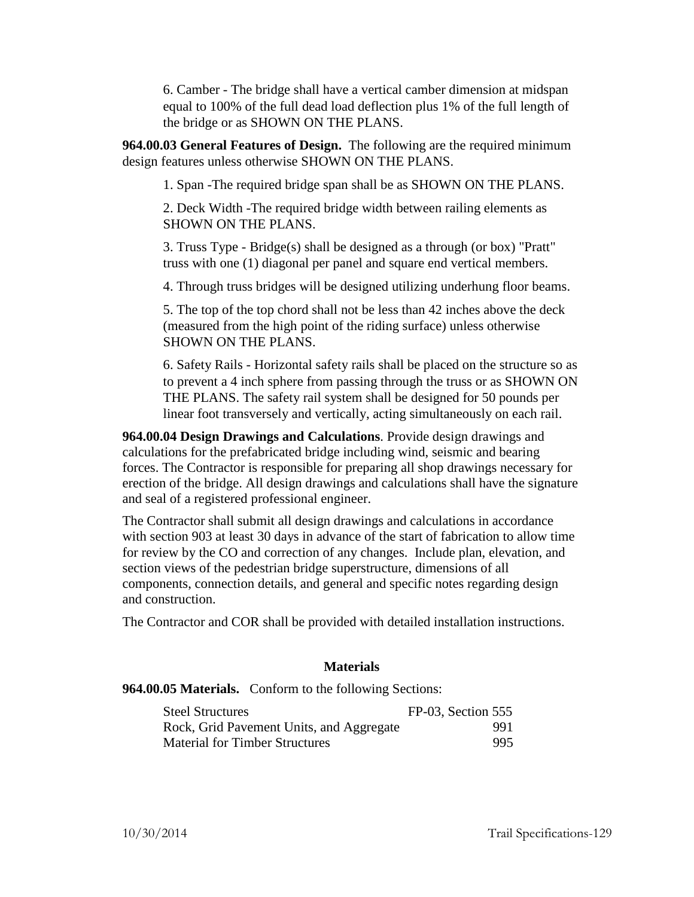6. Camber - The bridge shall have a vertical camber dimension at midspan equal to 100% of the full dead load deflection plus 1% of the full length of the bridge or as SHOWN ON THE PLANS.

**964.00.03 General Features of Design.** The following are the required minimum design features unless otherwise SHOWN ON THE PLANS.

1. Span -The required bridge span shall be as SHOWN ON THE PLANS.

2. Deck Width -The required bridge width between railing elements as SHOWN ON THE PLANS.

3. Truss Type - Bridge(s) shall be designed as a through (or box) "Pratt" truss with one (1) diagonal per panel and square end vertical members.

4. Through truss bridges will be designed utilizing underhung floor beams.

5. The top of the top chord shall not be less than 42 inches above the deck (measured from the high point of the riding surface) unless otherwise SHOWN ON THE PLANS.

6. Safety Rails - Horizontal safety rails shall be placed on the structure so as to prevent a 4 inch sphere from passing through the truss or as SHOWN ON THE PLANS. The safety rail system shall be designed for 50 pounds per linear foot transversely and vertically, acting simultaneously on each rail.

**964.00.04 Design Drawings and Calculations**. Provide design drawings and calculations for the prefabricated bridge including wind, seismic and bearing forces. The Contractor is responsible for preparing all shop drawings necessary for erection of the bridge. All design drawings and calculations shall have the signature and seal of a registered professional engineer.

The Contractor shall submit all design drawings and calculations in accordance with section 903 at least 30 days in advance of the start of fabrication to allow time for review by the CO and correction of any changes. Include plan, elevation, and section views of the pedestrian bridge superstructure, dimensions of all components, connection details, and general and specific notes regarding design and construction.

The Contractor and COR shall be provided with detailed installation instructions.

## Materials

**964.00.05 Materials.** Conform to the following Sections:

| | |
|---|---|
| Steel Structures | FP-03, Section 555 |
| Rock, Grid Pavement Units, and Aggregate | 991 |
| Material for Timber Structures | 995 |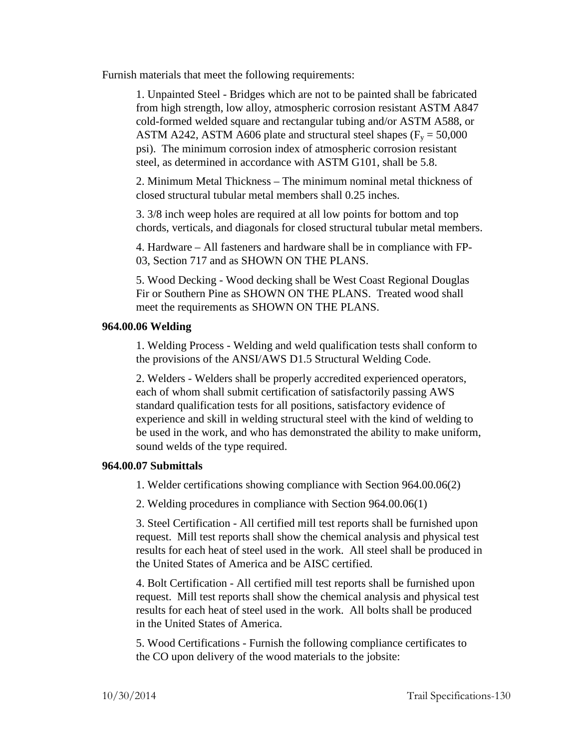Furnish materials that meet the following requirements:

1. Unpainted Steel - Bridges which are not to be painted shall be fabricated from high strength, low alloy, atmospheric corrosion resistant ASTM A847 cold-formed welded square and rectangular tubing and/or ASTM A588, or ASTM A242, ASTM A606 plate and structural steel shapes ($F_y$ = 50,000 psi). The minimum corrosion index of atmospheric corrosion resistant steel, as determined in accordance with ASTM G101, shall be 5.8.

2. Minimum Metal Thickness – The minimum nominal metal thickness of closed structural tubular metal members shall 0.25 inches.

3. 3/8 inch weep holes are required at all low points for bottom and top chords, verticals, and diagonals for closed structural tubular metal members.

4. Hardware – All fasteners and hardware shall be in compliance with FP-03, Section 717 and as SHOWN ON THE PLANS.

5. Wood Decking - Wood decking shall be West Coast Regional Douglas Fir or Southern Pine as SHOWN ON THE PLANS. Treated wood shall meet the requirements as SHOWN ON THE PLANS.

**964.00.06 Welding**

1. Welding Process - Welding and weld qualification tests shall conform to the provisions of the ANSI/AWS D1.5 Structural Welding Code.

2. Welders - Welders shall be properly accredited experienced operators, each of whom shall submit certification of satisfactorily passing AWS standard qualification tests for all positions, satisfactory evidence of experience and skill in welding structural steel with the kind of welding to be used in the work, and who has demonstrated the ability to make uniform, sound welds of the type required.

**964.00.07 Submittals**

1. Welder certifications showing compliance with Section 964.00.06(2)

2. Welding procedures in compliance with Section 964.00.06(1)

3. Steel Certification - All certified mill test reports shall be furnished upon request. Mill test reports shall show the chemical analysis and physical test results for each heat of steel used in the work. All steel shall be produced in the United States of America and be AISC certified.

4. Bolt Certification - All certified mill test reports shall be furnished upon request. Mill test reports shall show the chemical analysis and physical test results for each heat of steel used in the work. All bolts shall be produced in the United States of America.

5. Wood Certifications - Furnish the following compliance certificates to the CO upon delivery of the wood materials to the jobsite: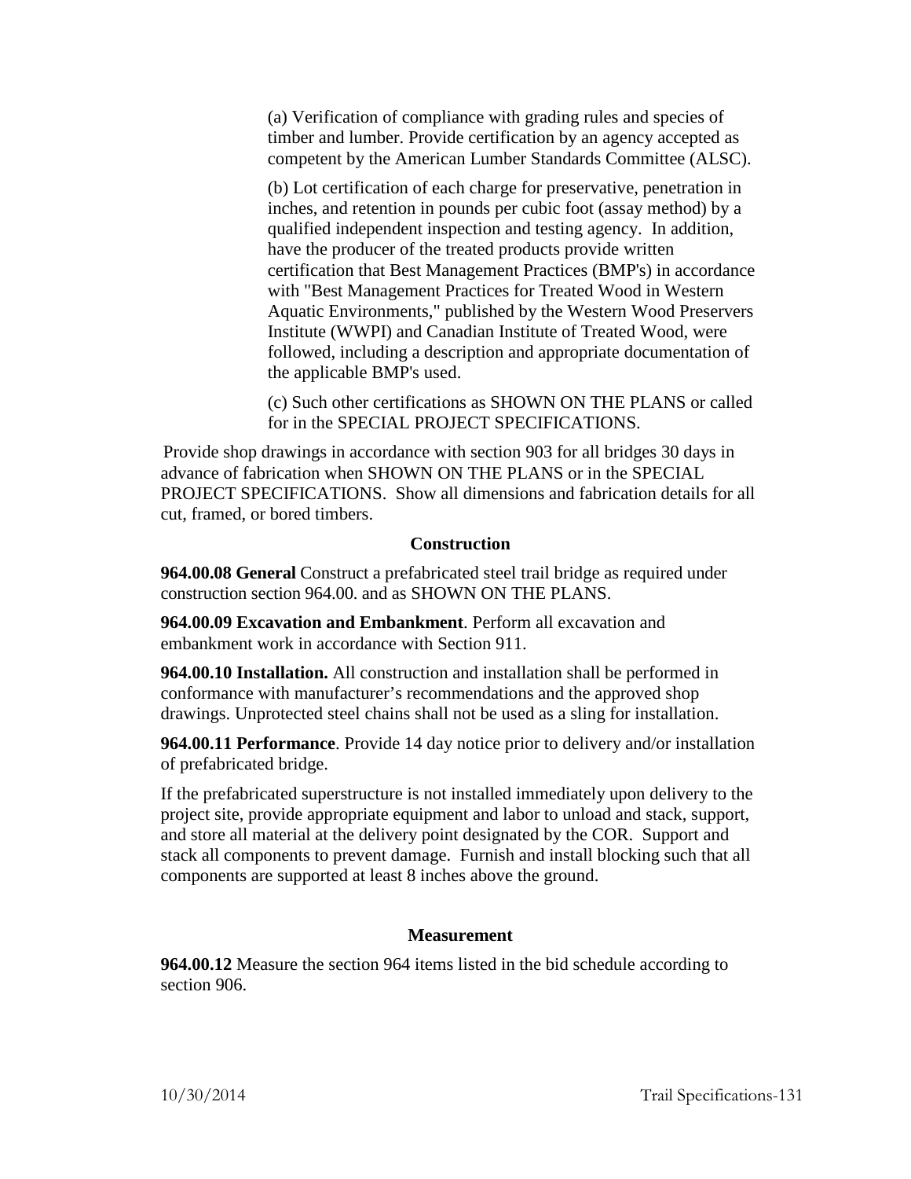(a) Verification of compliance with grading rules and species of timber and lumber. Provide certification by an agency accepted as competent by the American Lumber Standards Committee (ALSC).

(b) Lot certification of each charge for preservative, penetration in inches, and retention in pounds per cubic foot (assay method) by a qualified independent inspection and testing agency. In addition, have the producer of the treated products provide written certification that Best Management Practices (BMP's) in accordance with "Best Management Practices for Treated Wood in Western Aquatic Environments," published by the Western Wood Preservers Institute (WWPI) and Canadian Institute of Treated Wood, were followed, including a description and appropriate documentation of the applicable BMP's used.

(c) Such other certifications as SHOWN ON THE PLANS or called for in the SPECIAL PROJECT SPECIFICATIONS.

Provide shop drawings in accordance with section 903 for all bridges 30 days in advance of fabrication when SHOWN ON THE PLANS or in the SPECIAL PROJECT SPECIFICATIONS. Show all dimensions and fabrication details for all cut, framed, or bored timbers.

### Construction

**964.00.08 General** Construct a prefabricated steel trail bridge as required under construction section 964.00. and as SHOWN ON THE PLANS.

**964.00.09 Excavation and Embankment**. Perform all excavation and embankment work in accordance with Section 911.

**964.00.10 Installation.** All construction and installation shall be performed in conformance with manufacturer's recommendations and the approved shop drawings. Unprotected steel chains shall not be used as a sling for installation.

**964.00.11 Performance**. Provide 14 day notice prior to delivery and/or installation of prefabricated bridge.

If the prefabricated superstructure is not installed immediately upon delivery to the project site, provide appropriate equipment and labor to unload and stack, support, and store all material at the delivery point designated by the COR. Support and stack all components to prevent damage. Furnish and install blocking such that all components are supported at least 8 inches above the ground.

### Measurement

**964.00.12** Measure the section 964 items listed in the bid schedule according to section 906.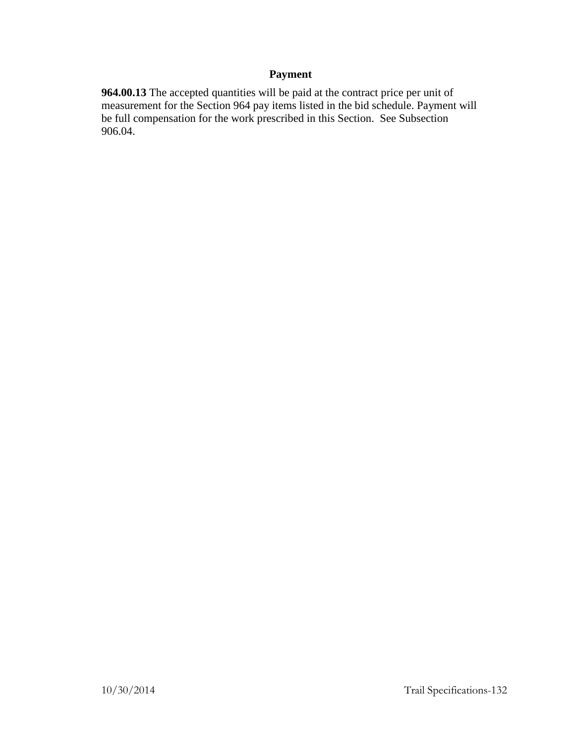## Payment

**964.00.13** The accepted quantities will be paid at the contract price per unit of measurement for the Section 964 pay items listed in the bid schedule. Payment will be full compensation for the work prescribed in this Section. See Subsection 906.04.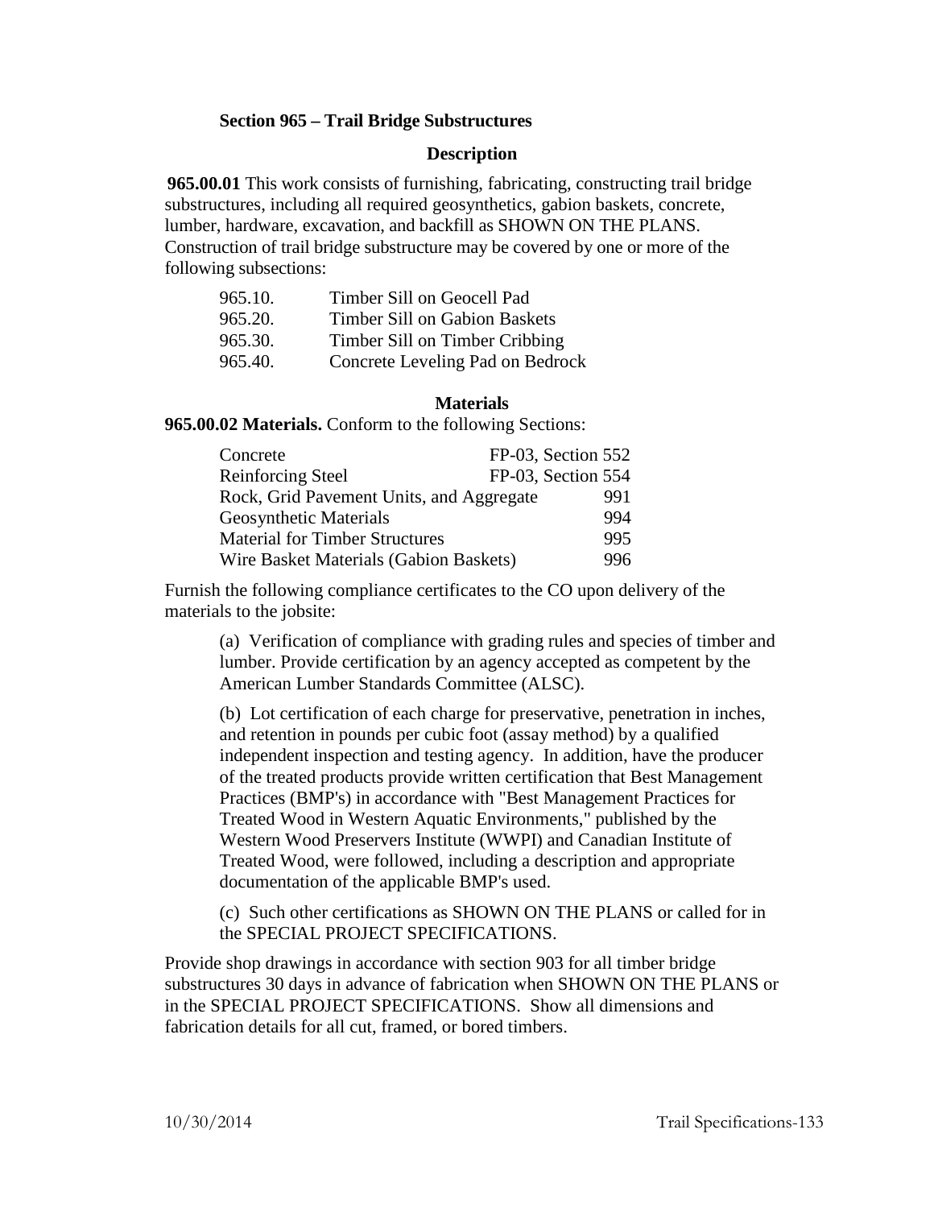## Section 965 – Trail Bridge Substructures

### Description

**965.00.01** This work consists of furnishing, fabricating, constructing trail bridge substructures, including all required geosynthetics, gabion baskets, concrete, lumber, hardware, excavation, and backfill as SHOWN ON THE PLANS. Construction of trail bridge substructure may be covered by one or more of the following subsections:

| | |
|---|---|
| 965.10. | Timber Sill on Geocell Pad |
| 965.20. | Timber Sill on Gabion Baskets |
| 965.30. | Timber Sill on Timber Cribbing |
| 965.40. | Concrete Leveling Pad on Bedrock |

### Materials

**965.00.02 Materials.** Conform to the following Sections:

| | |
|---|---|
| Concrete | FP-03, Section 552 |
| Reinforcing Steel | FP-03, Section 554 |
| Rock, Grid Pavement Units, and Aggregate | 991 |
| Geosynthetic Materials | 994 |
| Material for Timber Structures | 995 |
| Wire Basket Materials (Gabion Baskets) | 996 |

Furnish the following compliance certificates to the CO upon delivery of the materials to the jobsite:

(a) Verification of compliance with grading rules and species of timber and lumber. Provide certification by an agency accepted as competent by the American Lumber Standards Committee (ALSC).

(b) Lot certification of each charge for preservative, penetration in inches, and retention in pounds per cubic foot (assay method) by a qualified independent inspection and testing agency. In addition, have the producer of the treated products provide written certification that Best Management Practices (BMP's) in accordance with "Best Management Practices for Treated Wood in Western Aquatic Environments," published by the Western Wood Preservers Institute (WWPI) and Canadian Institute of Treated Wood, were followed, including a description and appropriate documentation of the applicable BMP's used.

(c) Such other certifications as SHOWN ON THE PLANS or called for in the SPECIAL PROJECT SPECIFICATIONS.

Provide shop drawings in accordance with section 903 for all timber bridge substructures 30 days in advance of fabrication when SHOWN ON THE PLANS or in the SPECIAL PROJECT SPECIFICATIONS. Show all dimensions and fabrication details for all cut, framed, or bored timbers.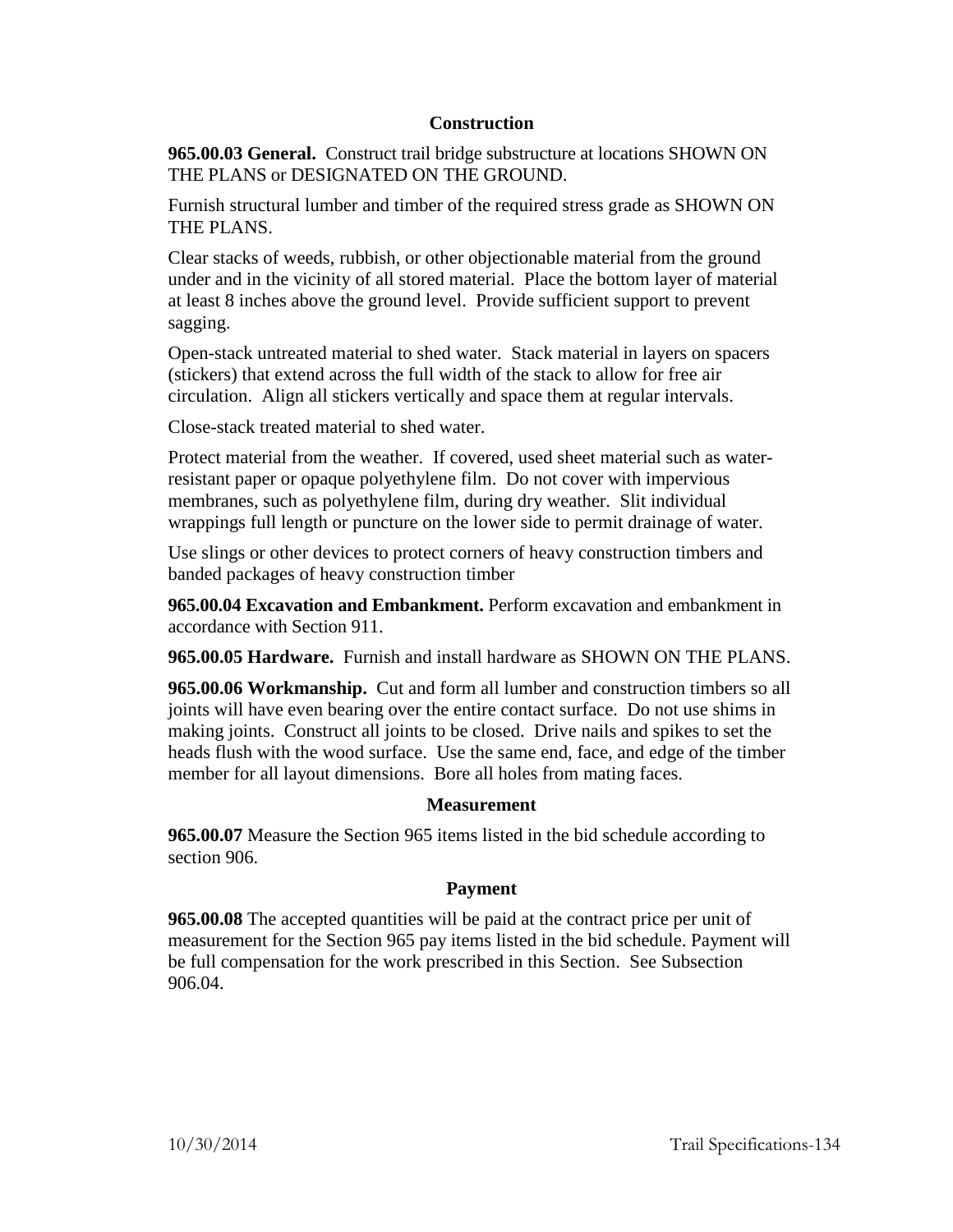## Construction

**965.00.03 General.** Construct trail bridge substructure at locations SHOWN ON THE PLANS or DESIGNATED ON THE GROUND.

Furnish structural lumber and timber of the required stress grade as SHOWN ON THE PLANS.

Clear stacks of weeds, rubbish, or other objectionable material from the ground under and in the vicinity of all stored material. Place the bottom layer of material at least 8 inches above the ground level. Provide sufficient support to prevent sagging.

Open-stack untreated material to shed water. Stack material in layers on spacers (stickers) that extend across the full width of the stack to allow for free air circulation. Align all stickers vertically and space them at regular intervals.

Close-stack treated material to shed water.

Protect material from the weather. If covered, used sheet material such as water-resistant paper or opaque polyethylene film. Do not cover with impervious membranes, such as polyethylene film, during dry weather. Slit individual wrappings full length or puncture on the lower side to permit drainage of water.

Use slings or other devices to protect corners of heavy construction timbers and banded packages of heavy construction timber

**965.00.04 Excavation and Embankment.** Perform excavation and embankment in accordance with Section 911.

**965.00.05 Hardware.** Furnish and install hardware as SHOWN ON THE PLANS.

**965.00.06 Workmanship.** Cut and form all lumber and construction timbers so all joints will have even bearing over the entire contact surface. Do not use shims in making joints. Construct all joints to be closed. Drive nails and spikes to set the heads flush with the wood surface. Use the same end, face, and edge of the timber member for all layout dimensions. Bore all holes from mating faces.

## Measurement

**965.00.07** Measure the Section 965 items listed in the bid schedule according to section 906.

## Payment

**965.00.08** The accepted quantities will be paid at the contract price per unit of measurement for the Section 965 pay items listed in the bid schedule. Payment will be full compensation for the work prescribed in this Section. See Subsection 906.04.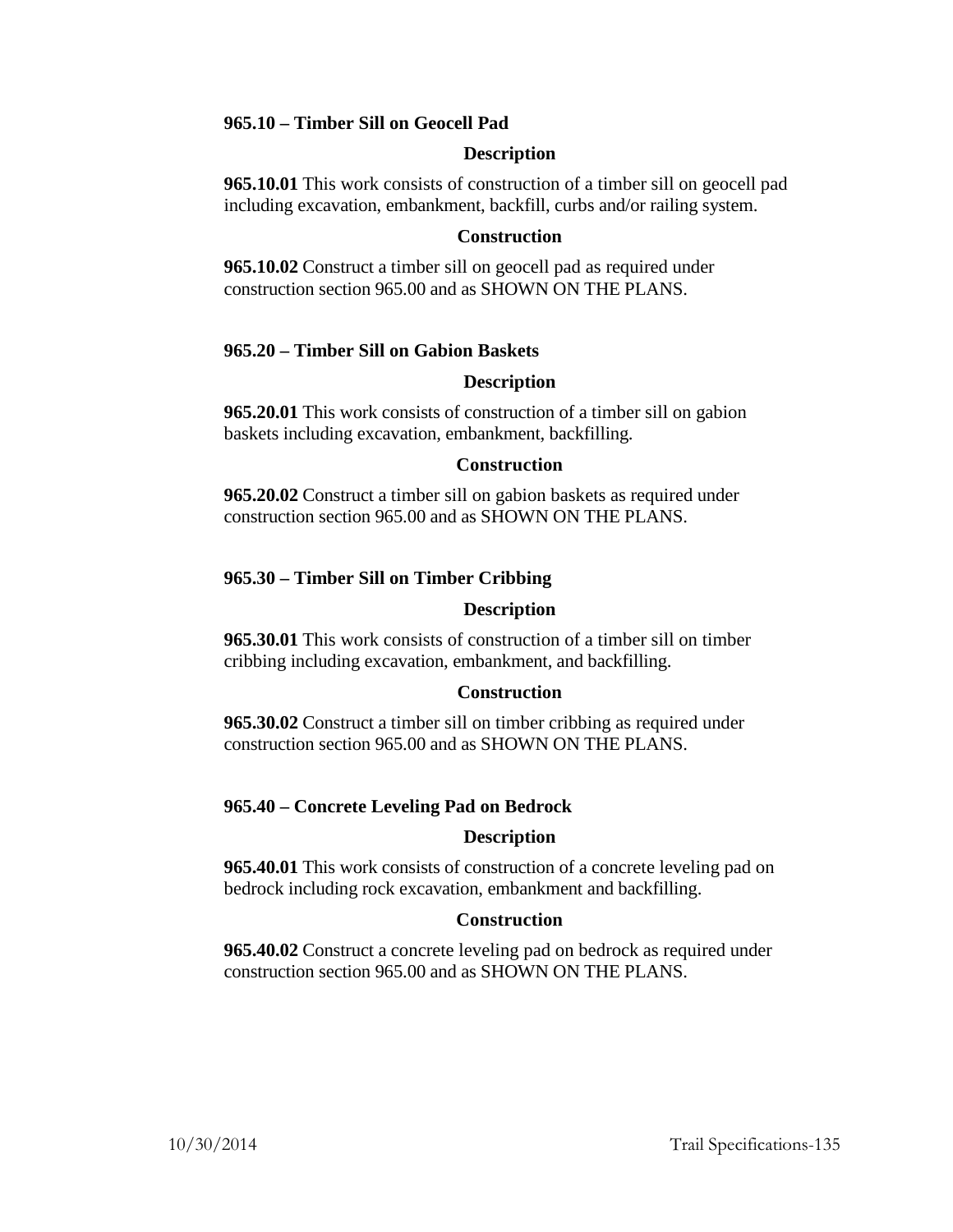### 965.10 – Timber Sill on Geocell Pad

#### Description

**965.10.01** This work consists of construction of a timber sill on geocell pad including excavation, embankment, backfill, curbs and/or railing system.

#### Construction

**965.10.02** Construct a timber sill on geocell pad as required under construction section 965.00 and as SHOWN ON THE PLANS.

### 965.20 – Timber Sill on Gabion Baskets

#### Description

**965.20.01** This work consists of construction of a timber sill on gabion baskets including excavation, embankment, backfilling.

#### Construction

**965.20.02** Construct a timber sill on gabion baskets as required under construction section 965.00 and as SHOWN ON THE PLANS.

### 965.30 – Timber Sill on Timber Cribbing

#### Description

**965.30.01** This work consists of construction of a timber sill on timber cribbing including excavation, embankment, and backfilling.

#### Construction

**965.30.02** Construct a timber sill on timber cribbing as required under construction section 965.00 and as SHOWN ON THE PLANS.

### 965.40 – Concrete Leveling Pad on Bedrock

#### Description

**965.40.01** This work consists of construction of a concrete leveling pad on bedrock including rock excavation, embankment and backfilling.

#### Construction

**965.40.02** Construct a concrete leveling pad on bedrock as required under construction section 965.00 and as SHOWN ON THE PLANS.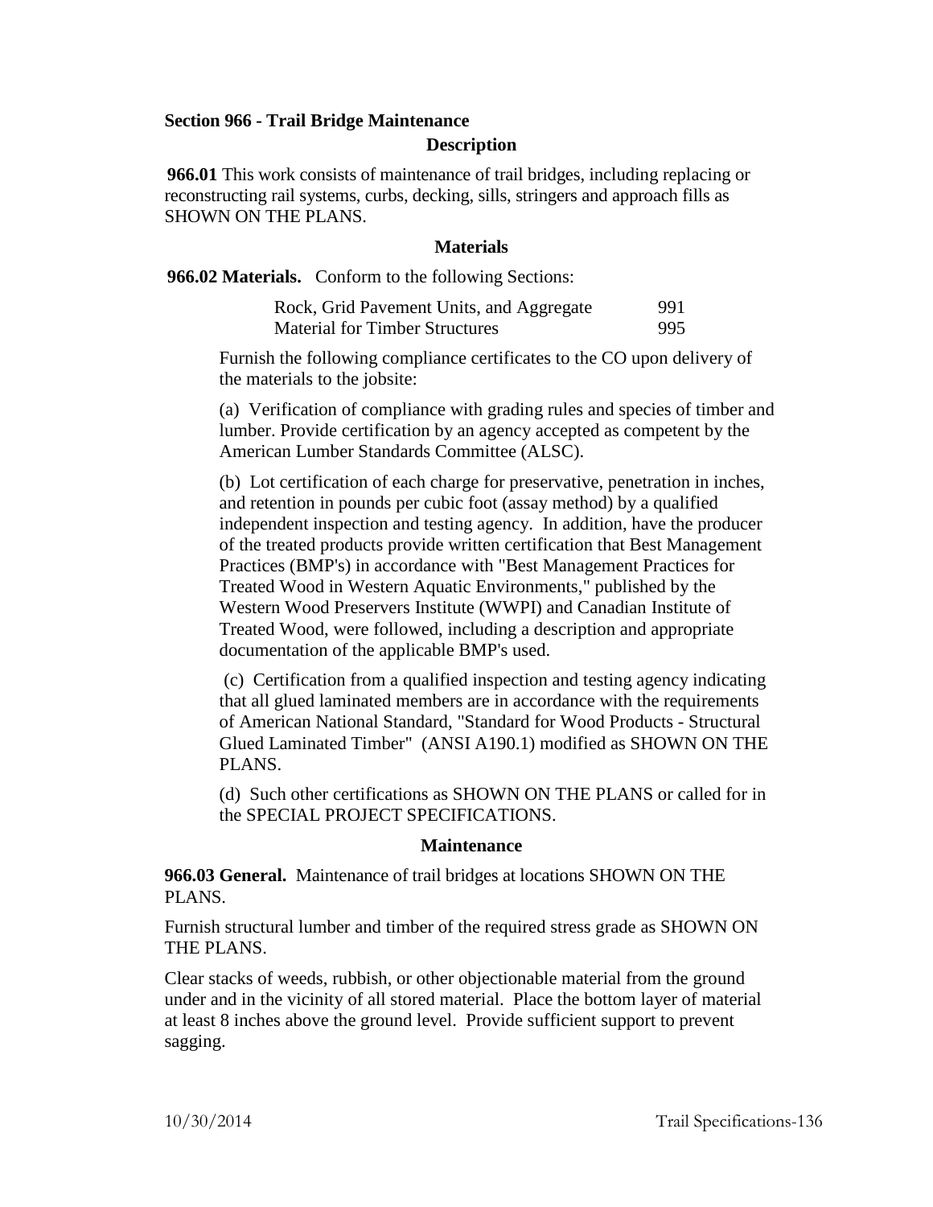## Section 966 - Trail Bridge Maintenance

### Description

**966.01** This work consists of maintenance of trail bridges, including replacing or reconstructing rail systems, curbs, decking, sills, stringers and approach fills as SHOWN ON THE PLANS.

### Materials

**966.02 Materials.** Conform to the following Sections:

| | |
|---|---|
| Rock, Grid Pavement Units, and Aggregate | 991 |
| Material for Timber Structures | 995 |

Furnish the following compliance certificates to the CO upon delivery of the materials to the jobsite:

(a) Verification of compliance with grading rules and species of timber and lumber. Provide certification by an agency accepted as competent by the American Lumber Standards Committee (ALSC).

(b) Lot certification of each charge for preservative, penetration in inches, and retention in pounds per cubic foot (assay method) by a qualified independent inspection and testing agency. In addition, have the producer of the treated products provide written certification that Best Management Practices (BMP's) in accordance with "Best Management Practices for Treated Wood in Western Aquatic Environments," published by the Western Wood Preservers Institute (WWPI) and Canadian Institute of Treated Wood, were followed, including a description and appropriate documentation of the applicable BMP's used.

(c) Certification from a qualified inspection and testing agency indicating that all glued laminated members are in accordance with the requirements of American National Standard, "Standard for Wood Products - Structural Glued Laminated Timber" (ANSI A190.1) modified as SHOWN ON THE PLANS.

(d) Such other certifications as SHOWN ON THE PLANS or called for in the SPECIAL PROJECT SPECIFICATIONS.

### Maintenance

**966.03 General.** Maintenance of trail bridges at locations SHOWN ON THE PLANS.

Furnish structural lumber and timber of the required stress grade as SHOWN ON THE PLANS.

Clear stacks of weeds, rubbish, or other objectionable material from the ground under and in the vicinity of all stored material. Place the bottom layer of material at least 8 inches above the ground level. Provide sufficient support to prevent sagging.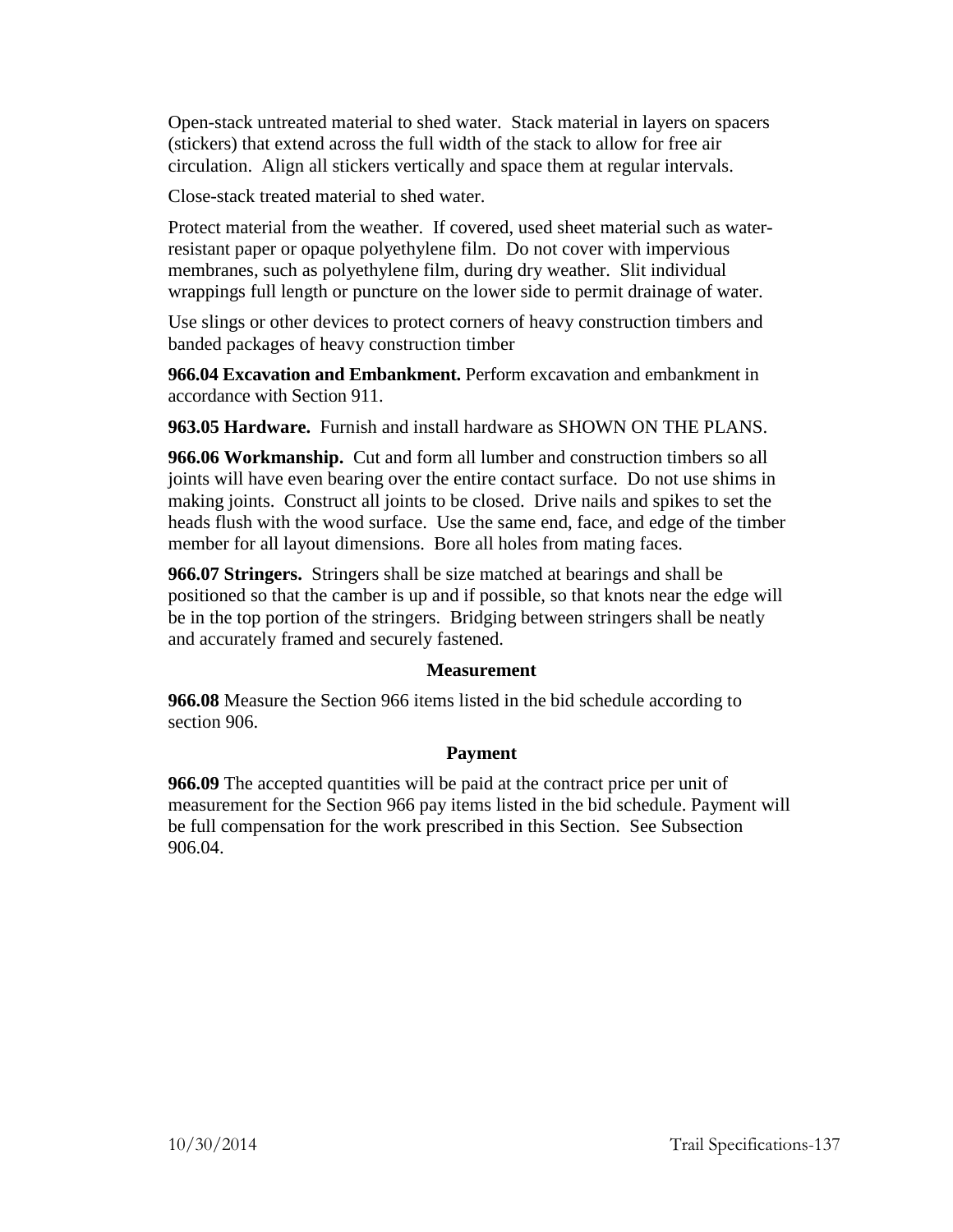Open-stack untreated material to shed water. Stack material in layers on spacers (stickers) that extend across the full width of the stack to allow for free air circulation. Align all stickers vertically and space them at regular intervals.

Close-stack treated material to shed water.

Protect material from the weather. If covered, used sheet material such as water-resistant paper or opaque polyethylene film. Do not cover with impervious membranes, such as polyethylene film, during dry weather. Slit individual wrappings full length or puncture on the lower side to permit drainage of water.

Use slings or other devices to protect corners of heavy construction timbers and banded packages of heavy construction timber

**966.04 Excavation and Embankment.** Perform excavation and embankment in accordance with Section 911.

**963.05 Hardware.** Furnish and install hardware as SHOWN ON THE PLANS.

**966.06 Workmanship.** Cut and form all lumber and construction timbers so all joints will have even bearing over the entire contact surface. Do not use shims in making joints. Construct all joints to be closed. Drive nails and spikes to set the heads flush with the wood surface. Use the same end, face, and edge of the timber member for all layout dimensions. Bore all holes from mating faces.

**966.07 Stringers.** Stringers shall be size matched at bearings and shall be positioned so that the camber is up and if possible, so that knots near the edge will be in the top portion of the stringers. Bridging between stringers shall be neatly and accurately framed and securely fastened.

### Measurement

**966.08** Measure the Section 966 items listed in the bid schedule according to section 906.

### Payment

**966.09** The accepted quantities will be paid at the contract price per unit of measurement for the Section 966 pay items listed in the bid schedule. Payment will be full compensation for the work prescribed in this Section. See Subsection 906.04.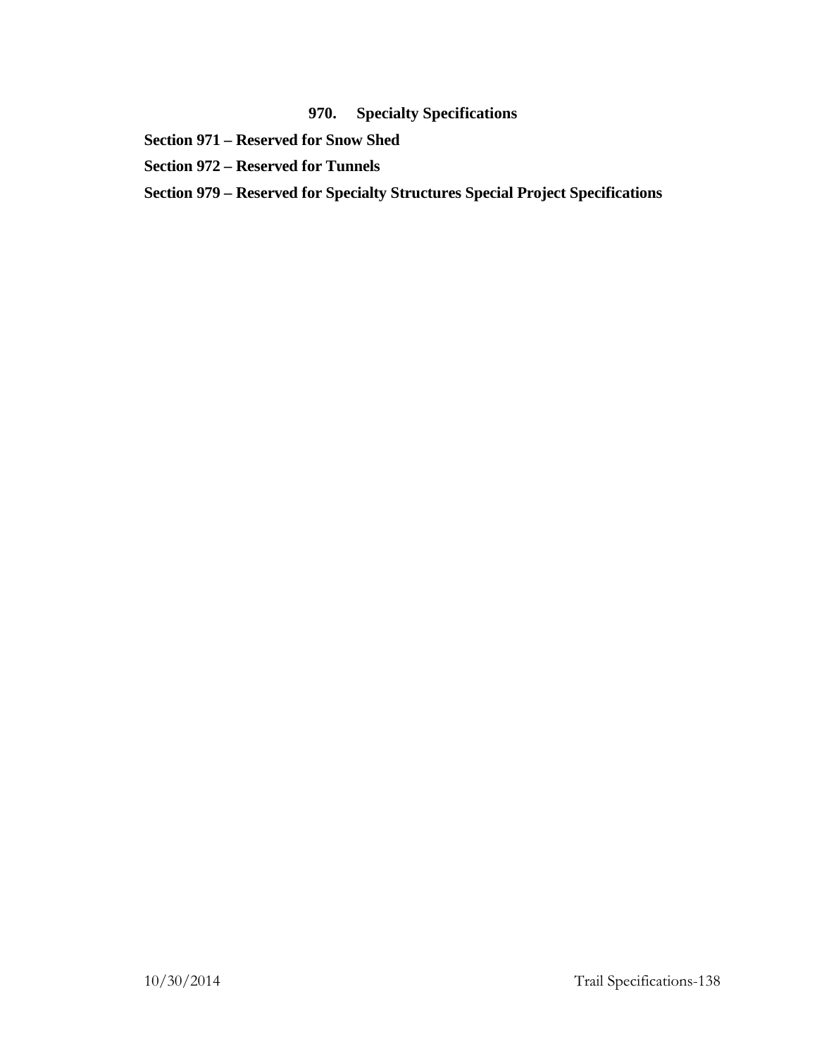# 970. Specialty Specifications

**Section 971 – Reserved for Snow Shed**

**Section 972 – Reserved for Tunnels**

**Section 979 – Reserved for Specialty Structures Special Project Specifications**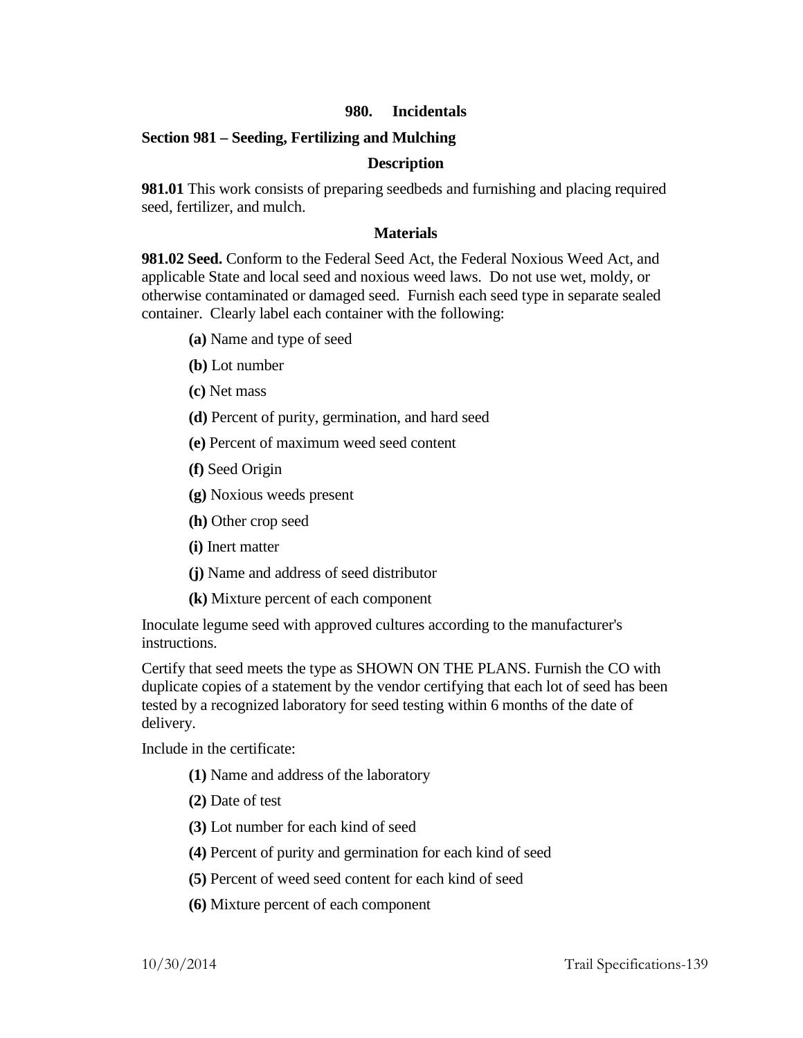# 980. Incidentals

## Section 981 – Seeding, Fertilizing and Mulching

### Description

**981.01** This work consists of preparing seedbeds and furnishing and placing required seed, fertilizer, and mulch.

### Materials

**981.02 Seed.** Conform to the Federal Seed Act, the Federal Noxious Weed Act, and applicable State and local seed and noxious weed laws. Do not use wet, moldy, or otherwise contaminated or damaged seed. Furnish each seed type in separate sealed container. Clearly label each container with the following:

- **(a)** Name and type of seed
- **(b)** Lot number
- **(c)** Net mass
- **(d)** Percent of purity, germination, and hard seed
- **(e)** Percent of maximum weed seed content
- **(f)** Seed Origin
- **(g)** Noxious weeds present
- **(h)** Other crop seed
- **(i)** Inert matter
- **(j)** Name and address of seed distributor
- **(k)** Mixture percent of each component

Inoculate legume seed with approved cultures according to the manufacturer's instructions.

Certify that seed meets the type as SHOWN ON THE PLANS. Furnish the CO with duplicate copies of a statement by the vendor certifying that each lot of seed has been tested by a recognized laboratory for seed testing within 6 months of the date of delivery.

Include in the certificate:

- **(1)** Name and address of the laboratory
- **(2)** Date of test
- **(3)** Lot number for each kind of seed
- **(4)** Percent of purity and germination for each kind of seed
- **(5)** Percent of weed seed content for each kind of seed
- **(6)** Mixture percent of each component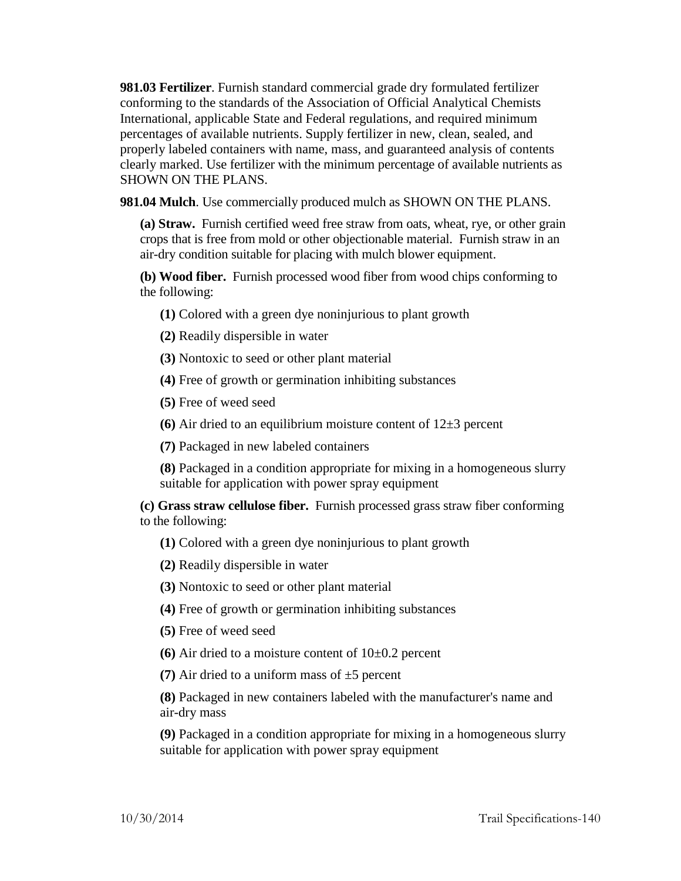**981.03 Fertilizer**. Furnish standard commercial grade dry formulated fertilizer conforming to the standards of the Association of Official Analytical Chemists International, applicable State and Federal regulations, and required minimum percentages of available nutrients. Supply fertilizer in new, clean, sealed, and properly labeled containers with name, mass, and guaranteed analysis of contents clearly marked. Use fertilizer with the minimum percentage of available nutrients as SHOWN ON THE PLANS.

**981.04 Mulch**. Use commercially produced mulch as SHOWN ON THE PLANS.

**(a) Straw.** Furnish certified weed free straw from oats, wheat, rye, or other grain crops that is free from mold or other objectionable material. Furnish straw in an air-dry condition suitable for placing with mulch blower equipment.

**(b) Wood fiber.** Furnish processed wood fiber from wood chips conforming to the following:

**(1)** Colored with a green dye noninjurious to plant growth

**(2)** Readily dispersible in water

**(3)** Nontoxic to seed or other plant material

**(4)** Free of growth or germination inhibiting substances

**(5)** Free of weed seed

**(6)** Air dried to an equilibrium moisture content of 12±3 percent

**(7)** Packaged in new labeled containers

**(8)** Packaged in a condition appropriate for mixing in a homogeneous slurry suitable for application with power spray equipment

**(c) Grass straw cellulose fiber.** Furnish processed grass straw fiber conforming to the following:

**(1)** Colored with a green dye noninjurious to plant growth

**(2)** Readily dispersible in water

**(3)** Nontoxic to seed or other plant material

**(4)** Free of growth or germination inhibiting substances

**(5)** Free of weed seed

**(6)** Air dried to a moisture content of 10±0.2 percent

**(7)** Air dried to a uniform mass of ±5 percent

**(8)** Packaged in new containers labeled with the manufacturer's name and air-dry mass

**(9)** Packaged in a condition appropriate for mixing in a homogeneous slurry suitable for application with power spray equipment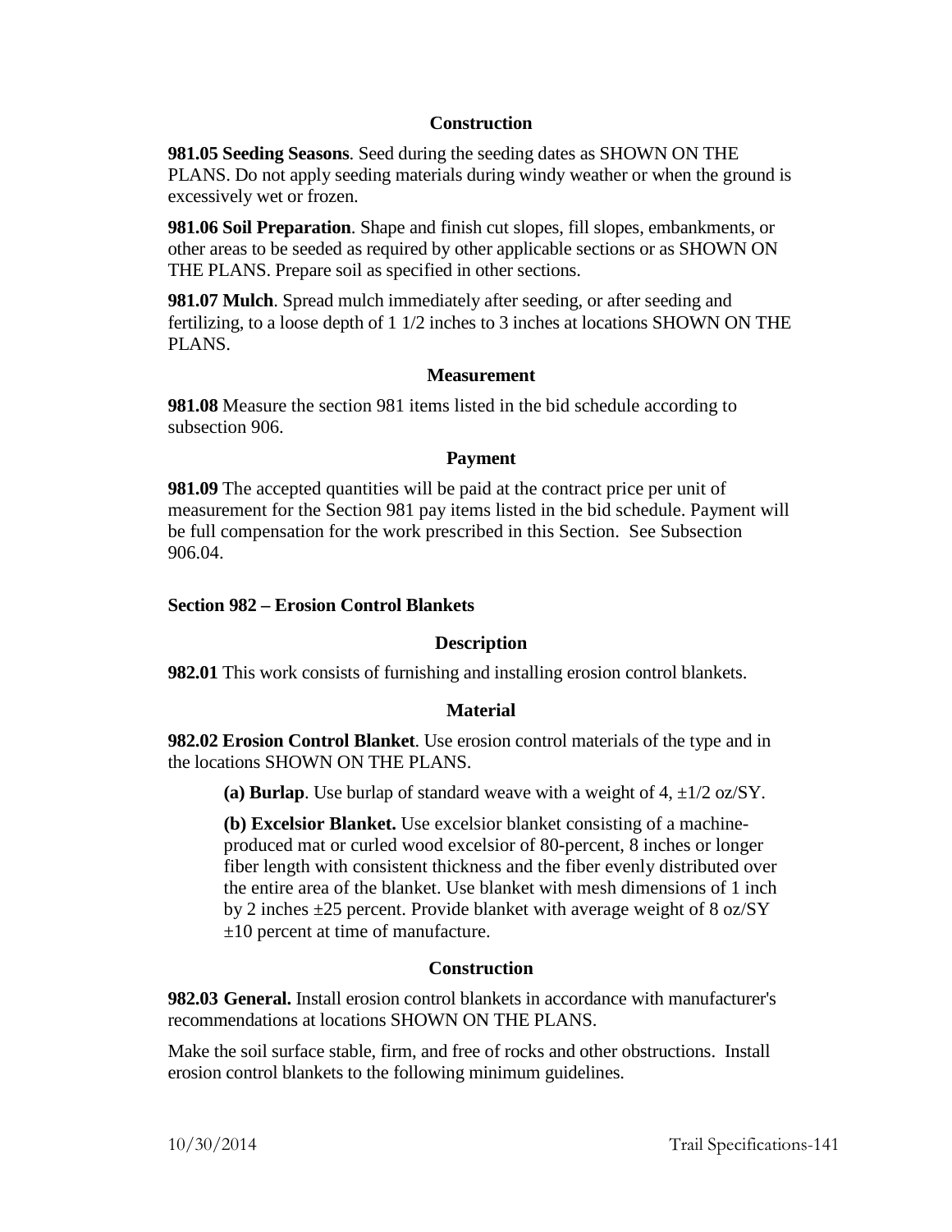### Construction

**981.05 Seeding Seasons**. Seed during the seeding dates as SHOWN ON THE PLANS. Do not apply seeding materials during windy weather or when the ground is excessively wet or frozen.

**981.06 Soil Preparation**. Shape and finish cut slopes, fill slopes, embankments, or other areas to be seeded as required by other applicable sections or as SHOWN ON THE PLANS. Prepare soil as specified in other sections.

**981.07 Mulch**. Spread mulch immediately after seeding, or after seeding and fertilizing, to a loose depth of 1 1/2 inches to 3 inches at locations SHOWN ON THE PLANS.

### Measurement

**981.08** Measure the section 981 items listed in the bid schedule according to subsection 906.

### Payment

**981.09** The accepted quantities will be paid at the contract price per unit of measurement for the Section 981 pay items listed in the bid schedule. Payment will be full compensation for the work prescribed in this Section.  See Subsection 906.04.

## Section 982 – Erosion Control Blankets

### Description

**982.01** This work consists of furnishing and installing erosion control blankets.

### Material

**982.02 Erosion Control Blanket**. Use erosion control materials of the type and in the locations SHOWN ON THE PLANS.

> **(a) Burlap**. Use burlap of standard weave with a weight of 4, ±1/2 oz/SY.
>
> **(b) Excelsior Blanket.** Use excelsior blanket consisting of a machine-produced mat or curled wood excelsior of 80-percent, 8 inches or longer fiber length with consistent thickness and the fiber evenly distributed over the entire area of the blanket. Use blanket with mesh dimensions of 1 inch by 2 inches ±25 percent. Provide blanket with average weight of 8 oz/SY ±10 percent at time of manufacture.

### Construction

**982.03 General.** Install erosion control blankets in accordance with manufacturer's recommendations at locations SHOWN ON THE PLANS.

Make the soil surface stable, firm, and free of rocks and other obstructions.  Install erosion control blankets to the following minimum guidelines.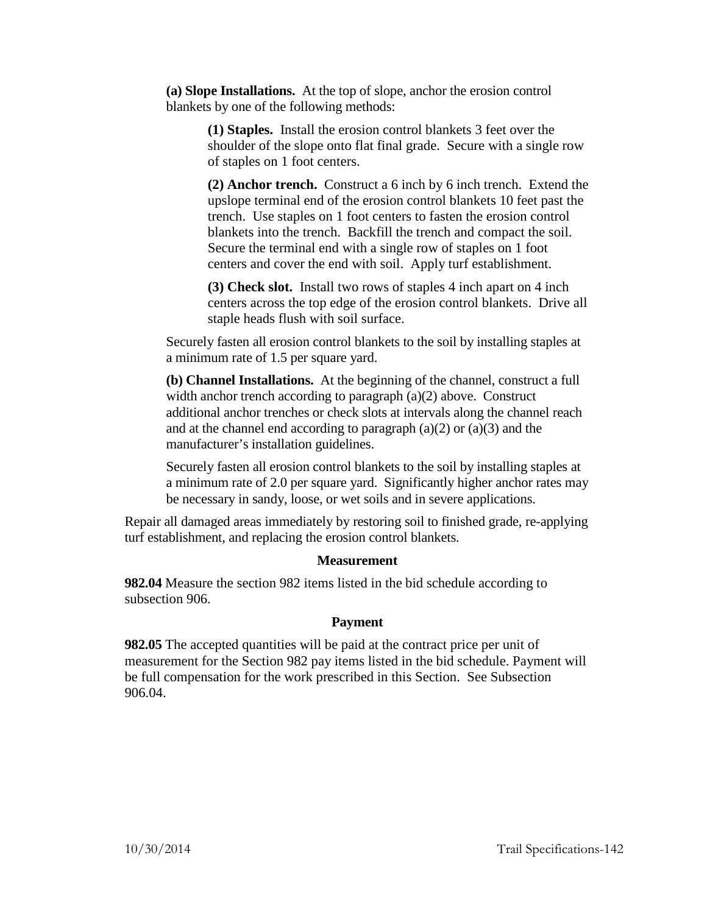**(a) Slope Installations.** At the top of slope, anchor the erosion control blankets by one of the following methods:

**(1) Staples.** Install the erosion control blankets 3 feet over the shoulder of the slope onto flat final grade. Secure with a single row of staples on 1 foot centers.

**(2) Anchor trench.** Construct a 6 inch by 6 inch trench. Extend the upslope terminal end of the erosion control blankets 10 feet past the trench. Use staples on 1 foot centers to fasten the erosion control blankets into the trench. Backfill the trench and compact the soil. Secure the terminal end with a single row of staples on 1 foot centers and cover the end with soil. Apply turf establishment.

**(3) Check slot.** Install two rows of staples 4 inch apart on 4 inch centers across the top edge of the erosion control blankets. Drive all staple heads flush with soil surface.

Securely fasten all erosion control blankets to the soil by installing staples at a minimum rate of 1.5 per square yard.

**(b) Channel Installations.** At the beginning of the channel, construct a full width anchor trench according to paragraph (a)(2) above. Construct additional anchor trenches or check slots at intervals along the channel reach and at the channel end according to paragraph (a)(2) or (a)(3) and the manufacturer's installation guidelines.

Securely fasten all erosion control blankets to the soil by installing staples at a minimum rate of 2.0 per square yard. Significantly higher anchor rates may be necessary in sandy, loose, or wet soils and in severe applications.

Repair all damaged areas immediately by restoring soil to finished grade, re-applying turf establishment, and replacing the erosion control blankets.

### Measurement

**982.04** Measure the section 982 items listed in the bid schedule according to subsection 906.

### Payment

**982.05** The accepted quantities will be paid at the contract price per unit of measurement for the Section 982 pay items listed in the bid schedule. Payment will be full compensation for the work prescribed in this Section. See Subsection 906.04.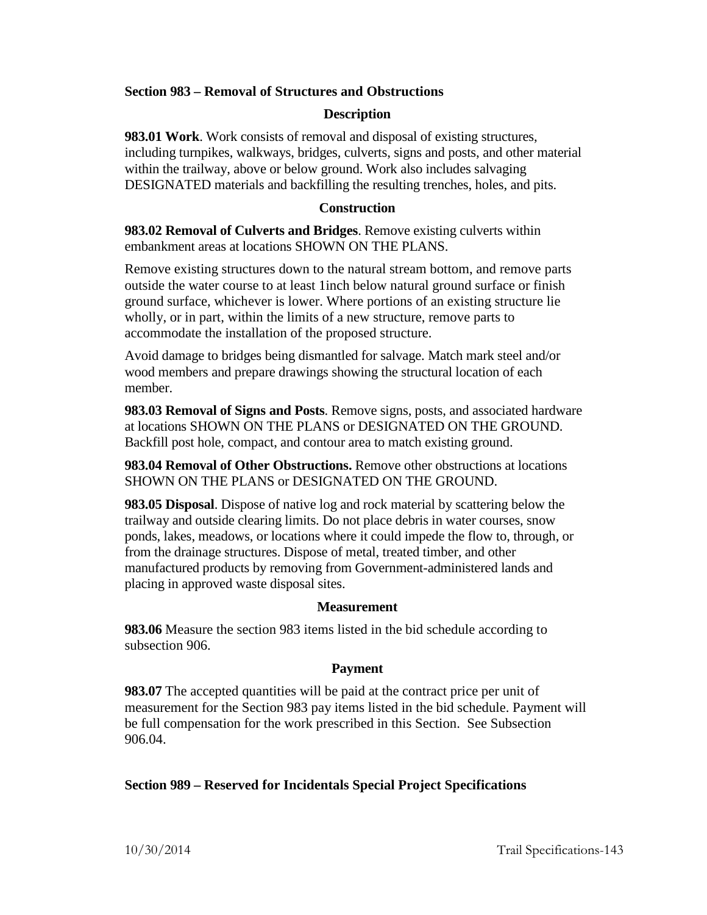## Section 983 – Removal of Structures and Obstructions

### Description

**983.01 Work**. Work consists of removal and disposal of existing structures, including turnpikes, walkways, bridges, culverts, signs and posts, and other material within the trailway, above or below ground. Work also includes salvaging DESIGNATED materials and backfilling the resulting trenches, holes, and pits.

### Construction

**983.02 Removal of Culverts and Bridges**. Remove existing culverts within embankment areas at locations SHOWN ON THE PLANS.

Remove existing structures down to the natural stream bottom, and remove parts outside the water course to at least 1inch below natural ground surface or finish ground surface, whichever is lower. Where portions of an existing structure lie wholly, or in part, within the limits of a new structure, remove parts to accommodate the installation of the proposed structure.

Avoid damage to bridges being dismantled for salvage. Match mark steel and/or wood members and prepare drawings showing the structural location of each member.

**983.03 Removal of Signs and Posts**. Remove signs, posts, and associated hardware at locations SHOWN ON THE PLANS or DESIGNATED ON THE GROUND. Backfill post hole, compact, and contour area to match existing ground.

**983.04 Removal of Other Obstructions.** Remove other obstructions at locations SHOWN ON THE PLANS or DESIGNATED ON THE GROUND.

**983.05 Disposal**. Dispose of native log and rock material by scattering below the trailway and outside clearing limits. Do not place debris in water courses, snow ponds, lakes, meadows, or locations where it could impede the flow to, through, or from the drainage structures. Dispose of metal, treated timber, and other manufactured products by removing from Government-administered lands and placing in approved waste disposal sites.

### Measurement

**983.06** Measure the section 983 items listed in the bid schedule according to subsection 906.

### Payment

**983.07** The accepted quantities will be paid at the contract price per unit of measurement for the Section 983 pay items listed in the bid schedule. Payment will be full compensation for the work prescribed in this Section. See Subsection 906.04.

## Section 989 – Reserved for Incidentals Special Project Specifications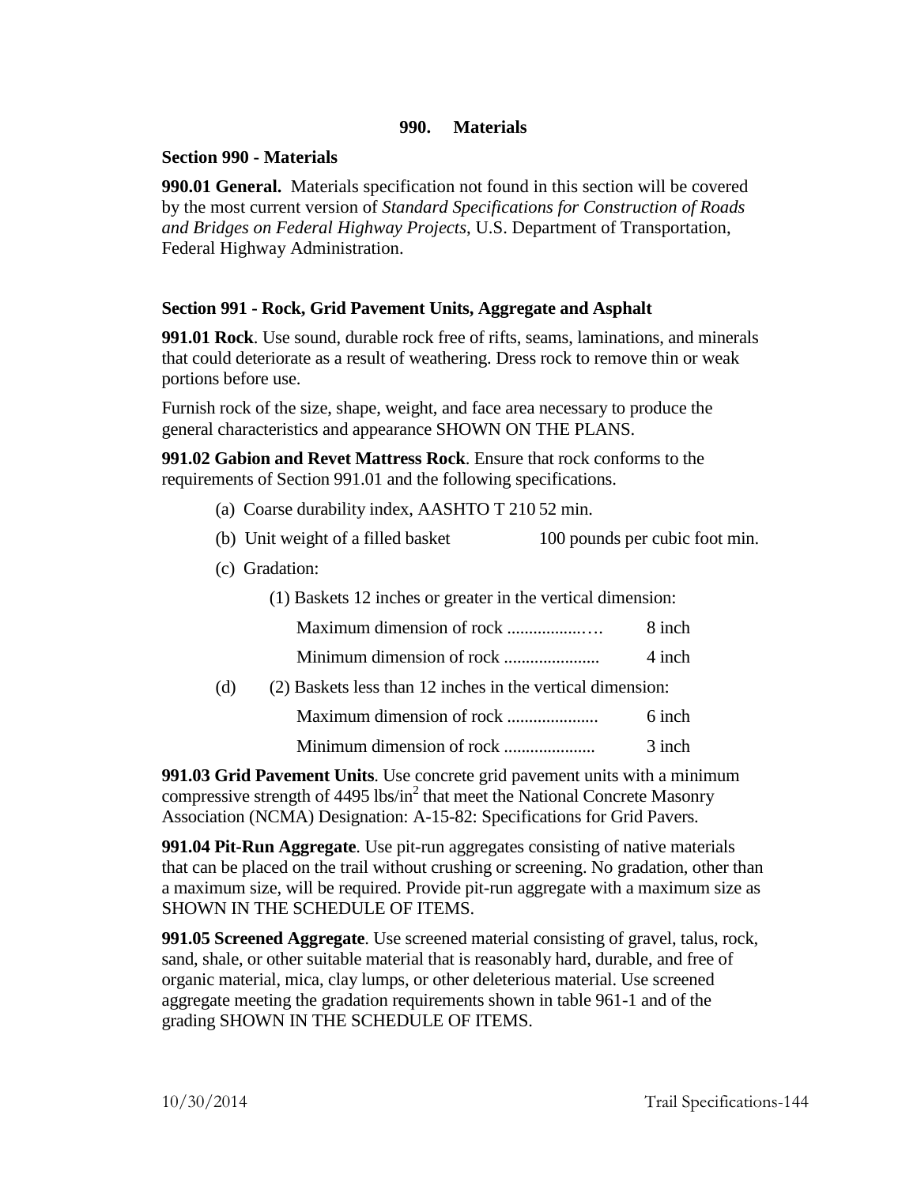## 990. Materials

### Section 990 - Materials

**990.01 General.** Materials specification not found in this section will be covered by the most current version of *Standard Specifications for Construction of Roads and Bridges on Federal Highway Projects*, U.S. Department of Transportation, Federal Highway Administration.

### Section 991 - Rock, Grid Pavement Units, Aggregate and Asphalt

**991.01 Rock**. Use sound, durable rock free of rifts, seams, laminations, and minerals that could deteriorate as a result of weathering. Dress rock to remove thin or weak portions before use.

Furnish rock of the size, shape, weight, and face area necessary to produce the general characteristics and appearance SHOWN ON THE PLANS.

**991.02 Gabion and Revet Mattress Rock**. Ensure that rock conforms to the requirements of Section 991.01 and the following specifications.

(a) Coarse durability index, AASHTO T 210 52 min.

(b) Unit weight of a filled basket 100 pounds per cubic foot min.

(c) Gradation:

(1) Baskets 12 inches or greater in the vertical dimension:

Maximum dimension of rock .................… 8 inch

Minimum dimension of rock ...................... 4 inch

(d) (2) Baskets less than 12 inches in the vertical dimension:

Maximum dimension of rock ..................... 6 inch

Minimum dimension of rock ..................... 3 inch

**991.03 Grid Pavement Units**. Use concrete grid pavement units with a minimum compressive strength of 4495 $lbs/in^2$ that meet the National Concrete Masonry Association (NCMA) Designation: A-15-82: Specifications for Grid Pavers.

**991.04 Pit-Run Aggregate**. Use pit-run aggregates consisting of native materials that can be placed on the trail without crushing or screening. No gradation, other than a maximum size, will be required. Provide pit-run aggregate with a maximum size as SHOWN IN THE SCHEDULE OF ITEMS.

**991.05 Screened Aggregate**. Use screened material consisting of gravel, talus, rock, sand, shale, or other suitable material that is reasonably hard, durable, and free of organic material, mica, clay lumps, or other deleterious material. Use screened aggregate meeting the gradation requirements shown in table 961-1 and of the grading SHOWN IN THE SCHEDULE OF ITEMS.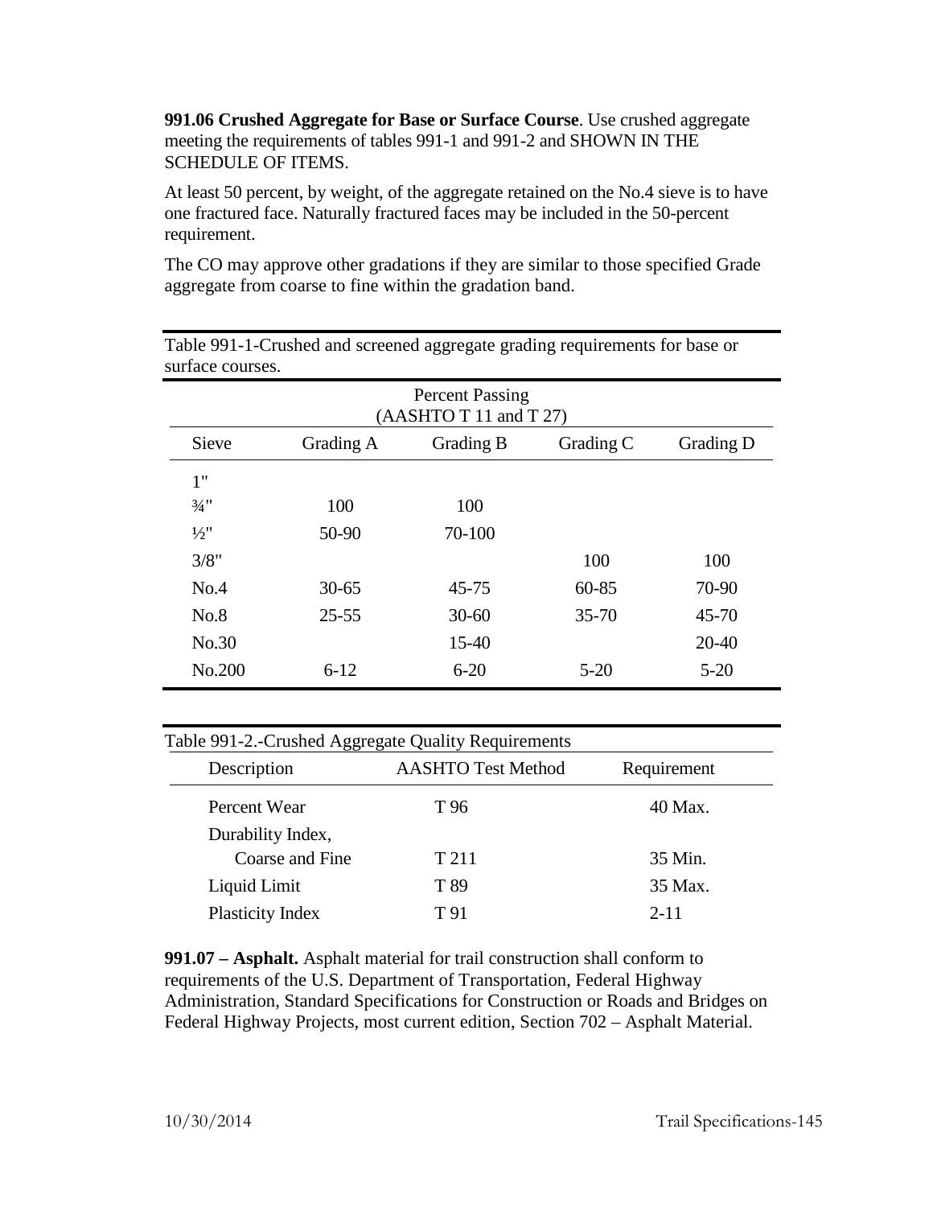**991.06 Crushed Aggregate for Base or Surface Course**. Use crushed aggregate meeting the requirements of tables 991-1 and 991-2 and SHOWN IN THE SCHEDULE OF ITEMS.

At least 50 percent, by weight, of the aggregate retained on the No.4 sieve is to have one fractured face. Naturally fractured faces may be included in the 50-percent requirement.

The CO may approve other gradations if they are similar to those specified Grade aggregate from coarse to fine within the gradation band.

Table 991-1-Crushed and screened aggregate grading requirements for base or surface courses.

| | Percent Passing (AASHTO T 11 and T 27) | | | |
|---|---|---|---|---|
| Sieve | Grading A | Grading B | Grading C | Grading D |
| 1" | | | | |
| ¾" | 100 | 100 | | |
| ½" | 50-90 | 70-100 | | |
| 3/8" | | | 100 | 100 |
| No.4 | 30-65 | 45-75 | 60-85 | 70-90 |
| No.8 | 25-55 | 30-60 | 35-70 | 45-70 |
| No.30 | | 15-40 | | 20-40 |
| No.200 | 6-12 | 6-20 | 5-20 | 5-20 |

Table 991-2.-Crushed Aggregate Quality Requirements

| Description | AASHTO Test Method | Requirement |
|---|---|---|
| Percent Wear | T 96 | 40 Max. |
| Durability Index, Coarse and Fine | T 211 | 35 Min. |
| Liquid Limit | T 89 | 35 Max. |
| Plasticity Index | T 91 | 2-11 |

**991.07 – Asphalt.** Asphalt material for trail construction shall conform to requirements of the U.S. Department of Transportation, Federal Highway Administration, Standard Specifications for Construction or Roads and Bridges on Federal Highway Projects, most current edition, Section 702 – Asphalt Material.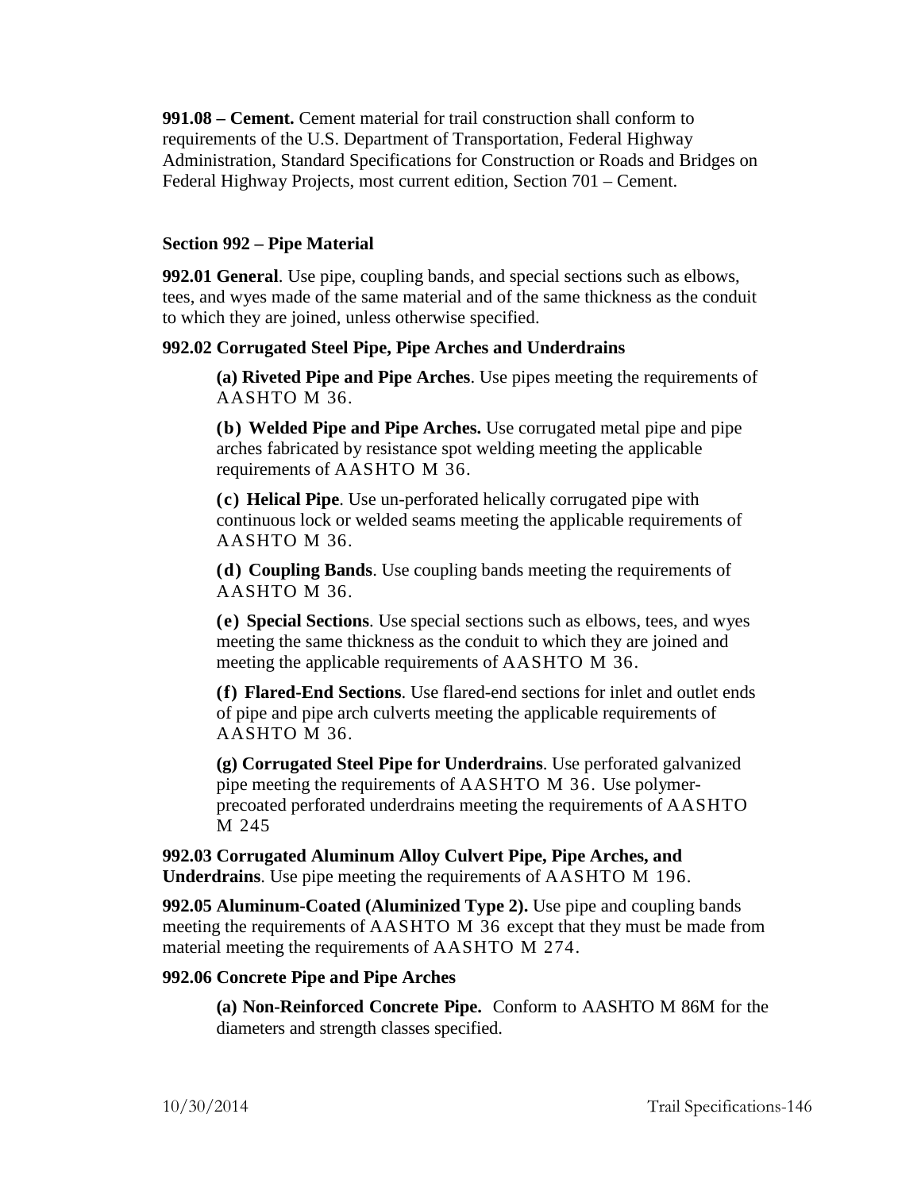**991.08 – Cement.** Cement material for trail construction shall conform to requirements of the U.S. Department of Transportation, Federal Highway Administration, Standard Specifications for Construction or Roads and Bridges on Federal Highway Projects, most current edition, Section 701 – Cement.

## Section 992 – Pipe Material

**992.01 General**. Use pipe, coupling bands, and special sections such as elbows, tees, and wyes made of the same material and of the same thickness as the conduit to which they are joined, unless otherwise specified.

**992.02 Corrugated Steel Pipe, Pipe Arches and Underdrains**

> **(a) Riveted Pipe and Pipe Arches**. Use pipes meeting the requirements of AASHTO M 36.
>
> **(b) Welded Pipe and Pipe Arches.** Use corrugated metal pipe and pipe arches fabricated by resistance spot welding meeting the applicable requirements of AASHTO M 36.
>
> **(c) Helical Pipe**. Use un-perforated helically corrugated pipe with continuous lock or welded seams meeting the applicable requirements of AASHTO M 36.
>
> **(d) Coupling Bands**. Use coupling bands meeting the requirements of AASHTO M 36.
>
> **(e) Special Sections**. Use special sections such as elbows, tees, and wyes meeting the same thickness as the conduit to which they are joined and meeting the applicable requirements of AASHTO M 36.
>
> **(f) Flared-End Sections**. Use flared-end sections for inlet and outlet ends of pipe and pipe arch culverts meeting the applicable requirements of AASHTO M 36.
>
> **(g) Corrugated Steel Pipe for Underdrains**. Use perforated galvanized pipe meeting the requirements of AASHTO M 36. Use polymer-precoated perforated underdrains meeting the requirements of AASHTO M 245

**992.03 Corrugated Aluminum Alloy Culvert Pipe, Pipe Arches, and Underdrains**. Use pipe meeting the requirements of AASHTO M 196.

**992.05 Aluminum-Coated (Aluminized Type 2).** Use pipe and coupling bands meeting the requirements of AASHTO M 36 except that they must be made from material meeting the requirements of AASHTO M 274.

**992.06 Concrete Pipe and Pipe Arches**

> **(a) Non-Reinforced Concrete Pipe.** Conform to AASHTO M 86M for the diameters and strength classes specified.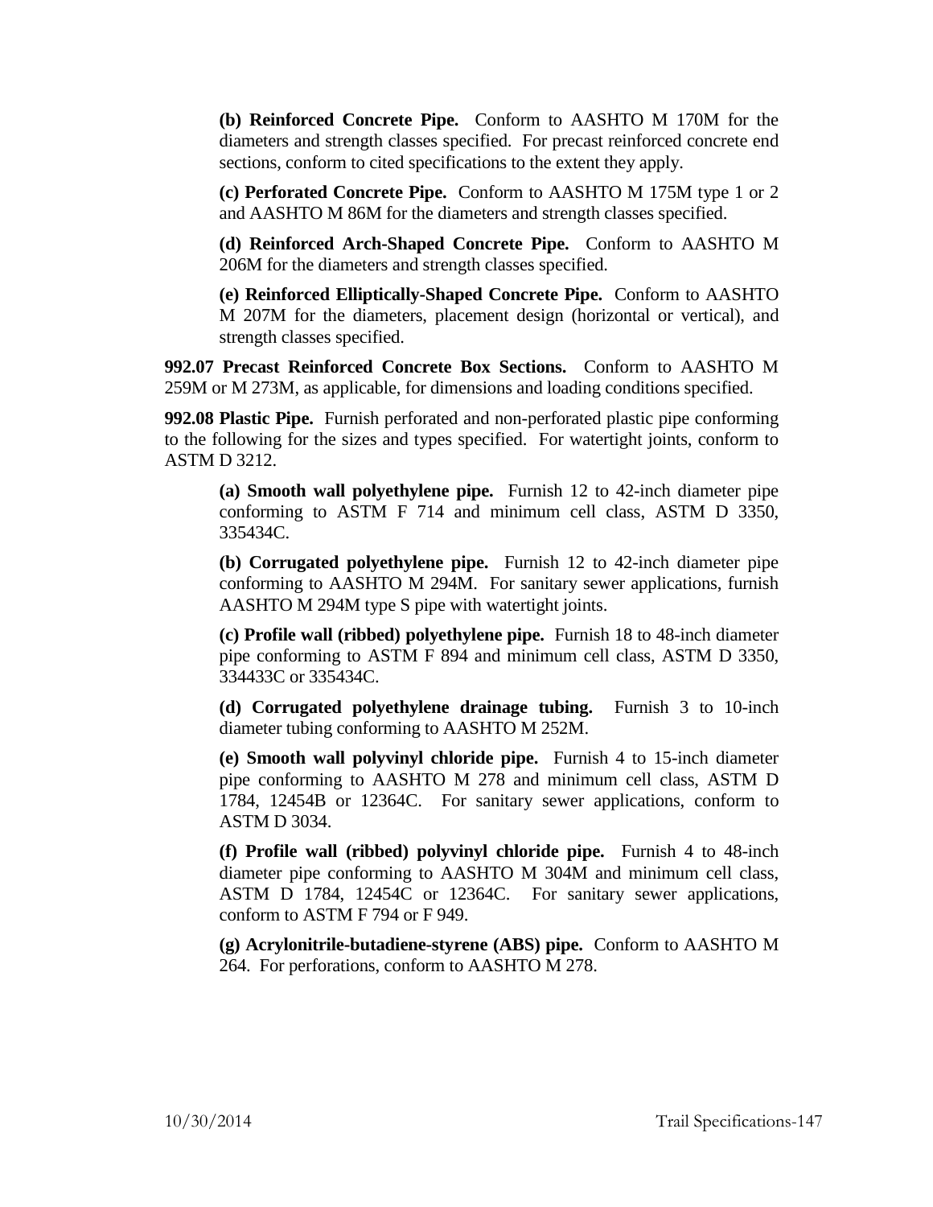**(b) Reinforced Concrete Pipe.** Conform to AASHTO M 170M for the diameters and strength classes specified. For precast reinforced concrete end sections, conform to cited specifications to the extent they apply.

**(c) Perforated Concrete Pipe.** Conform to AASHTO M 175M type 1 or 2 and AASHTO M 86M for the diameters and strength classes specified.

**(d) Reinforced Arch-Shaped Concrete Pipe.** Conform to AASHTO M 206M for the diameters and strength classes specified.

**(e) Reinforced Elliptically-Shaped Concrete Pipe.** Conform to AASHTO M 207M for the diameters, placement design (horizontal or vertical), and strength classes specified.

**992.07 Precast Reinforced Concrete Box Sections.** Conform to AASHTO M 259M or M 273M, as applicable, for dimensions and loading conditions specified.

**992.08 Plastic Pipe.** Furnish perforated and non-perforated plastic pipe conforming to the following for the sizes and types specified. For watertight joints, conform to ASTM D 3212.

**(a) Smooth wall polyethylene pipe.** Furnish 12 to 42-inch diameter pipe conforming to ASTM F 714 and minimum cell class, ASTM D 3350, 335434C.

**(b) Corrugated polyethylene pipe.** Furnish 12 to 42-inch diameter pipe conforming to AASHTO M 294M. For sanitary sewer applications, furnish AASHTO M 294M type S pipe with watertight joints.

**(c) Profile wall (ribbed) polyethylene pipe.** Furnish 18 to 48-inch diameter pipe conforming to ASTM F 894 and minimum cell class, ASTM D 3350, 334433C or 335434C.

**(d) Corrugated polyethylene drainage tubing.** Furnish 3 to 10-inch diameter tubing conforming to AASHTO M 252M.

**(e) Smooth wall polyvinyl chloride pipe.** Furnish 4 to 15-inch diameter pipe conforming to AASHTO M 278 and minimum cell class, ASTM D 1784, 12454B or 12364C. For sanitary sewer applications, conform to ASTM D 3034.

**(f) Profile wall (ribbed) polyvinyl chloride pipe.** Furnish 4 to 48-inch diameter pipe conforming to AASHTO M 304M and minimum cell class, ASTM D 1784, 12454C or 12364C. For sanitary sewer applications, conform to ASTM F 794 or F 949.

**(g) Acrylonitrile-butadiene-styrene (ABS) pipe.** Conform to AASHTO M 264. For perforations, conform to AASHTO M 278.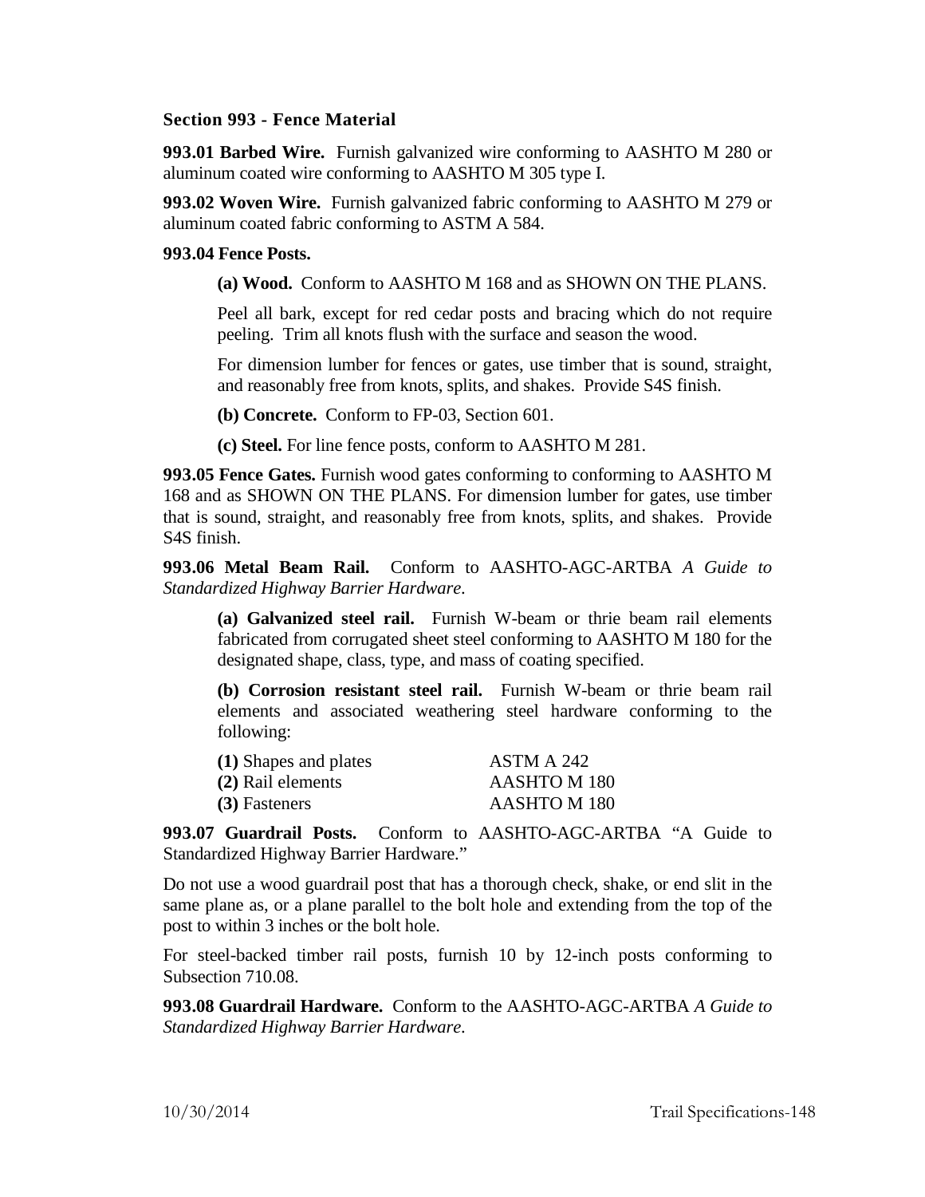## Section 993 - Fence Material

**993.01 Barbed Wire.** Furnish galvanized wire conforming to AASHTO M 280 or aluminum coated wire conforming to AASHTO M 305 type I.

**993.02 Woven Wire.** Furnish galvanized fabric conforming to AASHTO M 279 or aluminum coated fabric conforming to ASTM A 584.

**993.04 Fence Posts.**

**(a) Wood.** Conform to AASHTO M 168 and as SHOWN ON THE PLANS.

Peel all bark, except for red cedar posts and bracing which do not require peeling. Trim all knots flush with the surface and season the wood.

For dimension lumber for fences or gates, use timber that is sound, straight, and reasonably free from knots, splits, and shakes. Provide S4S finish.

**(b) Concrete.** Conform to FP-03, Section 601.

**(c) Steel.** For line fence posts, conform to AASHTO M 281.

**993.05 Fence Gates.** Furnish wood gates conforming to conforming to AASHTO M 168 and as SHOWN ON THE PLANS. For dimension lumber for gates, use timber that is sound, straight, and reasonably free from knots, splits, and shakes. Provide S4S finish.

**993.06 Metal Beam Rail.** Conform to AASHTO-AGC-ARTBA *A Guide to Standardized Highway Barrier Hardware*.

**(a) Galvanized steel rail.** Furnish W-beam or thrie beam rail elements fabricated from corrugated sheet steel conforming to AASHTO M 180 for the designated shape, class, type, and mass of coating specified.

**(b) Corrosion resistant steel rail.** Furnish W-beam or thrie beam rail elements and associated weathering steel hardware conforming to the following:

| | |
|---|---|
| **(1)** Shapes and plates | ASTM A 242 |
| **(2)** Rail elements | AASHTO M 180 |
| **(3)** Fasteners | AASHTO M 180 |

**993.07 Guardrail Posts.** Conform to AASHTO-AGC-ARTBA "A Guide to Standardized Highway Barrier Hardware."

Do not use a wood guardrail post that has a thorough check, shake, or end slit in the same plane as, or a plane parallel to the bolt hole and extending from the top of the post to within 3 inches or the bolt hole.

For steel-backed timber rail posts, furnish 10 by 12-inch posts conforming to Subsection 710.08.

**993.08 Guardrail Hardware.** Conform to the AASHTO-AGC-ARTBA *A Guide to Standardized Highway Barrier Hardware*.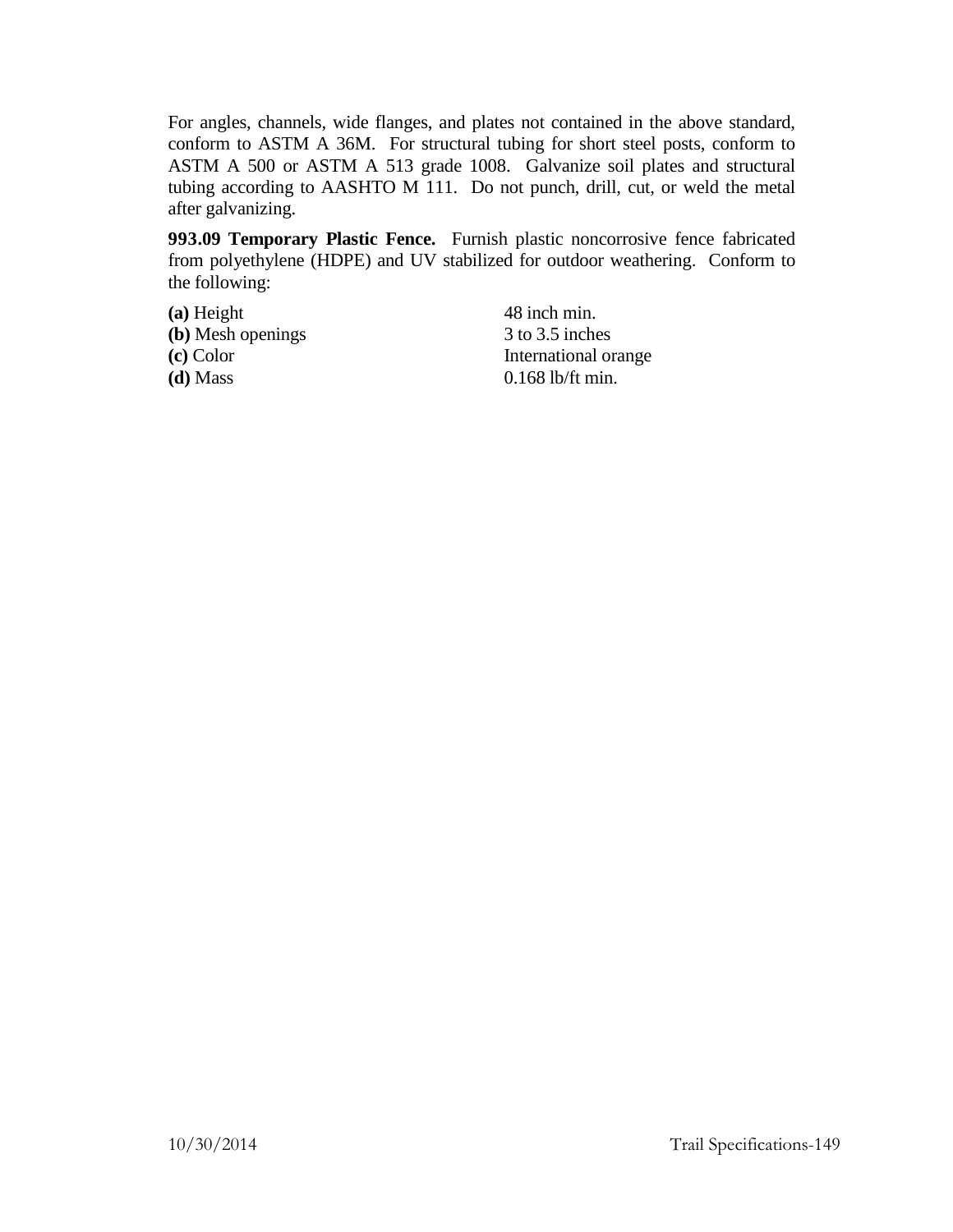For angles, channels, wide flanges, and plates not contained in the above standard, conform to ASTM A 36M. For structural tubing for short steel posts, conform to ASTM A 500 or ASTM A 513 grade 1008. Galvanize soil plates and structural tubing according to AASHTO M 111. Do not punch, drill, cut, or weld the metal after galvanizing.

**993.09 Temporary Plastic Fence.** Furnish plastic noncorrosive fence fabricated from polyethylene (HDPE) and UV stabilized for outdoor weathering. Conform to the following:

| | |
|---|---|
| **(a)** Height | 48 inch min. |
| **(b)** Mesh openings | 3 to 3.5 inches |
| **(c)** Color | International orange |
| **(d)** Mass | 0.168 lb/ft min. |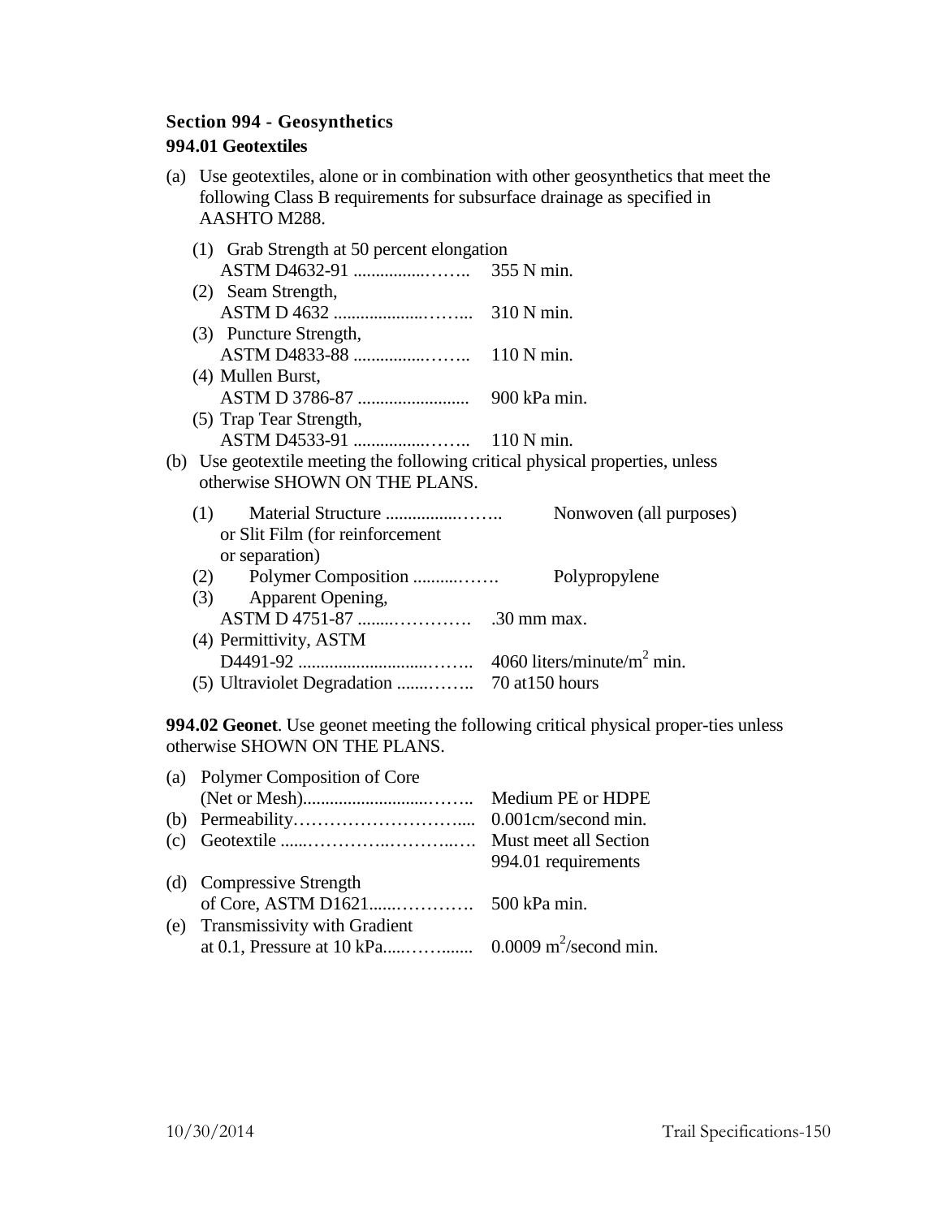## Section 994 - Geosynthetics

### 994.01 Geotextiles

(a) Use geotextiles, alone or in combination with other geosynthetics that meet the following Class B requirements for subsurface drainage as specified in AASHTO M288.

(1) Grab Strength at 50 percent elongation
ASTM D4632-91 ................…….. 355 N min.
(2) Seam Strength,
ASTM D 4632 ...................……... 310 N min.
(3) Puncture Strength,
ASTM D4833-88 ................…….. 110 N min.
(4) Mullen Burst,
ASTM D 3786-87 ......................... 900 kPa min.
(5) Trap Tear Strength,
ASTM D4533-91 ................…….. 110 N min.

(b) Use geotextile meeting the following critical physical properties, unless otherwise SHOWN ON THE PLANS.

(1) Material Structure ................…….. Nonwoven (all purposes) or Slit Film (for reinforcement or separation)
(2) Polymer Composition ..........……. Polypropylene
(3) Apparent Opening,
ASTM D 4751-87 ........…………. .30 mm max.
(4) Permittivity, ASTM
D4491-92 .............................…….. 4060 liters/minute/$m^2$ min.
(5) Ultraviolet Degradation .......…….. 70 at150 hours

**994.02 Geonet**. Use geonet meeting the following critical physical proper-ties unless otherwise SHOWN ON THE PLANS.

(a) Polymer Composition of Core
(Net or Mesh)............................…….. Medium PE or HDPE
(b) Permeability………………………..... 0.001cm/second min.
(c) Geotextile ......…………..………..…. Must meet all Section 994.01 requirements
(d) Compressive Strength
of Core, ASTM D1621......…………. 500 kPa min.
(e) Transmissivity with Gradient
at 0.1, Pressure at 10 kPa.....……....... 0.0009 $m^2$/second min.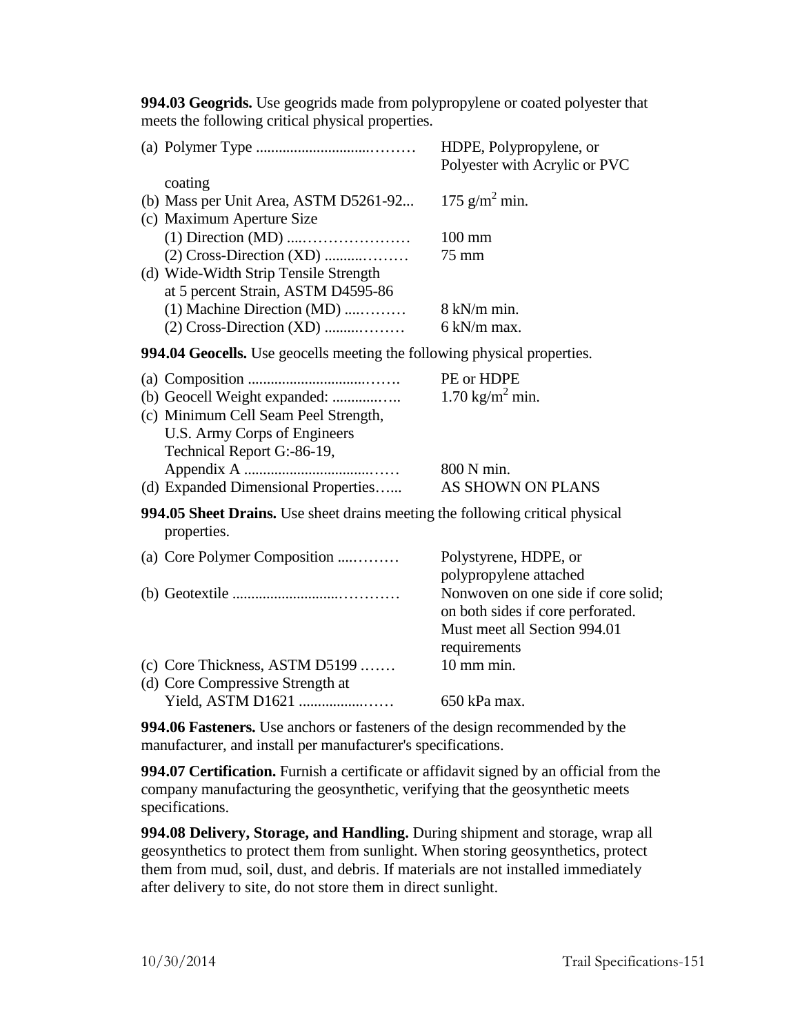**994.03 Geogrids.** Use geogrids made from polypropylene or coated polyester that meets the following critical physical properties.

(a) Polymer Type ............................……… HDPE, Polypropylene, or Polyester with Acrylic or PVC coating

(b) Mass per Unit Area, ASTM D5261-92... $175\ g/m^2$ min.

(c) Maximum Aperture Size

  (1) Direction (MD) ....………………… 100 mm

  (2) Cross-Direction (XD) ..........……… 75 mm

(d) Wide-Width Strip Tensile Strength at 5 percent Strain, ASTM D4595-86

  (1) Machine Direction (MD) ....……… 8 kN/m min.

  (2) Cross-Direction (XD) .........……… 6 kN/m max.

**994.04 Geocells.** Use geocells meeting the following physical properties.

(a) Composition ................................……. PE or HDPE

(b) Geocell Weight expanded: ............….. $1.70\ kg/m^2$ min.

(c) Minimum Cell Seam Peel Strength, U.S. Army Corps of Engineers Technical Report G:-86-19, Appendix A ...................................…… 800 N min.

(d) Expanded Dimensional Properties…... AS SHOWN ON PLANS

**994.05 Sheet Drains.** Use sheet drains meeting the following critical physical properties.

(a) Core Polymer Composition ....………. Polystyrene, HDPE, or polypropylene attached

(b) Geotextile ..........................………… Nonwoven on one side if core solid; on both sides if core perforated. Must meet all Section 994.01 requirements

(c) Core Thickness, ASTM D5199 ..…… 10 mm min.

(d) Core Compressive Strength at Yield, ASTM D1621 .................…… 650 kPa max.

**994.06 Fasteners.** Use anchors or fasteners of the design recommended by the manufacturer, and install per manufacturer's specifications.

**994.07 Certification.** Furnish a certificate or affidavit signed by an official from the company manufacturing the geosynthetic, verifying that the geosynthetic meets specifications.

**994.08 Delivery, Storage, and Handling.** During shipment and storage, wrap all geosynthetics to protect them from sunlight. When storing geosynthetics, protect them from mud, soil, dust, and debris. If materials are not installed immediately after delivery to site, do not store them in direct sunlight.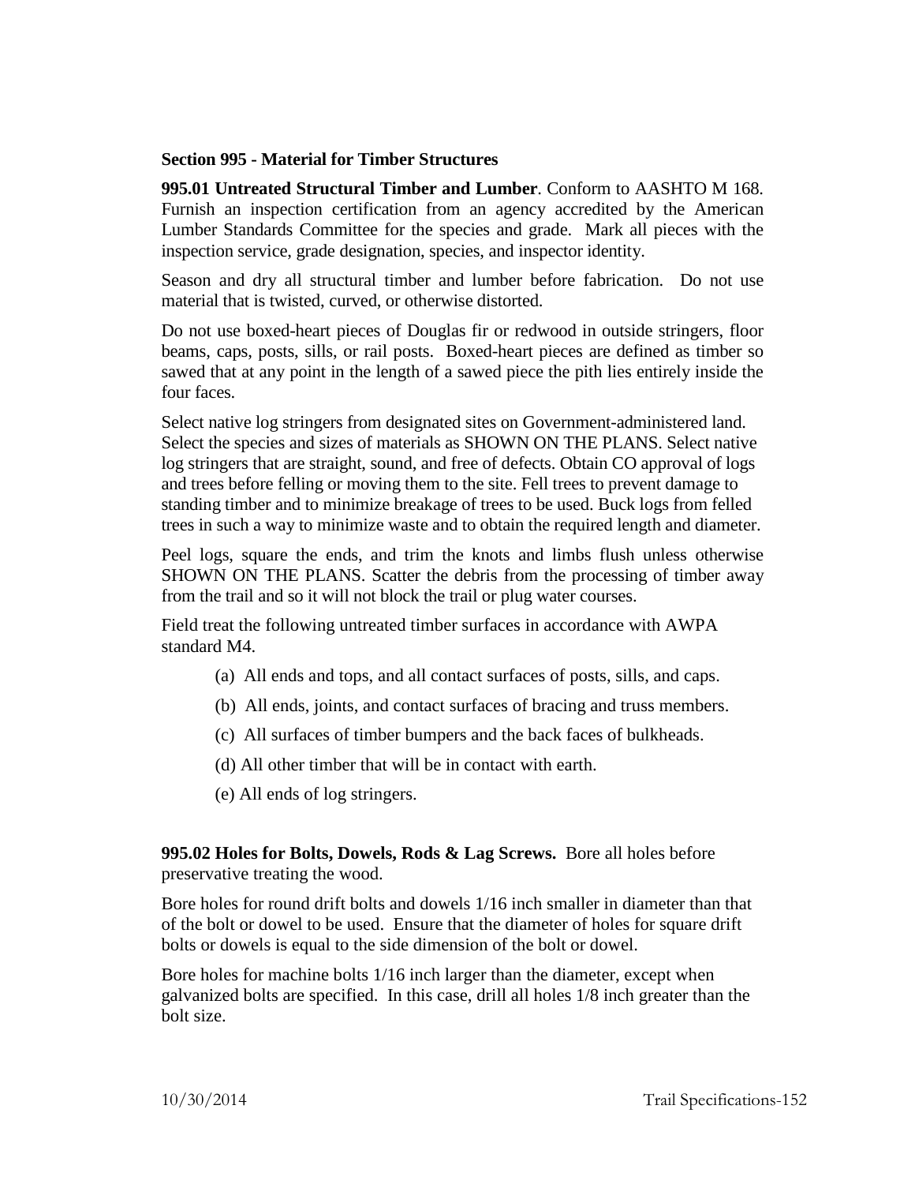## Section 995 - Material for Timber Structures

**995.01 Untreated Structural Timber and Lumber**. Conform to AASHTO M 168. Furnish an inspection certification from an agency accredited by the American Lumber Standards Committee for the species and grade. Mark all pieces with the inspection service, grade designation, species, and inspector identity.

Season and dry all structural timber and lumber before fabrication. Do not use material that is twisted, curved, or otherwise distorted.

Do not use boxed-heart pieces of Douglas fir or redwood in outside stringers, floor beams, caps, posts, sills, or rail posts. Boxed-heart pieces are defined as timber so sawed that at any point in the length of a sawed piece the pith lies entirely inside the four faces.

Select native log stringers from designated sites on Government-administered land. Select the species and sizes of materials as SHOWN ON THE PLANS. Select native log stringers that are straight, sound, and free of defects. Obtain CO approval of logs and trees before felling or moving them to the site. Fell trees to prevent damage to standing timber and to minimize breakage of trees to be used. Buck logs from felled trees in such a way to minimize waste and to obtain the required length and diameter.

Peel logs, square the ends, and trim the knots and limbs flush unless otherwise SHOWN ON THE PLANS. Scatter the debris from the processing of timber away from the trail and so it will not block the trail or plug water courses.

Field treat the following untreated timber surfaces in accordance with AWPA standard M4.

(a) All ends and tops, and all contact surfaces of posts, sills, and caps.

(b) All ends, joints, and contact surfaces of bracing and truss members.

(c) All surfaces of timber bumpers and the back faces of bulkheads.

(d) All other timber that will be in contact with earth.

(e) All ends of log stringers.

**995.02 Holes for Bolts, Dowels, Rods & Lag Screws.** Bore all holes before preservative treating the wood.

Bore holes for round drift bolts and dowels 1/16 inch smaller in diameter than that of the bolt or dowel to be used. Ensure that the diameter of holes for square drift bolts or dowels is equal to the side dimension of the bolt or dowel.

Bore holes for machine bolts 1/16 inch larger than the diameter, except when galvanized bolts are specified. In this case, drill all holes 1/8 inch greater than the bolt size.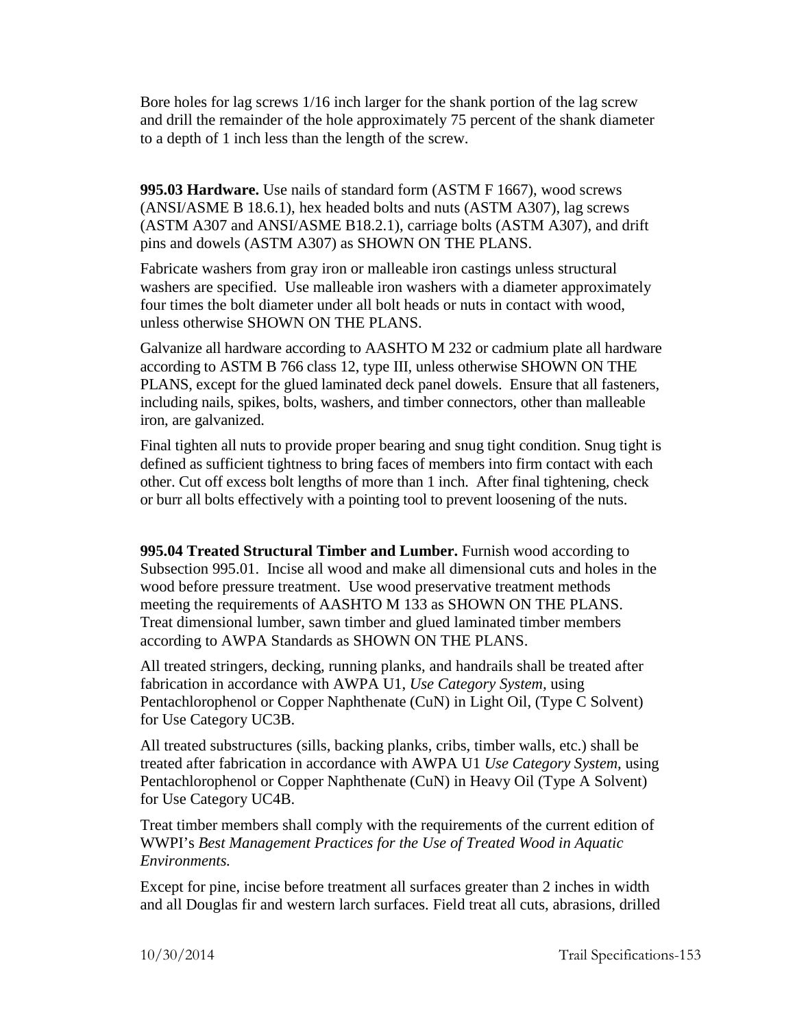Bore holes for lag screws 1/16 inch larger for the shank portion of the lag screw and drill the remainder of the hole approximately 75 percent of the shank diameter to a depth of 1 inch less than the length of the screw.

**995.03 Hardware.** Use nails of standard form (ASTM F 1667), wood screws (ANSI/ASME B 18.6.1), hex headed bolts and nuts (ASTM A307), lag screws (ASTM A307 and ANSI/ASME B18.2.1), carriage bolts (ASTM A307), and drift pins and dowels (ASTM A307) as SHOWN ON THE PLANS.

Fabricate washers from gray iron or malleable iron castings unless structural washers are specified. Use malleable iron washers with a diameter approximately four times the bolt diameter under all bolt heads or nuts in contact with wood, unless otherwise SHOWN ON THE PLANS.

Galvanize all hardware according to AASHTO M 232 or cadmium plate all hardware according to ASTM B 766 class 12, type III, unless otherwise SHOWN ON THE PLANS, except for the glued laminated deck panel dowels. Ensure that all fasteners, including nails, spikes, bolts, washers, and timber connectors, other than malleable iron, are galvanized.

Final tighten all nuts to provide proper bearing and snug tight condition. Snug tight is defined as sufficient tightness to bring faces of members into firm contact with each other. Cut off excess bolt lengths of more than 1 inch. After final tightening, check or burr all bolts effectively with a pointing tool to prevent loosening of the nuts.

**995.04 Treated Structural Timber and Lumber.** Furnish wood according to Subsection 995.01. Incise all wood and make all dimensional cuts and holes in the wood before pressure treatment. Use wood preservative treatment methods meeting the requirements of AASHTO M 133 as SHOWN ON THE PLANS. Treat dimensional lumber, sawn timber and glued laminated timber members according to AWPA Standards as SHOWN ON THE PLANS.

All treated stringers, decking, running planks, and handrails shall be treated after fabrication in accordance with AWPA U1, *Use Category System,* using Pentachlorophenol or Copper Naphthenate (CuN) in Light Oil, (Type C Solvent) for Use Category UC3B.

All treated substructures (sills, backing planks, cribs, timber walls, etc.) shall be treated after fabrication in accordance with AWPA U1 *Use Category System,* using Pentachlorophenol or Copper Naphthenate (CuN) in Heavy Oil (Type A Solvent) for Use Category UC4B.

Treat timber members shall comply with the requirements of the current edition of WWPI's *Best Management Practices for the Use of Treated Wood in Aquatic Environments.*

Except for pine, incise before treatment all surfaces greater than 2 inches in width and all Douglas fir and western larch surfaces. Field treat all cuts, abrasions, drilled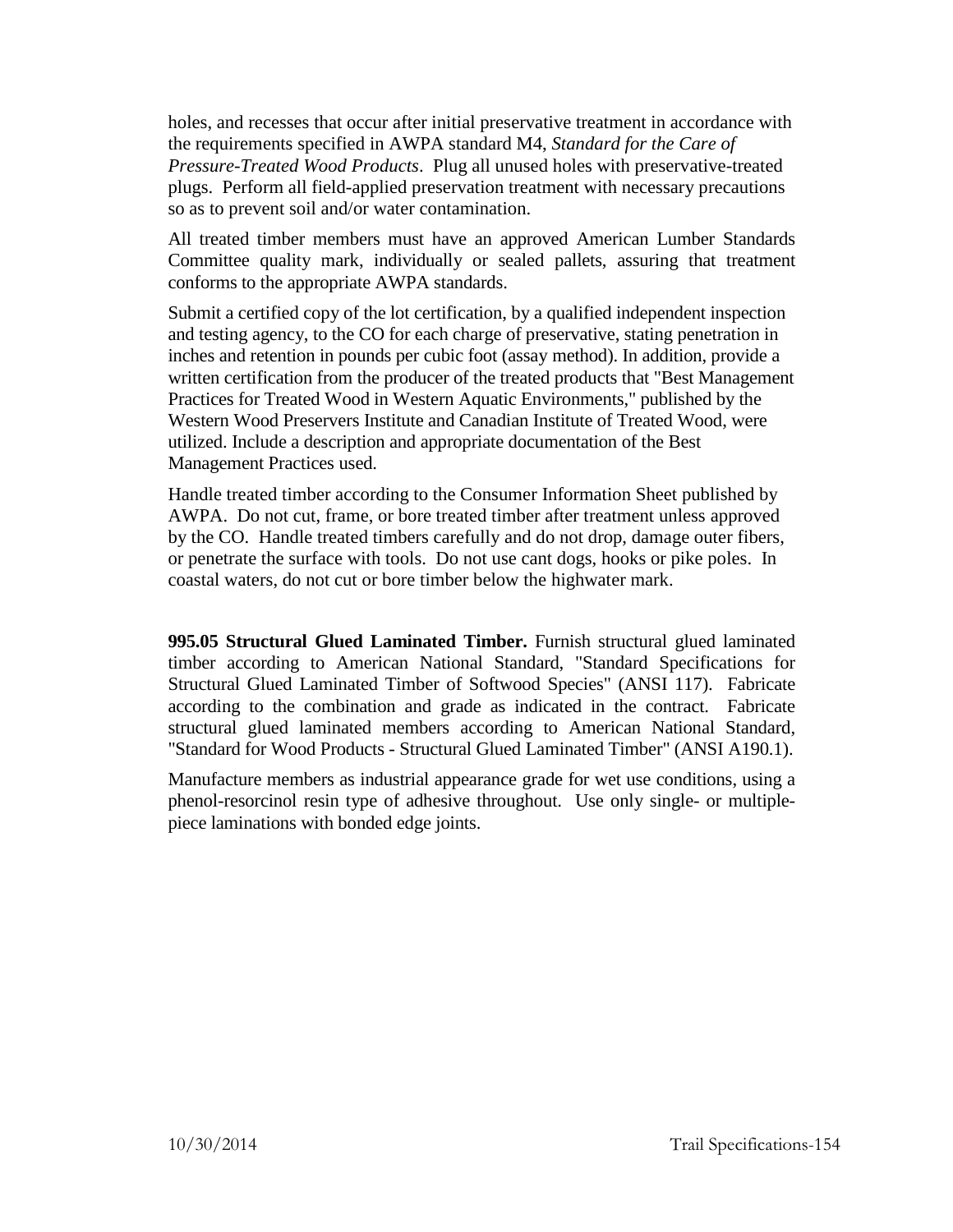holes, and recesses that occur after initial preservative treatment in accordance with the requirements specified in AWPA standard M4, *Standard for the Care of Pressure-Treated Wood Products*. Plug all unused holes with preservative-treated plugs. Perform all field-applied preservation treatment with necessary precautions so as to prevent soil and/or water contamination.

All treated timber members must have an approved American Lumber Standards Committee quality mark, individually or sealed pallets, assuring that treatment conforms to the appropriate AWPA standards.

Submit a certified copy of the lot certification, by a qualified independent inspection and testing agency, to the CO for each charge of preservative, stating penetration in inches and retention in pounds per cubic foot (assay method). In addition, provide a written certification from the producer of the treated products that "Best Management Practices for Treated Wood in Western Aquatic Environments," published by the Western Wood Preservers Institute and Canadian Institute of Treated Wood, were utilized. Include a description and appropriate documentation of the Best Management Practices used.

Handle treated timber according to the Consumer Information Sheet published by AWPA. Do not cut, frame, or bore treated timber after treatment unless approved by the CO. Handle treated timbers carefully and do not drop, damage outer fibers, or penetrate the surface with tools. Do not use cant dogs, hooks or pike poles. In coastal waters, do not cut or bore timber below the highwater mark.

**995.05 Structural Glued Laminated Timber.** Furnish structural glued laminated timber according to American National Standard, "Standard Specifications for Structural Glued Laminated Timber of Softwood Species" (ANSI 117). Fabricate according to the combination and grade as indicated in the contract. Fabricate structural glued laminated members according to American National Standard, "Standard for Wood Products - Structural Glued Laminated Timber" (ANSI A190.1).

Manufacture members as industrial appearance grade for wet use conditions, using a phenol-resorcinol resin type of adhesive throughout. Use only single- or multiple-piece laminations with bonded edge joints.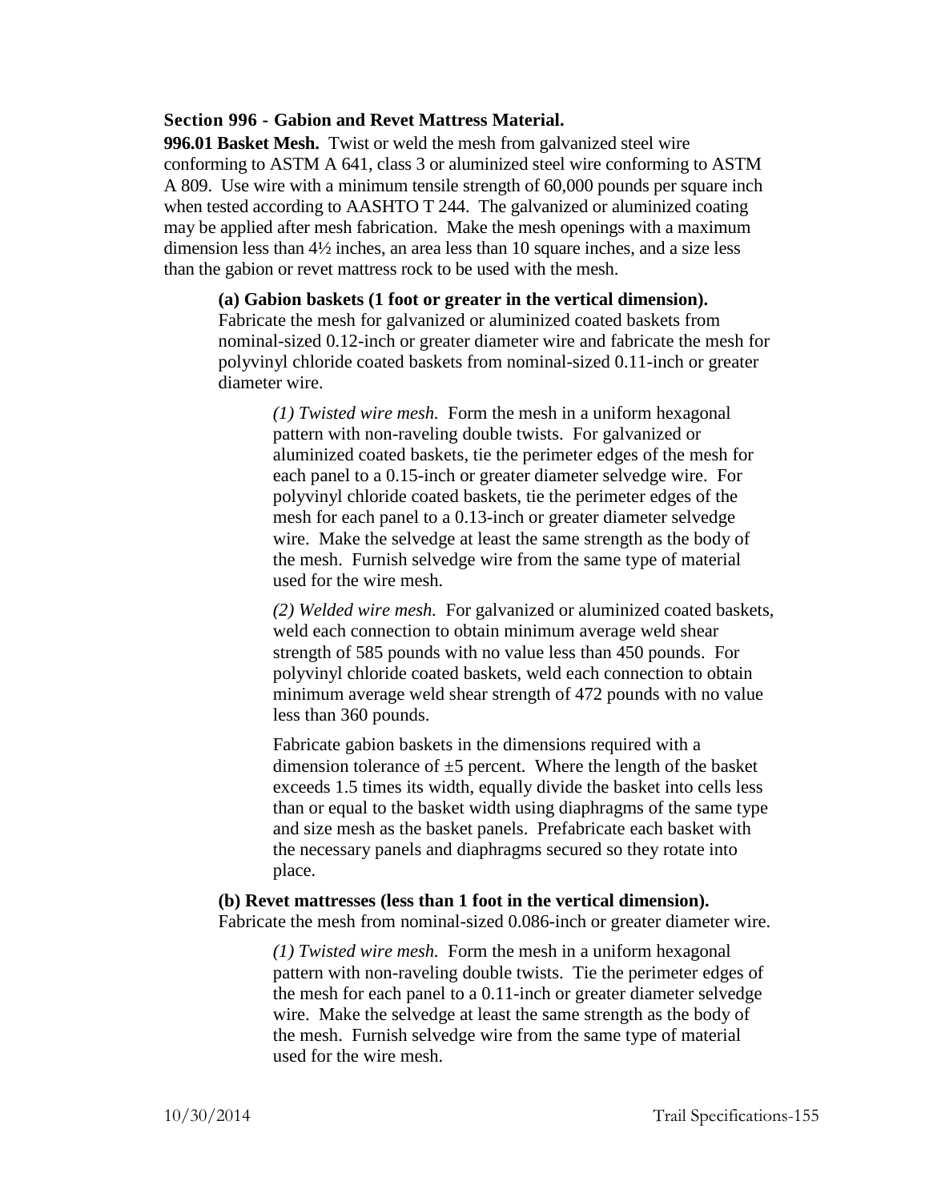**Section 996 - Gabion and Revet Mattress Material.**

**996.01 Basket Mesh.** Twist or weld the mesh from galvanized steel wire conforming to ASTM A 641, class 3 or aluminized steel wire conforming to ASTM A 809. Use wire with a minimum tensile strength of 60,000 pounds per square inch when tested according to AASHTO T 244. The galvanized or aluminized coating may be applied after mesh fabrication. Make the mesh openings with a maximum dimension less than 4½ inches, an area less than 10 square inches, and a size less than the gabion or revet mattress rock to be used with the mesh.

**(a) Gabion baskets (1 foot or greater in the vertical dimension).** Fabricate the mesh for galvanized or aluminized coated baskets from nominal-sized 0.12-inch or greater diameter wire and fabricate the mesh for polyvinyl chloride coated baskets from nominal-sized 0.11-inch or greater diameter wire.

*(1) Twisted wire mesh.* Form the mesh in a uniform hexagonal pattern with non-raveling double twists. For galvanized or aluminized coated baskets, tie the perimeter edges of the mesh for each panel to a 0.15-inch or greater diameter selvedge wire. For polyvinyl chloride coated baskets, tie the perimeter edges of the mesh for each panel to a 0.13-inch or greater diameter selvedge wire. Make the selvedge at least the same strength as the body of the mesh. Furnish selvedge wire from the same type of material used for the wire mesh.

*(2) Welded wire mesh.* For galvanized or aluminized coated baskets, weld each connection to obtain minimum average weld shear strength of 585 pounds with no value less than 450 pounds. For polyvinyl chloride coated baskets, weld each connection to obtain minimum average weld shear strength of 472 pounds with no value less than 360 pounds.

Fabricate gabion baskets in the dimensions required with a dimension tolerance of ±5 percent. Where the length of the basket exceeds 1.5 times its width, equally divide the basket into cells less than or equal to the basket width using diaphragms of the same type and size mesh as the basket panels. Prefabricate each basket with the necessary panels and diaphragms secured so they rotate into place.

**(b) Revet mattresses (less than 1 foot in the vertical dimension).** Fabricate the mesh from nominal-sized 0.086-inch or greater diameter wire.

*(1) Twisted wire mesh.* Form the mesh in a uniform hexagonal pattern with non-raveling double twists. Tie the perimeter edges of the mesh for each panel to a 0.11-inch or greater diameter selvedge wire. Make the selvedge at least the same strength as the body of the mesh. Furnish selvedge wire from the same type of material used for the wire mesh.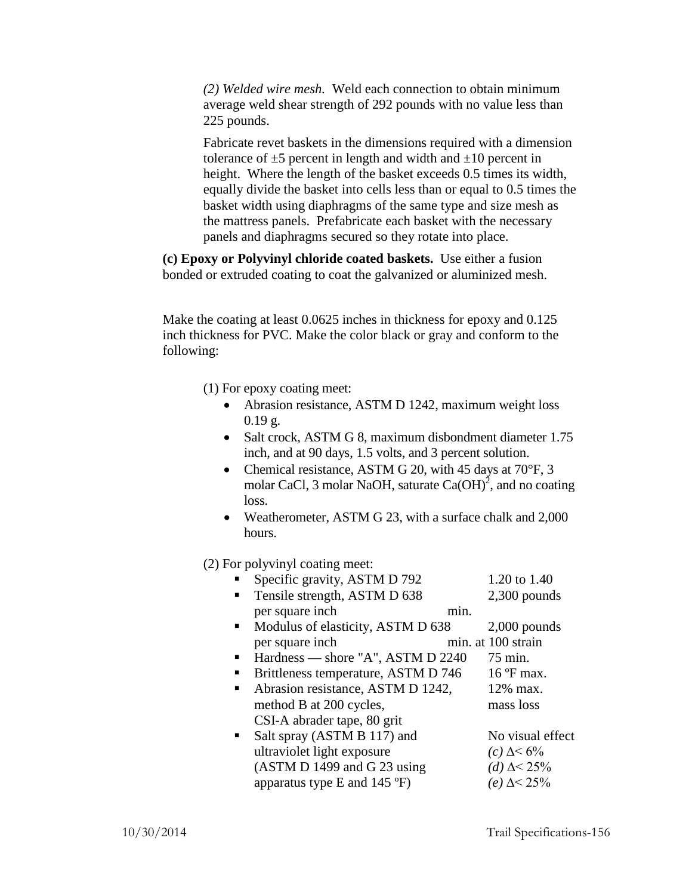*(2) Welded wire mesh.* Weld each connection to obtain minimum average weld shear strength of 292 pounds with no value less than 225 pounds.

Fabricate revet baskets in the dimensions required with a dimension tolerance of ±5 percent in length and width and ±10 percent in height. Where the length of the basket exceeds 0.5 times its width, equally divide the basket into cells less than or equal to 0.5 times the basket width using diaphragms of the same type and size mesh as the mattress panels. Prefabricate each basket with the necessary panels and diaphragms secured so they rotate into place.

**(c) Epoxy or Polyvinyl chloride coated baskets.** Use either a fusion bonded or extruded coating to coat the galvanized or aluminized mesh.

Make the coating at least 0.0625 inches in thickness for epoxy and 0.125 inch thickness for PVC. Make the color black or gray and conform to the following:

(1) For epoxy coating meet:

- Abrasion resistance, ASTM D 1242, maximum weight loss 0.19 g.
- Salt crock, ASTM G 8, maximum disbondment diameter 1.75 inch, and at 90 days, 1.5 volts, and 3 percent solution.
- Chemical resistance, ASTM G 20, with 45 days at 70°F, 3 molar CaCl, 3 molar NaOH, saturate $Ca(OH)^2$, and no coating loss.
- Weatherometer, ASTM G 23, with a surface chalk and 2,000 hours.

(2) For polyvinyl coating meet:

| Property | Requirement |
|---|---|
| Specific gravity, ASTM D 792 | 1.20 to 1.40 |
| Tensile strength, ASTM D 638 | 2,300 pounds per square inch min. |
| Modulus of elasticity, ASTM D 638 | 2,000 pounds per square inch min. at 100 strain |
| Hardness — shore "A", ASTM D 2240 | 75 min. |
| Brittleness temperature, ASTM D 746 | 16 ºF max. |
| Abrasion resistance, ASTM D 1242, method B at 200 cycles, CSI-A abrader tape, 80 grit | 12% max. mass loss |
| Salt spray (ASTM B 117) and ultraviolet light exposure (ASTM D 1499 and G 23 using apparatus type E and 145 ºF) | No visual effect *(c)* $\Delta < 6\%$ *(d)* $\Delta < 25\%$ *(e)* $\Delta < 25\%$ |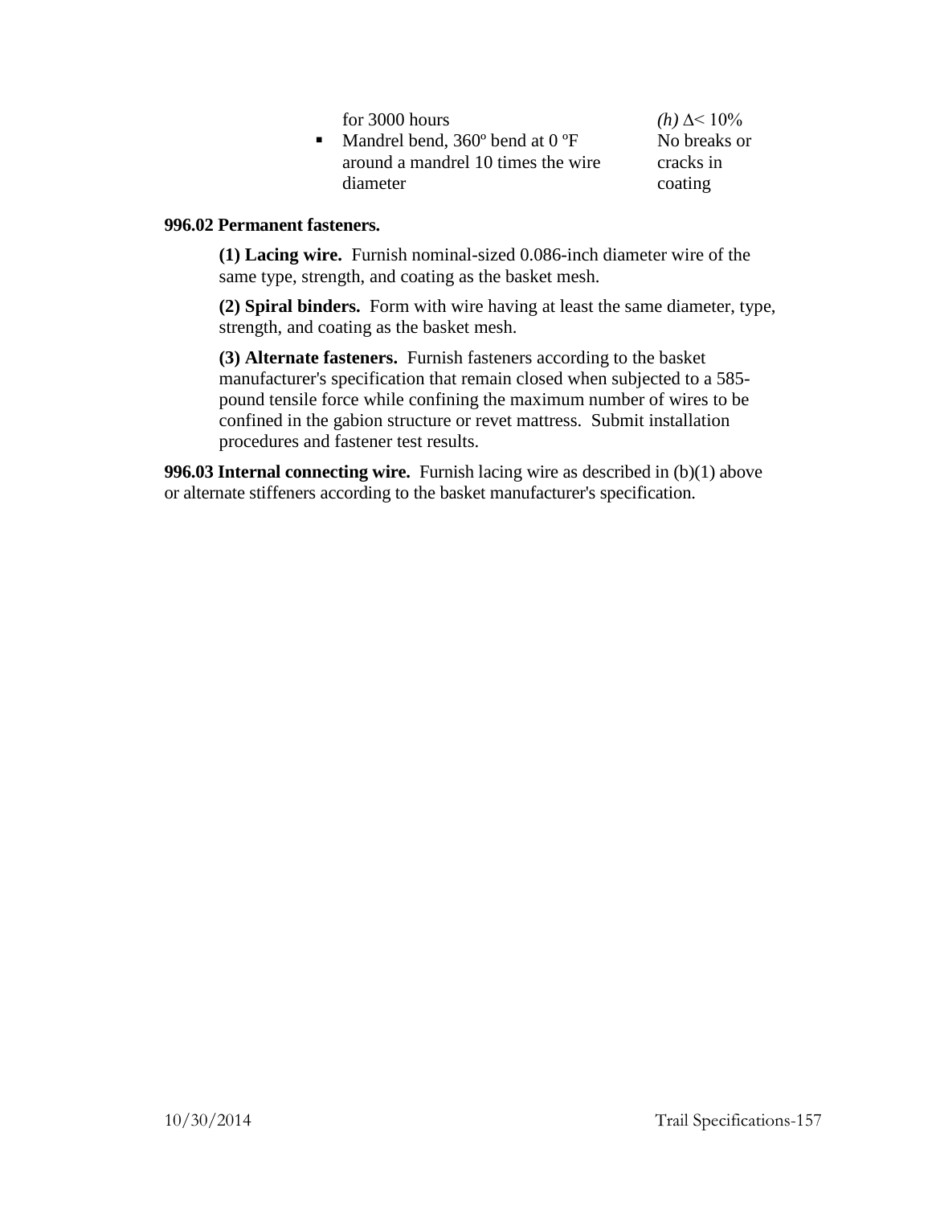| | |
|---|---|
| for 3000 hours | *(h)* Δ< 10% |
| ▪ Mandrel bend, 360º bend at 0 ºF around a mandrel 10 times the wire diameter | No breaks or cracks in coating |

**996.02 Permanent fasteners.**

**(1) Lacing wire.** Furnish nominal-sized 0.086-inch diameter wire of the same type, strength, and coating as the basket mesh.

**(2) Spiral binders.** Form with wire having at least the same diameter, type, strength, and coating as the basket mesh.

**(3) Alternate fasteners.** Furnish fasteners according to the basket manufacturer's specification that remain closed when subjected to a 585-pound tensile force while confining the maximum number of wires to be confined in the gabion structure or revet mattress. Submit installation procedures and fastener test results.

**996.03 Internal connecting wire.** Furnish lacing wire as described in (b)(1) above or alternate stiffeners according to the basket manufacturer's specification.